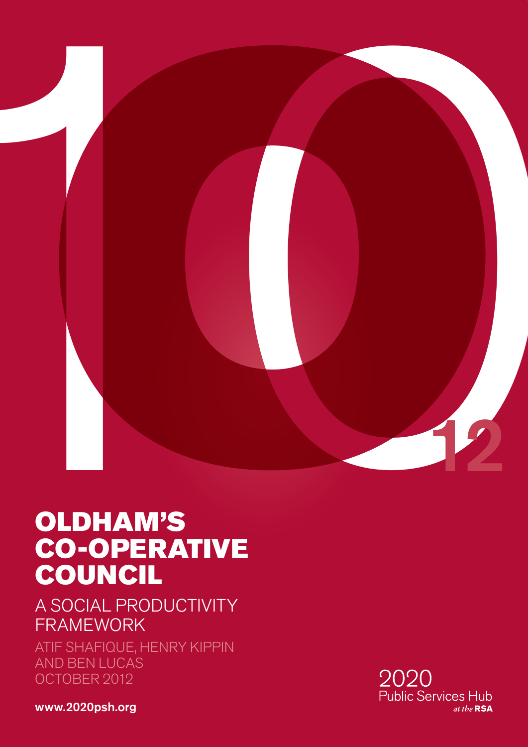# OLDHAM'S CO-OPERATIVE COUNCIL

## A SOCIAL PRODUCTIVITY FRAMEWORK

ATIF SHAFIQUE, HENRY KIPPIN AND BEN LUCAS

OCTOBER 2012

**www.2020psh.org**

2020 Public Services Hub *at the* **RSA**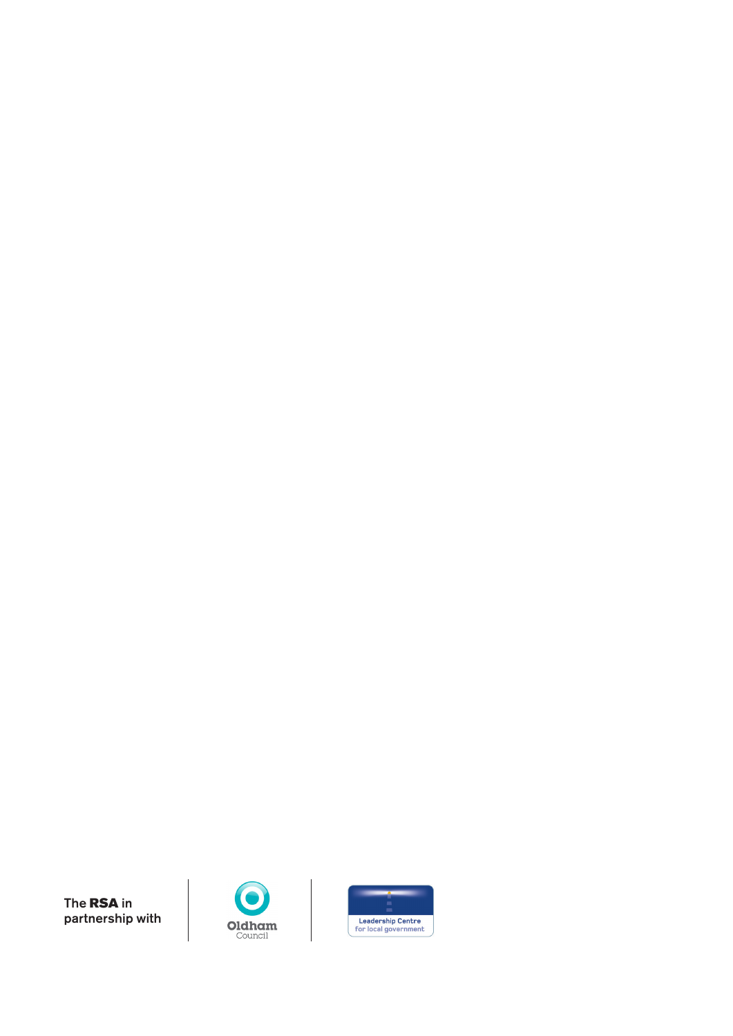The **RSA** in partnership with

Oldham Council

Leadership Centre for local government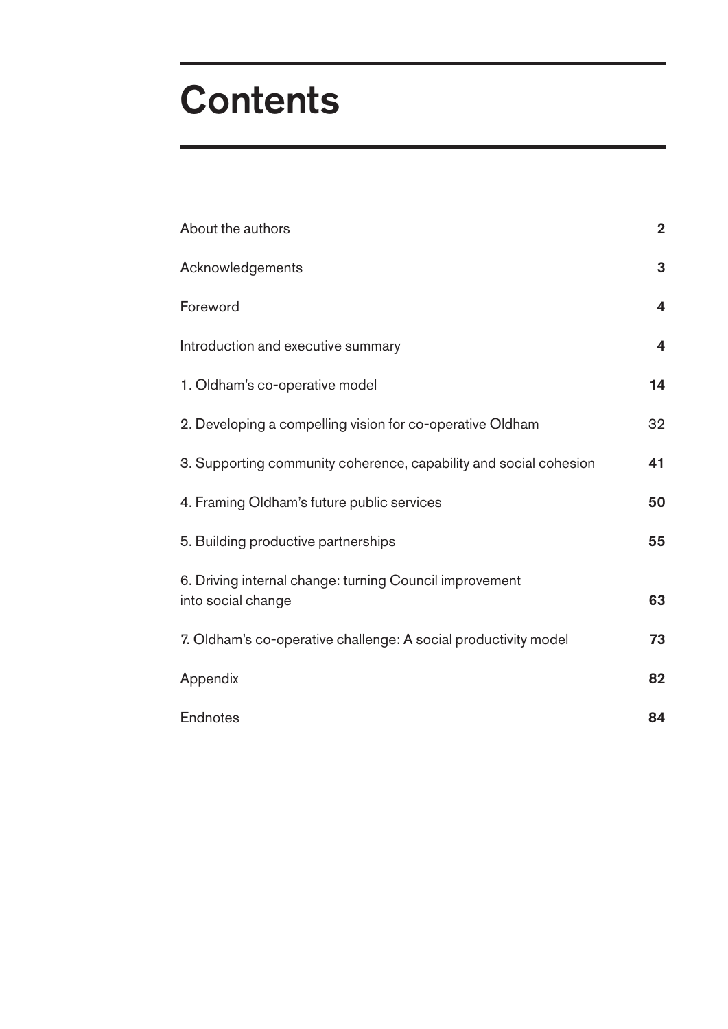# Contents

| | |
|---|---|
| About the authors | 2 |
| Acknowledgements | 3 |
| Foreword | 4 |
| Introduction and executive summary | 4 |
| 1. Oldham's co-operative model | 14 |
| 2. Developing a compelling vision for co-operative Oldham | 32 |
| 3. Supporting community coherence, capability and social cohesion | 41 |
| 4. Framing Oldham's future public services | 50 |
| 5. Building productive partnerships | 55 |
| 6. Driving internal change: turning Council improvement into social change | 63 |
| 7. Oldham's co-operative challenge: A social productivity model | 73 |
| Appendix | 82 |
| Endnotes | 84 |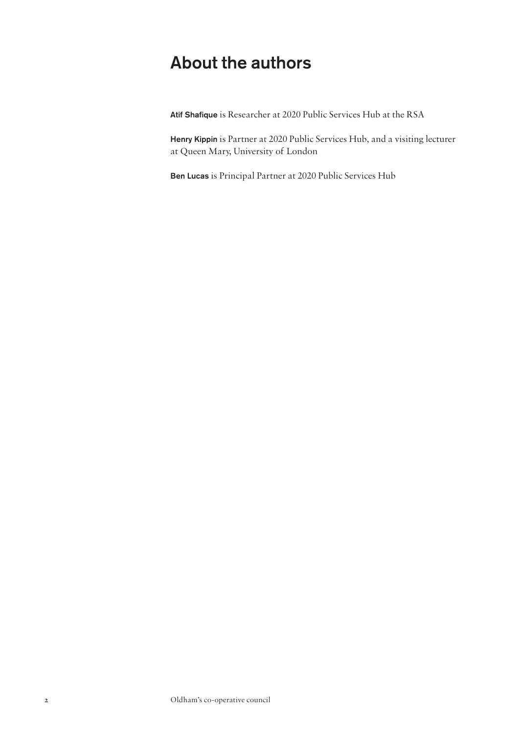# About the authors

**Atif Shafique** is Researcher at 2020 Public Services Hub at the RSA

**Henry Kippin** is Partner at 2020 Public Services Hub, and a visiting lecturer at Queen Mary, University of London

**Ben Lucas** is Principal Partner at 2020 Public Services Hub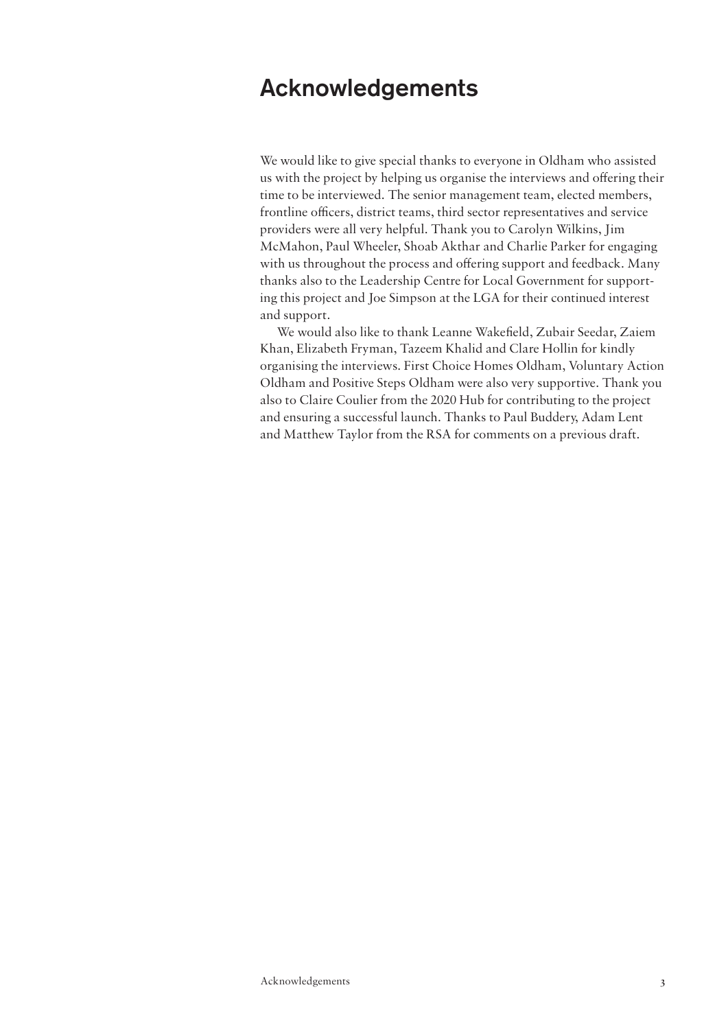# Acknowledgements

We would like to give special thanks to everyone in Oldham who assisted us with the project by helping us organise the interviews and offering their time to be interviewed. The senior management team, elected members, frontline officers, district teams, third sector representatives and service providers were all very helpful. Thank you to Carolyn Wilkins, Jim McMahon, Paul Wheeler, Shoab Akthar and Charlie Parker for engaging with us throughout the process and offering support and feedback. Many thanks also to the Leadership Centre for Local Government for supporting this project and Joe Simpson at the LGA for their continued interest and support.

We would also like to thank Leanne Wakefield, Zubair Seedar, Zaiem Khan, Elizabeth Fryman, Tazeem Khalid and Clare Hollin for kindly organising the interviews. First Choice Homes Oldham, Voluntary Action Oldham and Positive Steps Oldham were also very supportive. Thank you also to Claire Coulier from the 2020 Hub for contributing to the project and ensuring a successful launch. Thanks to Paul Buddery, Adam Lent and Matthew Taylor from the RSA for comments on a previous draft.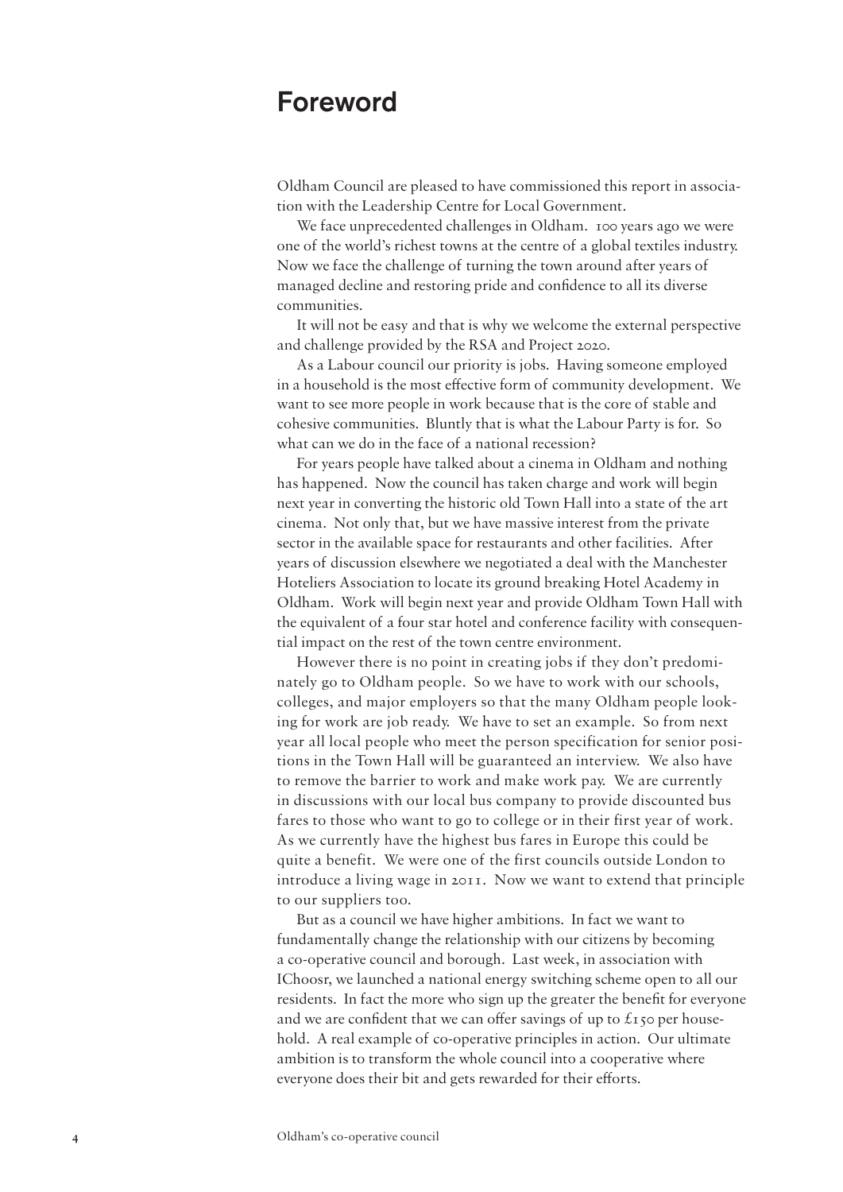# Foreword

Oldham Council are pleased to have commissioned this report in association with the Leadership Centre for Local Government.

We face unprecedented challenges in Oldham. 100 years ago we were one of the world's richest towns at the centre of a global textiles industry. Now we face the challenge of turning the town around after years of managed decline and restoring pride and confidence to all its diverse communities.

It will not be easy and that is why we welcome the external perspective and challenge provided by the RSA and Project 2020.

As a Labour council our priority is jobs. Having someone employed in a household is the most effective form of community development. We want to see more people in work because that is the core of stable and cohesive communities. Bluntly that is what the Labour Party is for. So what can we do in the face of a national recession?

For years people have talked about a cinema in Oldham and nothing has happened. Now the council has taken charge and work will begin next year in converting the historic old Town Hall into a state of the art cinema. Not only that, but we have massive interest from the private sector in the available space for restaurants and other facilities. After years of discussion elsewhere we negotiated a deal with the Manchester Hoteliers Association to locate its ground breaking Hotel Academy in Oldham. Work will begin next year and provide Oldham Town Hall with the equivalent of a four star hotel and conference facility with consequential impact on the rest of the town centre environment.

However there is no point in creating jobs if they don't predominately go to Oldham people. So we have to work with our schools, colleges, and major employers so that the many Oldham people looking for work are job ready. We have to set an example. So from next year all local people who meet the person specification for senior positions in the Town Hall will be guaranteed an interview. We also have to remove the barrier to work and make work pay. We are currently in discussions with our local bus company to provide discounted bus fares to those who want to go to college or in their first year of work. As we currently have the highest bus fares in Europe this could be quite a benefit. We were one of the first councils outside London to introduce a living wage in 2011. Now we want to extend that principle to our suppliers too.

But as a council we have higher ambitions. In fact we want to fundamentally change the relationship with our citizens by becoming a co-operative council and borough. Last week, in association with IChoosr, we launched a national energy switching scheme open to all our residents. In fact the more who sign up the greater the benefit for everyone and we are confident that we can offer savings of up to £150 per household. A real example of co-operative principles in action. Our ultimate ambition is to transform the whole council into a cooperative where everyone does their bit and gets rewarded for their efforts.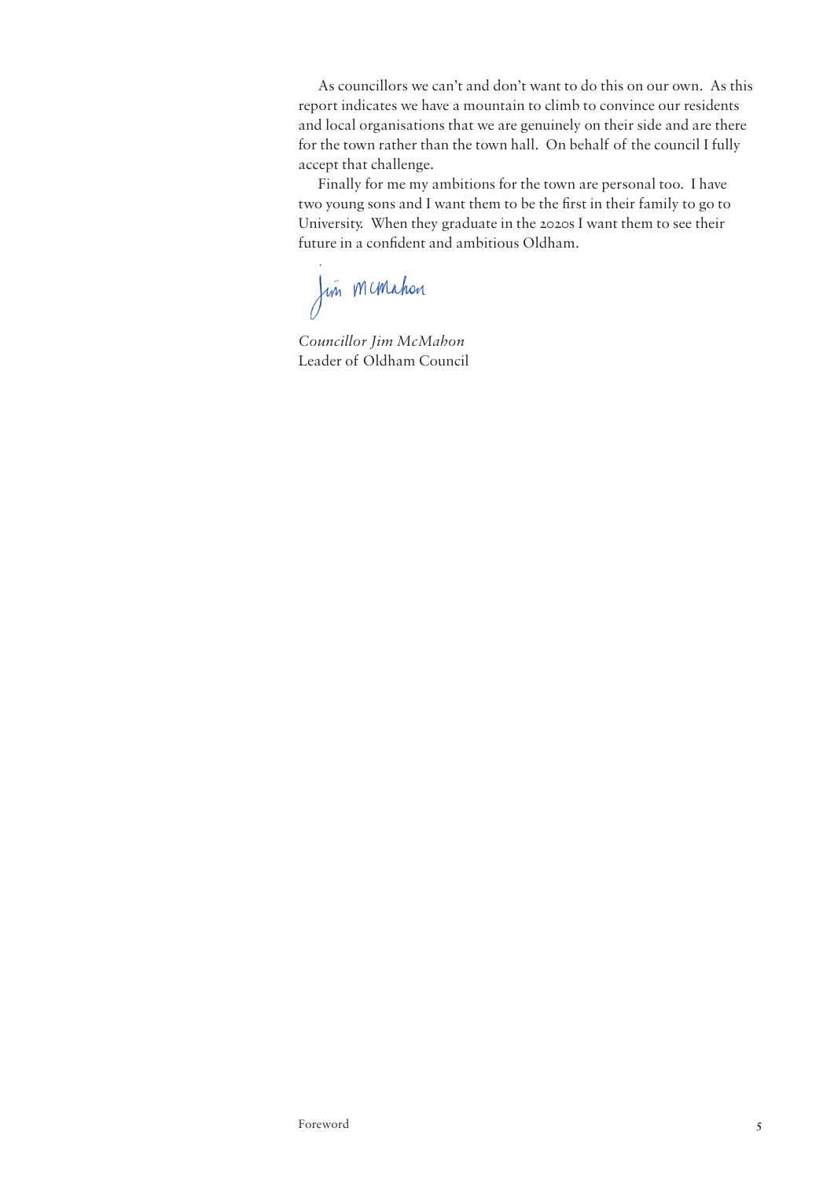As councillors we can't and don't want to do this on our own. As this report indicates we have a mountain to climb to convince our residents and local organisations that we are genuinely on their side and are there for the town rather than the town hall. On behalf of the council I fully accept that challenge.

Finally for me my ambitions for the town are personal too. I have two young sons and I want them to be the first in their family to go to University. When they graduate in the 2020s I want them to see their future in a confident and ambitious Oldham.

Jim McMahon

*Councillor Jim McMahon*
Leader of Oldham Council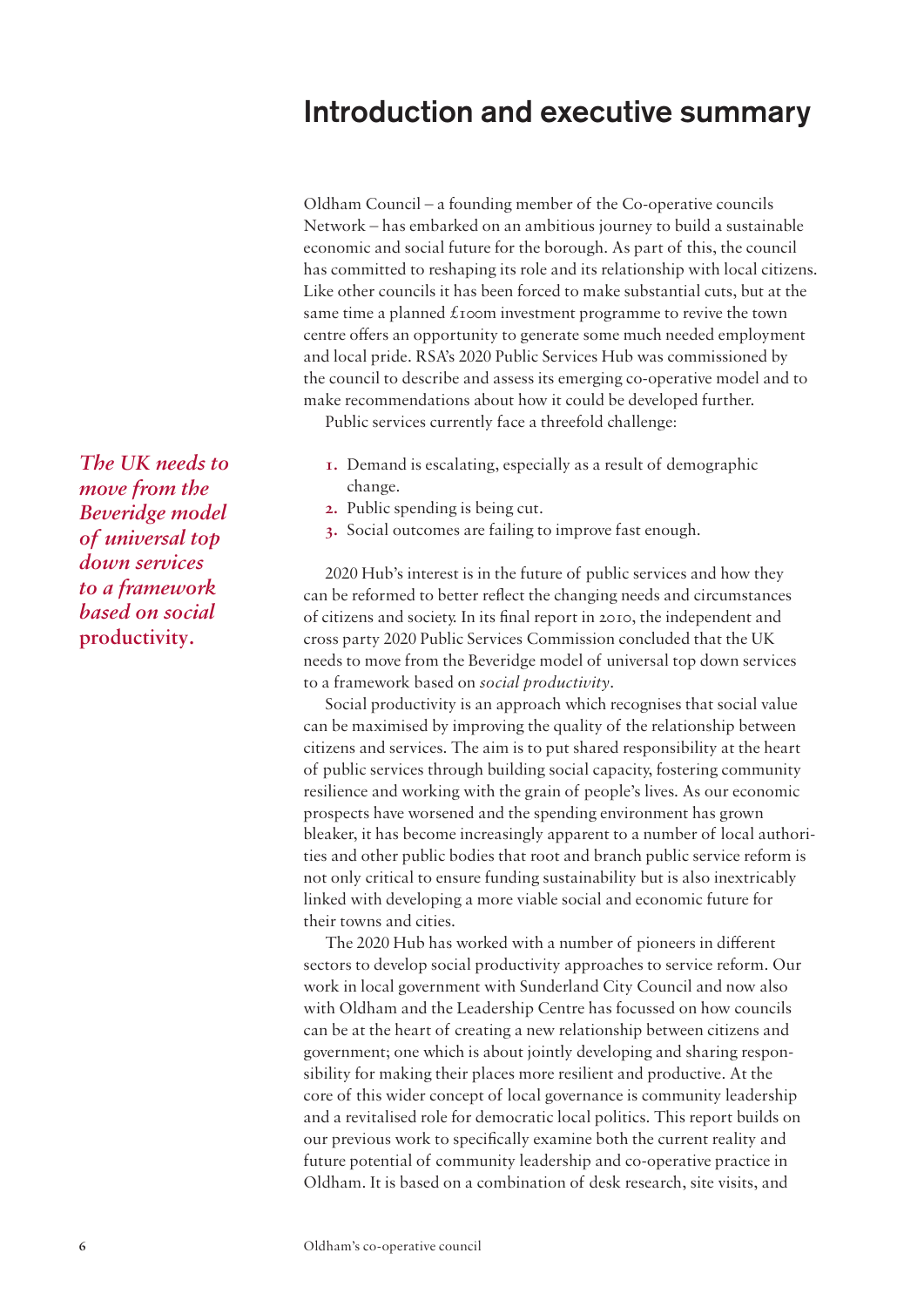# Introduction and executive summary

Oldham Council – a founding member of the Co-operative councils Network – has embarked on an ambitious journey to build a sustainable economic and social future for the borough. As part of this, the council has committed to reshaping its role and its relationship with local citizens. Like other councils it has been forced to make substantial cuts, but at the same time a planned £100m investment programme to revive the town centre offers an opportunity to generate some much needed employment and local pride. RSA's 2020 Public Services Hub was commissioned by the council to describe and assess its emerging co-operative model and to make recommendations about how it could be developed further.

Public services currently face a threefold challenge:

1. Demand is escalating, especially as a result of demographic change.
2. Public spending is being cut.
3. Social outcomes are failing to improve fast enough.

*The UK needs to move from the Beveridge model of universal top down services to a framework based on social* ***productivity.***

2020 Hub's interest is in the future of public services and how they can be reformed to better reflect the changing needs and circumstances of citizens and society. In its final report in 2010, the independent and cross party 2020 Public Services Commission concluded that the UK needs to move from the Beveridge model of universal top down services to a framework based on *social productivity*.

Social productivity is an approach which recognises that social value can be maximised by improving the quality of the relationship between citizens and services. The aim is to put shared responsibility at the heart of public services through building social capacity, fostering community resilience and working with the grain of people's lives. As our economic prospects have worsened and the spending environment has grown bleaker, it has become increasingly apparent to a number of local authorities and other public bodies that root and branch public service reform is not only critical to ensure funding sustainability but is also inextricably linked with developing a more viable social and economic future for their towns and cities.

The 2020 Hub has worked with a number of pioneers in different sectors to develop social productivity approaches to service reform. Our work in local government with Sunderland City Council and now also with Oldham and the Leadership Centre has focussed on how councils can be at the heart of creating a new relationship between citizens and government; one which is about jointly developing and sharing responsibility for making their places more resilient and productive. At the core of this wider concept of local governance is community leadership and a revitalised role for democratic local politics. This report builds on our previous work to specifically examine both the current reality and future potential of community leadership and co-operative practice in Oldham. It is based on a combination of desk research, site visits, and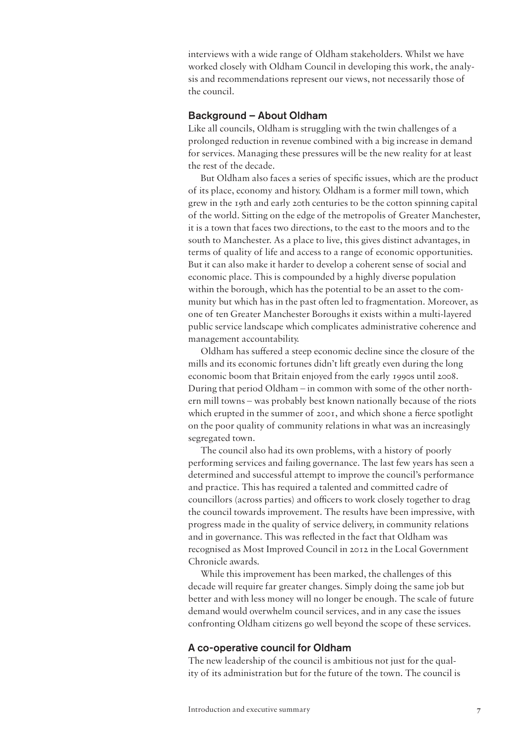interviews with a wide range of Oldham stakeholders. Whilst we have worked closely with Oldham Council in developing this work, the analysis and recommendations represent our views, not necessarily those of the council.

## Background – About Oldham

Like all councils, Oldham is struggling with the twin challenges of a prolonged reduction in revenue combined with a big increase in demand for services. Managing these pressures will be the new reality for at least the rest of the decade.

But Oldham also faces a series of specific issues, which are the product of its place, economy and history. Oldham is a former mill town, which grew in the 19th and early 20th centuries to be the cotton spinning capital of the world. Sitting on the edge of the metropolis of Greater Manchester, it is a town that faces two directions, to the east to the moors and to the south to Manchester. As a place to live, this gives distinct advantages, in terms of quality of life and access to a range of economic opportunities. But it can also make it harder to develop a coherent sense of social and economic place. This is compounded by a highly diverse population within the borough, which has the potential to be an asset to the community but which has in the past often led to fragmentation. Moreover, as one of ten Greater Manchester Boroughs it exists within a multi-layered public service landscape which complicates administrative coherence and management accountability.

Oldham has suffered a steep economic decline since the closure of the mills and its economic fortunes didn't lift greatly even during the long economic boom that Britain enjoyed from the early 1990s until 2008. During that period Oldham – in common with some of the other northern mill towns – was probably best known nationally because of the riots which erupted in the summer of 2001, and which shone a fierce spotlight on the poor quality of community relations in what was an increasingly segregated town.

The council also had its own problems, with a history of poorly performing services and failing governance. The last few years has seen a determined and successful attempt to improve the council's performance and practice. This has required a talented and committed cadre of councillors (across parties) and officers to work closely together to drag the council towards improvement. The results have been impressive, with progress made in the quality of service delivery, in community relations and in governance. This was reflected in the fact that Oldham was recognised as Most Improved Council in 2012 in the Local Government Chronicle awards.

While this improvement has been marked, the challenges of this decade will require far greater changes. Simply doing the same job but better and with less money will no longer be enough. The scale of future demand would overwhelm council services, and in any case the issues confronting Oldham citizens go well beyond the scope of these services.

## A co-operative council for Oldham

The new leadership of the council is ambitious not just for the quality of its administration but for the future of the town. The council is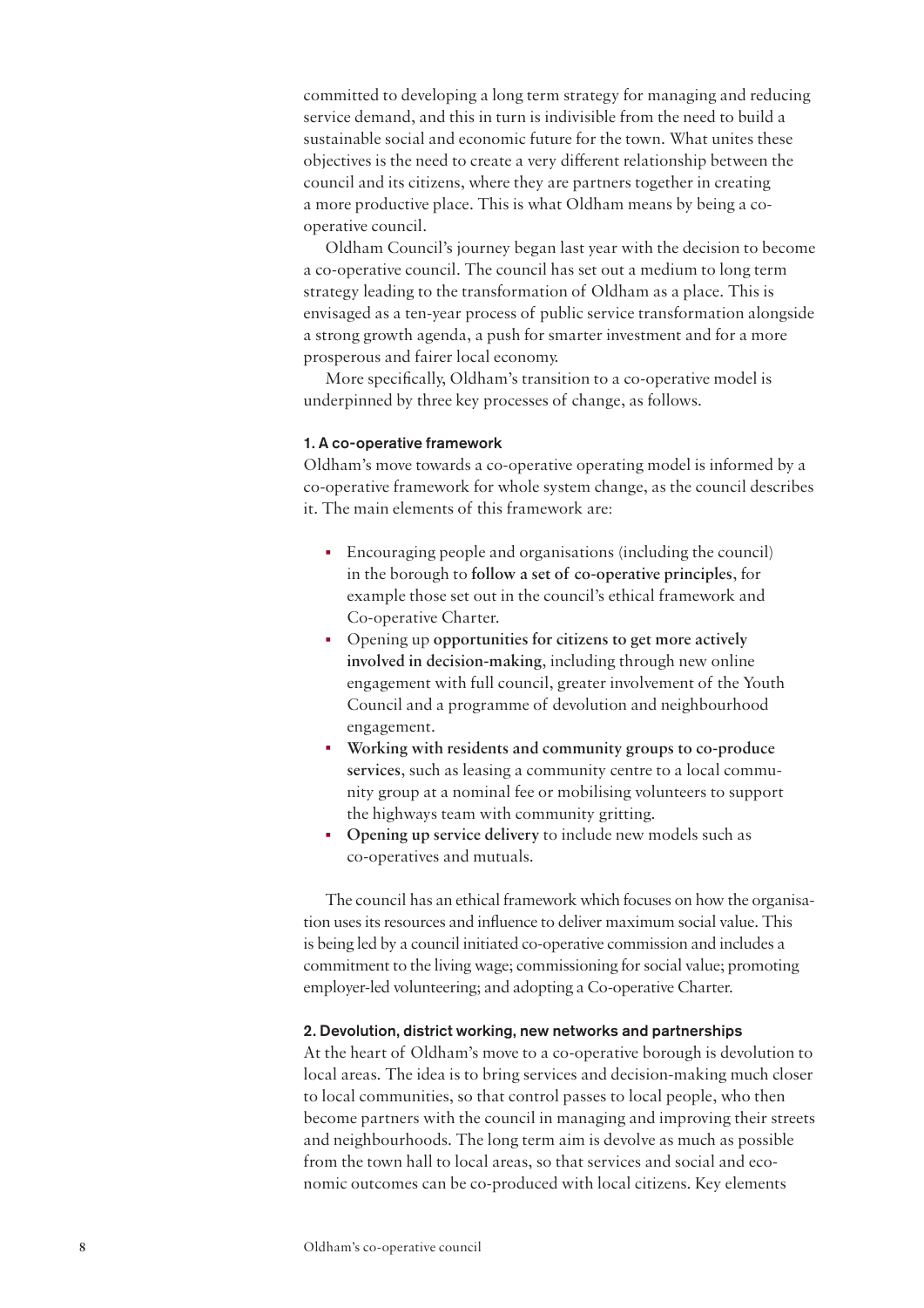committed to developing a long term strategy for managing and reducing service demand, and this in turn is indivisible from the need to build a sustainable social and economic future for the town. What unites these objectives is the need to create a very different relationship between the council and its citizens, where they are partners together in creating a more productive place. This is what Oldham means by being a co-operative council.

Oldham Council's journey began last year with the decision to become a co-operative council. The council has set out a medium to long term strategy leading to the transformation of Oldham as a place. This is envisaged as a ten-year process of public service transformation alongside a strong growth agenda, a push for smarter investment and for a more prosperous and fairer local economy.

More specifically, Oldham's transition to a co-operative model is underpinned by three key processes of change, as follows.

#### 1. A co-operative framework

Oldham's move towards a co-operative operating model is informed by a co-operative framework for whole system change, as the council describes it. The main elements of this framework are:

- Encouraging people and organisations (including the council) in the borough to **follow a set of co-operative principles**, for example those set out in the council's ethical framework and Co-operative Charter.
- Opening up **opportunities for citizens to get more actively involved in decision-making**, including through new online engagement with full council, greater involvement of the Youth Council and a programme of devolution and neighbourhood engagement.
- **Working with residents and community groups to co-produce services**, such as leasing a community centre to a local community group at a nominal fee or mobilising volunteers to support the highways team with community gritting.
- **Opening up service delivery** to include new models such as co-operatives and mutuals.

The council has an ethical framework which focuses on how the organisation uses its resources and influence to deliver maximum social value. This is being led by a council initiated co-operative commission and includes a commitment to the living wage; commissioning for social value; promoting employer-led volunteering; and adopting a Co-operative Charter.

#### 2. Devolution, district working, new networks and partnerships

At the heart of Oldham's move to a co-operative borough is devolution to local areas. The idea is to bring services and decision-making much closer to local communities, so that control passes to local people, who then become partners with the council in managing and improving their streets and neighbourhoods. The long term aim is devolve as much as possible from the town hall to local areas, so that services and social and economic outcomes can be co-produced with local citizens. Key elements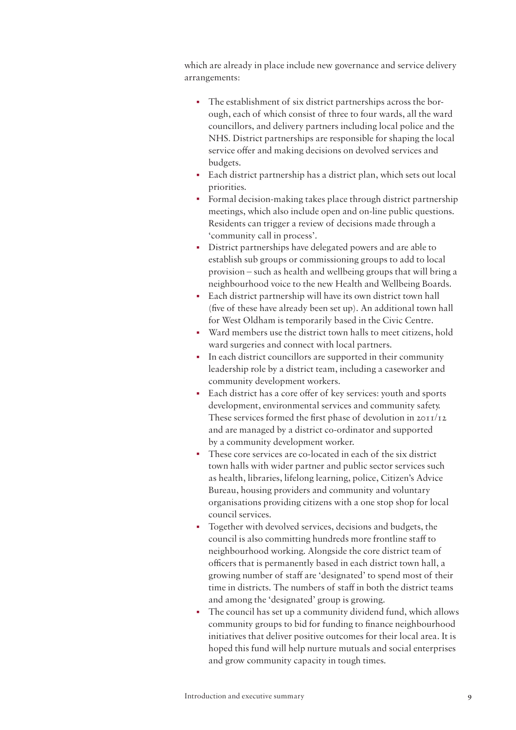which are already in place include new governance and service delivery arrangements:

- The establishment of six district partnerships across the borough, each of which consist of three to four wards, all the ward councillors, and delivery partners including local police and the NHS. District partnerships are responsible for shaping the local service offer and making decisions on devolved services and budgets.
- Each district partnership has a district plan, which sets out local priorities.
- Formal decision-making takes place through district partnership meetings, which also include open and on-line public questions. Residents can trigger a review of decisions made through a 'community call in process'.
- District partnerships have delegated powers and are able to establish sub groups or commissioning groups to add to local provision – such as health and wellbeing groups that will bring a neighbourhood voice to the new Health and Wellbeing Boards.
- Each district partnership will have its own district town hall (five of these have already been set up). An additional town hall for West Oldham is temporarily based in the Civic Centre.
- Ward members use the district town halls to meet citizens, hold ward surgeries and connect with local partners.
- In each district councillors are supported in their community leadership role by a district team, including a caseworker and community development workers.
- Each district has a core offer of key services: youth and sports development, environmental services and community safety. These services formed the first phase of devolution in 2011/12 and are managed by a district co-ordinator and supported by a community development worker.
- These core services are co-located in each of the six district town halls with wider partner and public sector services such as health, libraries, lifelong learning, police, Citizen's Advice Bureau, housing providers and community and voluntary organisations providing citizens with a one stop shop for local council services.
- Together with devolved services, decisions and budgets, the council is also committing hundreds more frontline staff to neighbourhood working. Alongside the core district team of officers that is permanently based in each district town hall, a growing number of staff are 'designated' to spend most of their time in districts. The numbers of staff in both the district teams and among the 'designated' group is growing.
- The council has set up a community dividend fund, which allows community groups to bid for funding to finance neighbourhood initiatives that deliver positive outcomes for their local area. It is hoped this fund will help nurture mutuals and social enterprises and grow community capacity in tough times.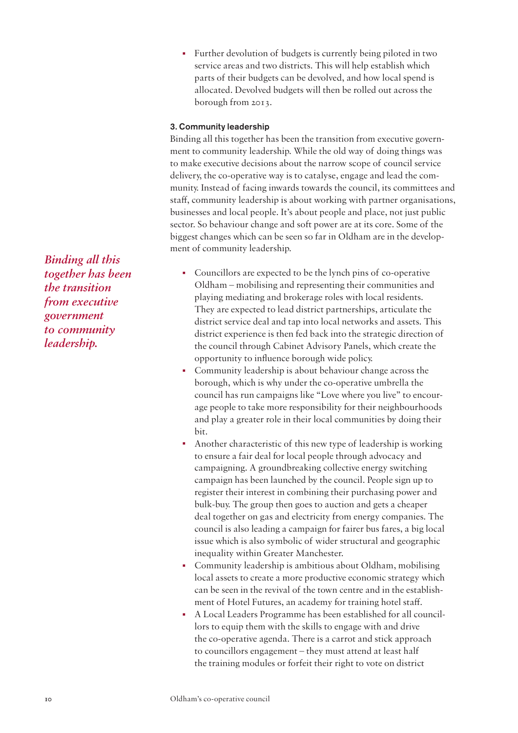- Further devolution of budgets is currently being piloted in two service areas and two districts. This will help establish which parts of their budgets can be devolved, and how local spend is allocated. Devolved budgets will then be rolled out across the borough from 2013.

### 3. Community leadership

Binding all this together has been the transition from executive government to community leadership. While the old way of doing things was to make executive decisions about the narrow scope of council service delivery, the co-operative way is to catalyse, engage and lead the community. Instead of facing inwards towards the council, its committees and staff, community leadership is about working with partner organisations, businesses and local people. It's about people and place, not just public sector. So behaviour change and soft power are at its core. Some of the biggest changes which can be seen so far in Oldham are in the development of community leadership.

*Binding all this together has been the transition from executive government to community leadership.*

- Councillors are expected to be the lynch pins of co-operative Oldham – mobilising and representing their communities and playing mediating and brokerage roles with local residents. They are expected to lead district partnerships, articulate the district service deal and tap into local networks and assets. This district experience is then fed back into the strategic direction of the council through Cabinet Advisory Panels, which create the opportunity to influence borough wide policy.
- Community leadership is about behaviour change across the borough, which is why under the co-operative umbrella the council has run campaigns like "Love where you live" to encourage people to take more responsibility for their neighbourhoods and play a greater role in their local communities by doing their bit.
- Another characteristic of this new type of leadership is working to ensure a fair deal for local people through advocacy and campaigning. A groundbreaking collective energy switching campaign has been launched by the council. People sign up to register their interest in combining their purchasing power and bulk-buy. The group then goes to auction and gets a cheaper deal together on gas and electricity from energy companies. The council is also leading a campaign for fairer bus fares, a big local issue which is also symbolic of wider structural and geographic inequality within Greater Manchester.
- Community leadership is ambitious about Oldham, mobilising local assets to create a more productive economic strategy which can be seen in the revival of the town centre and in the establishment of Hotel Futures, an academy for training hotel staff.
- A Local Leaders Programme has been established for all councillors to equip them with the skills to engage with and drive the co-operative agenda. There is a carrot and stick approach to councillors engagement – they must attend at least half the training modules or forfeit their right to vote on district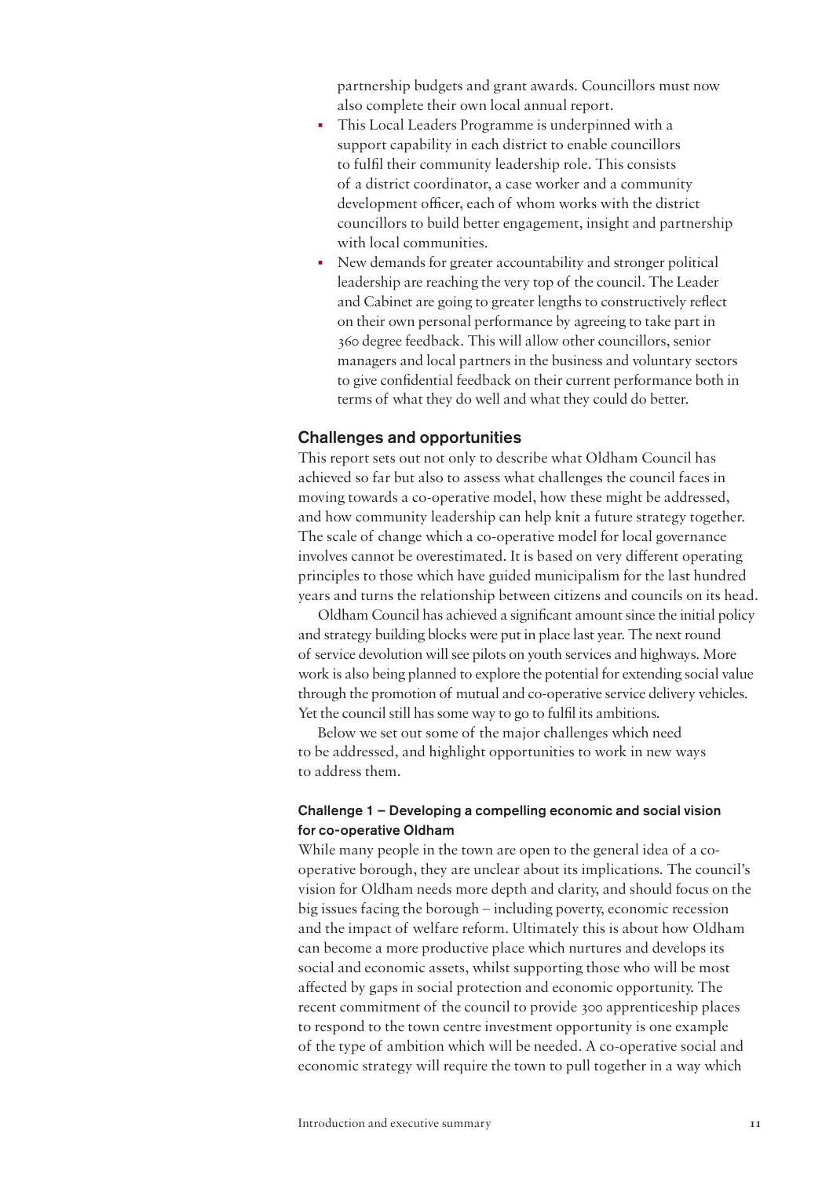partnership budgets and grant awards. Councillors must now also complete their own local annual report.

- This Local Leaders Programme is underpinned with a support capability in each district to enable councillors to fulfil their community leadership role. This consists of a district coordinator, a case worker and a community development officer, each of whom works with the district councillors to build better engagement, insight and partnership with local communities.
- New demands for greater accountability and stronger political leadership are reaching the very top of the council. The Leader and Cabinet are going to greater lengths to constructively reflect on their own personal performance by agreeing to take part in 360 degree feedback. This will allow other councillors, senior managers and local partners in the business and voluntary sectors to give confidential feedback on their current performance both in terms of what they do well and what they could do better.

## Challenges and opportunities

This report sets out not only to describe what Oldham Council has achieved so far but also to assess what challenges the council faces in moving towards a co-operative model, how these might be addressed, and how community leadership can help knit a future strategy together. The scale of change which a co-operative model for local governance involves cannot be overestimated. It is based on very different operating principles to those which have guided municipalism for the last hundred years and turns the relationship between citizens and councils on its head.

Oldham Council has achieved a significant amount since the initial policy and strategy building blocks were put in place last year. The next round of service devolution will see pilots on youth services and highways. More work is also being planned to explore the potential for extending social value through the promotion of mutual and co-operative service delivery vehicles. Yet the council still has some way to go to fulfil its ambitions.

Below we set out some of the major challenges which need to be addressed, and highlight opportunities to work in new ways to address them.

### Challenge 1 – Developing a compelling economic and social vision for co-operative Oldham

While many people in the town are open to the general idea of a co-operative borough, they are unclear about its implications. The council's vision for Oldham needs more depth and clarity, and should focus on the big issues facing the borough – including poverty, economic recession and the impact of welfare reform. Ultimately this is about how Oldham can become a more productive place which nurtures and develops its social and economic assets, whilst supporting those who will be most affected by gaps in social protection and economic opportunity. The recent commitment of the council to provide 300 apprenticeship places to respond to the town centre investment opportunity is one example of the type of ambition which will be needed. A co-operative social and economic strategy will require the town to pull together in a way which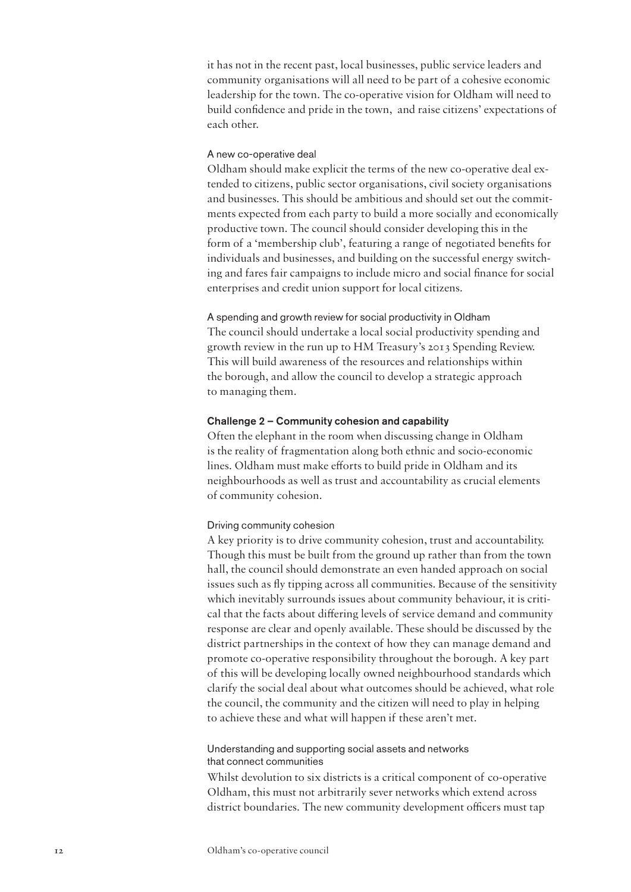it has not in the recent past, local businesses, public service leaders and community organisations will all need to be part of a cohesive economic leadership for the town. The co-operative vision for Oldham will need to build confidence and pride in the town, and raise citizens' expectations of each other.

#### A new co-operative deal

Oldham should make explicit the terms of the new co-operative deal extended to citizens, public sector organisations, civil society organisations and businesses. This should be ambitious and should set out the commitments expected from each party to build a more socially and economically productive town. The council should consider developing this in the form of a 'membership club', featuring a range of negotiated benefits for individuals and businesses, and building on the successful energy switching and fares fair campaigns to include micro and social finance for social enterprises and credit union support for local citizens.

#### A spending and growth review for social productivity in Oldham

The council should undertake a local social productivity spending and growth review in the run up to HM Treasury's 2013 Spending Review. This will build awareness of the resources and relationships within the borough, and allow the council to develop a strategic approach to managing them.

### Challenge 2 – Community cohesion and capability

Often the elephant in the room when discussing change in Oldham is the reality of fragmentation along both ethnic and socio-economic lines. Oldham must make efforts to build pride in Oldham and its neighbourhoods as well as trust and accountability as crucial elements of community cohesion.

#### Driving community cohesion

A key priority is to drive community cohesion, trust and accountability. Though this must be built from the ground up rather than from the town hall, the council should demonstrate an even handed approach on social issues such as fly tipping across all communities. Because of the sensitivity which inevitably surrounds issues about community behaviour, it is critical that the facts about differing levels of service demand and community response are clear and openly available. These should be discussed by the district partnerships in the context of how they can manage demand and promote co-operative responsibility throughout the borough. A key part of this will be developing locally owned neighbourhood standards which clarify the social deal about what outcomes should be achieved, what role the council, the community and the citizen will need to play in helping to achieve these and what will happen if these aren't met.

#### Understanding and supporting social assets and networks that connect communities

Whilst devolution to six districts is a critical component of co-operative Oldham, this must not arbitrarily sever networks which extend across district boundaries. The new community development officers must tap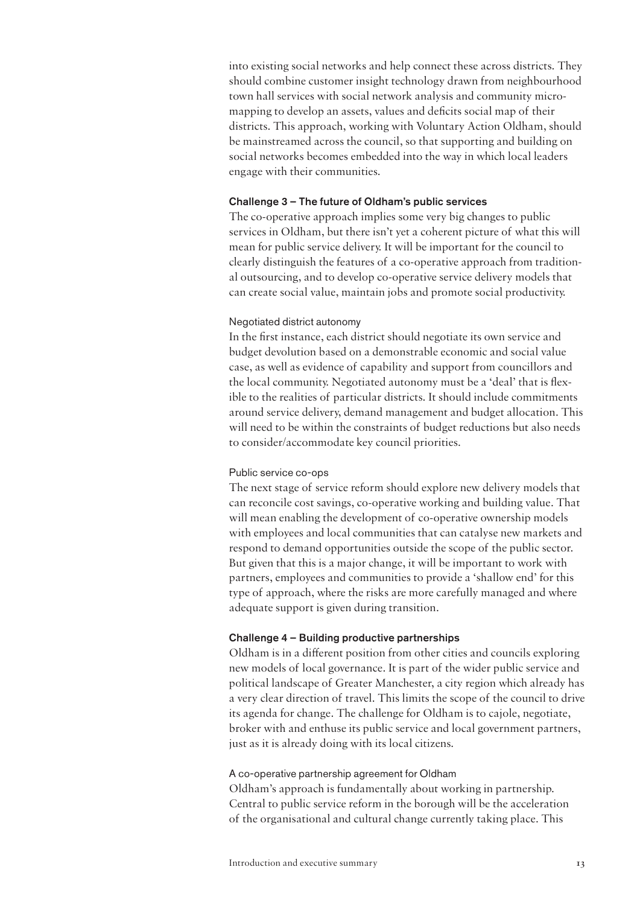into existing social networks and help connect these across districts. They should combine customer insight technology drawn from neighbourhood town hall services with social network analysis and community micro-mapping to develop an assets, values and deficits social map of their districts. This approach, working with Voluntary Action Oldham, should be mainstreamed across the council, so that supporting and building on social networks becomes embedded into the way in which local leaders engage with their communities.

### Challenge 3 – The future of Oldham's public services

The co-operative approach implies some very big changes to public services in Oldham, but there isn't yet a coherent picture of what this will mean for public service delivery. It will be important for the council to clearly distinguish the features of a co-operative approach from traditional outsourcing, and to develop co-operative service delivery models that can create social value, maintain jobs and promote social productivity.

#### Negotiated district autonomy

In the first instance, each district should negotiate its own service and budget devolution based on a demonstrable economic and social value case, as well as evidence of capability and support from councillors and the local community. Negotiated autonomy must be a 'deal' that is flexible to the realities of particular districts. It should include commitments around service delivery, demand management and budget allocation. This will need to be within the constraints of budget reductions but also needs to consider/accommodate key council priorities.

#### Public service co-ops

The next stage of service reform should explore new delivery models that can reconcile cost savings, co-operative working and building value. That will mean enabling the development of co-operative ownership models with employees and local communities that can catalyse new markets and respond to demand opportunities outside the scope of the public sector. But given that this is a major change, it will be important to work with partners, employees and communities to provide a 'shallow end' for this type of approach, where the risks are more carefully managed and where adequate support is given during transition.

### Challenge 4 – Building productive partnerships

Oldham is in a different position from other cities and councils exploring new models of local governance. It is part of the wider public service and political landscape of Greater Manchester, a city region which already has a very clear direction of travel. This limits the scope of the council to drive its agenda for change. The challenge for Oldham is to cajole, negotiate, broker with and enthuse its public service and local government partners, just as it is already doing with its local citizens.

#### A co-operative partnership agreement for Oldham

Oldham's approach is fundamentally about working in partnership. Central to public service reform in the borough will be the acceleration of the organisational and cultural change currently taking place. This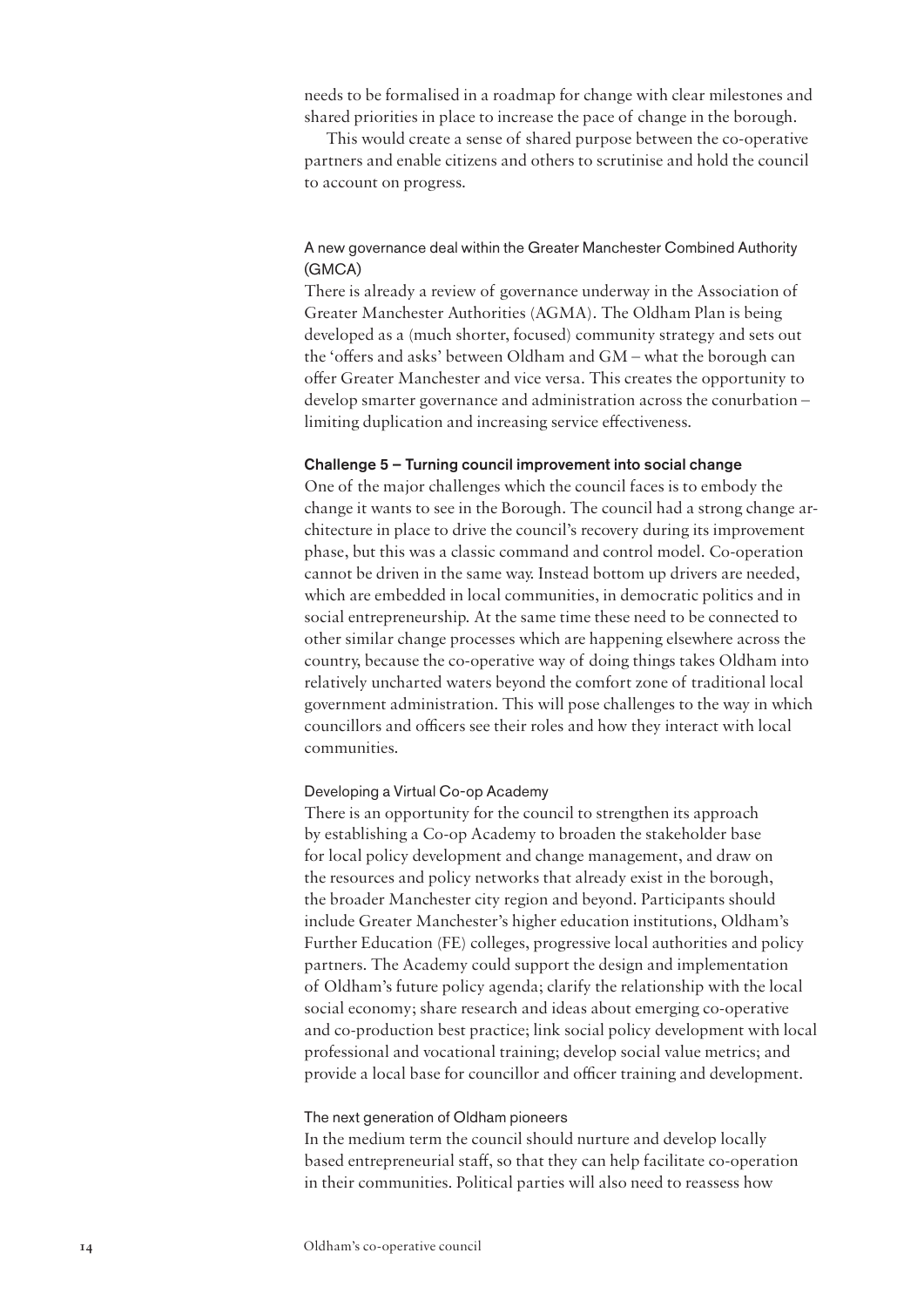needs to be formalised in a roadmap for change with clear milestones and shared priorities in place to increase the pace of change in the borough.

This would create a sense of shared purpose between the co-operative partners and enable citizens and others to scrutinise and hold the council to account on progress.

#### A new governance deal within the Greater Manchester Combined Authority (GMCA)

There is already a review of governance underway in the Association of Greater Manchester Authorities (AGMA). The Oldham Plan is being developed as a (much shorter, focused) community strategy and sets out the 'offers and asks' between Oldham and GM – what the borough can offer Greater Manchester and vice versa. This creates the opportunity to develop smarter governance and administration across the conurbation – limiting duplication and increasing service effectiveness.

### Challenge 5 – Turning council improvement into social change

One of the major challenges which the council faces is to embody the change it wants to see in the Borough. The council had a strong change architecture in place to drive the council's recovery during its improvement phase, but this was a classic command and control model. Co-operation cannot be driven in the same way. Instead bottom up drivers are needed, which are embedded in local communities, in democratic politics and in social entrepreneurship. At the same time these need to be connected to other similar change processes which are happening elsewhere across the country, because the co-operative way of doing things takes Oldham into relatively uncharted waters beyond the comfort zone of traditional local government administration. This will pose challenges to the way in which councillors and officers see their roles and how they interact with local communities.

#### Developing a Virtual Co-op Academy

There is an opportunity for the council to strengthen its approach by establishing a Co-op Academy to broaden the stakeholder base for local policy development and change management, and draw on the resources and policy networks that already exist in the borough, the broader Manchester city region and beyond. Participants should include Greater Manchester's higher education institutions, Oldham's Further Education (FE) colleges, progressive local authorities and policy partners. The Academy could support the design and implementation of Oldham's future policy agenda; clarify the relationship with the local social economy; share research and ideas about emerging co-operative and co-production best practice; link social policy development with local professional and vocational training; develop social value metrics; and provide a local base for councillor and officer training and development.

#### The next generation of Oldham pioneers

In the medium term the council should nurture and develop locally based entrepreneurial staff, so that they can help facilitate co-operation in their communities. Political parties will also need to reassess how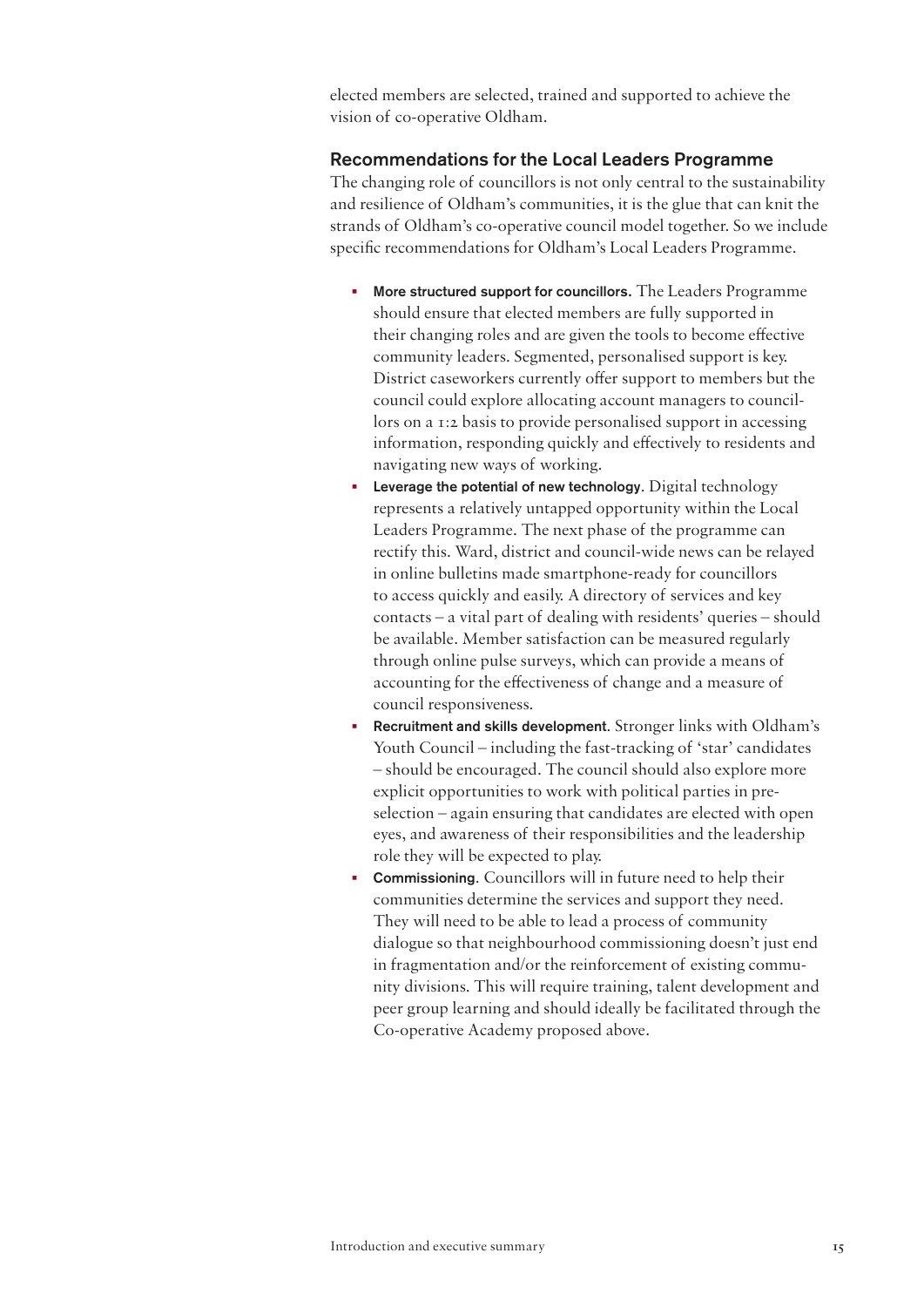elected members are selected, trained and supported to achieve the vision of co-operative Oldham.

## Recommendations for the Local Leaders Programme

The changing role of councillors is not only central to the sustainability and resilience of Oldham's communities, it is the glue that can knit the strands of Oldham's co-operative council model together. So we include specific recommendations for Oldham's Local Leaders Programme.

- **More structured support for councillors.** The Leaders Programme should ensure that elected members are fully supported in their changing roles and are given the tools to become effective community leaders. Segmented, personalised support is key. District caseworkers currently offer support to members but the council could explore allocating account managers to councillors on a 1:2 basis to provide personalised support in accessing information, responding quickly and effectively to residents and navigating new ways of working.
- **Leverage the potential of new technology**. Digital technology represents a relatively untapped opportunity within the Local Leaders Programme. The next phase of the programme can rectify this. Ward, district and council-wide news can be relayed in online bulletins made smartphone-ready for councillors to access quickly and easily. A directory of services and key contacts – a vital part of dealing with residents' queries – should be available. Member satisfaction can be measured regularly through online pulse surveys, which can provide a means of accounting for the effectiveness of change and a measure of council responsiveness.
- **Recruitment and skills development**. Stronger links with Oldham's Youth Council – including the fast-tracking of 'star' candidates – should be encouraged. The council should also explore more explicit opportunities to work with political parties in pre-selection – again ensuring that candidates are elected with open eyes, and awareness of their responsibilities and the leadership role they will be expected to play.
- **Commissioning**. Councillors will in future need to help their communities determine the services and support they need. They will need to be able to lead a process of community dialogue so that neighbourhood commissioning doesn't just end in fragmentation and/or the reinforcement of existing community divisions. This will require training, talent development and peer group learning and should ideally be facilitated through the Co-operative Academy proposed above.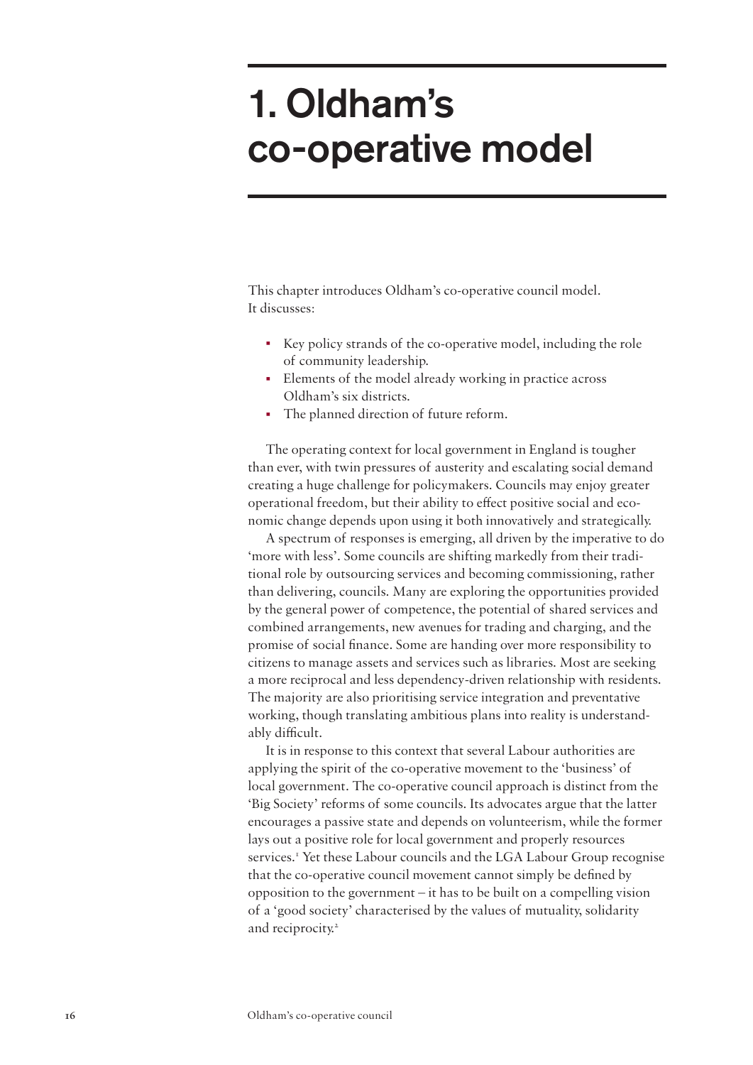# 1. Oldham's co-operative model

This chapter introduces Oldham's co-operative council model. It discusses:

- Key policy strands of the co-operative model, including the role of community leadership.
- Elements of the model already working in practice across Oldham's six districts.
- The planned direction of future reform.

The operating context for local government in England is tougher than ever, with twin pressures of austerity and escalating social demand creating a huge challenge for policymakers. Councils may enjoy greater operational freedom, but their ability to effect positive social and economic change depends upon using it both innovatively and strategically.

A spectrum of responses is emerging, all driven by the imperative to do 'more with less'. Some councils are shifting markedly from their traditional role by outsourcing services and becoming commissioning, rather than delivering, councils. Many are exploring the opportunities provided by the general power of competence, the potential of shared services and combined arrangements, new avenues for trading and charging, and the promise of social finance. Some are handing over more responsibility to citizens to manage assets and services such as libraries. Most are seeking a more reciprocal and less dependency-driven relationship with residents. The majority are also prioritising service integration and preventative working, though translating ambitious plans into reality is understandably difficult.

It is in response to this context that several Labour authorities are applying the spirit of the co-operative movement to the 'business' of local government. The co-operative council approach is distinct from the 'Big Society' reforms of some councils. Its advocates argue that the latter encourages a passive state and depends on volunteerism, while the former lays out a positive role for local government and properly resources services.[1] Yet these Labour councils and the LGA Labour Group recognise that the co-operative council movement cannot simply be defined by opposition to the government – it has to be built on a compelling vision of a 'good society' characterised by the values of mutuality, solidarity and reciprocity.[2]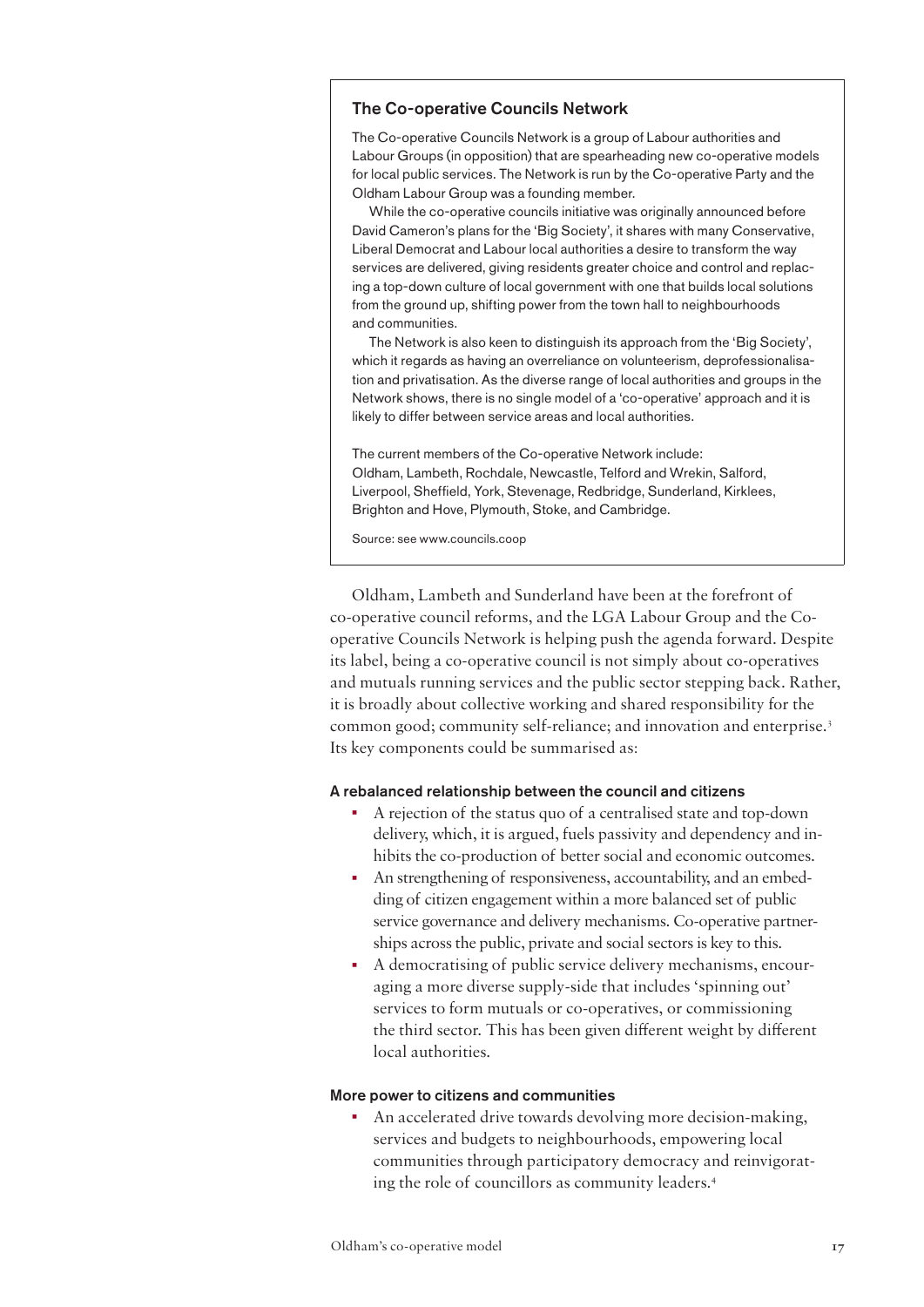### The Co-operative Councils Network

The Co-operative Councils Network is a group of Labour authorities and Labour Groups (in opposition) that are spearheading new co-operative models for local public services. The Network is run by the Co-operative Party and the Oldham Labour Group was a founding member.

While the co-operative councils initiative was originally announced before David Cameron's plans for the 'Big Society', it shares with many Conservative, Liberal Democrat and Labour local authorities a desire to transform the way services are delivered, giving residents greater choice and control and replacing a top-down culture of local government with one that builds local solutions from the ground up, shifting power from the town hall to neighbourhoods and communities.

The Network is also keen to distinguish its approach from the 'Big Society', which it regards as having an overreliance on volunteerism, deprofessionalisation and privatisation. As the diverse range of local authorities and groups in the Network shows, there is no single model of a 'co-operative' approach and it is likely to differ between service areas and local authorities.

The current members of the Co-operative Network include:
Oldham, Lambeth, Rochdale, Newcastle, Telford and Wrekin, Salford, Liverpool, Sheffield, York, Stevenage, Redbridge, Sunderland, Kirklees, Brighton and Hove, Plymouth, Stoke, and Cambridge.

Source: see www.councils.coop

Oldham, Lambeth and Sunderland have been at the forefront of co-operative council reforms, and the LGA Labour Group and the Co-operative Councils Network is helping push the agenda forward. Despite its label, being a co-operative council is not simply about co-operatives and mutuals running services and the public sector stepping back. Rather, it is broadly about collective working and shared responsibility for the common good; community self-reliance; and innovation and enterprise.[3] Its key components could be summarised as:

#### A rebalanced relationship between the council and citizens

- A rejection of the status quo of a centralised state and top-down delivery, which, it is argued, fuels passivity and dependency and inhibits the co-production of better social and economic outcomes.
- An strengthening of responsiveness, accountability, and an embedding of citizen engagement within a more balanced set of public service governance and delivery mechanisms. Co-operative partnerships across the public, private and social sectors is key to this.
- A democratising of public service delivery mechanisms, encouraging a more diverse supply-side that includes 'spinning out' services to form mutuals or co-operatives, or commissioning the third sector. This has been given different weight by different local authorities.

#### More power to citizens and communities

- An accelerated drive towards devolving more decision-making, services and budgets to neighbourhoods, empowering local communities through participatory democracy and reinvigorating the role of councillors as community leaders.[4]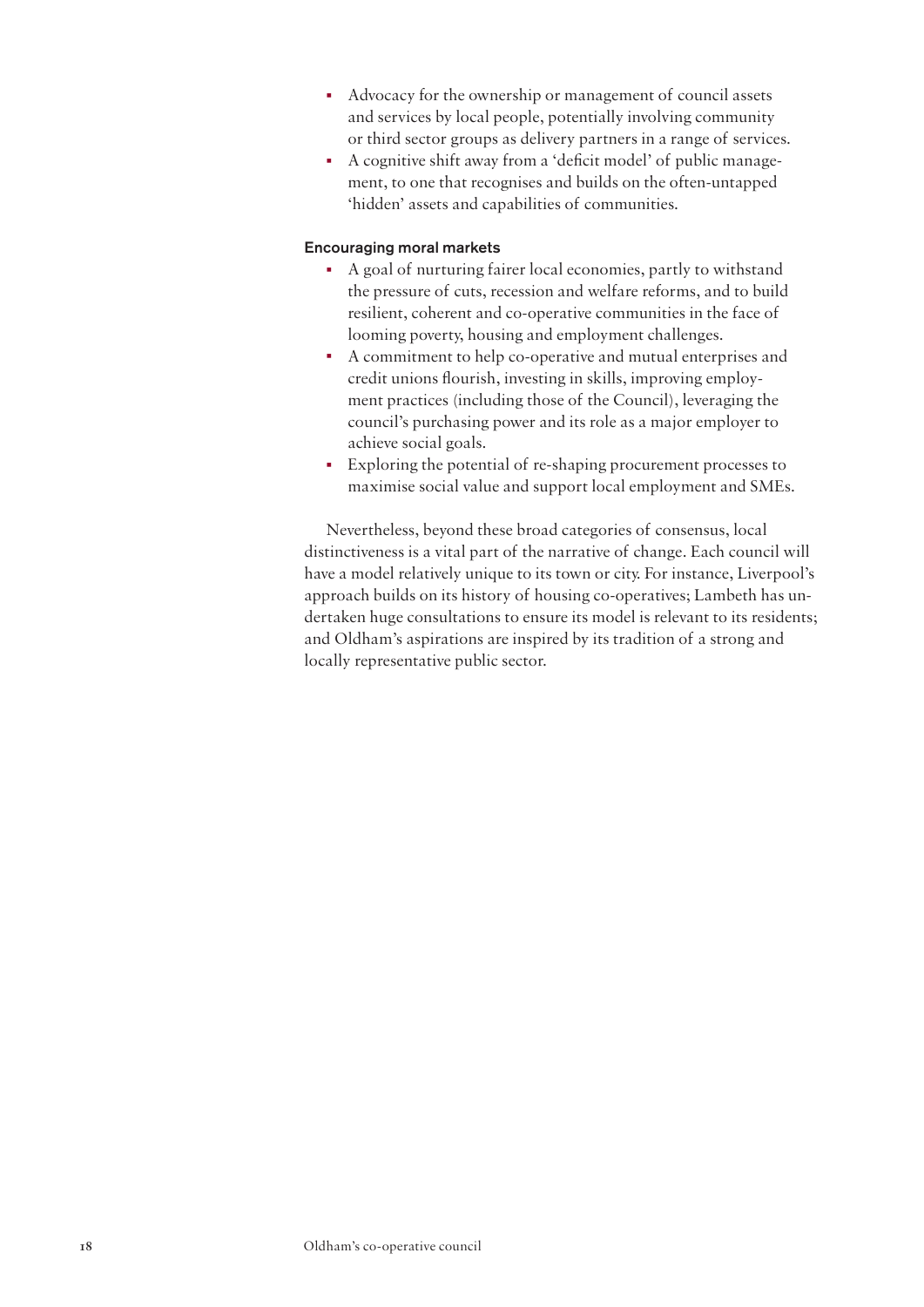- Advocacy for the ownership or management of council assets and services by local people, potentially involving community or third sector groups as delivery partners in a range of services.
- A cognitive shift away from a 'deficit model' of public management, to one that recognises and builds on the often-untapped 'hidden' assets and capabilities of communities.

### Encouraging moral markets

- A goal of nurturing fairer local economies, partly to withstand the pressure of cuts, recession and welfare reforms, and to build resilient, coherent and co-operative communities in the face of looming poverty, housing and employment challenges.
- A commitment to help co-operative and mutual enterprises and credit unions flourish, investing in skills, improving employment practices (including those of the Council), leveraging the council's purchasing power and its role as a major employer to achieve social goals.
- Exploring the potential of re-shaping procurement processes to maximise social value and support local employment and SMEs.

Nevertheless, beyond these broad categories of consensus, local distinctiveness is a vital part of the narrative of change. Each council will have a model relatively unique to its town or city. For instance, Liverpool's approach builds on its history of housing co-operatives; Lambeth has undertaken huge consultations to ensure its model is relevant to its residents; and Oldham's aspirations are inspired by its tradition of a strong and locally representative public sector.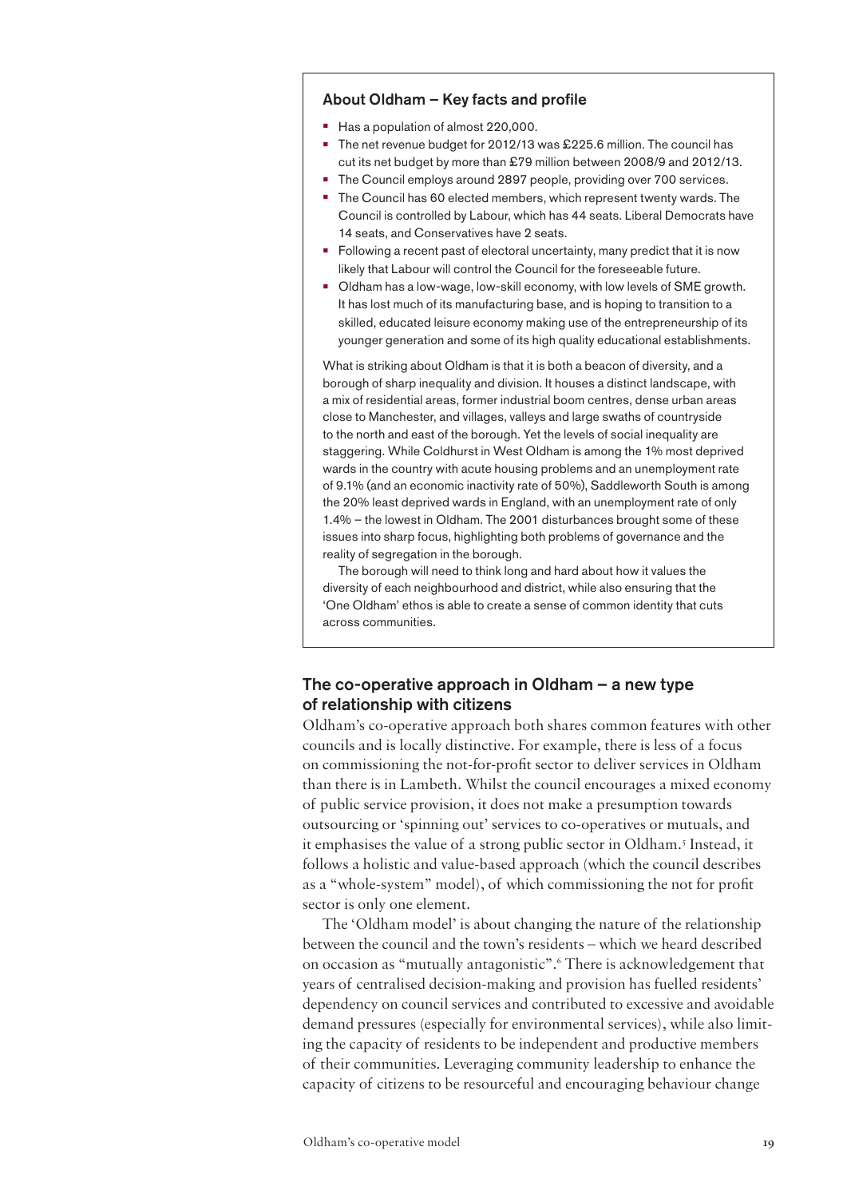### About Oldham – Key facts and profile

- Has a population of almost 220,000.
- The net revenue budget for 2012/13 was £225.6 million. The council has cut its net budget by more than £79 million between 2008/9 and 2012/13.
- The Council employs around 2897 people, providing over 700 services.
- The Council has 60 elected members, which represent twenty wards. The Council is controlled by Labour, which has 44 seats. Liberal Democrats have 14 seats, and Conservatives have 2 seats.
- Following a recent past of electoral uncertainty, many predict that it is now likely that Labour will control the Council for the foreseeable future.
- Oldham has a low-wage, low-skill economy, with low levels of SME growth. It has lost much of its manufacturing base, and is hoping to transition to a skilled, educated leisure economy making use of the entrepreneurship of its younger generation and some of its high quality educational establishments.

What is striking about Oldham is that it is both a beacon of diversity, and a borough of sharp inequality and division. It houses a distinct landscape, with a mix of residential areas, former industrial boom centres, dense urban areas close to Manchester, and villages, valleys and large swaths of countryside to the north and east of the borough. Yet the levels of social inequality are staggering. While Coldhurst in West Oldham is among the 1% most deprived wards in the country with acute housing problems and an unemployment rate of 9.1% (and an economic inactivity rate of 50%), Saddleworth South is among the 20% least deprived wards in England, with an unemployment rate of only 1.4% – the lowest in Oldham. The 2001 disturbances brought some of these issues into sharp focus, highlighting both problems of governance and the reality of segregation in the borough.

The borough will need to think long and hard about how it values the diversity of each neighbourhood and district, while also ensuring that the 'One Oldham' ethos is able to create a sense of common identity that cuts across communities.

## The co-operative approach in Oldham – a new type of relationship with citizens

Oldham's co-operative approach both shares common features with other councils and is locally distinctive. For example, there is less of a focus on commissioning the not-for-profit sector to deliver services in Oldham than there is in Lambeth. Whilst the council encourages a mixed economy of public service provision, it does not make a presumption towards outsourcing or 'spinning out' services to co-operatives or mutuals, and it emphasises the value of a strong public sector in Oldham.[5] Instead, it follows a holistic and value-based approach (which the council describes as a "whole-system" model), of which commissioning the not for profit sector is only one element.

The 'Oldham model' is about changing the nature of the relationship between the council and the town's residents – which we heard described on occasion as "mutually antagonistic".[6] There is acknowledgement that years of centralised decision-making and provision has fuelled residents' dependency on council services and contributed to excessive and avoidable demand pressures (especially for environmental services), while also limiting the capacity of residents to be independent and productive members of their communities. Leveraging community leadership to enhance the capacity of citizens to be resourceful and encouraging behaviour change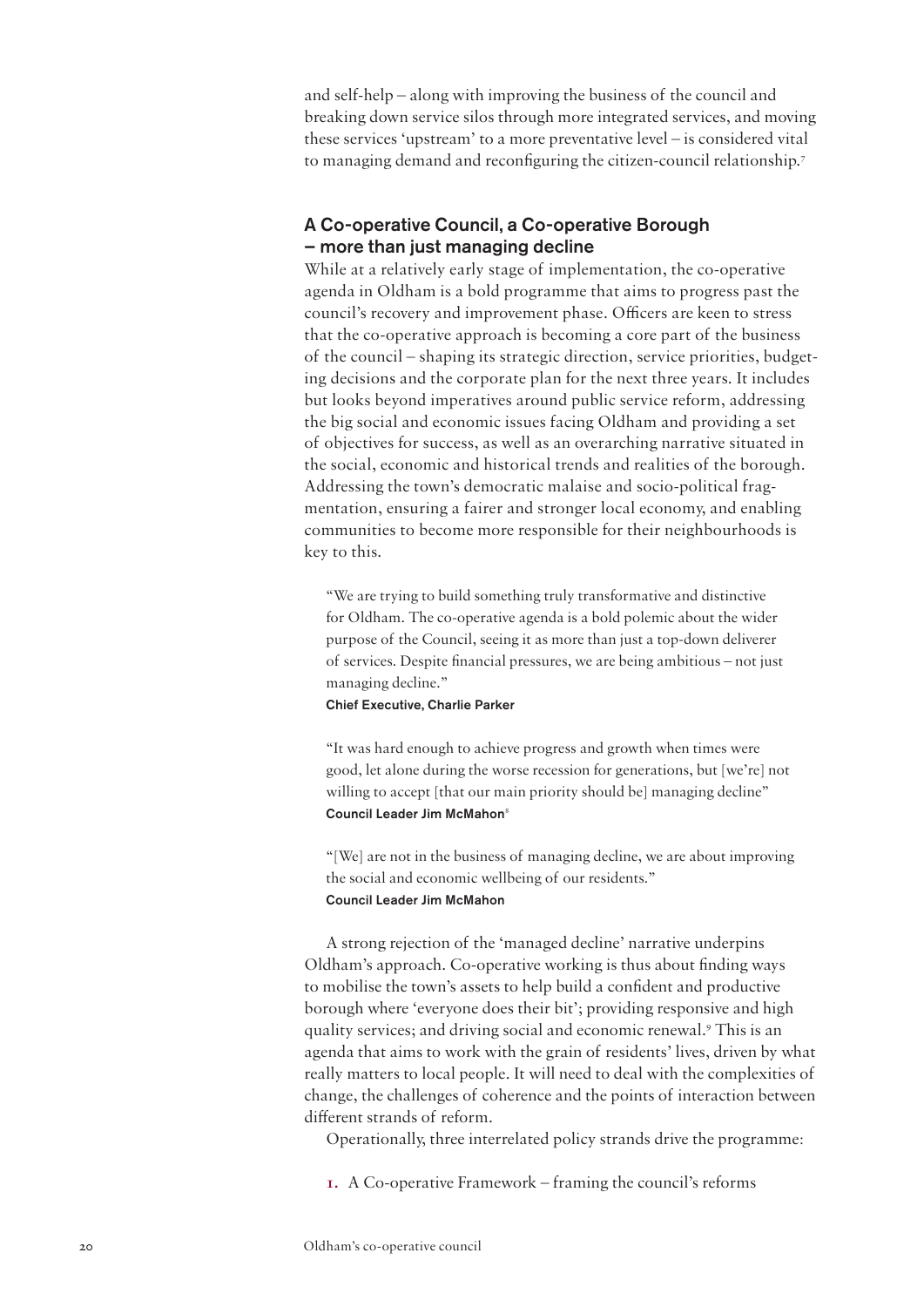and self-help – along with improving the business of the council and breaking down service silos through more integrated services, and moving these services 'upstream' to a more preventative level – is considered vital to managing demand and reconfiguring the citizen-council relationship.[7]

## A Co-operative Council, a Co-operative Borough – more than just managing decline

While at a relatively early stage of implementation, the co-operative agenda in Oldham is a bold programme that aims to progress past the council's recovery and improvement phase. Officers are keen to stress that the co-operative approach is becoming a core part of the business of the council – shaping its strategic direction, service priorities, budgeting decisions and the corporate plan for the next three years. It includes but looks beyond imperatives around public service reform, addressing the big social and economic issues facing Oldham and providing a set of objectives for success, as well as an overarching narrative situated in the social, economic and historical trends and realities of the borough. Addressing the town's democratic malaise and socio-political fragmentation, ensuring a fairer and stronger local economy, and enabling communities to become more responsible for their neighbourhoods is key to this.

> "We are trying to build something truly transformative and distinctive for Oldham. The co-operative agenda is a bold polemic about the wider purpose of the Council, seeing it as more than just a top-down deliverer of services. Despite financial pressures, we are being ambitious – not just managing decline."
> **Chief Executive, Charlie Parker**

> "It was hard enough to achieve progress and growth when times were good, let alone during the worse recession for generations, but [we're] not willing to accept [that our main priority should be] managing decline"
> **Council Leader Jim McMahon**[8]

> "[We] are not in the business of managing decline, we are about improving the social and economic wellbeing of our residents."
> **Council Leader Jim McMahon**

A strong rejection of the 'managed decline' narrative underpins Oldham's approach. Co-operative working is thus about finding ways to mobilise the town's assets to help build a confident and productive borough where 'everyone does their bit'; providing responsive and high quality services; and driving social and economic renewal.[9] This is an agenda that aims to work with the grain of residents' lives, driven by what really matters to local people. It will need to deal with the complexities of change, the challenges of coherence and the points of interaction between different strands of reform.

Operationally, three interrelated policy strands drive the programme:

1. A Co-operative Framework – framing the council's reforms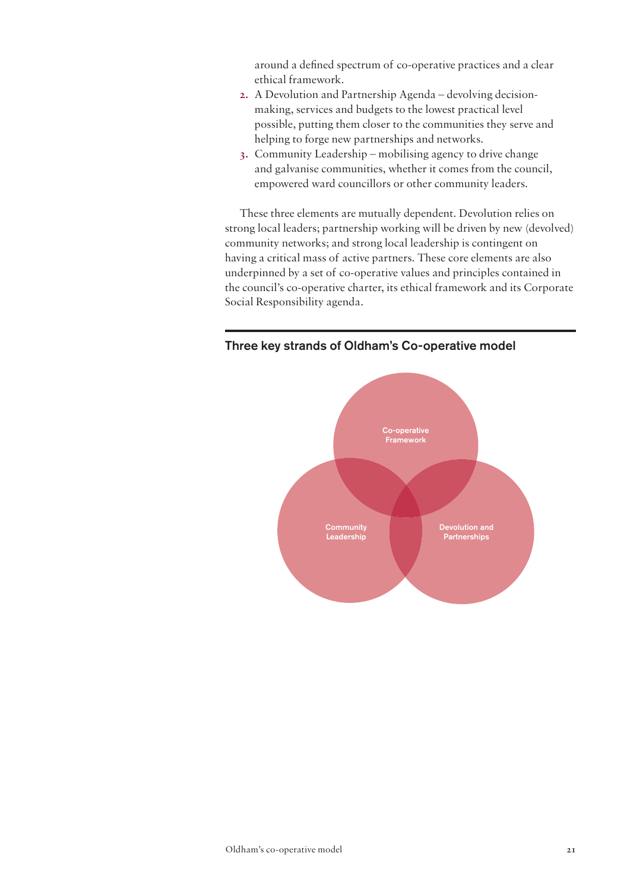around a defined spectrum of co-operative practices and a clear ethical framework.

2. A Devolution and Partnership Agenda – devolving decision-making, services and budgets to the lowest practical level possible, putting them closer to the communities they serve and helping to forge new partnerships and networks.
3. Community Leadership – mobilising agency to drive change and galvanise communities, whether it comes from the council, empowered ward councillors or other community leaders.

These three elements are mutually dependent. Devolution relies on strong local leaders; partnership working will be driven by new (devolved) community networks; and strong local leadership is contingent on having a critical mass of active partners. These core elements are also underpinned by a set of co-operative values and principles contained in the council's co-operative charter, its ethical framework and its Corporate Social Responsibility agenda.

### Three key strands of Oldham's Co-operative model

Co-operative Framework

Community Leadership

Devolution and Partnerships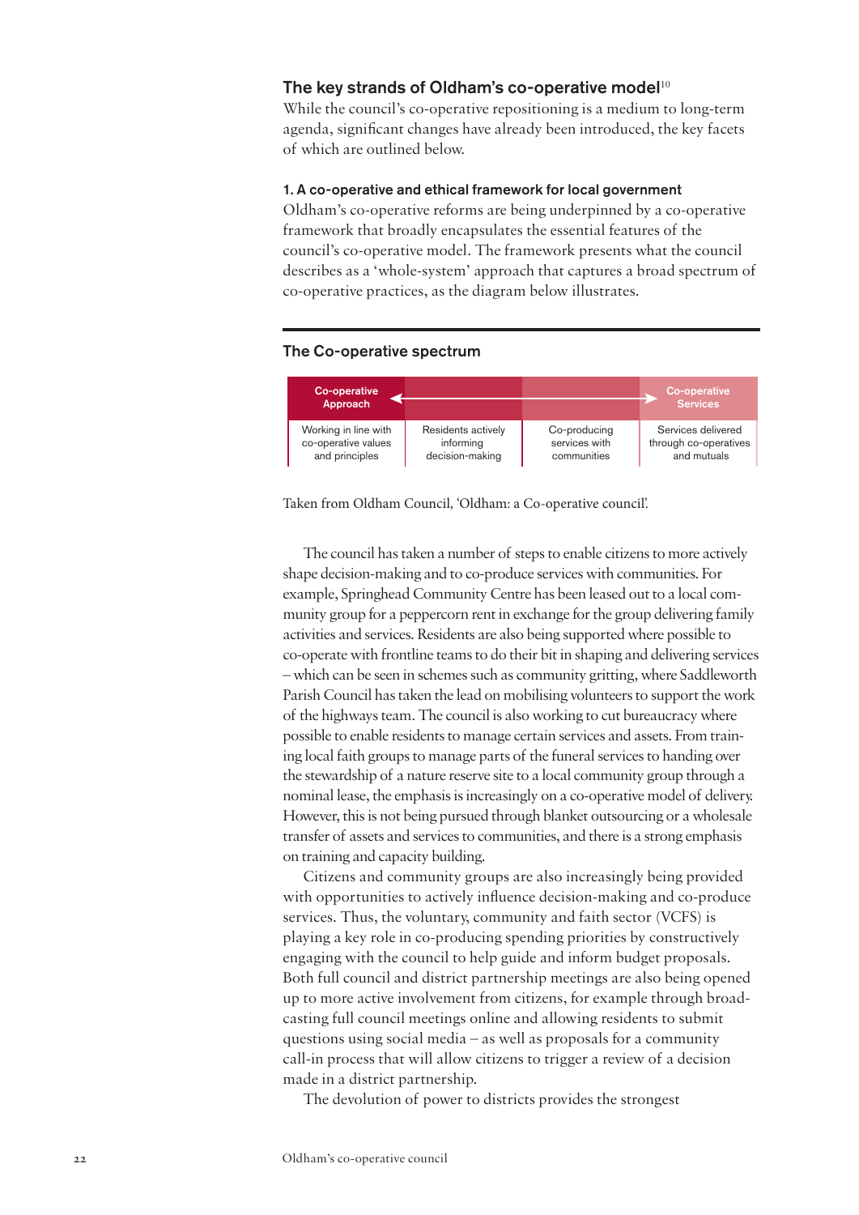## The key strands of Oldham's co-operative model[10]

While the council's co-operative repositioning is a medium to long-term agenda, significant changes have already been introduced, the key facets of which are outlined below.

### 1. A co-operative and ethical framework for local government

Oldham's co-operative reforms are being underpinned by a co-operative framework that broadly encapsulates the essential features of the council's co-operative model. The framework presents what the council describes as a 'whole-system' approach that captures a broad spectrum of co-operative practices, as the diagram below illustrates.

### The Co-operative spectrum

| Co-operative Approach ← | | | → Co-operative Services |
|---|---|---|---|
| Working in line with co-operative values and principles | Residents actively informing decision-making | Co-producing services with communities | Services delivered through co-operatives and mutuals |

Taken from Oldham Council, 'Oldham: a Co-operative council'.

The council has taken a number of steps to enable citizens to more actively shape decision-making and to co-produce services with communities. For example, Springhead Community Centre has been leased out to a local community group for a peppercorn rent in exchange for the group delivering family activities and services. Residents are also being supported where possible to co-operate with frontline teams to do their bit in shaping and delivering services – which can be seen in schemes such as community gritting, where Saddleworth Parish Council has taken the lead on mobilising volunteers to support the work of the highways team. The council is also working to cut bureaucracy where possible to enable residents to manage certain services and assets. From training local faith groups to manage parts of the funeral services to handing over the stewardship of a nature reserve site to a local community group through a nominal lease, the emphasis is increasingly on a co-operative model of delivery. However, this is not being pursued through blanket outsourcing or a wholesale transfer of assets and services to communities, and there is a strong emphasis on training and capacity building.

Citizens and community groups are also increasingly being provided with opportunities to actively influence decision-making and co-produce services. Thus, the voluntary, community and faith sector (VCFS) is playing a key role in co-producing spending priorities by constructively engaging with the council to help guide and inform budget proposals. Both full council and district partnership meetings are also being opened up to more active involvement from citizens, for example through broadcasting full council meetings online and allowing residents to submit questions using social media – as well as proposals for a community call-in process that will allow citizens to trigger a review of a decision made in a district partnership.

The devolution of power to districts provides the strongest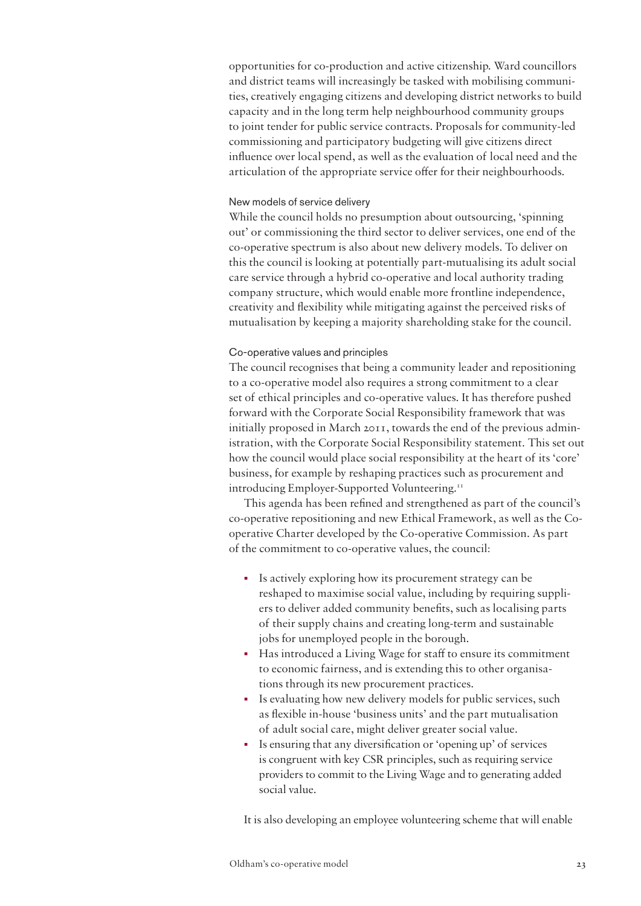opportunities for co-production and active citizenship. Ward councillors and district teams will increasingly be tasked with mobilising communities, creatively engaging citizens and developing district networks to build capacity and in the long term help neighbourhood community groups to joint tender for public service contracts. Proposals for community-led commissioning and participatory budgeting will give citizens direct influence over local spend, as well as the evaluation of local need and the articulation of the appropriate service offer for their neighbourhoods.

### New models of service delivery

While the council holds no presumption about outsourcing, 'spinning out' or commissioning the third sector to deliver services, one end of the co-operative spectrum is also about new delivery models. To deliver on this the council is looking at potentially part-mutualising its adult social care service through a hybrid co-operative and local authority trading company structure, which would enable more frontline independence, creativity and flexibility while mitigating against the perceived risks of mutualisation by keeping a majority shareholding stake for the council.

### Co-operative values and principles

The council recognises that being a community leader and repositioning to a co-operative model also requires a strong commitment to a clear set of ethical principles and co-operative values. It has therefore pushed forward with the Corporate Social Responsibility framework that was initially proposed in March 2011, towards the end of the previous administration, with the Corporate Social Responsibility statement. This set out how the council would place social responsibility at the heart of its 'core' business, for example by reshaping practices such as procurement and introducing Employer-Supported Volunteering.[11]

This agenda has been refined and strengthened as part of the council's co-operative repositioning and new Ethical Framework, as well as the Co-operative Charter developed by the Co-operative Commission. As part of the commitment to co-operative values, the council:

- Is actively exploring how its procurement strategy can be reshaped to maximise social value, including by requiring suppliers to deliver added community benefits, such as localising parts of their supply chains and creating long-term and sustainable jobs for unemployed people in the borough.
- Has introduced a Living Wage for staff to ensure its commitment to economic fairness, and is extending this to other organisations through its new procurement practices.
- Is evaluating how new delivery models for public services, such as flexible in-house 'business units' and the part mutualisation of adult social care, might deliver greater social value.
- Is ensuring that any diversification or 'opening up' of services is congruent with key CSR principles, such as requiring service providers to commit to the Living Wage and to generating added social value.

It is also developing an employee volunteering scheme that will enable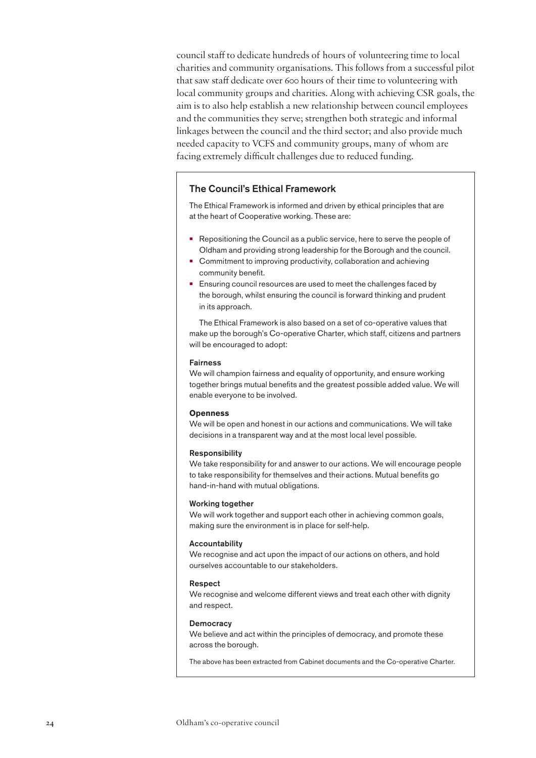council staff to dedicate hundreds of hours of volunteering time to local charities and community organisations. This follows from a successful pilot that saw staff dedicate over 600 hours of their time to volunteering with local community groups and charities. Along with achieving CSR goals, the aim is to also help establish a new relationship between council employees and the communities they serve; strengthen both strategic and informal linkages between the council and the third sector; and also provide much needed capacity to VCFS and community groups, many of whom are facing extremely difficult challenges due to reduced funding.

### The Council's Ethical Framework

The Ethical Framework is informed and driven by ethical principles that are at the heart of Cooperative working. These are:

- Repositioning the Council as a public service, here to serve the people of Oldham and providing strong leadership for the Borough and the council.
- Commitment to improving productivity, collaboration and achieving community benefit.
- Ensuring council resources are used to meet the challenges faced by the borough, whilst ensuring the council is forward thinking and prudent in its approach.

The Ethical Framework is also based on a set of co-operative values that make up the borough's Co-operative Charter, which staff, citizens and partners will be encouraged to adopt:

**Fairness**
We will champion fairness and equality of opportunity, and ensure working together brings mutual benefits and the greatest possible added value. We will enable everyone to be involved.

**Openness**
We will be open and honest in our actions and communications. We will take decisions in a transparent way and at the most local level possible.

**Responsibility**
We take responsibility for and answer to our actions. We will encourage people to take responsibility for themselves and their actions. Mutual benefits go hand-in-hand with mutual obligations.

**Working together**
We will work together and support each other in achieving common goals, making sure the environment is in place for self-help.

**Accountability**
We recognise and act upon the impact of our actions on others, and hold ourselves accountable to our stakeholders.

**Respect**
We recognise and welcome different views and treat each other with dignity and respect.

**Democracy**
We believe and act within the principles of democracy, and promote these across the borough.

The above has been extracted from Cabinet documents and the Co-operative Charter.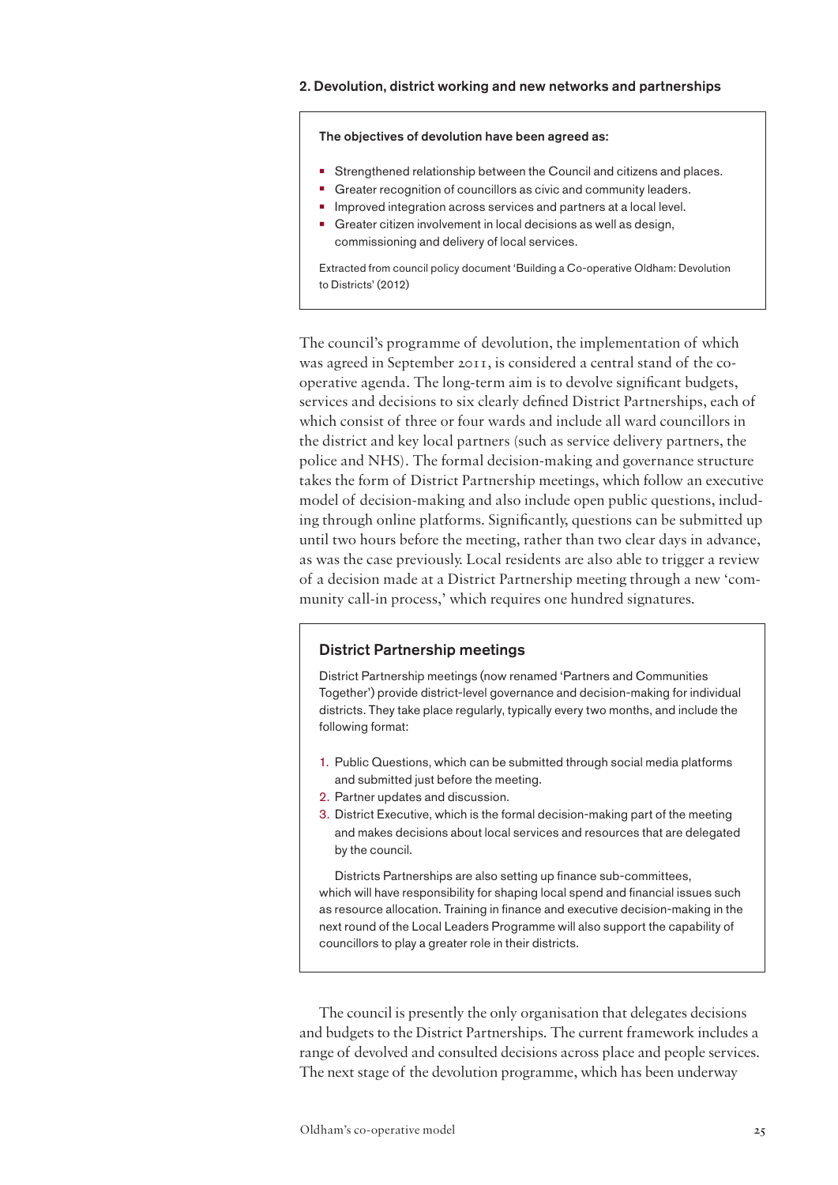## 2. Devolution, district working and new networks and partnerships

**The objectives of devolution have been agreed as:**

- Strengthened relationship between the Council and citizens and places.
- Greater recognition of councillors as civic and community leaders.
- Improved integration across services and partners at a local level.
- Greater citizen involvement in local decisions as well as design, commissioning and delivery of local services.

Extracted from council policy document 'Building a Co-operative Oldham: Devolution to Districts' (2012)

The council's programme of devolution, the implementation of which was agreed in September 2011, is considered a central stand of the co-operative agenda. The long-term aim is to devolve significant budgets, services and decisions to six clearly defined District Partnerships, each of which consist of three or four wards and include all ward councillors in the district and key local partners (such as service delivery partners, the police and NHS). The formal decision-making and governance structure takes the form of District Partnership meetings, which follow an executive model of decision-making and also include open public questions, including through online platforms. Significantly, questions can be submitted up until two hours before the meeting, rather than two clear days in advance, as was the case previously. Local residents are also able to trigger a review of a decision made at a District Partnership meeting through a new 'community call-in process,' which requires one hundred signatures.

### District Partnership meetings

District Partnership meetings (now renamed 'Partners and Communities Together') provide district-level governance and decision-making for individual districts. They take place regularly, typically every two months, and include the following format:

1. Public Questions, which can be submitted through social media platforms and submitted just before the meeting.
2. Partner updates and discussion.
3. District Executive, which is the formal decision-making part of the meeting and makes decisions about local services and resources that are delegated by the council.

Districts Partnerships are also setting up finance sub-committees, which will have responsibility for shaping local spend and financial issues such as resource allocation. Training in finance and executive decision-making in the next round of the Local Leaders Programme will also support the capability of councillors to play a greater role in their districts.

The council is presently the only organisation that delegates decisions and budgets to the District Partnerships. The current framework includes a range of devolved and consulted decisions across place and people services. The next stage of the devolution programme, which has been underway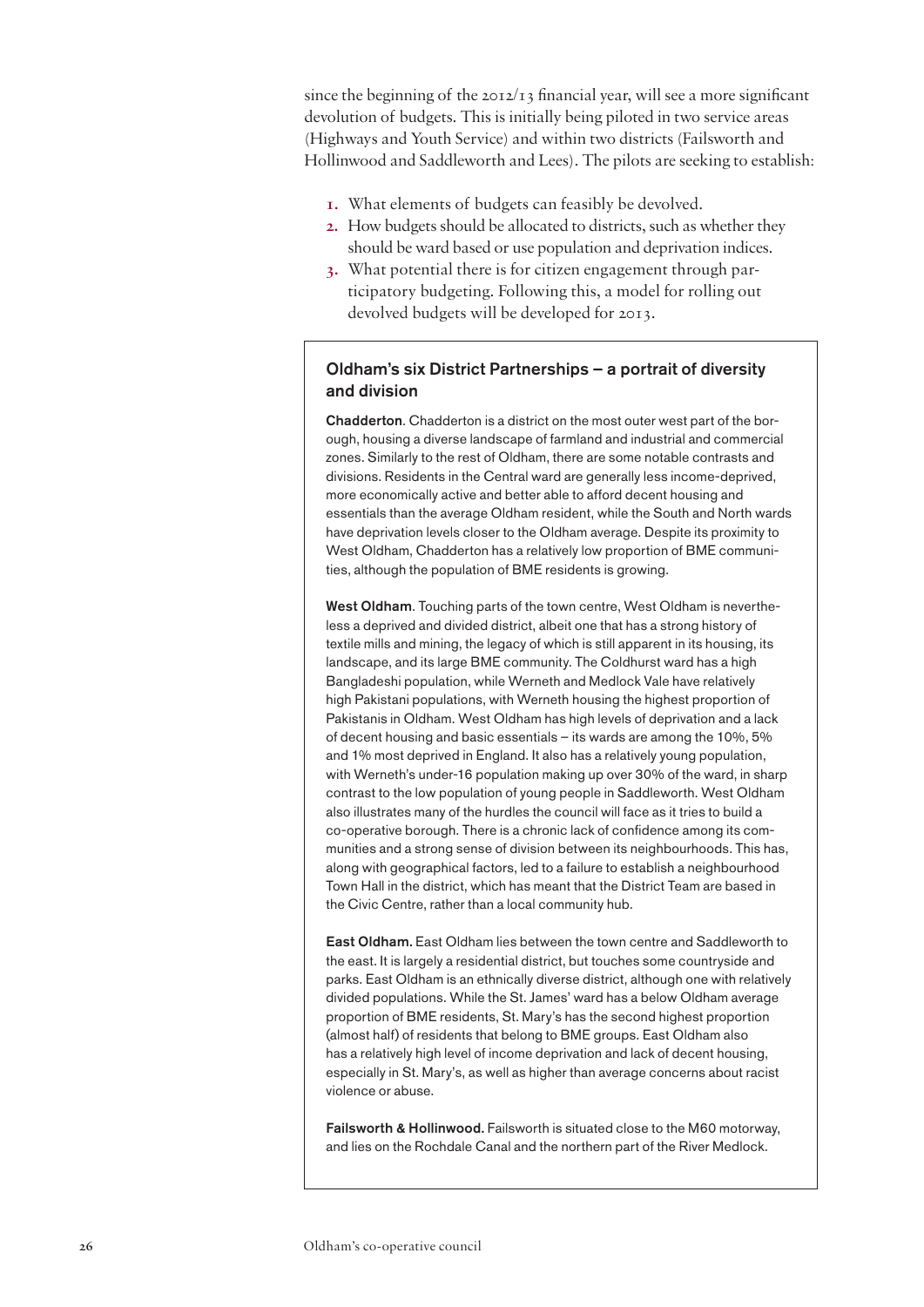since the beginning of the 2012/13 financial year, will see a more significant devolution of budgets. This is initially being piloted in two service areas (Highways and Youth Service) and within two districts (Failsworth and Hollinwood and Saddleworth and Lees). The pilots are seeking to establish:

1. What elements of budgets can feasibly be devolved.
2. How budgets should be allocated to districts, such as whether they should be ward based or use population and deprivation indices.
3. What potential there is for citizen engagement through participatory budgeting. Following this, a model for rolling out devolved budgets will be developed for 2013.

### Oldham's six District Partnerships – a portrait of diversity and division

**Chadderton**. Chadderton is a district on the most outer west part of the borough, housing a diverse landscape of farmland and industrial and commercial zones. Similarly to the rest of Oldham, there are some notable contrasts and divisions. Residents in the Central ward are generally less income-deprived, more economically active and better able to afford decent housing and essentials than the average Oldham resident, while the South and North wards have deprivation levels closer to the Oldham average. Despite its proximity to West Oldham, Chadderton has a relatively low proportion of BME communities, although the population of BME residents is growing.

**West Oldham**. Touching parts of the town centre, West Oldham is nevertheless a deprived and divided district, albeit one that has a strong history of textile mills and mining, the legacy of which is still apparent in its housing, its landscape, and its large BME community. The Coldhurst ward has a high Bangladeshi population, while Werneth and Medlock Vale have relatively high Pakistani populations, with Werneth housing the highest proportion of Pakistanis in Oldham. West Oldham has high levels of deprivation and a lack of decent housing and basic essentials – its wards are among the 10%, 5% and 1% most deprived in England. It also has a relatively young population, with Werneth's under-16 population making up over 30% of the ward, in sharp contrast to the low population of young people in Saddleworth. West Oldham also illustrates many of the hurdles the council will face as it tries to build a co-operative borough. There is a chronic lack of confidence among its communities and a strong sense of division between its neighbourhoods. This has, along with geographical factors, led to a failure to establish a neighbourhood Town Hall in the district, which has meant that the District Team are based in the Civic Centre, rather than a local community hub.

**East Oldham.** East Oldham lies between the town centre and Saddleworth to the east. It is largely a residential district, but touches some countryside and parks. East Oldham is an ethnically diverse district, although one with relatively divided populations. While the St. James' ward has a below Oldham average proportion of BME residents, St. Mary's has the second highest proportion (almost half) of residents that belong to BME groups. East Oldham also has a relatively high level of income deprivation and lack of decent housing, especially in St. Mary's, as well as higher than average concerns about racist violence or abuse.

**Failsworth & Hollinwood.** Failsworth is situated close to the M60 motorway, and lies on the Rochdale Canal and the northern part of the River Medlock.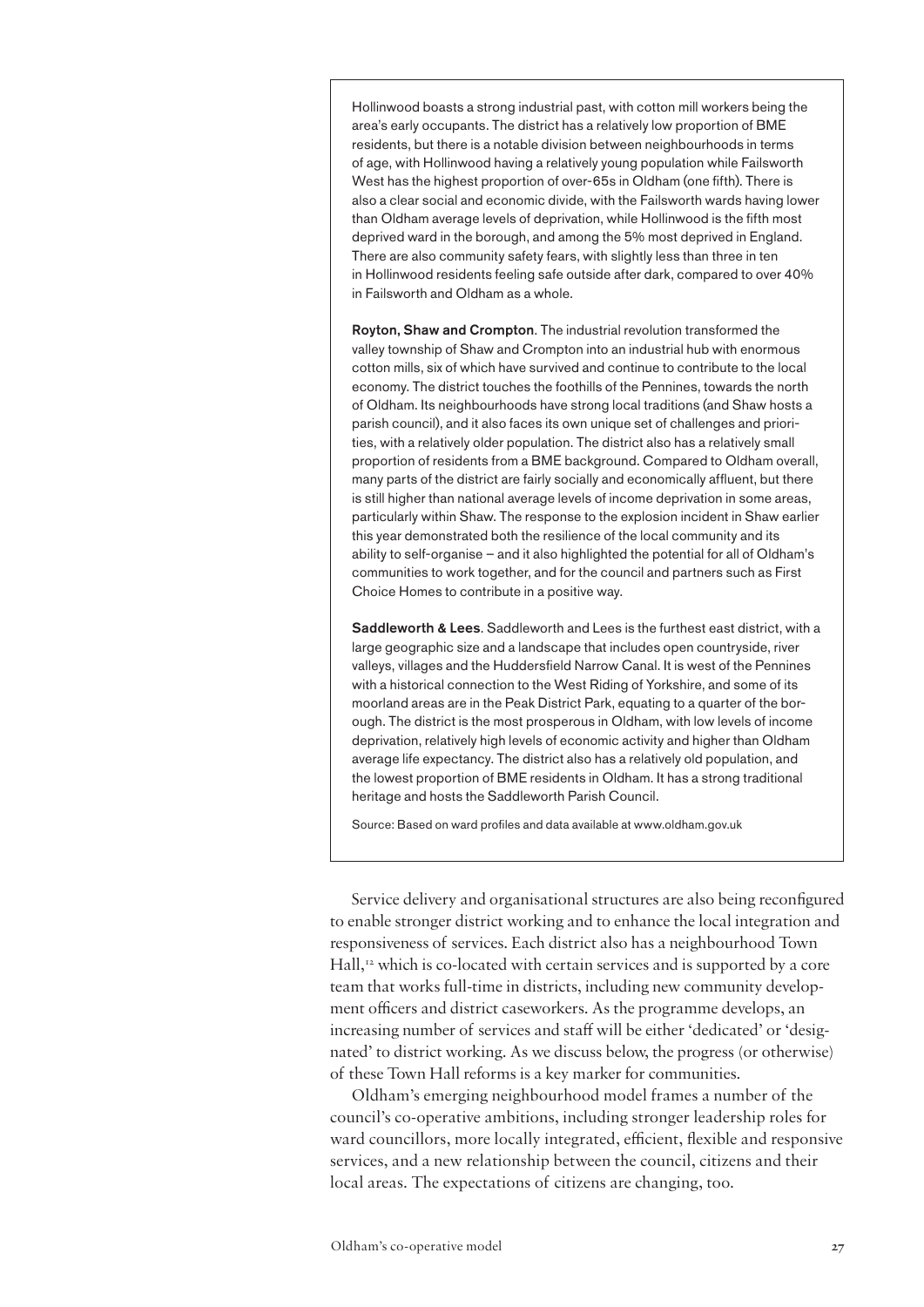Hollinwood boasts a strong industrial past, with cotton mill workers being the area's early occupants. The district has a relatively low proportion of BME residents, but there is a notable division between neighbourhoods in terms of age, with Hollinwood having a relatively young population while Failsworth West has the highest proportion of over-65s in Oldham (one fifth). There is also a clear social and economic divide, with the Failsworth wards having lower than Oldham average levels of deprivation, while Hollinwood is the fifth most deprived ward in the borough, and among the 5% most deprived in England. There are also community safety fears, with slightly less than three in ten in Hollinwood residents feeling safe outside after dark, compared to over 40% in Failsworth and Oldham as a whole.

**Royton, Shaw and Crompton**. The industrial revolution transformed the valley township of Shaw and Crompton into an industrial hub with enormous cotton mills, six of which have survived and continue to contribute to the local economy. The district touches the foothills of the Pennines, towards the north of Oldham. Its neighbourhoods have strong local traditions (and Shaw hosts a parish council), and it also faces its own unique set of challenges and priorities, with a relatively older population. The district also has a relatively small proportion of residents from a BME background. Compared to Oldham overall, many parts of the district are fairly socially and economically affluent, but there is still higher than national average levels of income deprivation in some areas, particularly within Shaw. The response to the explosion incident in Shaw earlier this year demonstrated both the resilience of the local community and its ability to self-organise – and it also highlighted the potential for all of Oldham's communities to work together, and for the council and partners such as First Choice Homes to contribute in a positive way.

**Saddleworth & Lees**. Saddleworth and Lees is the furthest east district, with a large geographic size and a landscape that includes open countryside, river valleys, villages and the Huddersfield Narrow Canal. It is west of the Pennines with a historical connection to the West Riding of Yorkshire, and some of its moorland areas are in the Peak District Park, equating to a quarter of the borough. The district is the most prosperous in Oldham, with low levels of income deprivation, relatively high levels of economic activity and higher than Oldham average life expectancy. The district also has a relatively old population, and the lowest proportion of BME residents in Oldham. It has a strong traditional heritage and hosts the Saddleworth Parish Council.

Source: Based on ward profiles and data available at www.oldham.gov.uk

Service delivery and organisational structures are also being reconfigured to enable stronger district working and to enhance the local integration and responsiveness of services. Each district also has a neighbourhood Town Hall,[12] which is co-located with certain services and is supported by a core team that works full-time in districts, including new community development officers and district caseworkers. As the programme develops, an increasing number of services and staff will be either 'dedicated' or 'designated' to district working. As we discuss below, the progress (or otherwise) of these Town Hall reforms is a key marker for communities.

Oldham's emerging neighbourhood model frames a number of the council's co-operative ambitions, including stronger leadership roles for ward councillors, more locally integrated, efficient, flexible and responsive services, and a new relationship between the council, citizens and their local areas. The expectations of citizens are changing, too.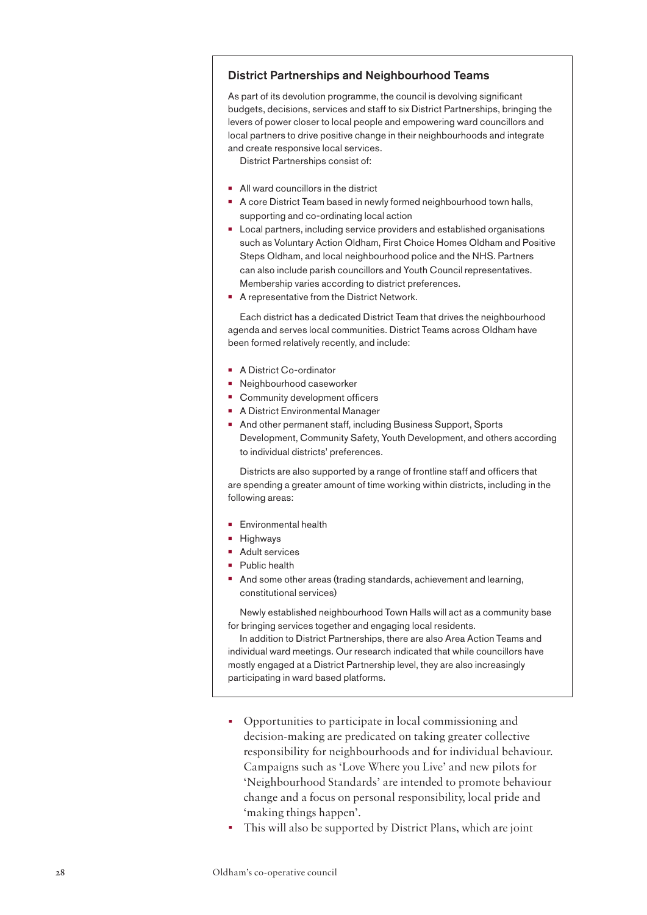### District Partnerships and Neighbourhood Teams

As part of its devolution programme, the council is devolving significant budgets, decisions, services and staff to six District Partnerships, bringing the levers of power closer to local people and empowering ward councillors and local partners to drive positive change in their neighbourhoods and integrate and create responsive local services.

District Partnerships consist of:

- All ward councillors in the district
- A core District Team based in newly formed neighbourhood town halls, supporting and co-ordinating local action
- Local partners, including service providers and established organisations such as Voluntary Action Oldham, First Choice Homes Oldham and Positive Steps Oldham, and local neighbourhood police and the NHS. Partners can also include parish councillors and Youth Council representatives. Membership varies according to district preferences.
- A representative from the District Network.

Each district has a dedicated District Team that drives the neighbourhood agenda and serves local communities. District Teams across Oldham have been formed relatively recently, and include:

- A District Co-ordinator
- Neighbourhood caseworker
- Community development officers
- A District Environmental Manager
- And other permanent staff, including Business Support, Sports Development, Community Safety, Youth Development, and others according to individual districts' preferences.

Districts are also supported by a range of frontline staff and officers that are spending a greater amount of time working within districts, including in the following areas:

- Environmental health
- Highways
- Adult services
- Public health
- And some other areas (trading standards, achievement and learning, constitutional services)

Newly established neighbourhood Town Halls will act as a community base for bringing services together and engaging local residents.

In addition to District Partnerships, there are also Area Action Teams and individual ward meetings. Our research indicated that while councillors have mostly engaged at a District Partnership level, they are also increasingly participating in ward based platforms.

- Opportunities to participate in local commissioning and decision-making are predicated on taking greater collective responsibility for neighbourhoods and for individual behaviour. Campaigns such as 'Love Where you Live' and new pilots for 'Neighbourhood Standards' are intended to promote behaviour change and a focus on personal responsibility, local pride and 'making things happen'.
- This will also be supported by District Plans, which are joint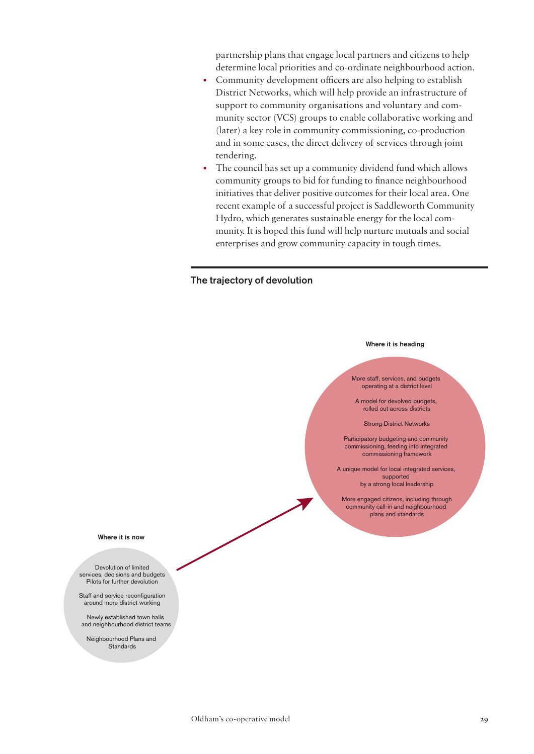partnership plans that engage local partners and citizens to help determine local priorities and co-ordinate neighbourhood action.

- Community development officers are also helping to establish District Networks, which will help provide an infrastructure of support to community organisations and voluntary and community sector (VCS) groups to enable collaborative working and (later) a key role in community commissioning, co-production and in some cases, the direct delivery of services through joint tendering.
- The council has set up a community dividend fund which allows community groups to bid for funding to finance neighbourhood initiatives that deliver positive outcomes for their local area. One recent example of a successful project is Saddleworth Community Hydro, which generates sustainable energy for the local community. It is hoped this fund will help nurture mutuals and social enterprises and grow community capacity in tough times.

## The trajectory of devolution

**Where it is heading**

More staff, services, and budgets operating at a district level

A model for devolved budgets, rolled out across districts

Strong District Networks

Participatory budgeting and community commissioning, feeding into integrated commissioning framework

A unique model for local integrated services, supported by a strong local leadership

More engaged citizens, including through community call-in and neighbourhood plans and standards

**Where it is now**

Devolution of limited services, decisions and budgets
Pilots for further devolution

Staff and service reconfiguration around more district working

Newly established town halls and neighbourhood district teams

Neighbourhood Plans and Standards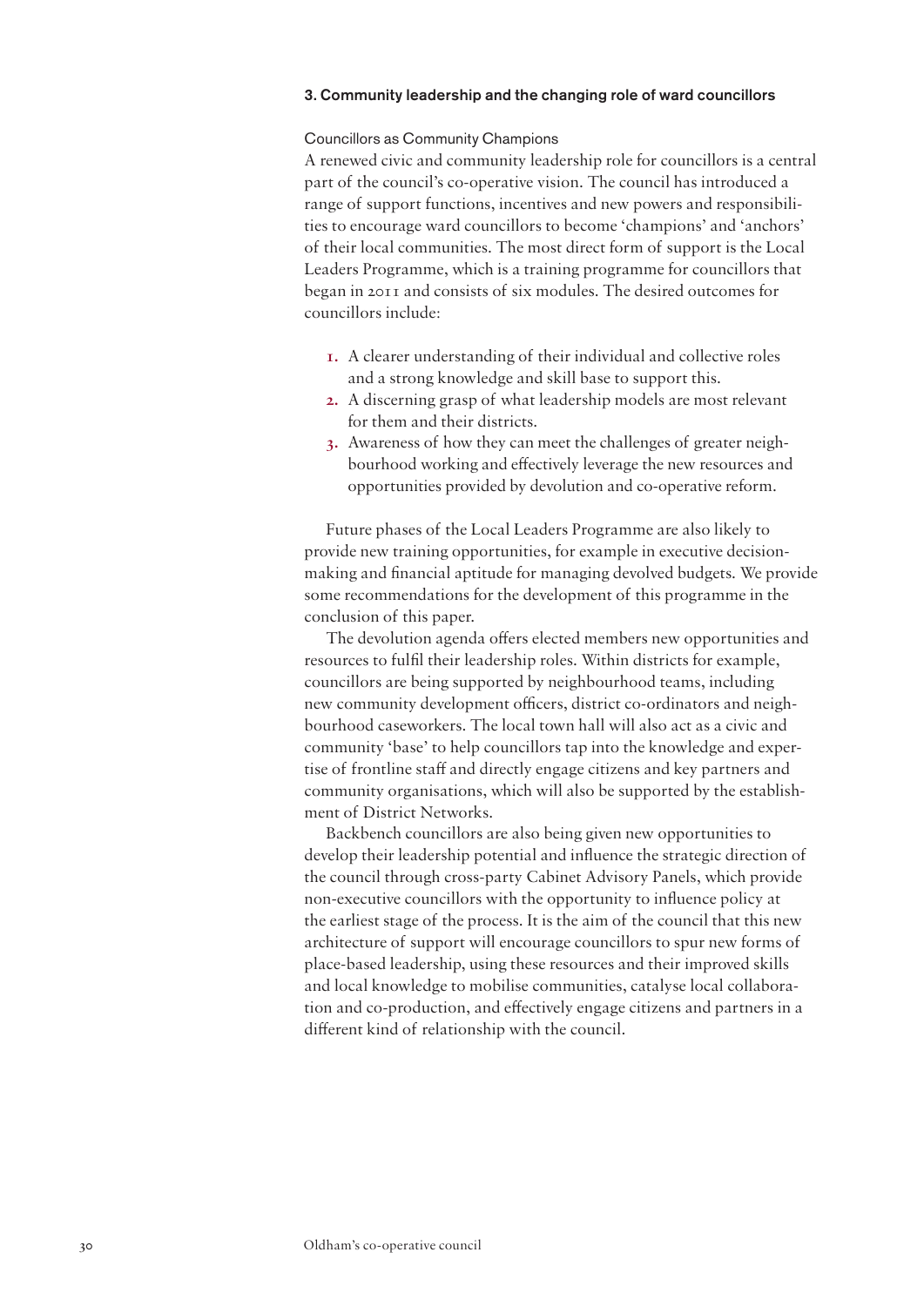## 3. Community leadership and the changing role of ward councillors

### Councillors as Community Champions

A renewed civic and community leadership role for councillors is a central part of the council's co-operative vision. The council has introduced a range of support functions, incentives and new powers and responsibilities to encourage ward councillors to become 'champions' and 'anchors' of their local communities. The most direct form of support is the Local Leaders Programme, which is a training programme for councillors that began in 2011 and consists of six modules. The desired outcomes for councillors include:

1. A clearer understanding of their individual and collective roles and a strong knowledge and skill base to support this.
2. A discerning grasp of what leadership models are most relevant for them and their districts.
3. Awareness of how they can meet the challenges of greater neighbourhood working and effectively leverage the new resources and opportunities provided by devolution and co-operative reform.

Future phases of the Local Leaders Programme are also likely to provide new training opportunities, for example in executive decision-making and financial aptitude for managing devolved budgets. We provide some recommendations for the development of this programme in the conclusion of this paper.

The devolution agenda offers elected members new opportunities and resources to fulfil their leadership roles. Within districts for example, councillors are being supported by neighbourhood teams, including new community development officers, district co-ordinators and neighbourhood caseworkers. The local town hall will also act as a civic and community 'base' to help councillors tap into the knowledge and expertise of frontline staff and directly engage citizens and key partners and community organisations, which will also be supported by the establishment of District Networks.

Backbench councillors are also being given new opportunities to develop their leadership potential and influence the strategic direction of the council through cross-party Cabinet Advisory Panels, which provide non-executive councillors with the opportunity to influence policy at the earliest stage of the process. It is the aim of the council that this new architecture of support will encourage councillors to spur new forms of place-based leadership, using these resources and their improved skills and local knowledge to mobilise communities, catalyse local collaboration and co-production, and effectively engage citizens and partners in a different kind of relationship with the council.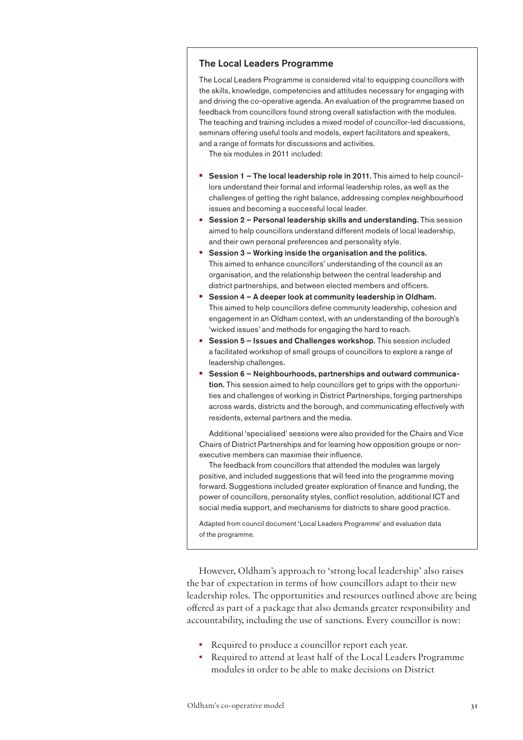### The Local Leaders Programme

The Local Leaders Programme is considered vital to equipping councillors with the skills, knowledge, competencies and attitudes necessary for engaging with and driving the co-operative agenda. An evaluation of the programme based on feedback from councillors found strong overall satisfaction with the modules. The teaching and training includes a mixed model of councillor-led discussions, seminars offering useful tools and models, expert facilitators and speakers, and a range of formats for discussions and activities.

The six modules in 2011 included:

- **Session 1 – The local leadership role in 2011.** This aimed to help councillors understand their formal and informal leadership roles, as well as the challenges of getting the right balance, addressing complex neighbourhood issues and becoming a successful local leader.
- **Session 2 – Personal leadership skills and understanding.** This session aimed to help councillors understand different models of local leadership, and their own personal preferences and personality style.
- **Session 3 – Working inside the organisation and the politics.** This aimed to enhance councillors' understanding of the council as an organisation, and the relationship between the central leadership and district partnerships, and between elected members and officers.
- **Session 4 – A deeper look at community leadership in Oldham.** This aimed to help councillors define community leadership, cohesion and engagement in an Oldham context, with an understanding of the borough's 'wicked issues' and methods for engaging the hard to reach.
- **Session 5 – Issues and Challenges workshop.** This session included a facilitated workshop of small groups of councillors to explore a range of leadership challenges.
- **Session 6 – Neighbourhoods, partnerships and outward communication.** This session aimed to help councillors get to grips with the opportunities and challenges of working in District Partnerships, forging partnerships across wards, districts and the borough, and communicating effectively with residents, external partners and the media.

Additional 'specialised' sessions were also provided for the Chairs and Vice Chairs of District Partnerships and for learning how opposition groups or non-executive members can maximise their influence.

The feedback from councillors that attended the modules was largely positive, and included suggestions that will feed into the programme moving forward. Suggestions included greater exploration of finance and funding, the power of councillors, personality styles, conflict resolution, additional ICT and social media support, and mechanisms for districts to share good practice.

Adapted from council document 'Local Leaders Programme' and evaluation data of the programme.

However, Oldham's approach to 'strong local leadership' also raises the bar of expectation in terms of how councillors adapt to their new leadership roles. The opportunities and resources outlined above are being offered as part of a package that also demands greater responsibility and accountability, including the use of sanctions. Every councillor is now:

- Required to produce a councillor report each year.
- Required to attend at least half of the Local Leaders Programme modules in order to be able to make decisions on District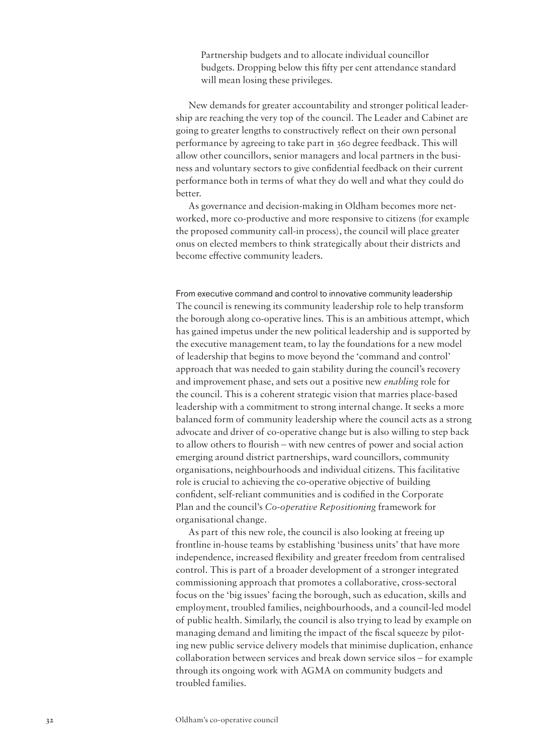Partnership budgets and to allocate individual councillor budgets. Dropping below this fifty per cent attendance standard will mean losing these privileges.

New demands for greater accountability and stronger political leadership are reaching the very top of the council. The Leader and Cabinet are going to greater lengths to constructively reflect on their own personal performance by agreeing to take part in 360 degree feedback. This will allow other councillors, senior managers and local partners in the business and voluntary sectors to give confidential feedback on their current performance both in terms of what they do well and what they could do better.

As governance and decision-making in Oldham becomes more networked, more co-productive and more responsive to citizens (for example the proposed community call-in process), the council will place greater onus on elected members to think strategically about their districts and become effective community leaders.

### From executive command and control to innovative community leadership

The council is renewing its community leadership role to help transform the borough along co-operative lines. This is an ambitious attempt, which has gained impetus under the new political leadership and is supported by the executive management team, to lay the foundations for a new model of leadership that begins to move beyond the 'command and control' approach that was needed to gain stability during the council's recovery and improvement phase, and sets out a positive new *enabling* role for the council. This is a coherent strategic vision that marries place-based leadership with a commitment to strong internal change. It seeks a more balanced form of community leadership where the council acts as a strong advocate and driver of co-operative change but is also willing to step back to allow others to flourish – with new centres of power and social action emerging around district partnerships, ward councillors, community organisations, neighbourhoods and individual citizens. This facilitative role is crucial to achieving the co-operative objective of building confident, self-reliant communities and is codified in the Corporate Plan and the council's *Co-operative Repositioning* framework for organisational change.

As part of this new role, the council is also looking at freeing up frontline in-house teams by establishing 'business units' that have more independence, increased flexibility and greater freedom from centralised control. This is part of a broader development of a stronger integrated commissioning approach that promotes a collaborative, cross-sectoral focus on the 'big issues' facing the borough, such as education, skills and employment, troubled families, neighbourhoods, and a council-led model of public health. Similarly, the council is also trying to lead by example on managing demand and limiting the impact of the fiscal squeeze by piloting new public service delivery models that minimise duplication, enhance collaboration between services and break down service silos – for example through its ongoing work with AGMA on community budgets and troubled families.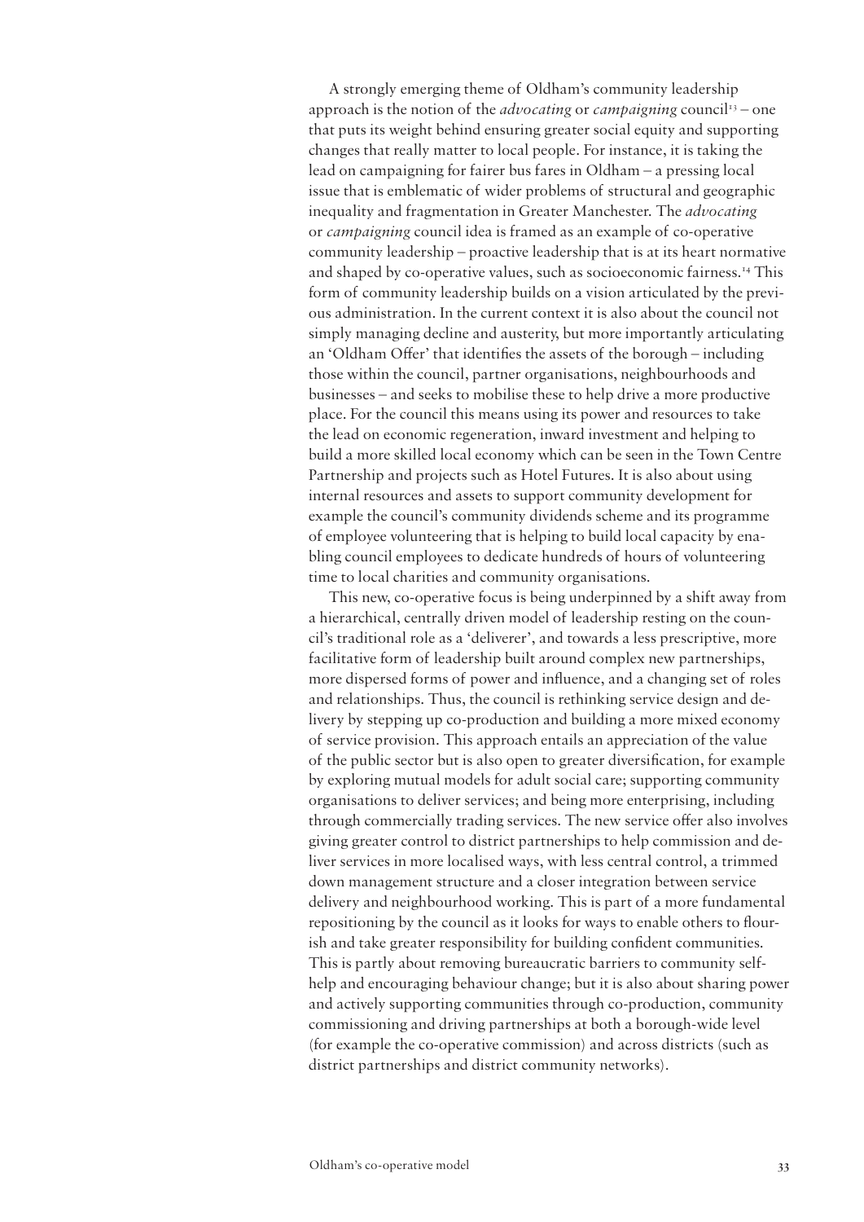A strongly emerging theme of Oldham's community leadership approach is the notion of the *advocating* or *campaigning* council[13] – one that puts its weight behind ensuring greater social equity and supporting changes that really matter to local people. For instance, it is taking the lead on campaigning for fairer bus fares in Oldham – a pressing local issue that is emblematic of wider problems of structural and geographic inequality and fragmentation in Greater Manchester. The *advocating* or *campaigning* council idea is framed as an example of co-operative community leadership – proactive leadership that is at its heart normative and shaped by co-operative values, such as socioeconomic fairness.[14] This form of community leadership builds on a vision articulated by the previous administration. In the current context it is also about the council not simply managing decline and austerity, but more importantly articulating an 'Oldham Offer' that identifies the assets of the borough – including those within the council, partner organisations, neighbourhoods and businesses – and seeks to mobilise these to help drive a more productive place. For the council this means using its power and resources to take the lead on economic regeneration, inward investment and helping to build a more skilled local economy which can be seen in the Town Centre Partnership and projects such as Hotel Futures. It is also about using internal resources and assets to support community development for example the council's community dividends scheme and its programme of employee volunteering that is helping to build local capacity by enabling council employees to dedicate hundreds of hours of volunteering time to local charities and community organisations.

This new, co-operative focus is being underpinned by a shift away from a hierarchical, centrally driven model of leadership resting on the council's traditional role as a 'deliverer', and towards a less prescriptive, more facilitative form of leadership built around complex new partnerships, more dispersed forms of power and influence, and a changing set of roles and relationships. Thus, the council is rethinking service design and delivery by stepping up co-production and building a more mixed economy of service provision. This approach entails an appreciation of the value of the public sector but is also open to greater diversification, for example by exploring mutual models for adult social care; supporting community organisations to deliver services; and being more enterprising, including through commercially trading services. The new service offer also involves giving greater control to district partnerships to help commission and deliver services in more localised ways, with less central control, a trimmed down management structure and a closer integration between service delivery and neighbourhood working. This is part of a more fundamental repositioning by the council as it looks for ways to enable others to flourish and take greater responsibility for building confident communities. This is partly about removing bureaucratic barriers to community self-help and encouraging behaviour change; but it is also about sharing power and actively supporting communities through co-production, community commissioning and driving partnerships at both a borough-wide level (for example the co-operative commission) and across districts (such as district partnerships and district community networks).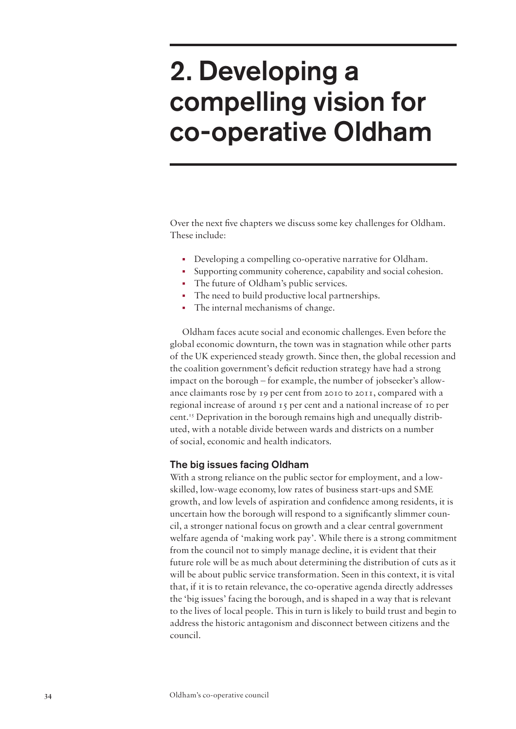# 2. Developing a compelling vision for co-operative Oldham

Over the next five chapters we discuss some key challenges for Oldham. These include:

- Developing a compelling co-operative narrative for Oldham.
- Supporting community coherence, capability and social cohesion.
- The future of Oldham's public services.
- The need to build productive local partnerships.
- The internal mechanisms of change.

Oldham faces acute social and economic challenges. Even before the global economic downturn, the town was in stagnation while other parts of the UK experienced steady growth. Since then, the global recession and the coalition government's deficit reduction strategy have had a strong impact on the borough – for example, the number of jobseeker's allowance claimants rose by 19 per cent from 2010 to 2011, compared with a regional increase of around 15 per cent and a national increase of 10 per cent.[15] Deprivation in the borough remains high and unequally distributed, with a notable divide between wards and districts on a number of social, economic and health indicators.

### The big issues facing Oldham

With a strong reliance on the public sector for employment, and a low-skilled, low-wage economy, low rates of business start-ups and SME growth, and low levels of aspiration and confidence among residents, it is uncertain how the borough will respond to a significantly slimmer council, a stronger national focus on growth and a clear central government welfare agenda of 'making work pay'. While there is a strong commitment from the council not to simply manage decline, it is evident that their future role will be as much about determining the distribution of cuts as it will be about public service transformation. Seen in this context, it is vital that, if it is to retain relevance, the co-operative agenda directly addresses the 'big issues' facing the borough, and is shaped in a way that is relevant to the lives of local people. This in turn is likely to build trust and begin to address the historic antagonism and disconnect between citizens and the council.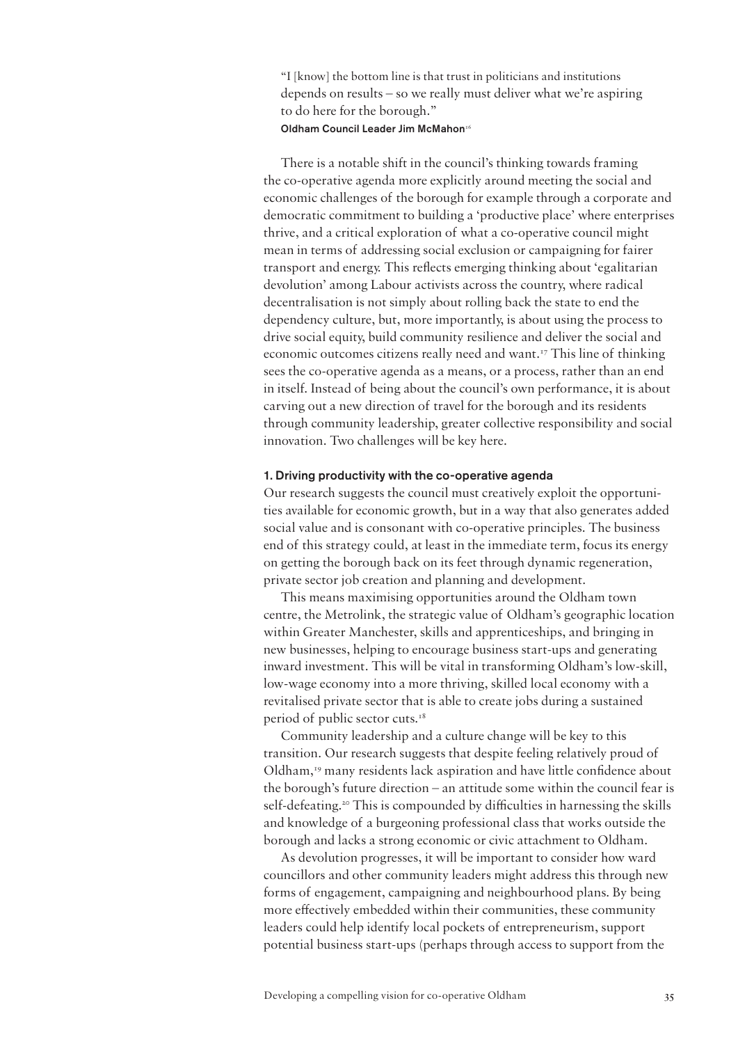"I [know] the bottom line is that trust in politicians and institutions depends on results – so we really must deliver what we're aspiring to do here for the borough."

**Oldham Council Leader Jim McMahon**[16]

There is a notable shift in the council's thinking towards framing the co-operative agenda more explicitly around meeting the social and economic challenges of the borough for example through a corporate and democratic commitment to building a 'productive place' where enterprises thrive, and a critical exploration of what a co-operative council might mean in terms of addressing social exclusion or campaigning for fairer transport and energy. This reflects emerging thinking about 'egalitarian devolution' among Labour activists across the country, where radical decentralisation is not simply about rolling back the state to end the dependency culture, but, more importantly, is about using the process to drive social equity, build community resilience and deliver the social and economic outcomes citizens really need and want.[17] This line of thinking sees the co-operative agenda as a means, or a process, rather than an end in itself. Instead of being about the council's own performance, it is about carving out a new direction of travel for the borough and its residents through community leadership, greater collective responsibility and social innovation. Two challenges will be key here.

### 1. Driving productivity with the co-operative agenda

Our research suggests the council must creatively exploit the opportunities available for economic growth, but in a way that also generates added social value and is consonant with co-operative principles. The business end of this strategy could, at least in the immediate term, focus its energy on getting the borough back on its feet through dynamic regeneration, private sector job creation and planning and development.

This means maximising opportunities around the Oldham town centre, the Metrolink, the strategic value of Oldham's geographic location within Greater Manchester, skills and apprenticeships, and bringing in new businesses, helping to encourage business start-ups and generating inward investment. This will be vital in transforming Oldham's low-skill, low-wage economy into a more thriving, skilled local economy with a revitalised private sector that is able to create jobs during a sustained period of public sector cuts.[18]

Community leadership and a culture change will be key to this transition. Our research suggests that despite feeling relatively proud of Oldham,[19] many residents lack aspiration and have little confidence about the borough's future direction – an attitude some within the council fear is self-defeating.[20] This is compounded by difficulties in harnessing the skills and knowledge of a burgeoning professional class that works outside the borough and lacks a strong economic or civic attachment to Oldham.

As devolution progresses, it will be important to consider how ward councillors and other community leaders might address this through new forms of engagement, campaigning and neighbourhood plans. By being more effectively embedded within their communities, these community leaders could help identify local pockets of entrepreneurism, support potential business start-ups (perhaps through access to support from the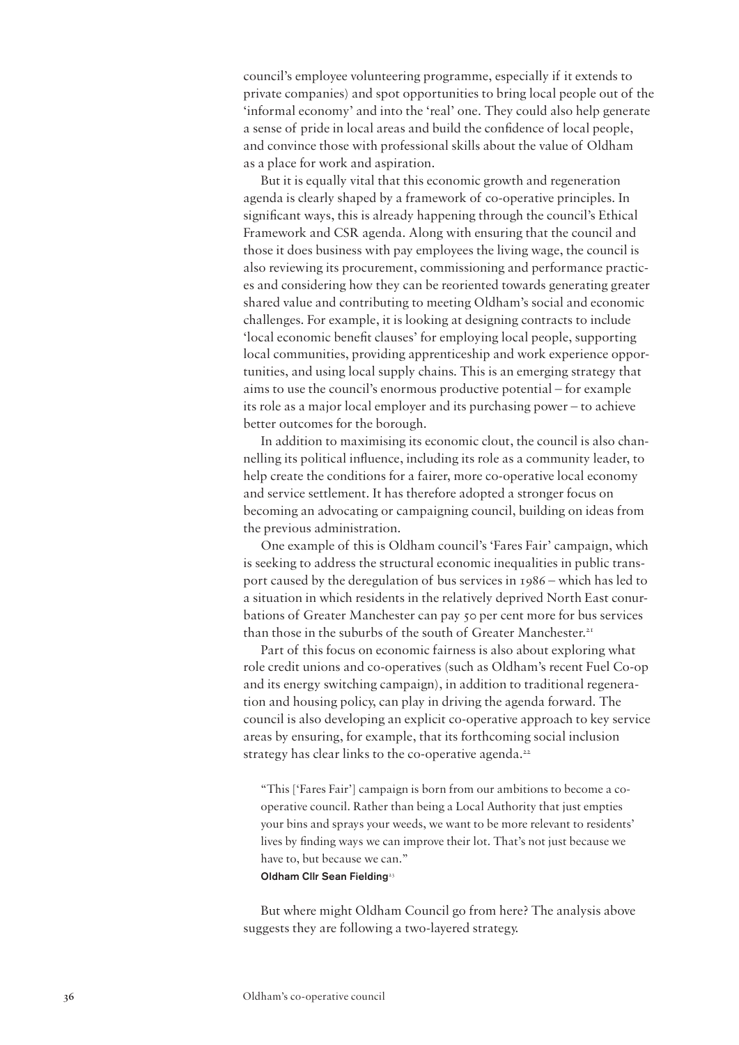council's employee volunteering programme, especially if it extends to private companies) and spot opportunities to bring local people out of the 'informal economy' and into the 'real' one. They could also help generate a sense of pride in local areas and build the confidence of local people, and convince those with professional skills about the value of Oldham as a place for work and aspiration.

But it is equally vital that this economic growth and regeneration agenda is clearly shaped by a framework of co-operative principles. In significant ways, this is already happening through the council's Ethical Framework and CSR agenda. Along with ensuring that the council and those it does business with pay employees the living wage, the council is also reviewing its procurement, commissioning and performance practices and considering how they can be reoriented towards generating greater shared value and contributing to meeting Oldham's social and economic challenges. For example, it is looking at designing contracts to include 'local economic benefit clauses' for employing local people, supporting local communities, providing apprenticeship and work experience opportunities, and using local supply chains. This is an emerging strategy that aims to use the council's enormous productive potential – for example its role as a major local employer and its purchasing power – to achieve better outcomes for the borough.

In addition to maximising its economic clout, the council is also channelling its political influence, including its role as a community leader, to help create the conditions for a fairer, more co-operative local economy and service settlement. It has therefore adopted a stronger focus on becoming an advocating or campaigning council, building on ideas from the previous administration.

One example of this is Oldham council's 'Fares Fair' campaign, which is seeking to address the structural economic inequalities in public transport caused by the deregulation of bus services in 1986 – which has led to a situation in which residents in the relatively deprived North East conurbations of Greater Manchester can pay 50 per cent more for bus services than those in the suburbs of the south of Greater Manchester.[21]

Part of this focus on economic fairness is also about exploring what role credit unions and co-operatives (such as Oldham's recent Fuel Co-op and its energy switching campaign), in addition to traditional regeneration and housing policy, can play in driving the agenda forward. The council is also developing an explicit co-operative approach to key service areas by ensuring, for example, that its forthcoming social inclusion strategy has clear links to the co-operative agenda.[22]

> "This ['Fares Fair'] campaign is born from our ambitions to become a co-operative council. Rather than being a Local Authority that just empties your bins and sprays your weeds, we want to be more relevant to residents' lives by finding ways we can improve their lot. That's not just because we have to, but because we can."
>
> **Oldham Cllr Sean Fielding**[23]

But where might Oldham Council go from here? The analysis above suggests they are following a two-layered strategy.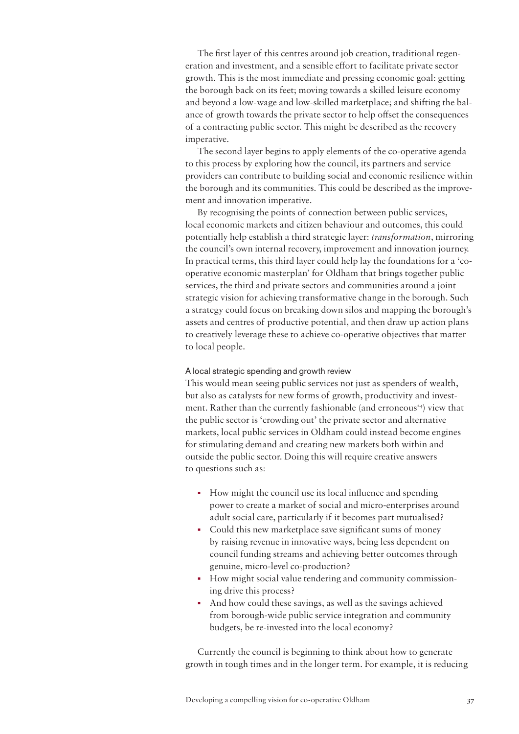The first layer of this centres around job creation, traditional regeneration and investment, and a sensible effort to facilitate private sector growth. This is the most immediate and pressing economic goal: getting the borough back on its feet; moving towards a skilled leisure economy and beyond a low-wage and low-skilled marketplace; and shifting the balance of growth towards the private sector to help offset the consequences of a contracting public sector. This might be described as the recovery imperative.

The second layer begins to apply elements of the co-operative agenda to this process by exploring how the council, its partners and service providers can contribute to building social and economic resilience within the borough and its communities. This could be described as the improvement and innovation imperative.

By recognising the points of connection between public services, local economic markets and citizen behaviour and outcomes, this could potentially help establish a third strategic layer: *transformation*, mirroring the council's own internal recovery, improvement and innovation journey. In practical terms, this third layer could help lay the foundations for a 'co-operative economic masterplan' for Oldham that brings together public services, the third and private sectors and communities around a joint strategic vision for achieving transformative change in the borough. Such a strategy could focus on breaking down silos and mapping the borough's assets and centres of productive potential, and then draw up action plans to creatively leverage these to achieve co-operative objectives that matter to local people.

### A local strategic spending and growth review

This would mean seeing public services not just as spenders of wealth, but also as catalysts for new forms of growth, productivity and investment. Rather than the currently fashionable (and erroneous[24]) view that the public sector is 'crowding out' the private sector and alternative markets, local public services in Oldham could instead become engines for stimulating demand and creating new markets both within and outside the public sector. Doing this will require creative answers to questions such as:

- How might the council use its local influence and spending power to create a market of social and micro-enterprises around adult social care, particularly if it becomes part mutualised?
- Could this new marketplace save significant sums of money by raising revenue in innovative ways, being less dependent on council funding streams and achieving better outcomes through genuine, micro-level co-production?
- How might social value tendering and community commissioning drive this process?
- And how could these savings, as well as the savings achieved from borough-wide public service integration and community budgets, be re-invested into the local economy?

Currently the council is beginning to think about how to generate growth in tough times and in the longer term. For example, it is reducing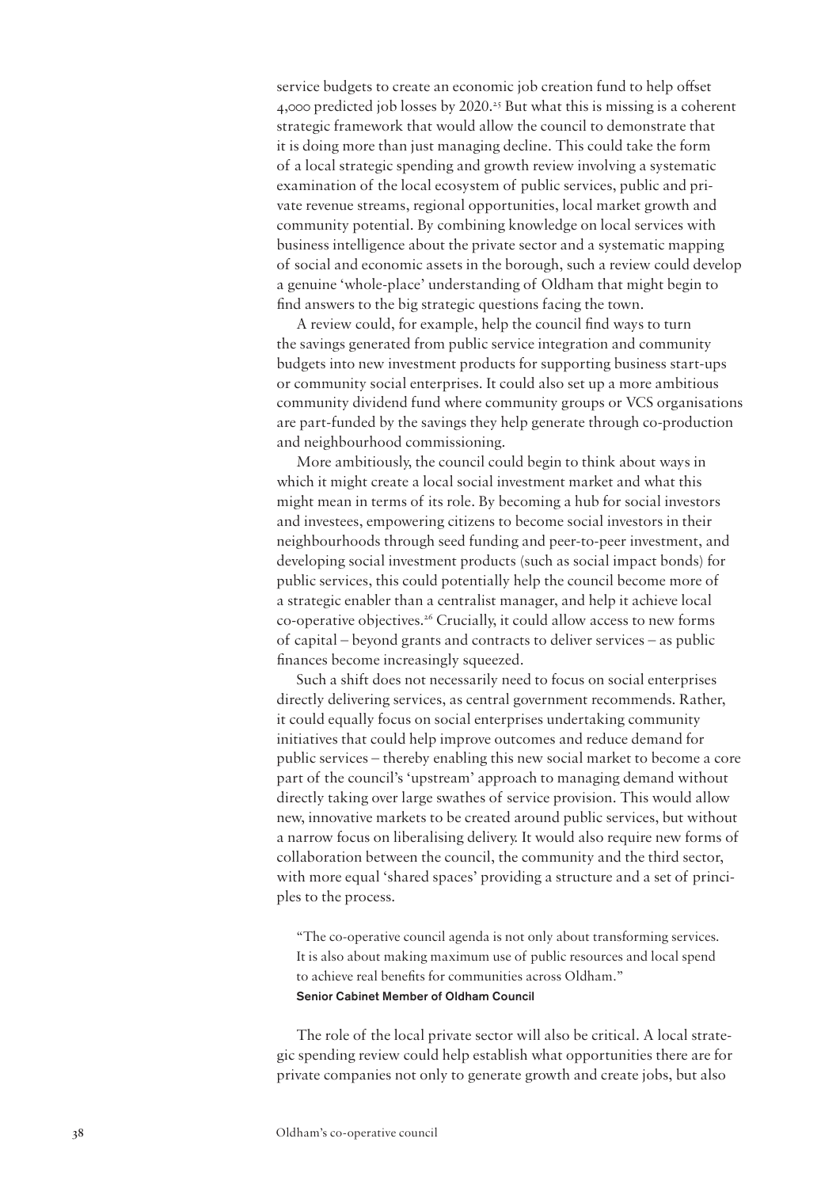service budgets to create an economic job creation fund to help offset 4,000 predicted job losses by 2020.[25] But what this is missing is a coherent strategic framework that would allow the council to demonstrate that it is doing more than just managing decline. This could take the form of a local strategic spending and growth review involving a systematic examination of the local ecosystem of public services, public and private revenue streams, regional opportunities, local market growth and community potential. By combining knowledge on local services with business intelligence about the private sector and a systematic mapping of social and economic assets in the borough, such a review could develop a genuine 'whole-place' understanding of Oldham that might begin to find answers to the big strategic questions facing the town.

A review could, for example, help the council find ways to turn the savings generated from public service integration and community budgets into new investment products for supporting business start-ups or community social enterprises. It could also set up a more ambitious community dividend fund where community groups or VCS organisations are part-funded by the savings they help generate through co-production and neighbourhood commissioning.

More ambitiously, the council could begin to think about ways in which it might create a local social investment market and what this might mean in terms of its role. By becoming a hub for social investors and investees, empowering citizens to become social investors in their neighbourhoods through seed funding and peer-to-peer investment, and developing social investment products (such as social impact bonds) for public services, this could potentially help the council become more of a strategic enabler than a centralist manager, and help it achieve local co-operative objectives.[26] Crucially, it could allow access to new forms of capital – beyond grants and contracts to deliver services – as public finances become increasingly squeezed.

Such a shift does not necessarily need to focus on social enterprises directly delivering services, as central government recommends. Rather, it could equally focus on social enterprises undertaking community initiatives that could help improve outcomes and reduce demand for public services – thereby enabling this new social market to become a core part of the council's 'upstream' approach to managing demand without directly taking over large swathes of service provision. This would allow new, innovative markets to be created around public services, but without a narrow focus on liberalising delivery. It would also require new forms of collaboration between the council, the community and the third sector, with more equal 'shared spaces' providing a structure and a set of principles to the process.

> "The co-operative council agenda is not only about transforming services. It is also about making maximum use of public resources and local spend to achieve real benefits for communities across Oldham."
> **Senior Cabinet Member of Oldham Council**

The role of the local private sector will also be critical. A local strategic spending review could help establish what opportunities there are for private companies not only to generate growth and create jobs, but also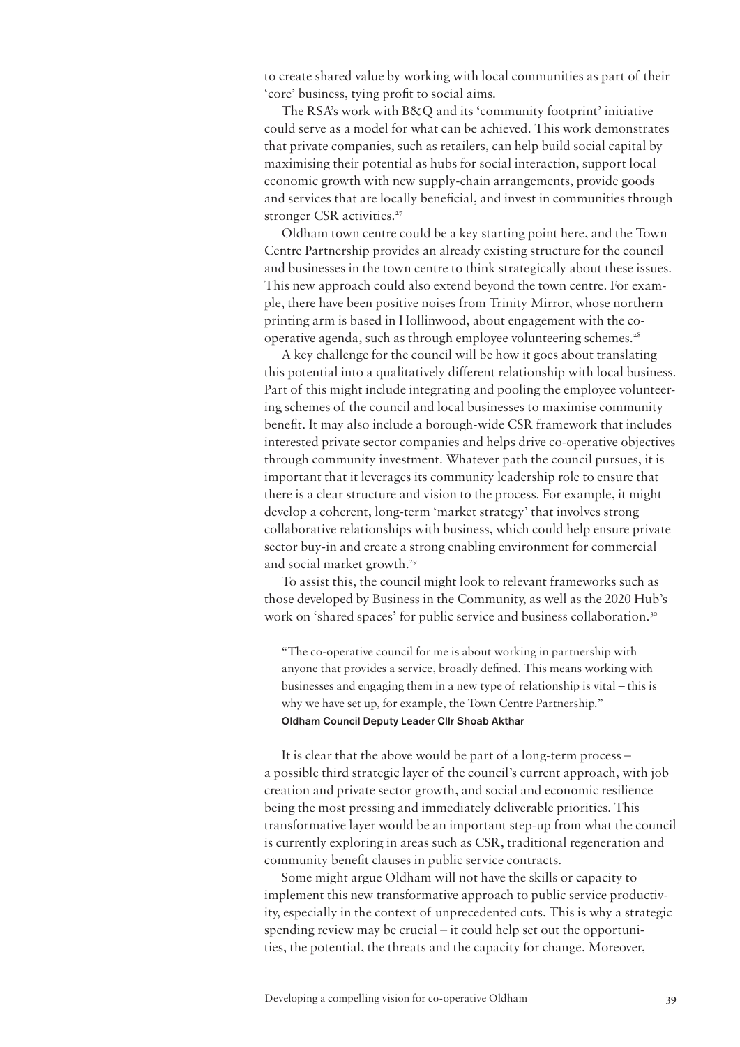to create shared value by working with local communities as part of their 'core' business, tying profit to social aims.

The RSA's work with B&Q and its 'community footprint' initiative could serve as a model for what can be achieved. This work demonstrates that private companies, such as retailers, can help build social capital by maximising their potential as hubs for social interaction, support local economic growth with new supply-chain arrangements, provide goods and services that are locally beneficial, and invest in communities through stronger CSR activities.[27]

Oldham town centre could be a key starting point here, and the Town Centre Partnership provides an already existing structure for the council and businesses in the town centre to think strategically about these issues. This new approach could also extend beyond the town centre. For example, there have been positive noises from Trinity Mirror, whose northern printing arm is based in Hollinwood, about engagement with the co-operative agenda, such as through employee volunteering schemes.[28]

A key challenge for the council will be how it goes about translating this potential into a qualitatively different relationship with local business. Part of this might include integrating and pooling the employee volunteering schemes of the council and local businesses to maximise community benefit. It may also include a borough-wide CSR framework that includes interested private sector companies and helps drive co-operative objectives through community investment. Whatever path the council pursues, it is important that it leverages its community leadership role to ensure that there is a clear structure and vision to the process. For example, it might develop a coherent, long-term 'market strategy' that involves strong collaborative relationships with business, which could help ensure private sector buy-in and create a strong enabling environment for commercial and social market growth.[29]

To assist this, the council might look to relevant frameworks such as those developed by Business in the Community, as well as the 2020 Hub's work on 'shared spaces' for public service and business collaboration.[30]

> "The co-operative council for me is about working in partnership with anyone that provides a service, broadly defined. This means working with businesses and engaging them in a new type of relationship is vital – this is why we have set up, for example, the Town Centre Partnership."
> **Oldham Council Deputy Leader Cllr Shoab Akthar**

It is clear that the above would be part of a long-term process – a possible third strategic layer of the council's current approach, with job creation and private sector growth, and social and economic resilience being the most pressing and immediately deliverable priorities. This transformative layer would be an important step-up from what the council is currently exploring in areas such as CSR, traditional regeneration and community benefit clauses in public service contracts.

Some might argue Oldham will not have the skills or capacity to implement this new transformative approach to public service productivity, especially in the context of unprecedented cuts. This is why a strategic spending review may be crucial – it could help set out the opportunities, the potential, the threats and the capacity for change. Moreover,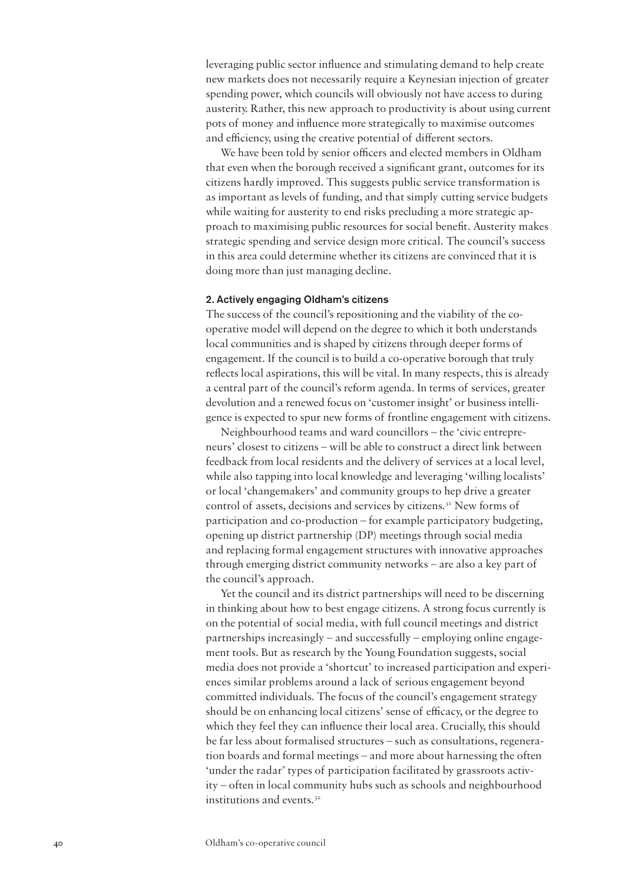leveraging public sector influence and stimulating demand to help create new markets does not necessarily require a Keynesian injection of greater spending power, which councils will obviously not have access to during austerity. Rather, this new approach to productivity is about using current pots of money and influence more strategically to maximise outcomes and efficiency, using the creative potential of different sectors.

We have been told by senior officers and elected members in Oldham that even when the borough received a significant grant, outcomes for its citizens hardly improved. This suggests public service transformation is as important as levels of funding, and that simply cutting service budgets while waiting for austerity to end risks precluding a more strategic approach to maximising public resources for social benefit. Austerity makes strategic spending and service design more critical. The council's success in this area could determine whether its citizens are convinced that it is doing more than just managing decline.

#### 2. Actively engaging Oldham's citizens

The success of the council's repositioning and the viability of the co-operative model will depend on the degree to which it both understands local communities and is shaped by citizens through deeper forms of engagement. If the council is to build a co-operative borough that truly reflects local aspirations, this will be vital. In many respects, this is already a central part of the council's reform agenda. In terms of services, greater devolution and a renewed focus on 'customer insight' or business intelligence is expected to spur new forms of frontline engagement with citizens.

Neighbourhood teams and ward councillors – the 'civic entrepreneurs' closest to citizens – will be able to construct a direct link between feedback from local residents and the delivery of services at a local level, while also tapping into local knowledge and leveraging 'willing localists' or local 'changemakers' and community groups to hep drive a greater control of assets, decisions and services by citizens.[31] New forms of participation and co-production – for example participatory budgeting, opening up district partnership (DP) meetings through social media and replacing formal engagement structures with innovative approaches through emerging district community networks – are also a key part of the council's approach.

Yet the council and its district partnerships will need to be discerning in thinking about how to best engage citizens. A strong focus currently is on the potential of social media, with full council meetings and district partnerships increasingly – and successfully – employing online engagement tools. But as research by the Young Foundation suggests, social media does not provide a 'shortcut' to increased participation and experiences similar problems around a lack of serious engagement beyond committed individuals. The focus of the council's engagement strategy should be on enhancing local citizens' sense of efficacy, or the degree to which they feel they can influence their local area. Crucially, this should be far less about formalised structures – such as consultations, regeneration boards and formal meetings – and more about harnessing the often 'under the radar' types of participation facilitated by grassroots activity – often in local community hubs such as schools and neighbourhood institutions and events.[32]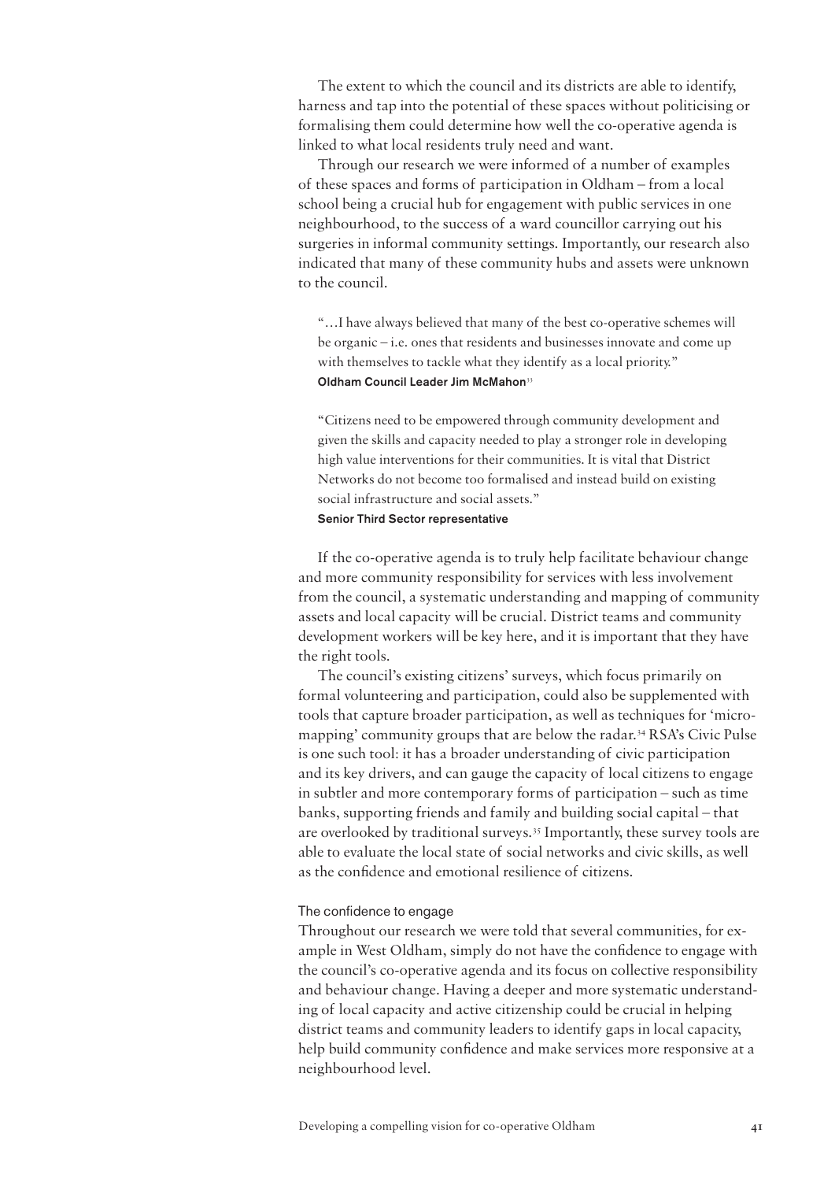The extent to which the council and its districts are able to identify, harness and tap into the potential of these spaces without politicising or formalising them could determine how well the co-operative agenda is linked to what local residents truly need and want.

Through our research we were informed of a number of examples of these spaces and forms of participation in Oldham – from a local school being a crucial hub for engagement with public services in one neighbourhood, to the success of a ward councillor carrying out his surgeries in informal community settings. Importantly, our research also indicated that many of these community hubs and assets were unknown to the council.

> "…I have always believed that many of the best co-operative schemes will be organic – i.e. ones that residents and businesses innovate and come up with themselves to tackle what they identify as a local priority."
> **Oldham Council Leader Jim McMahon**[33]

> "Citizens need to be empowered through community development and given the skills and capacity needed to play a stronger role in developing high value interventions for their communities. It is vital that District Networks do not become too formalised and instead build on existing social infrastructure and social assets."
> **Senior Third Sector representative**

If the co-operative agenda is to truly help facilitate behaviour change and more community responsibility for services with less involvement from the council, a systematic understanding and mapping of community assets and local capacity will be crucial. District teams and community development workers will be key here, and it is important that they have the right tools.

The council's existing citizens' surveys, which focus primarily on formal volunteering and participation, could also be supplemented with tools that capture broader participation, as well as techniques for 'micro-mapping' community groups that are below the radar.[34] RSA's Civic Pulse is one such tool: it has a broader understanding of civic participation and its key drivers, and can gauge the capacity of local citizens to engage in subtler and more contemporary forms of participation – such as time banks, supporting friends and family and building social capital – that are overlooked by traditional surveys.[35] Importantly, these survey tools are able to evaluate the local state of social networks and civic skills, as well as the confidence and emotional resilience of citizens.

### The confidence to engage

Throughout our research we were told that several communities, for example in West Oldham, simply do not have the confidence to engage with the council's co-operative agenda and its focus on collective responsibility and behaviour change. Having a deeper and more systematic understanding of local capacity and active citizenship could be crucial in helping district teams and community leaders to identify gaps in local capacity, help build community confidence and make services more responsive at a neighbourhood level.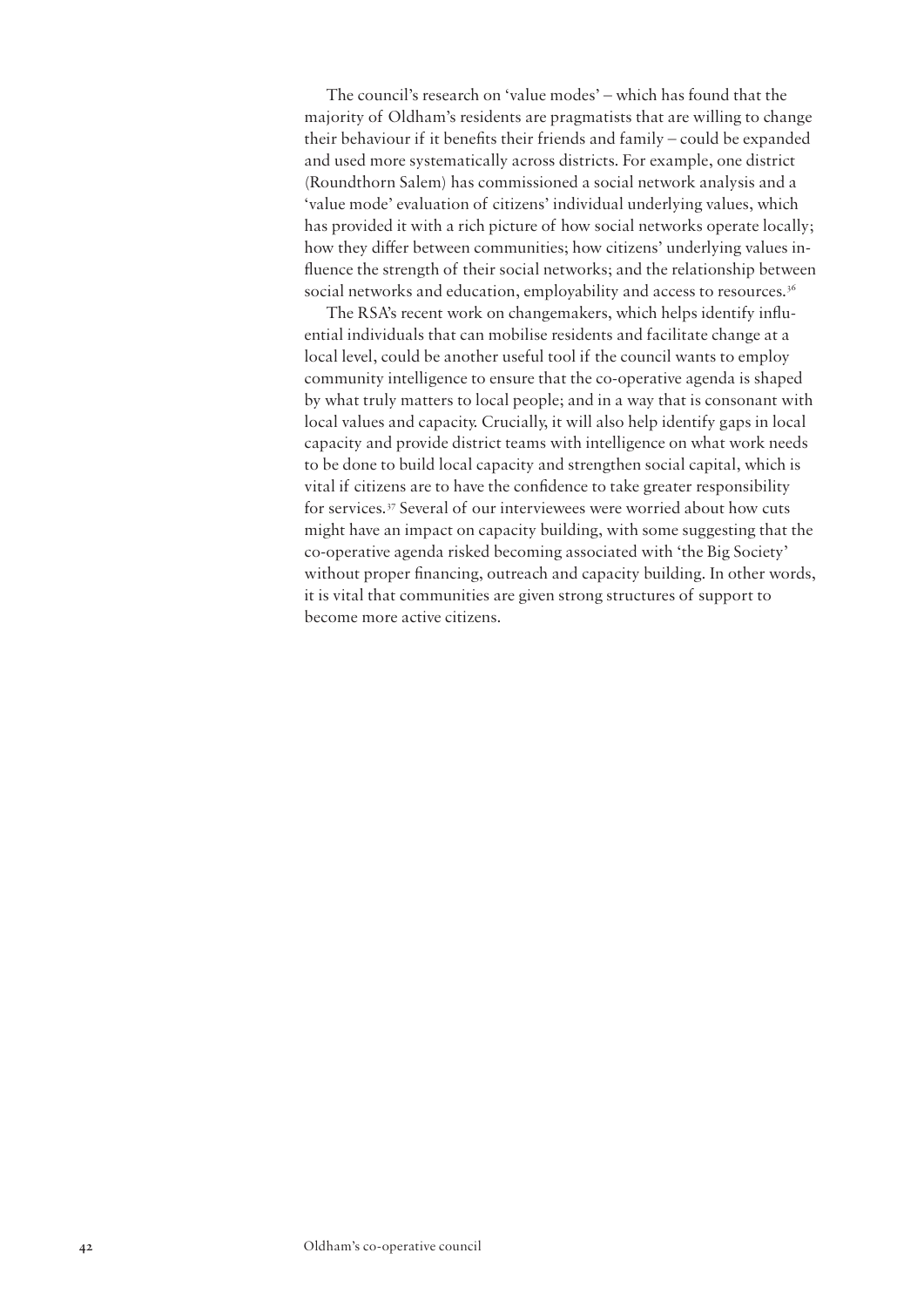The council's research on 'value modes' – which has found that the majority of Oldham's residents are pragmatists that are willing to change their behaviour if it benefits their friends and family – could be expanded and used more systematically across districts. For example, one district (Roundthorn Salem) has commissioned a social network analysis and a 'value mode' evaluation of citizens' individual underlying values, which has provided it with a rich picture of how social networks operate locally; how they differ between communities; how citizens' underlying values influence the strength of their social networks; and the relationship between social networks and education, employability and access to resources.[36]

The RSA's recent work on changemakers, which helps identify influential individuals that can mobilise residents and facilitate change at a local level, could be another useful tool if the council wants to employ community intelligence to ensure that the co-operative agenda is shaped by what truly matters to local people; and in a way that is consonant with local values and capacity. Crucially, it will also help identify gaps in local capacity and provide district teams with intelligence on what work needs to be done to build local capacity and strengthen social capital, which is vital if citizens are to have the confidence to take greater responsibility for services.[37] Several of our interviewees were worried about how cuts might have an impact on capacity building, with some suggesting that the co-operative agenda risked becoming associated with 'the Big Society' without proper financing, outreach and capacity building. In other words, it is vital that communities are given strong structures of support to become more active citizens.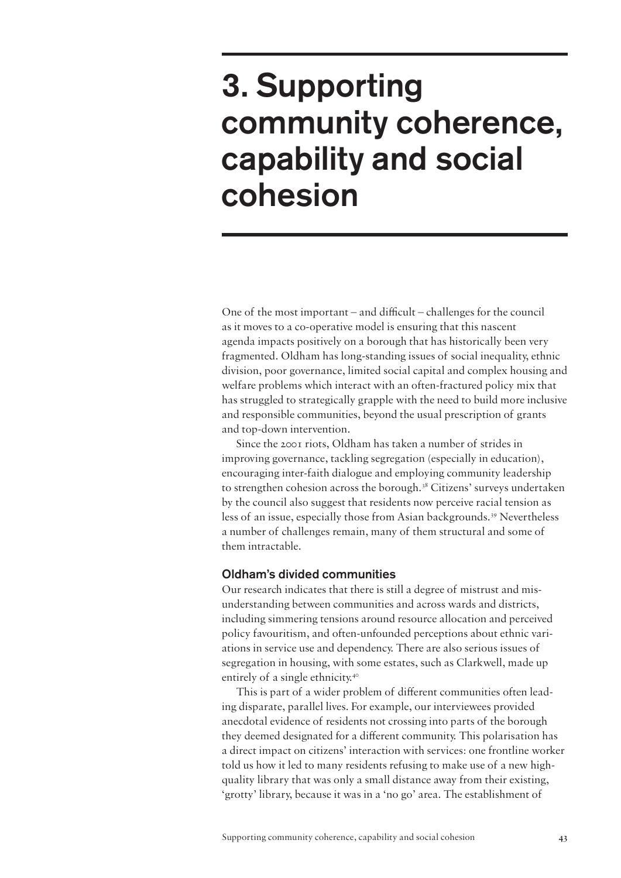# 3. Supporting community coherence, capability and social cohesion

One of the most important – and difficult – challenges for the council as it moves to a co-operative model is ensuring that this nascent agenda impacts positively on a borough that has historically been very fragmented. Oldham has long-standing issues of social inequality, ethnic division, poor governance, limited social capital and complex housing and welfare problems which interact with an often-fractured policy mix that has struggled to strategically grapple with the need to build more inclusive and responsible communities, beyond the usual prescription of grants and top-down intervention.

Since the 2001 riots, Oldham has taken a number of strides in improving governance, tackling segregation (especially in education), encouraging inter-faith dialogue and employing community leadership to strengthen cohesion across the borough.[38] Citizens' surveys undertaken by the council also suggest that residents now perceive racial tension as less of an issue, especially those from Asian backgrounds.[39] Nevertheless a number of challenges remain, many of them structural and some of them intractable.

### Oldham's divided communities

Our research indicates that there is still a degree of mistrust and misunderstanding between communities and across wards and districts, including simmering tensions around resource allocation and perceived policy favouritism, and often-unfounded perceptions about ethnic variations in service use and dependency. There are also serious issues of segregation in housing, with some estates, such as Clarkwell, made up entirely of a single ethnicity.[40]

This is part of a wider problem of different communities often leading disparate, parallel lives. For example, our interviewees provided anecdotal evidence of residents not crossing into parts of the borough they deemed designated for a different community. This polarisation has a direct impact on citizens' interaction with services: one frontline worker told us how it led to many residents refusing to make use of a new high-quality library that was only a small distance away from their existing, 'grotty' library, because it was in a 'no go' area. The establishment of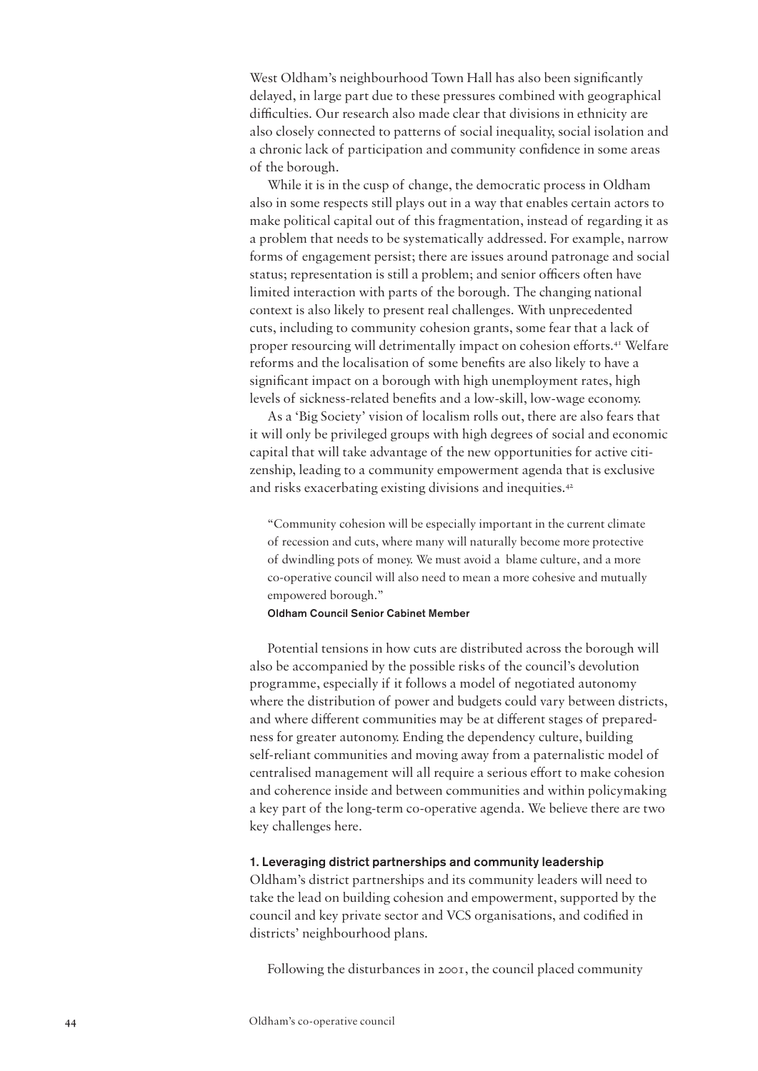West Oldham's neighbourhood Town Hall has also been significantly delayed, in large part due to these pressures combined with geographical difficulties. Our research also made clear that divisions in ethnicity are also closely connected to patterns of social inequality, social isolation and a chronic lack of participation and community confidence in some areas of the borough.

While it is in the cusp of change, the democratic process in Oldham also in some respects still plays out in a way that enables certain actors to make political capital out of this fragmentation, instead of regarding it as a problem that needs to be systematically addressed. For example, narrow forms of engagement persist; there are issues around patronage and social status; representation is still a problem; and senior officers often have limited interaction with parts of the borough. The changing national context is also likely to present real challenges. With unprecedented cuts, including to community cohesion grants, some fear that a lack of proper resourcing will detrimentally impact on cohesion efforts.[41] Welfare reforms and the localisation of some benefits are also likely to have a significant impact on a borough with high unemployment rates, high levels of sickness-related benefits and a low-skill, low-wage economy.

As a 'Big Society' vision of localism rolls out, there are also fears that it will only be privileged groups with high degrees of social and economic capital that will take advantage of the new opportunities for active citizenship, leading to a community empowerment agenda that is exclusive and risks exacerbating existing divisions and inequities.[42]

> "Community cohesion will be especially important in the current climate of recession and cuts, where many will naturally become more protective of dwindling pots of money. We must avoid a blame culture, and a more co-operative council will also need to mean a more cohesive and mutually empowered borough."
>
> **Oldham Council Senior Cabinet Member**

Potential tensions in how cuts are distributed across the borough will also be accompanied by the possible risks of the council's devolution programme, especially if it follows a model of negotiated autonomy where the distribution of power and budgets could vary between districts, and where different communities may be at different stages of preparedness for greater autonomy. Ending the dependency culture, building self-reliant communities and moving away from a paternalistic model of centralised management will all require a serious effort to make cohesion and coherence inside and between communities and within policymaking a key part of the long-term co-operative agenda. We believe there are two key challenges here.

**1. Leveraging district partnerships and community leadership**

Oldham's district partnerships and its community leaders will need to take the lead on building cohesion and empowerment, supported by the council and key private sector and VCS organisations, and codified in districts' neighbourhood plans.

Following the disturbances in 2001, the council placed community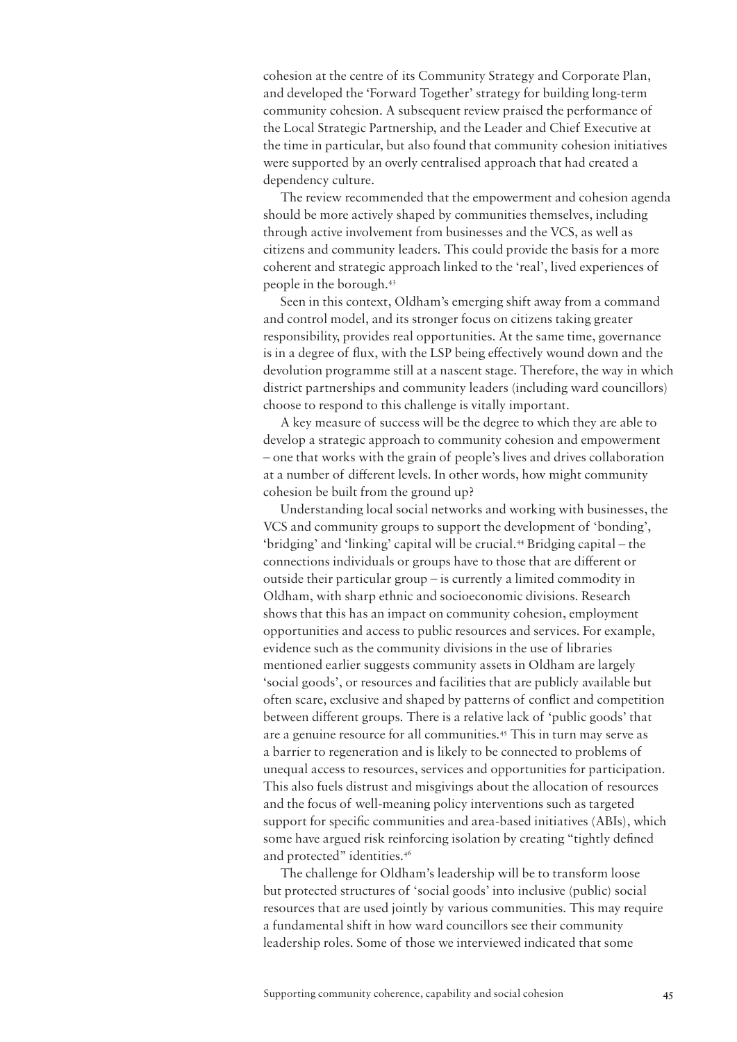cohesion at the centre of its Community Strategy and Corporate Plan, and developed the 'Forward Together' strategy for building long-term community cohesion. A subsequent review praised the performance of the Local Strategic Partnership, and the Leader and Chief Executive at the time in particular, but also found that community cohesion initiatives were supported by an overly centralised approach that had created a dependency culture.

The review recommended that the empowerment and cohesion agenda should be more actively shaped by communities themselves, including through active involvement from businesses and the VCS, as well as citizens and community leaders. This could provide the basis for a more coherent and strategic approach linked to the 'real', lived experiences of people in the borough.[43]

Seen in this context, Oldham's emerging shift away from a command and control model, and its stronger focus on citizens taking greater responsibility, provides real opportunities. At the same time, governance is in a degree of flux, with the LSP being effectively wound down and the devolution programme still at a nascent stage. Therefore, the way in which district partnerships and community leaders (including ward councillors) choose to respond to this challenge is vitally important.

A key measure of success will be the degree to which they are able to develop a strategic approach to community cohesion and empowerment – one that works with the grain of people's lives and drives collaboration at a number of different levels. In other words, how might community cohesion be built from the ground up?

Understanding local social networks and working with businesses, the VCS and community groups to support the development of 'bonding', 'bridging' and 'linking' capital will be crucial.[44] Bridging capital – the connections individuals or groups have to those that are different or outside their particular group – is currently a limited commodity in Oldham, with sharp ethnic and socioeconomic divisions. Research shows that this has an impact on community cohesion, employment opportunities and access to public resources and services. For example, evidence such as the community divisions in the use of libraries mentioned earlier suggests community assets in Oldham are largely 'social goods', or resources and facilities that are publicly available but often scare, exclusive and shaped by patterns of conflict and competition between different groups. There is a relative lack of 'public goods' that are a genuine resource for all communities.[45] This in turn may serve as a barrier to regeneration and is likely to be connected to problems of unequal access to resources, services and opportunities for participation. This also fuels distrust and misgivings about the allocation of resources and the focus of well-meaning policy interventions such as targeted support for specific communities and area-based initiatives (ABIs), which some have argued risk reinforcing isolation by creating "tightly defined and protected" identities.[46]

The challenge for Oldham's leadership will be to transform loose but protected structures of 'social goods' into inclusive (public) social resources that are used jointly by various communities. This may require a fundamental shift in how ward councillors see their community leadership roles. Some of those we interviewed indicated that some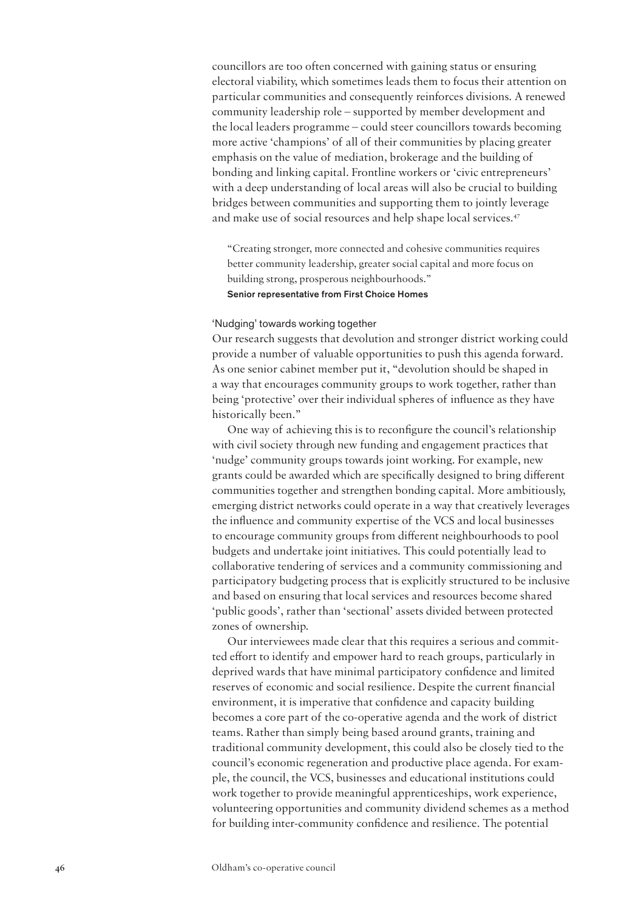councillors are too often concerned with gaining status or ensuring electoral viability, which sometimes leads them to focus their attention on particular communities and consequently reinforces divisions. A renewed community leadership role – supported by member development and the local leaders programme – could steer councillors towards becoming more active 'champions' of all of their communities by placing greater emphasis on the value of mediation, brokerage and the building of bonding and linking capital. Frontline workers or 'civic entrepreneurs' with a deep understanding of local areas will also be crucial to building bridges between communities and supporting them to jointly leverage and make use of social resources and help shape local services.[47]

> "Creating stronger, more connected and cohesive communities requires better community leadership, greater social capital and more focus on building strong, prosperous neighbourhoods."
> **Senior representative from First Choice Homes**

### 'Nudging' towards working together

Our research suggests that devolution and stronger district working could provide a number of valuable opportunities to push this agenda forward. As one senior cabinet member put it, "devolution should be shaped in a way that encourages community groups to work together, rather than being 'protective' over their individual spheres of influence as they have historically been."

One way of achieving this is to reconfigure the council's relationship with civil society through new funding and engagement practices that 'nudge' community groups towards joint working. For example, new grants could be awarded which are specifically designed to bring different communities together and strengthen bonding capital. More ambitiously, emerging district networks could operate in a way that creatively leverages the influence and community expertise of the VCS and local businesses to encourage community groups from different neighbourhoods to pool budgets and undertake joint initiatives. This could potentially lead to collaborative tendering of services and a community commissioning and participatory budgeting process that is explicitly structured to be inclusive and based on ensuring that local services and resources become shared 'public goods', rather than 'sectional' assets divided between protected zones of ownership.

Our interviewees made clear that this requires a serious and committed effort to identify and empower hard to reach groups, particularly in deprived wards that have minimal participatory confidence and limited reserves of economic and social resilience. Despite the current financial environment, it is imperative that confidence and capacity building becomes a core part of the co-operative agenda and the work of district teams. Rather than simply being based around grants, training and traditional community development, this could also be closely tied to the council's economic regeneration and productive place agenda. For example, the council, the VCS, businesses and educational institutions could work together to provide meaningful apprenticeships, work experience, volunteering opportunities and community dividend schemes as a method for building inter-community confidence and resilience. The potential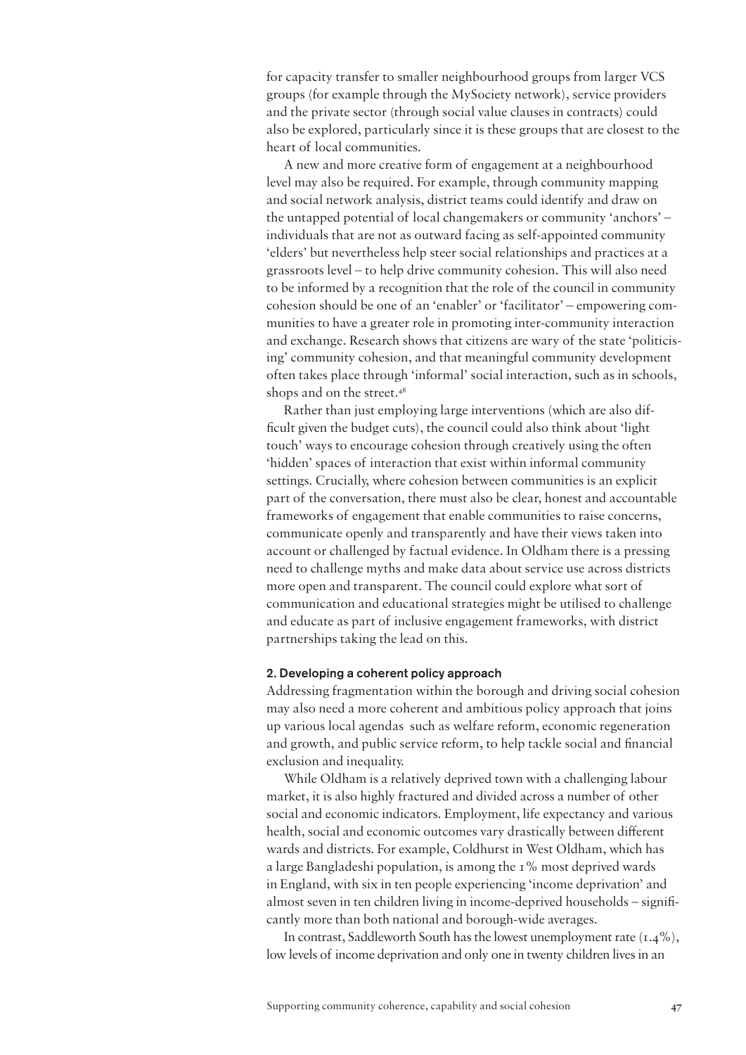for capacity transfer to smaller neighbourhood groups from larger VCS groups (for example through the MySociety network), service providers and the private sector (through social value clauses in contracts) could also be explored, particularly since it is these groups that are closest to the heart of local communities.

A new and more creative form of engagement at a neighbourhood level may also be required. For example, through community mapping and social network analysis, district teams could identify and draw on the untapped potential of local changemakers or community 'anchors' – individuals that are not as outward facing as self-appointed community 'elders' but nevertheless help steer social relationships and practices at a grassroots level – to help drive community cohesion. This will also need to be informed by a recognition that the role of the council in community cohesion should be one of an 'enabler' or 'facilitator' – empowering communities to have a greater role in promoting inter-community interaction and exchange. Research shows that citizens are wary of the state 'politicising' community cohesion, and that meaningful community development often takes place through 'informal' social interaction, such as in schools, shops and on the street.[48]

Rather than just employing large interventions (which are also difficult given the budget cuts), the council could also think about 'light touch' ways to encourage cohesion through creatively using the often 'hidden' spaces of interaction that exist within informal community settings. Crucially, where cohesion between communities is an explicit part of the conversation, there must also be clear, honest and accountable frameworks of engagement that enable communities to raise concerns, communicate openly and transparently and have their views taken into account or challenged by factual evidence. In Oldham there is a pressing need to challenge myths and make data about service use across districts more open and transparent. The council could explore what sort of communication and educational strategies might be utilised to challenge and educate as part of inclusive engagement frameworks, with district partnerships taking the lead on this.

#### 2. Developing a coherent policy approach

Addressing fragmentation within the borough and driving social cohesion may also need a more coherent and ambitious policy approach that joins up various local agendas such as welfare reform, economic regeneration and growth, and public service reform, to help tackle social and financial exclusion and inequality.

While Oldham is a relatively deprived town with a challenging labour market, it is also highly fractured and divided across a number of other social and economic indicators. Employment, life expectancy and various health, social and economic outcomes vary drastically between different wards and districts. For example, Coldhurst in West Oldham, which has a large Bangladeshi population, is among the 1% most deprived wards in England, with six in ten people experiencing 'income deprivation' and almost seven in ten children living in income-deprived households – significantly more than both national and borough-wide averages.

In contrast, Saddleworth South has the lowest unemployment rate (1.4%), low levels of income deprivation and only one in twenty children lives in an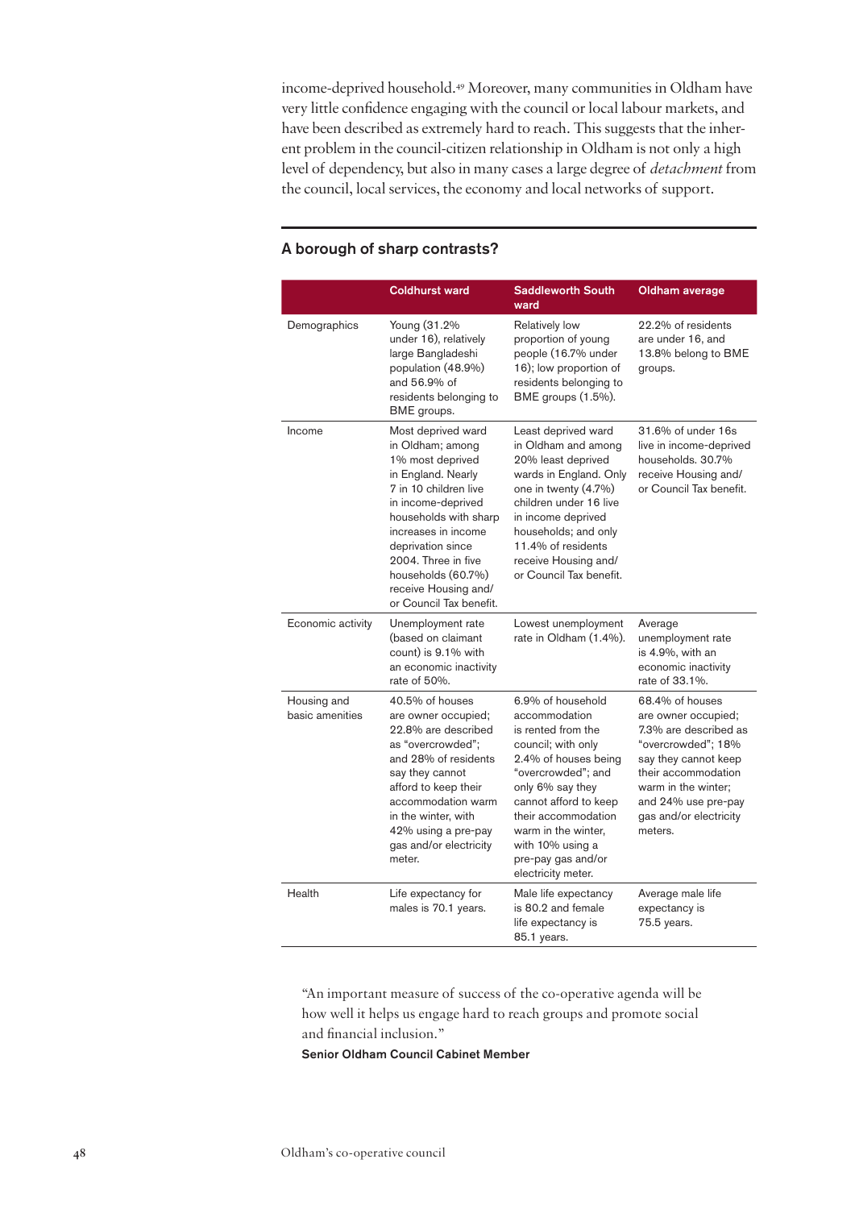income-deprived household.[49] Moreover, many communities in Oldham have very little confidence engaging with the council or local labour markets, and have been described as extremely hard to reach. This suggests that the inherent problem in the council-citizen relationship in Oldham is not only a high level of dependency, but also in many cases a large degree of *detachment* from the council, local services, the economy and local networks of support.

## A borough of sharp contrasts?

| | Coldhurst ward | Saddleworth South ward | Oldham average |
|---|---|---|---|
| Demographics | Young (31.2% under 16), relatively large Bangladeshi population (48.9%) and 56.9% of residents belonging to BME groups. | Relatively low proportion of young people (16.7% under 16); low proportion of residents belonging to BME groups (1.5%). | 22.2% of residents are under 16, and 13.8% belong to BME groups. |
| Income | Most deprived ward in Oldham; among 1% most deprived in England. Nearly 7 in 10 children live in income-deprived households with sharp increases in income deprivation since 2004. Three in five households (60.7%) receive Housing and/or Council Tax benefit. | Least deprived ward in Oldham and among 20% least deprived wards in England. Only one in twenty (4.7%) children under 16 live in income deprived households; and only 11.4% of residents receive Housing and/or Council Tax benefit. | 31.6% of under 16s live in income-deprived households. 30.7% receive Housing and/or Council Tax benefit. |
| Economic activity | Unemployment rate (based on claimant count) is 9.1% with an economic inactivity rate of 50%. | Lowest unemployment rate in Oldham (1.4%). | Average unemployment rate is 4.9%, with an economic inactivity rate of 33.1%. |
| Housing and basic amenities | 40.5% of houses are owner occupied; 22.8% are described as "overcrowded"; and 28% of residents say they cannot afford to keep their accommodation warm in the winter, with 42% using a pre-pay gas and/or electricity meter. | 6.9% of household accommodation is rented from the council; with only 2.4% of houses being "overcrowded"; and only 6% say they cannot afford to keep their accommodation warm in the winter, with 10% using a pre-pay gas and/or electricity meter. | 68.4% of houses are owner occupied; 7.3% are described as "overcrowded"; 18% say they cannot keep their accommodation warm in the winter; and 24% use pre-pay gas and/or electricity meters. |
| Health | Life expectancy for males is 70.1 years. | Male life expectancy is 80.2 and female life expectancy is 85.1 years. | Average male life expectancy is 75.5 years. |

"An important measure of success of the co-operative agenda will be how well it helps us engage hard to reach groups and promote social and financial inclusion."

**Senior Oldham Council Cabinet Member**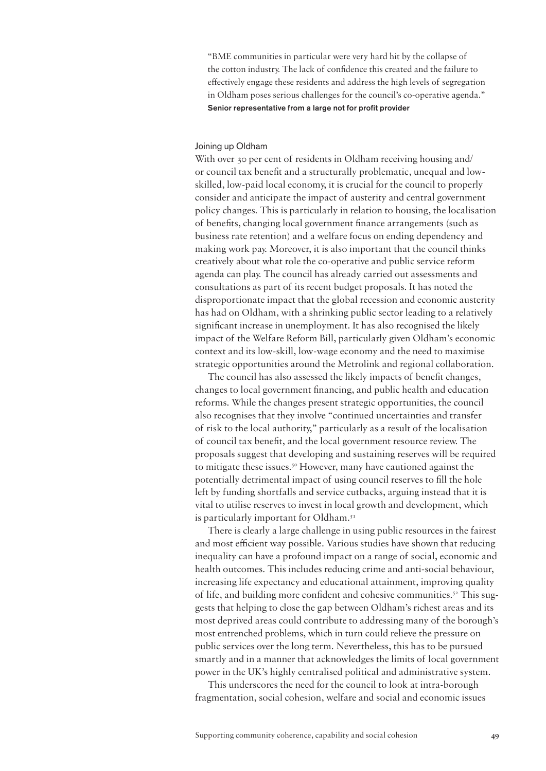> "BME communities in particular were very hard hit by the collapse of the cotton industry. The lack of confidence this created and the failure to effectively engage these residents and address the high levels of segregation in Oldham poses serious challenges for the council's co-operative agenda."
> **Senior representative from a large not for profit provider**

### Joining up Oldham

With over 30 per cent of residents in Oldham receiving housing and/or council tax benefit and a structurally problematic, unequal and low-skilled, low-paid local economy, it is crucial for the council to properly consider and anticipate the impact of austerity and central government policy changes. This is particularly in relation to housing, the localisation of benefits, changing local government finance arrangements (such as business rate retention) and a welfare focus on ending dependency and making work pay. Moreover, it is also important that the council thinks creatively about what role the co-operative and public service reform agenda can play. The council has already carried out assessments and consultations as part of its recent budget proposals. It has noted the disproportionate impact that the global recession and economic austerity has had on Oldham, with a shrinking public sector leading to a relatively significant increase in unemployment. It has also recognised the likely impact of the Welfare Reform Bill, particularly given Oldham's economic context and its low-skill, low-wage economy and the need to maximise strategic opportunities around the Metrolink and regional collaboration.

The council has also assessed the likely impacts of benefit changes, changes to local government financing, and public health and education reforms. While the changes present strategic opportunities, the council also recognises that they involve "continued uncertainties and transfer of risk to the local authority," particularly as a result of the localisation of council tax benefit, and the local government resource review. The proposals suggest that developing and sustaining reserves will be required to mitigate these issues.[50] However, many have cautioned against the potentially detrimental impact of using council reserves to fill the hole left by funding shortfalls and service cutbacks, arguing instead that it is vital to utilise reserves to invest in local growth and development, which is particularly important for Oldham.[51]

There is clearly a large challenge in using public resources in the fairest and most efficient way possible. Various studies have shown that reducing inequality can have a profound impact on a range of social, economic and health outcomes. This includes reducing crime and anti-social behaviour, increasing life expectancy and educational attainment, improving quality of life, and building more confident and cohesive communities.[52] This suggests that helping to close the gap between Oldham's richest areas and its most deprived areas could contribute to addressing many of the borough's most entrenched problems, which in turn could relieve the pressure on public services over the long term. Nevertheless, this has to be pursued smartly and in a manner that acknowledges the limits of local government power in the UK's highly centralised political and administrative system.

This underscores the need for the council to look at intra-borough fragmentation, social cohesion, welfare and social and economic issues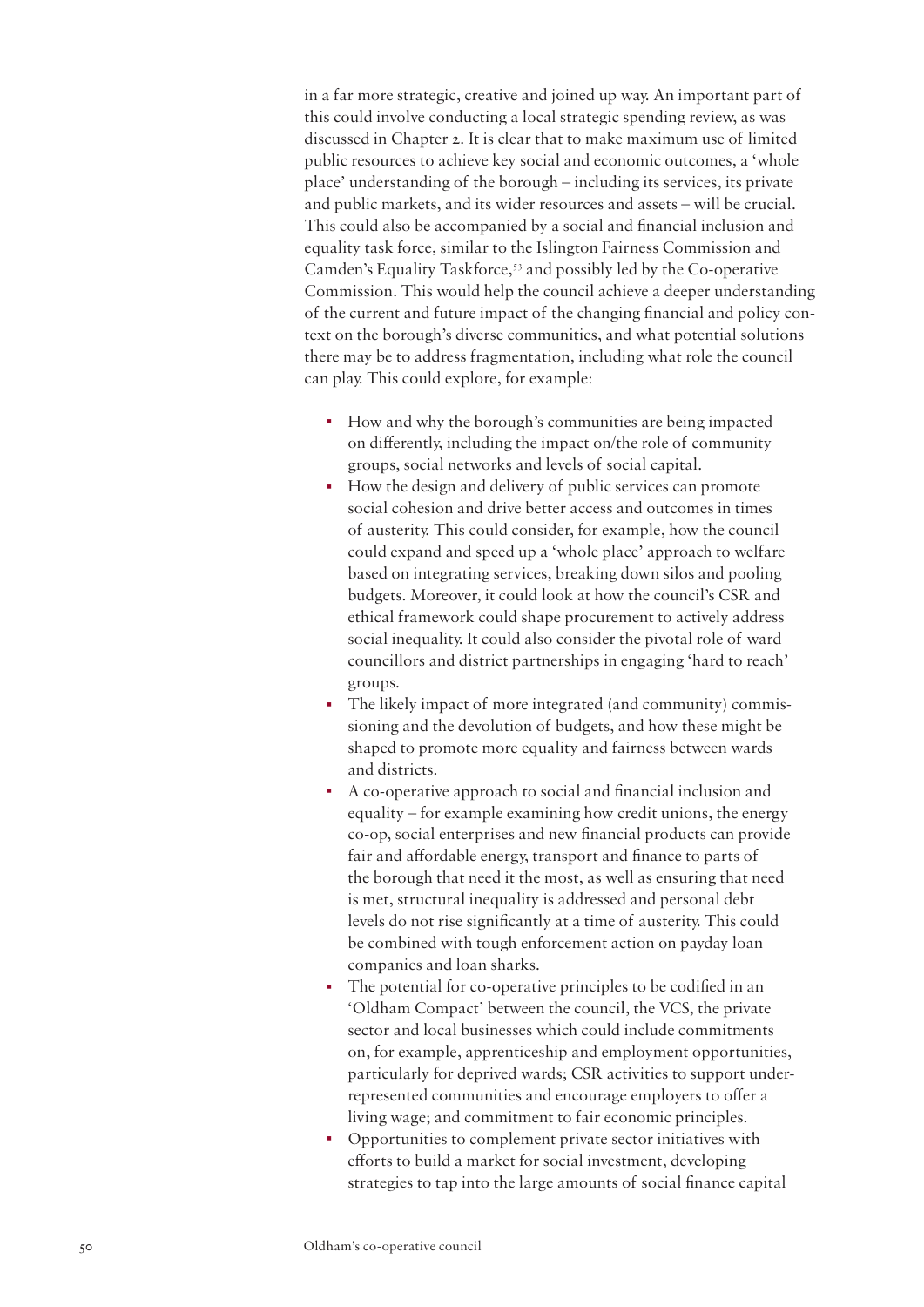in a far more strategic, creative and joined up way. An important part of this could involve conducting a local strategic spending review, as was discussed in Chapter 2. It is clear that to make maximum use of limited public resources to achieve key social and economic outcomes, a 'whole place' understanding of the borough – including its services, its private and public markets, and its wider resources and assets – will be crucial. This could also be accompanied by a social and financial inclusion and equality task force, similar to the Islington Fairness Commission and Camden's Equality Taskforce,[53] and possibly led by the Co-operative Commission. This would help the council achieve a deeper understanding of the current and future impact of the changing financial and policy context on the borough's diverse communities, and what potential solutions there may be to address fragmentation, including what role the council can play. This could explore, for example:

- How and why the borough's communities are being impacted on differently, including the impact on/the role of community groups, social networks and levels of social capital.
- How the design and delivery of public services can promote social cohesion and drive better access and outcomes in times of austerity. This could consider, for example, how the council could expand and speed up a 'whole place' approach to welfare based on integrating services, breaking down silos and pooling budgets. Moreover, it could look at how the council's CSR and ethical framework could shape procurement to actively address social inequality. It could also consider the pivotal role of ward councillors and district partnerships in engaging 'hard to reach' groups.
- The likely impact of more integrated (and community) commissioning and the devolution of budgets, and how these might be shaped to promote more equality and fairness between wards and districts.
- A co-operative approach to social and financial inclusion and equality – for example examining how credit unions, the energy co-op, social enterprises and new financial products can provide fair and affordable energy, transport and finance to parts of the borough that need it the most, as well as ensuring that need is met, structural inequality is addressed and personal debt levels do not rise significantly at a time of austerity. This could be combined with tough enforcement action on payday loan companies and loan sharks.
- The potential for co-operative principles to be codified in an 'Oldham Compact' between the council, the VCS, the private sector and local businesses which could include commitments on, for example, apprenticeship and employment opportunities, particularly for deprived wards; CSR activities to support under-represented communities and encourage employers to offer a living wage; and commitment to fair economic principles.
- Opportunities to complement private sector initiatives with efforts to build a market for social investment, developing strategies to tap into the large amounts of social finance capital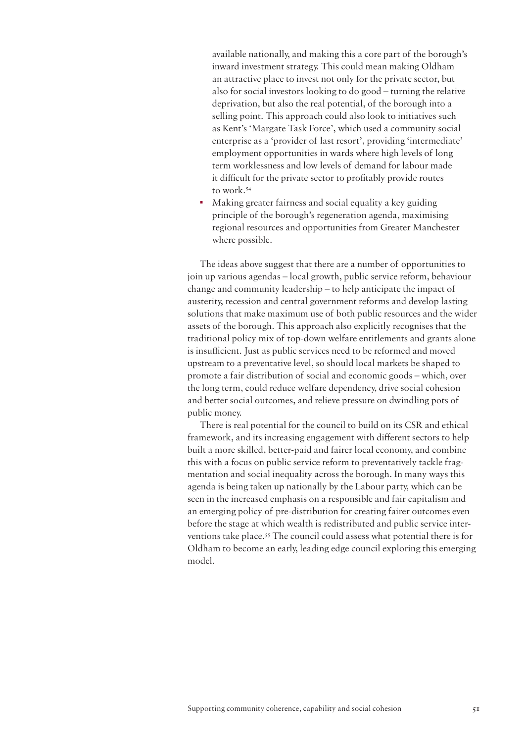available nationally, and making this a core part of the borough's inward investment strategy. This could mean making Oldham an attractive place to invest not only for the private sector, but also for social investors looking to do good – turning the relative deprivation, but also the real potential, of the borough into a selling point. This approach could also look to initiatives such as Kent's 'Margate Task Force', which used a community social enterprise as a 'provider of last resort', providing 'intermediate' employment opportunities in wards where high levels of long term worklessness and low levels of demand for labour made it difficult for the private sector to profitably provide routes to work.[54]

- Making greater fairness and social equality a key guiding principle of the borough's regeneration agenda, maximising regional resources and opportunities from Greater Manchester where possible.

The ideas above suggest that there are a number of opportunities to join up various agendas – local growth, public service reform, behaviour change and community leadership – to help anticipate the impact of austerity, recession and central government reforms and develop lasting solutions that make maximum use of both public resources and the wider assets of the borough. This approach also explicitly recognises that the traditional policy mix of top-down welfare entitlements and grants alone is insufficient. Just as public services need to be reformed and moved upstream to a preventative level, so should local markets be shaped to promote a fair distribution of social and economic goods – which, over the long term, could reduce welfare dependency, drive social cohesion and better social outcomes, and relieve pressure on dwindling pots of public money.

There is real potential for the council to build on its CSR and ethical framework, and its increasing engagement with different sectors to help built a more skilled, better-paid and fairer local economy, and combine this with a focus on public service reform to preventatively tackle fragmentation and social inequality across the borough. In many ways this agenda is being taken up nationally by the Labour party, which can be seen in the increased emphasis on a responsible and fair capitalism and an emerging policy of pre-distribution for creating fairer outcomes even before the stage at which wealth is redistributed and public service interventions take place.[55] The council could assess what potential there is for Oldham to become an early, leading edge council exploring this emerging model.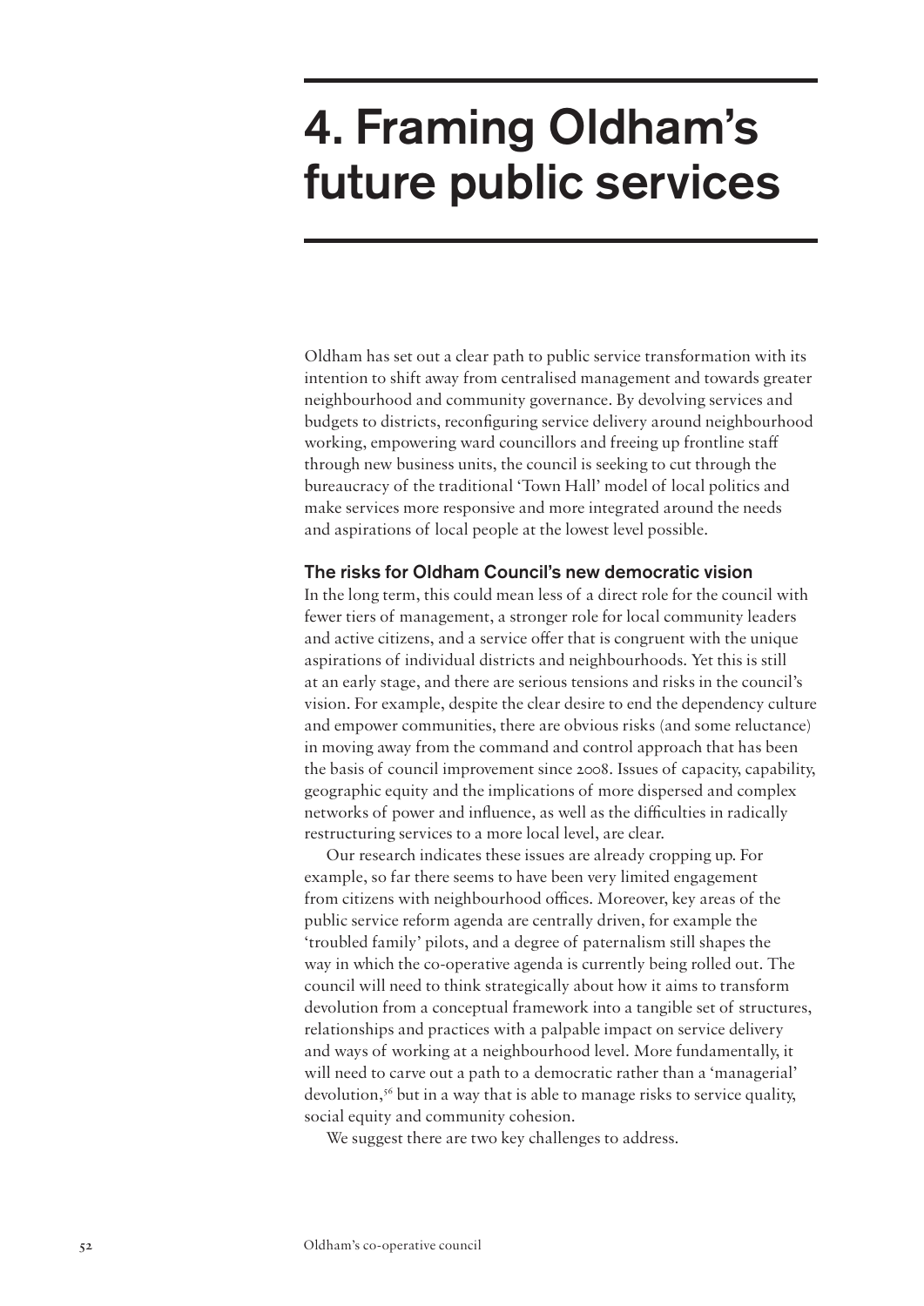# 4. Framing Oldham's future public services

Oldham has set out a clear path to public service transformation with its intention to shift away from centralised management and towards greater neighbourhood and community governance. By devolving services and budgets to districts, reconfiguring service delivery around neighbourhood working, empowering ward councillors and freeing up frontline staff through new business units, the council is seeking to cut through the bureaucracy of the traditional 'Town Hall' model of local politics and make services more responsive and more integrated around the needs and aspirations of local people at the lowest level possible.

## The risks for Oldham Council's new democratic vision

In the long term, this could mean less of a direct role for the council with fewer tiers of management, a stronger role for local community leaders and active citizens, and a service offer that is congruent with the unique aspirations of individual districts and neighbourhoods. Yet this is still at an early stage, and there are serious tensions and risks in the council's vision. For example, despite the clear desire to end the dependency culture and empower communities, there are obvious risks (and some reluctance) in moving away from the command and control approach that has been the basis of council improvement since 2008. Issues of capacity, capability, geographic equity and the implications of more dispersed and complex networks of power and influence, as well as the difficulties in radically restructuring services to a more local level, are clear.

Our research indicates these issues are already cropping up. For example, so far there seems to have been very limited engagement from citizens with neighbourhood offices. Moreover, key areas of the public service reform agenda are centrally driven, for example the 'troubled family' pilots, and a degree of paternalism still shapes the way in which the co-operative agenda is currently being rolled out. The council will need to think strategically about how it aims to transform devolution from a conceptual framework into a tangible set of structures, relationships and practices with a palpable impact on service delivery and ways of working at a neighbourhood level. More fundamentally, it will need to carve out a path to a democratic rather than a 'managerial' devolution,[56] but in a way that is able to manage risks to service quality, social equity and community cohesion.

We suggest there are two key challenges to address.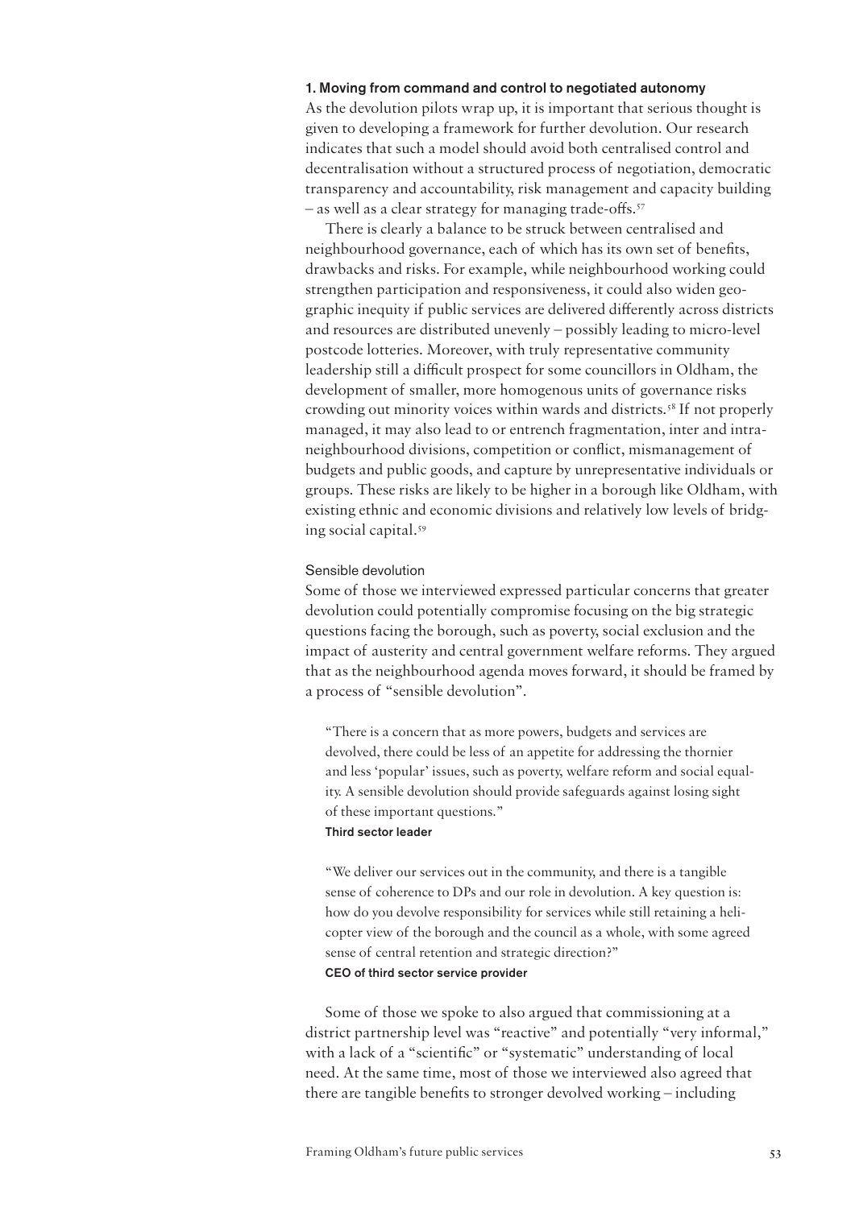### 1. Moving from command and control to negotiated autonomy

As the devolution pilots wrap up, it is important that serious thought is given to developing a framework for further devolution. Our research indicates that such a model should avoid both centralised control and decentralisation without a structured process of negotiation, democratic transparency and accountability, risk management and capacity building – as well as a clear strategy for managing trade-offs.[57]

There is clearly a balance to be struck between centralised and neighbourhood governance, each of which has its own set of benefits, drawbacks and risks. For example, while neighbourhood working could strengthen participation and responsiveness, it could also widen geographic inequity if public services are delivered differently across districts and resources are distributed unevenly – possibly leading to micro-level postcode lotteries. Moreover, with truly representative community leadership still a difficult prospect for some councillors in Oldham, the development of smaller, more homogenous units of governance risks crowding out minority voices within wards and districts.[58] If not properly managed, it may also lead to or entrench fragmentation, inter and intra-neighbourhood divisions, competition or conflict, mismanagement of budgets and public goods, and capture by unrepresentative individuals or groups. These risks are likely to be higher in a borough like Oldham, with existing ethnic and economic divisions and relatively low levels of bridging social capital.[59]

#### Sensible devolution

Some of those we interviewed expressed particular concerns that greater devolution could potentially compromise focusing on the big strategic questions facing the borough, such as poverty, social exclusion and the impact of austerity and central government welfare reforms. They argued that as the neighbourhood agenda moves forward, it should be framed by a process of "sensible devolution".

> "There is a concern that as more powers, budgets and services are devolved, there could be less of an appetite for addressing the thornier and less 'popular' issues, such as poverty, welfare reform and social equality. A sensible devolution should provide safeguards against losing sight of these important questions."
>
> **Third sector leader**

> "We deliver our services out in the community, and there is a tangible sense of coherence to DPs and our role in devolution. A key question is: how do you devolve responsibility for services while still retaining a helicopter view of the borough and the council as a whole, with some agreed sense of central retention and strategic direction?"
>
> **CEO of third sector service provider**

Some of those we spoke to also argued that commissioning at a district partnership level was "reactive" and potentially "very informal," with a lack of a "scientific" or "systematic" understanding of local need. At the same time, most of those we interviewed also agreed that there are tangible benefits to stronger devolved working – including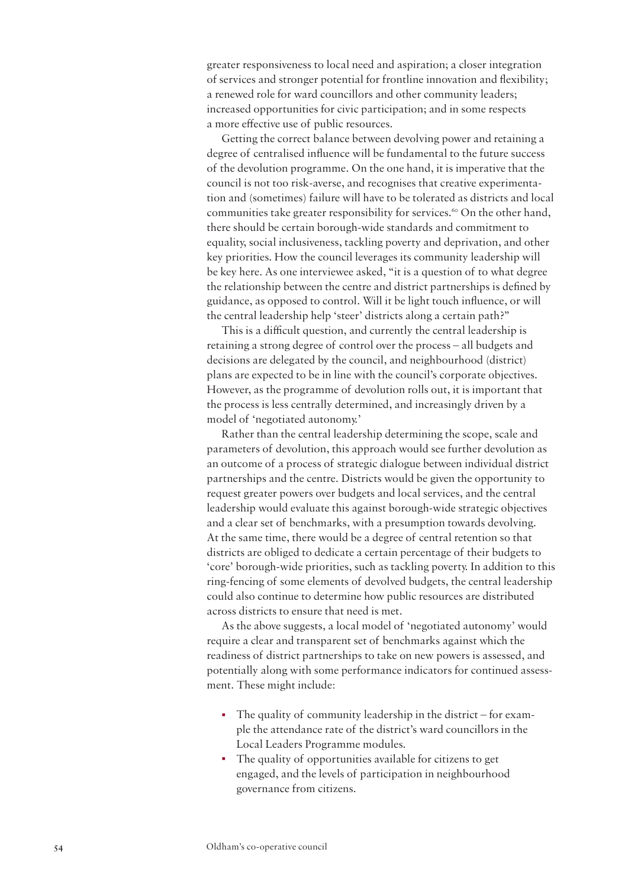greater responsiveness to local need and aspiration; a closer integration of services and stronger potential for frontline innovation and flexibility; a renewed role for ward councillors and other community leaders; increased opportunities for civic participation; and in some respects a more effective use of public resources.

Getting the correct balance between devolving power and retaining a degree of centralised influence will be fundamental to the future success of the devolution programme. On the one hand, it is imperative that the council is not too risk-averse, and recognises that creative experimentation and (sometimes) failure will have to be tolerated as districts and local communities take greater responsibility for services.[60] On the other hand, there should be certain borough-wide standards and commitment to equality, social inclusiveness, tackling poverty and deprivation, and other key priorities. How the council leverages its community leadership will be key here. As one interviewee asked, "it is a question of to what degree the relationship between the centre and district partnerships is defined by guidance, as opposed to control. Will it be light touch influence, or will the central leadership help 'steer' districts along a certain path?"

This is a difficult question, and currently the central leadership is retaining a strong degree of control over the process – all budgets and decisions are delegated by the council, and neighbourhood (district) plans are expected to be in line with the council's corporate objectives. However, as the programme of devolution rolls out, it is important that the process is less centrally determined, and increasingly driven by a model of 'negotiated autonomy.'

Rather than the central leadership determining the scope, scale and parameters of devolution, this approach would see further devolution as an outcome of a process of strategic dialogue between individual district partnerships and the centre. Districts would be given the opportunity to request greater powers over budgets and local services, and the central leadership would evaluate this against borough-wide strategic objectives and a clear set of benchmarks, with a presumption towards devolving. At the same time, there would be a degree of central retention so that districts are obliged to dedicate a certain percentage of their budgets to 'core' borough-wide priorities, such as tackling poverty. In addition to this ring-fencing of some elements of devolved budgets, the central leadership could also continue to determine how public resources are distributed across districts to ensure that need is met.

As the above suggests, a local model of 'negotiated autonomy' would require a clear and transparent set of benchmarks against which the readiness of district partnerships to take on new powers is assessed, and potentially along with some performance indicators for continued assessment. These might include:

- The quality of community leadership in the district – for example the attendance rate of the district's ward councillors in the Local Leaders Programme modules.
- The quality of opportunities available for citizens to get engaged, and the levels of participation in neighbourhood governance from citizens.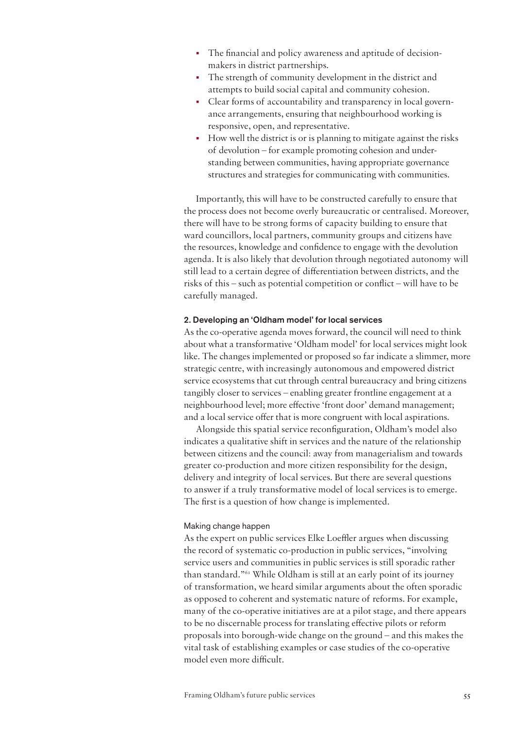- The financial and policy awareness and aptitude of decision-makers in district partnerships.
- The strength of community development in the district and attempts to build social capital and community cohesion.
- Clear forms of accountability and transparency in local governance arrangements, ensuring that neighbourhood working is responsive, open, and representative.
- How well the district is or is planning to mitigate against the risks of devolution – for example promoting cohesion and understanding between communities, having appropriate governance structures and strategies for communicating with communities.

Importantly, this will have to be constructed carefully to ensure that the process does not become overly bureaucratic or centralised. Moreover, there will have to be strong forms of capacity building to ensure that ward councillors, local partners, community groups and citizens have the resources, knowledge and confidence to engage with the devolution agenda. It is also likely that devolution through negotiated autonomy will still lead to a certain degree of differentiation between districts, and the risks of this – such as potential competition or conflict – will have to be carefully managed.

#### 2. Developing an 'Oldham model' for local services

As the co-operative agenda moves forward, the council will need to think about what a transformative 'Oldham model' for local services might look like. The changes implemented or proposed so far indicate a slimmer, more strategic centre, with increasingly autonomous and empowered district service ecosystems that cut through central bureaucracy and bring citizens tangibly closer to services – enabling greater frontline engagement at a neighbourhood level; more effective 'front door' demand management; and a local service offer that is more congruent with local aspirations.

Alongside this spatial service reconfiguration, Oldham's model also indicates a qualitative shift in services and the nature of the relationship between citizens and the council: away from managerialism and towards greater co-production and more citizen responsibility for the design, delivery and integrity of local services. But there are several questions to answer if a truly transformative model of local services is to emerge. The first is a question of how change is implemented.

##### Making change happen

As the expert on public services Elke Loeffler argues when discussing the record of systematic co-production in public services, "involving service users and communities in public services is still sporadic rather than standard."[61] While Oldham is still at an early point of its journey of transformation, we heard similar arguments about the often sporadic as opposed to coherent and systematic nature of reforms. For example, many of the co-operative initiatives are at a pilot stage, and there appears to be no discernable process for translating effective pilots or reform proposals into borough-wide change on the ground – and this makes the vital task of establishing examples or case studies of the co-operative model even more difficult.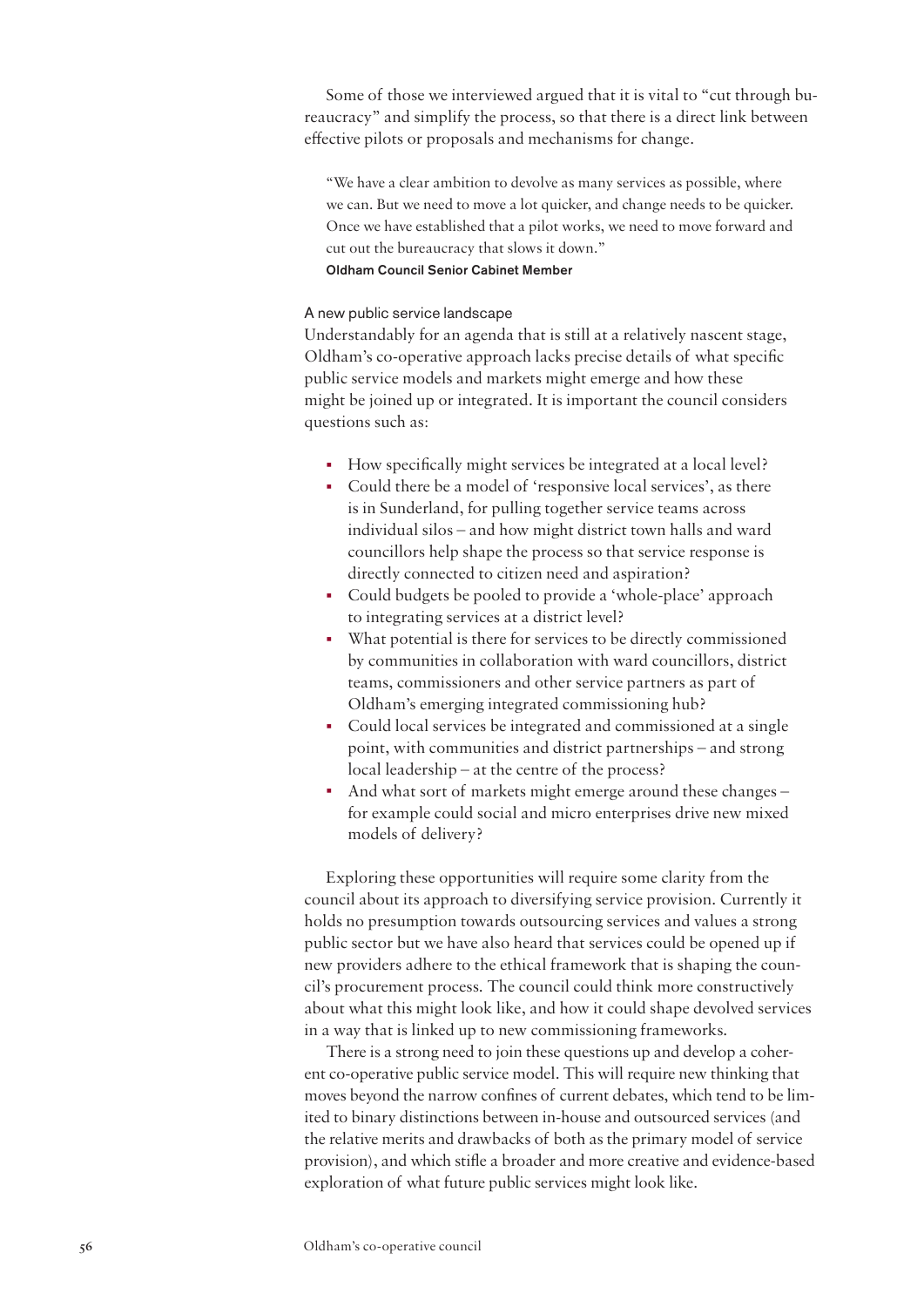Some of those we interviewed argued that it is vital to "cut through bureaucracy" and simplify the process, so that there is a direct link between effective pilots or proposals and mechanisms for change.

> "We have a clear ambition to devolve as many services as possible, where we can. But we need to move a lot quicker, and change needs to be quicker. Once we have established that a pilot works, we need to move forward and cut out the bureaucracy that slows it down."
>
> **Oldham Council Senior Cabinet Member**

### A new public service landscape

Understandably for an agenda that is still at a relatively nascent stage, Oldham's co-operative approach lacks precise details of what specific public service models and markets might emerge and how these might be joined up or integrated. It is important the council considers questions such as:

- How specifically might services be integrated at a local level?
- Could there be a model of 'responsive local services', as there is in Sunderland, for pulling together service teams across individual silos – and how might district town halls and ward councillors help shape the process so that service response is directly connected to citizen need and aspiration?
- Could budgets be pooled to provide a 'whole-place' approach to integrating services at a district level?
- What potential is there for services to be directly commissioned by communities in collaboration with ward councillors, district teams, commissioners and other service partners as part of Oldham's emerging integrated commissioning hub?
- Could local services be integrated and commissioned at a single point, with communities and district partnerships – and strong local leadership – at the centre of the process?
- And what sort of markets might emerge around these changes – for example could social and micro enterprises drive new mixed models of delivery?

Exploring these opportunities will require some clarity from the council about its approach to diversifying service provision. Currently it holds no presumption towards outsourcing services and values a strong public sector but we have also heard that services could be opened up if new providers adhere to the ethical framework that is shaping the council's procurement process. The council could think more constructively about what this might look like, and how it could shape devolved services in a way that is linked up to new commissioning frameworks.

There is a strong need to join these questions up and develop a coherent co-operative public service model. This will require new thinking that moves beyond the narrow confines of current debates, which tend to be limited to binary distinctions between in-house and outsourced services (and the relative merits and drawbacks of both as the primary model of service provision), and which stifle a broader and more creative and evidence-based exploration of what future public services might look like.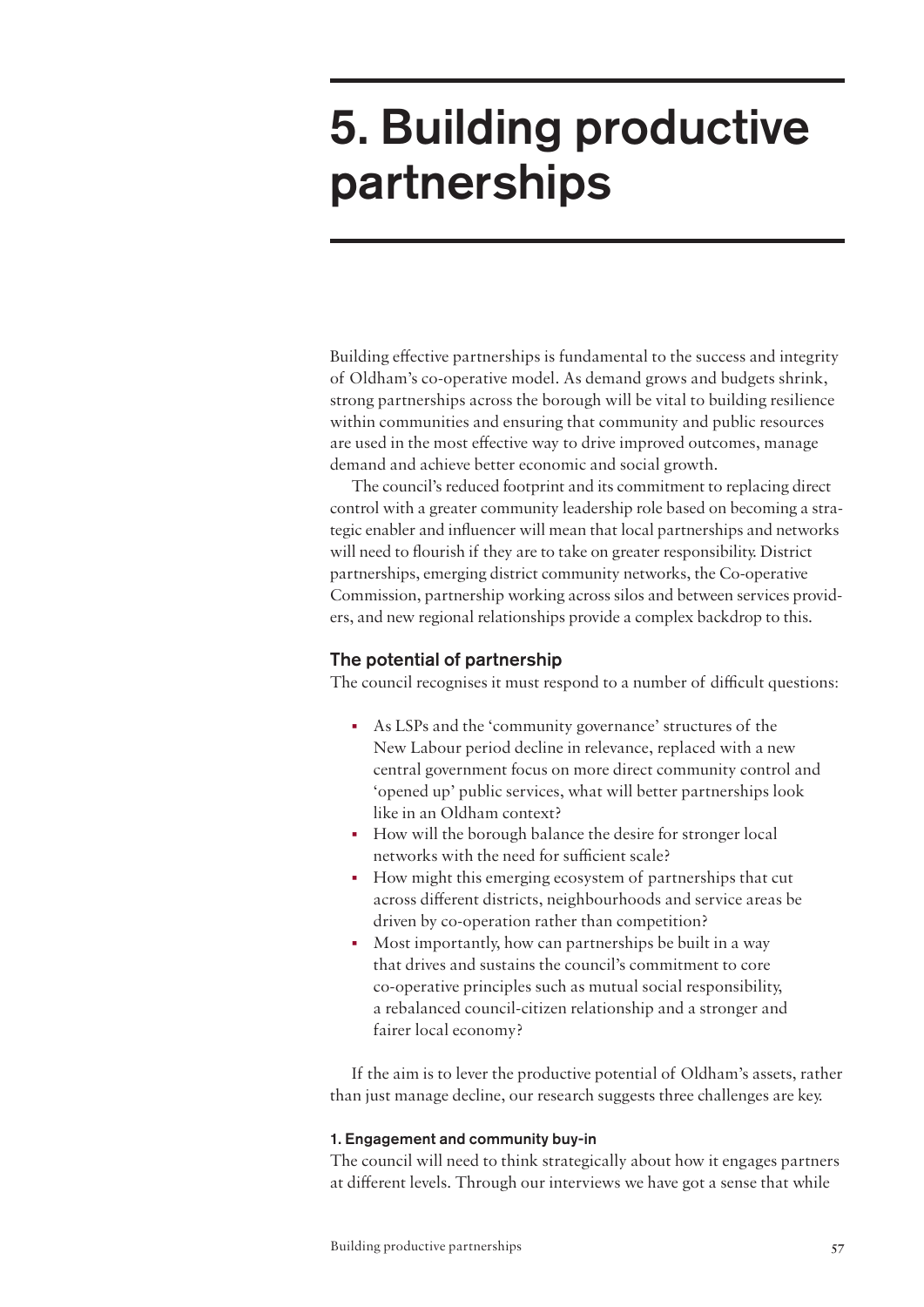# 5. Building productive partnerships

Building effective partnerships is fundamental to the success and integrity of Oldham's co-operative model. As demand grows and budgets shrink, strong partnerships across the borough will be vital to building resilience within communities and ensuring that community and public resources are used in the most effective way to drive improved outcomes, manage demand and achieve better economic and social growth.

The council's reduced footprint and its commitment to replacing direct control with a greater community leadership role based on becoming a strategic enabler and influencer will mean that local partnerships and networks will need to flourish if they are to take on greater responsibility. District partnerships, emerging district community networks, the Co-operative Commission, partnership working across silos and between services providers, and new regional relationships provide a complex backdrop to this.

## The potential of partnership

The council recognises it must respond to a number of difficult questions:

- As LSPs and the 'community governance' structures of the New Labour period decline in relevance, replaced with a new central government focus on more direct community control and 'opened up' public services, what will better partnerships look like in an Oldham context?
- How will the borough balance the desire for stronger local networks with the need for sufficient scale?
- How might this emerging ecosystem of partnerships that cut across different districts, neighbourhoods and service areas be driven by co-operation rather than competition?
- Most importantly, how can partnerships be built in a way that drives and sustains the council's commitment to core co-operative principles such as mutual social responsibility, a rebalanced council-citizen relationship and a stronger and fairer local economy?

If the aim is to lever the productive potential of Oldham's assets, rather than just manage decline, our research suggests three challenges are key.

### 1. Engagement and community buy-in

The council will need to think strategically about how it engages partners at different levels. Through our interviews we have got a sense that while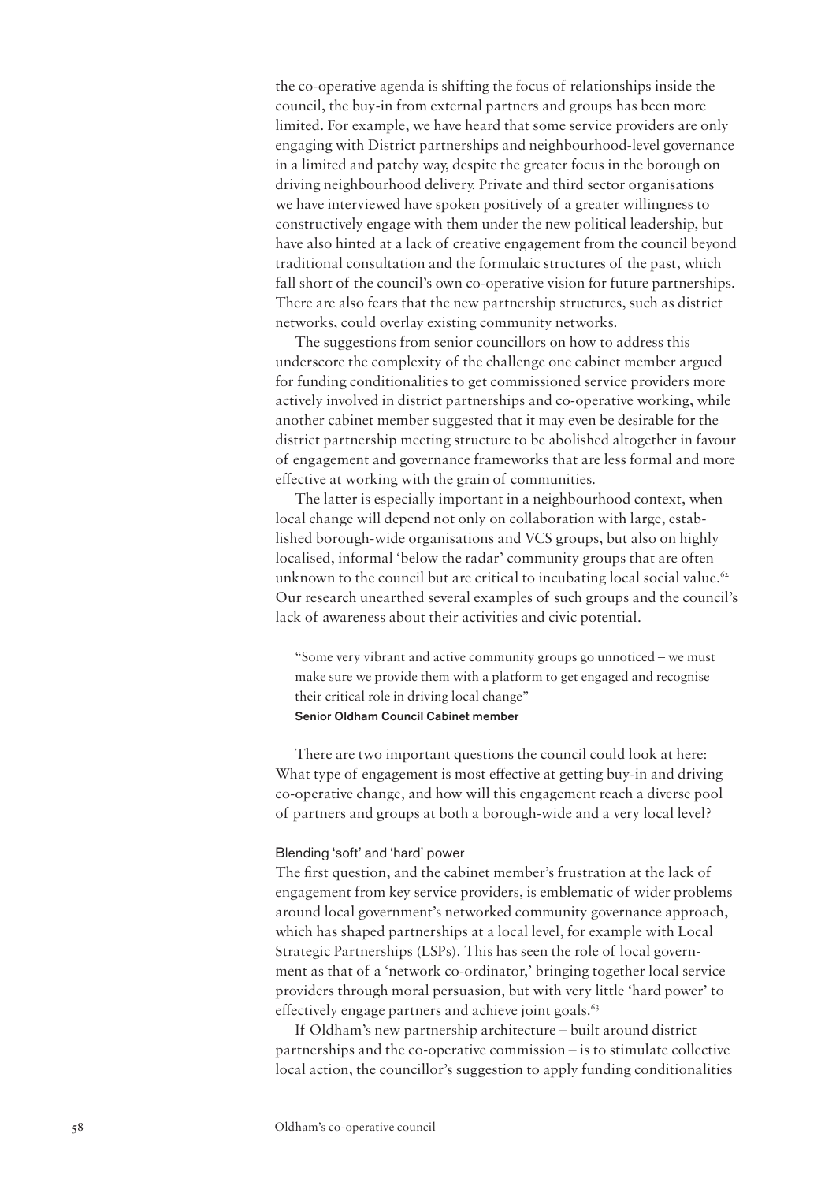the co-operative agenda is shifting the focus of relationships inside the council, the buy-in from external partners and groups has been more limited. For example, we have heard that some service providers are only engaging with District partnerships and neighbourhood-level governance in a limited and patchy way, despite the greater focus in the borough on driving neighbourhood delivery. Private and third sector organisations we have interviewed have spoken positively of a greater willingness to constructively engage with them under the new political leadership, but have also hinted at a lack of creative engagement from the council beyond traditional consultation and the formulaic structures of the past, which fall short of the council's own co-operative vision for future partnerships. There are also fears that the new partnership structures, such as district networks, could overlay existing community networks.

The suggestions from senior councillors on how to address this underscore the complexity of the challenge one cabinet member argued for funding conditionalities to get commissioned service providers more actively involved in district partnerships and co-operative working, while another cabinet member suggested that it may even be desirable for the district partnership meeting structure to be abolished altogether in favour of engagement and governance frameworks that are less formal and more effective at working with the grain of communities.

The latter is especially important in a neighbourhood context, when local change will depend not only on collaboration with large, established borough-wide organisations and VCS groups, but also on highly localised, informal 'below the radar' community groups that are often unknown to the council but are critical to incubating local social value.[62] Our research unearthed several examples of such groups and the council's lack of awareness about their activities and civic potential.

> "Some very vibrant and active community groups go unnoticed – we must make sure we provide them with a platform to get engaged and recognise their critical role in driving local change"
> **Senior Oldham Council Cabinet member**

There are two important questions the council could look at here: What type of engagement is most effective at getting buy-in and driving co-operative change, and how will this engagement reach a diverse pool of partners and groups at both a borough-wide and a very local level?

### Blending 'soft' and 'hard' power

The first question, and the cabinet member's frustration at the lack of engagement from key service providers, is emblematic of wider problems around local government's networked community governance approach, which has shaped partnerships at a local level, for example with Local Strategic Partnerships (LSPs). This has seen the role of local government as that of a 'network co-ordinator,' bringing together local service providers through moral persuasion, but with very little 'hard power' to effectively engage partners and achieve joint goals.[63]

If Oldham's new partnership architecture – built around district partnerships and the co-operative commission – is to stimulate collective local action, the councillor's suggestion to apply funding conditionalities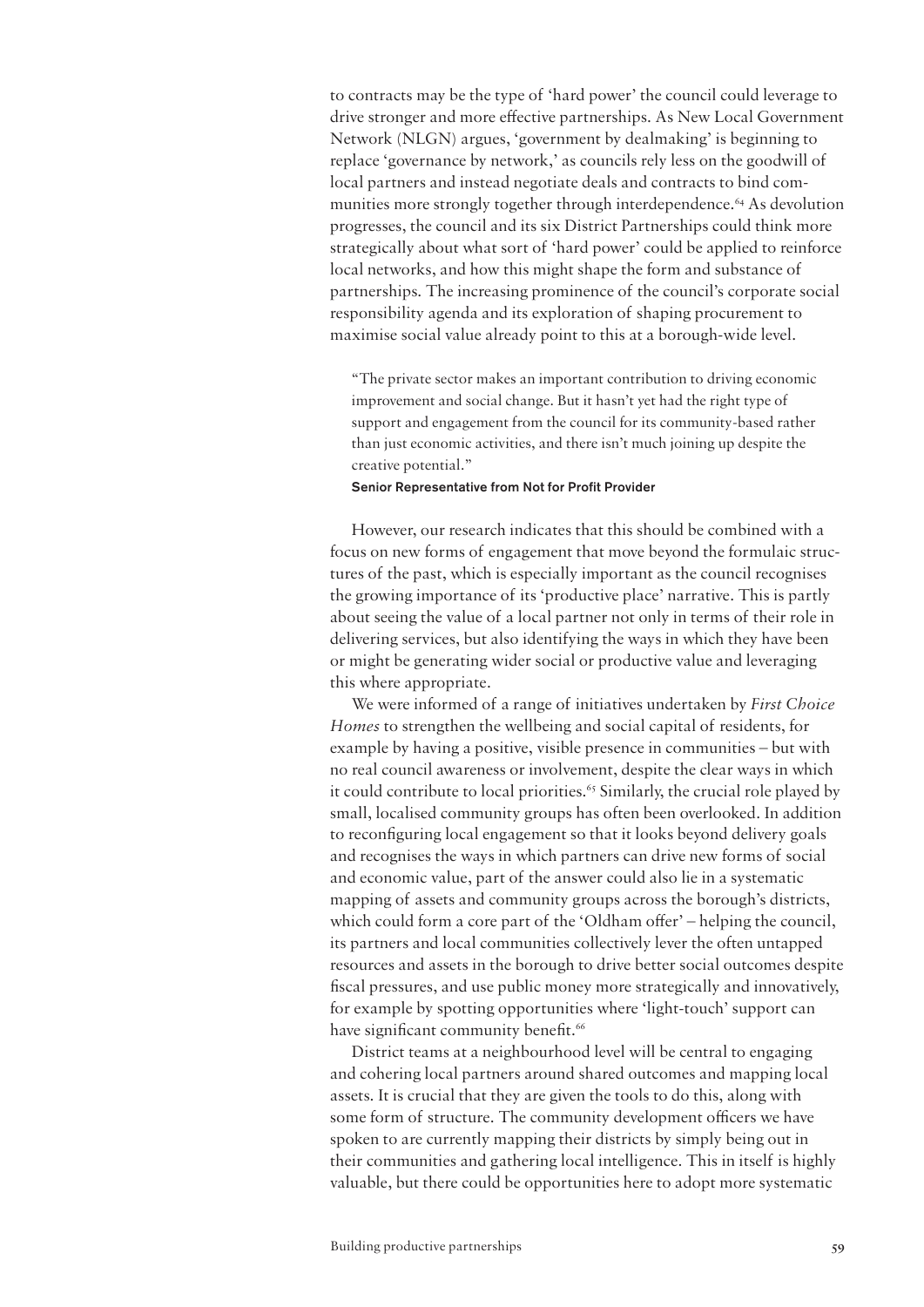to contracts may be the type of 'hard power' the council could leverage to drive stronger and more effective partnerships. As New Local Government Network (NLGN) argues, 'government by dealmaking' is beginning to replace 'governance by network,' as councils rely less on the goodwill of local partners and instead negotiate deals and contracts to bind communities more strongly together through interdependence.[64] As devolution progresses, the council and its six District Partnerships could think more strategically about what sort of 'hard power' could be applied to reinforce local networks, and how this might shape the form and substance of partnerships. The increasing prominence of the council's corporate social responsibility agenda and its exploration of shaping procurement to maximise social value already point to this at a borough-wide level.

> "The private sector makes an important contribution to driving economic improvement and social change. But it hasn't yet had the right type of support and engagement from the council for its community-based rather than just economic activities, and there isn't much joining up despite the creative potential."
>
> **Senior Representative from Not for Profit Provider**

However, our research indicates that this should be combined with a focus on new forms of engagement that move beyond the formulaic structures of the past, which is especially important as the council recognises the growing importance of its 'productive place' narrative. This is partly about seeing the value of a local partner not only in terms of their role in delivering services, but also identifying the ways in which they have been or might be generating wider social or productive value and leveraging this where appropriate.

We were informed of a range of initiatives undertaken by *First Choice Homes* to strengthen the wellbeing and social capital of residents, for example by having a positive, visible presence in communities – but with no real council awareness or involvement, despite the clear ways in which it could contribute to local priorities.[65] Similarly, the crucial role played by small, localised community groups has often been overlooked. In addition to reconfiguring local engagement so that it looks beyond delivery goals and recognises the ways in which partners can drive new forms of social and economic value, part of the answer could also lie in a systematic mapping of assets and community groups across the borough's districts, which could form a core part of the 'Oldham offer' – helping the council, its partners and local communities collectively lever the often untapped resources and assets in the borough to drive better social outcomes despite fiscal pressures, and use public money more strategically and innovatively, for example by spotting opportunities where 'light-touch' support can have significant community benefit.[66]

District teams at a neighbourhood level will be central to engaging and cohering local partners around shared outcomes and mapping local assets. It is crucial that they are given the tools to do this, along with some form of structure. The community development officers we have spoken to are currently mapping their districts by simply being out in their communities and gathering local intelligence. This in itself is highly valuable, but there could be opportunities here to adopt more systematic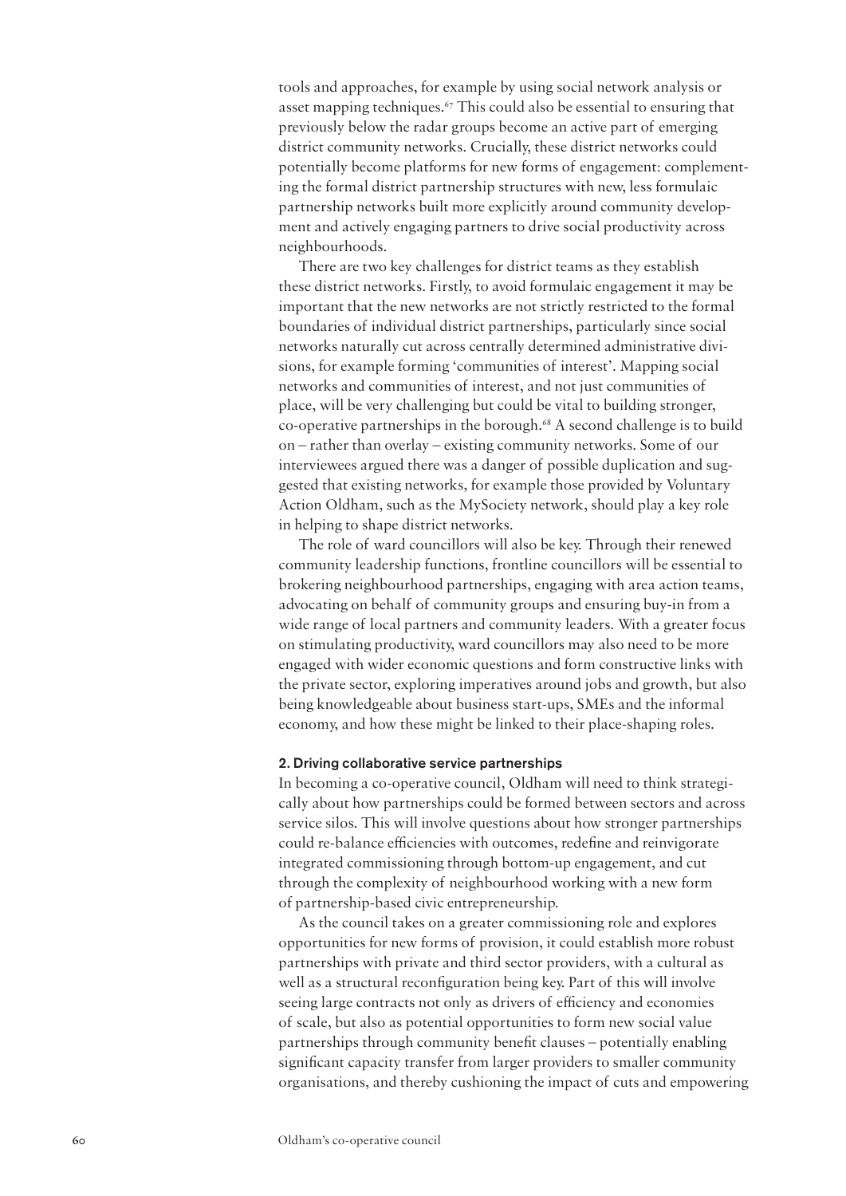tools and approaches, for example by using social network analysis or asset mapping techniques.[67] This could also be essential to ensuring that previously below the radar groups become an active part of emerging district community networks. Crucially, these district networks could potentially become platforms for new forms of engagement: complementing the formal district partnership structures with new, less formulaic partnership networks built more explicitly around community development and actively engaging partners to drive social productivity across neighbourhoods.

There are two key challenges for district teams as they establish these district networks. Firstly, to avoid formulaic engagement it may be important that the new networks are not strictly restricted to the formal boundaries of individual district partnerships, particularly since social networks naturally cut across centrally determined administrative divisions, for example forming 'communities of interest'. Mapping social networks and communities of interest, and not just communities of place, will be very challenging but could be vital to building stronger, co-operative partnerships in the borough.[68] A second challenge is to build on – rather than overlay – existing community networks. Some of our interviewees argued there was a danger of possible duplication and suggested that existing networks, for example those provided by Voluntary Action Oldham, such as the MySociety network, should play a key role in helping to shape district networks.

The role of ward councillors will also be key. Through their renewed community leadership functions, frontline councillors will be essential to brokering neighbourhood partnerships, engaging with area action teams, advocating on behalf of community groups and ensuring buy-in from a wide range of local partners and community leaders. With a greater focus on stimulating productivity, ward councillors may also need to be more engaged with wider economic questions and form constructive links with the private sector, exploring imperatives around jobs and growth, but also being knowledgeable about business start-ups, SMEs and the informal economy, and how these might be linked to their place-shaping roles.

#### 2. Driving collaborative service partnerships

In becoming a co-operative council, Oldham will need to think strategically about how partnerships could be formed between sectors and across service silos. This will involve questions about how stronger partnerships could re-balance efficiencies with outcomes, redefine and reinvigorate integrated commissioning through bottom-up engagement, and cut through the complexity of neighbourhood working with a new form of partnership-based civic entrepreneurship.

As the council takes on a greater commissioning role and explores opportunities for new forms of provision, it could establish more robust partnerships with private and third sector providers, with a cultural as well as a structural reconfiguration being key. Part of this will involve seeing large contracts not only as drivers of efficiency and economies of scale, but also as potential opportunities to form new social value partnerships through community benefit clauses – potentially enabling significant capacity transfer from larger providers to smaller community organisations, and thereby cushioning the impact of cuts and empowering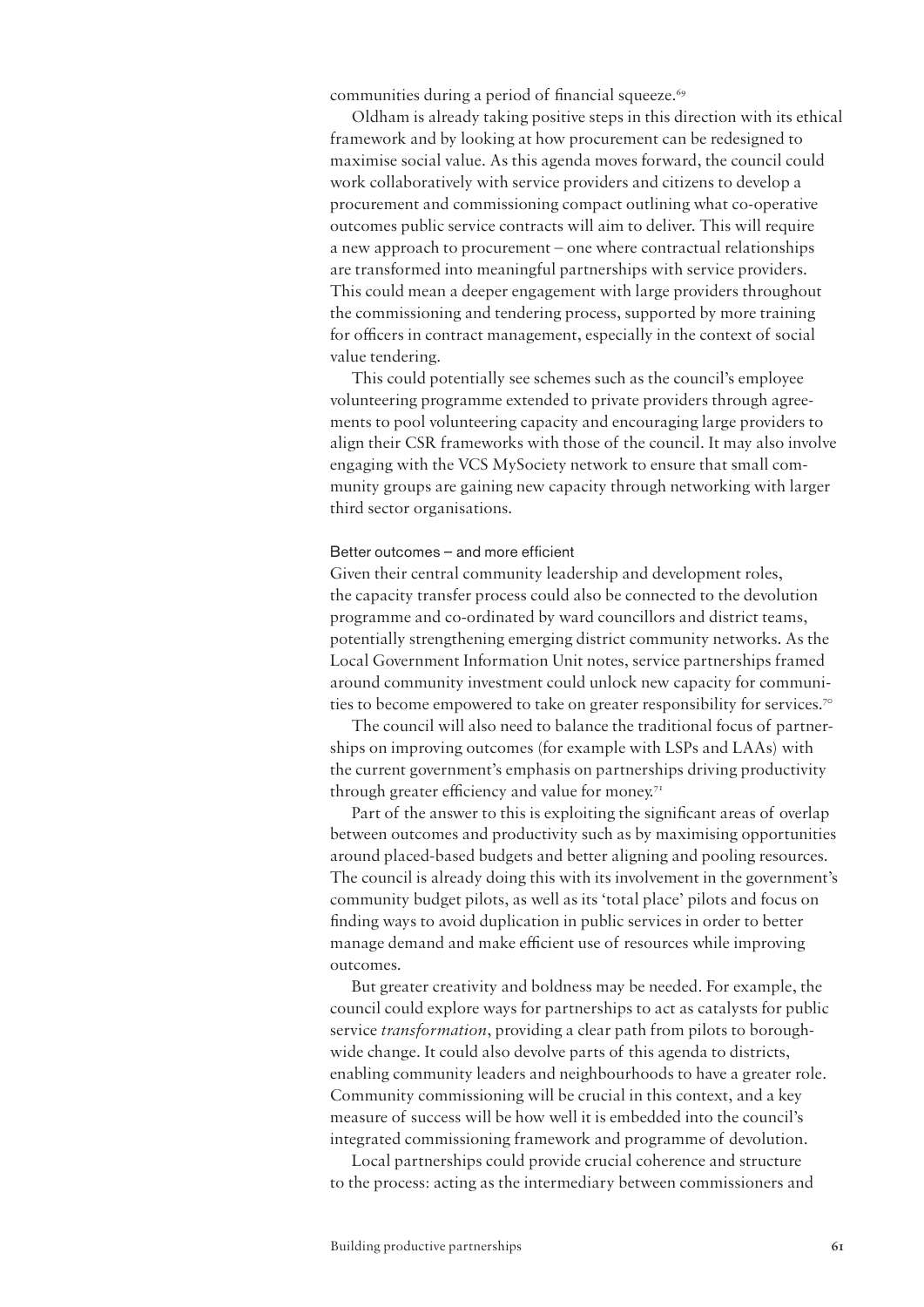communities during a period of financial squeeze.[69]

Oldham is already taking positive steps in this direction with its ethical framework and by looking at how procurement can be redesigned to maximise social value. As this agenda moves forward, the council could work collaboratively with service providers and citizens to develop a procurement and commissioning compact outlining what co-operative outcomes public service contracts will aim to deliver. This will require a new approach to procurement – one where contractual relationships are transformed into meaningful partnerships with service providers. This could mean a deeper engagement with large providers throughout the commissioning and tendering process, supported by more training for officers in contract management, especially in the context of social value tendering.

This could potentially see schemes such as the council's employee volunteering programme extended to private providers through agreements to pool volunteering capacity and encouraging large providers to align their CSR frameworks with those of the council. It may also involve engaging with the VCS MySociety network to ensure that small community groups are gaining new capacity through networking with larger third sector organisations.

### Better outcomes – and more efficient

Given their central community leadership and development roles, the capacity transfer process could also be connected to the devolution programme and co-ordinated by ward councillors and district teams, potentially strengthening emerging district community networks. As the Local Government Information Unit notes, service partnerships framed around community investment could unlock new capacity for communities to become empowered to take on greater responsibility for services.[70]

The council will also need to balance the traditional focus of partnerships on improving outcomes (for example with LSPs and LAAs) with the current government's emphasis on partnerships driving productivity through greater efficiency and value for money.[71]

Part of the answer to this is exploiting the significant areas of overlap between outcomes and productivity such as by maximising opportunities around placed-based budgets and better aligning and pooling resources. The council is already doing this with its involvement in the government's community budget pilots, as well as its 'total place' pilots and focus on finding ways to avoid duplication in public services in order to better manage demand and make efficient use of resources while improving outcomes.

But greater creativity and boldness may be needed. For example, the council could explore ways for partnerships to act as catalysts for public service *transformation*, providing a clear path from pilots to borough-wide change. It could also devolve parts of this agenda to districts, enabling community leaders and neighbourhoods to have a greater role. Community commissioning will be crucial in this context, and a key measure of success will be how well it is embedded into the council's integrated commissioning framework and programme of devolution.

Local partnerships could provide crucial coherence and structure to the process: acting as the intermediary between commissioners and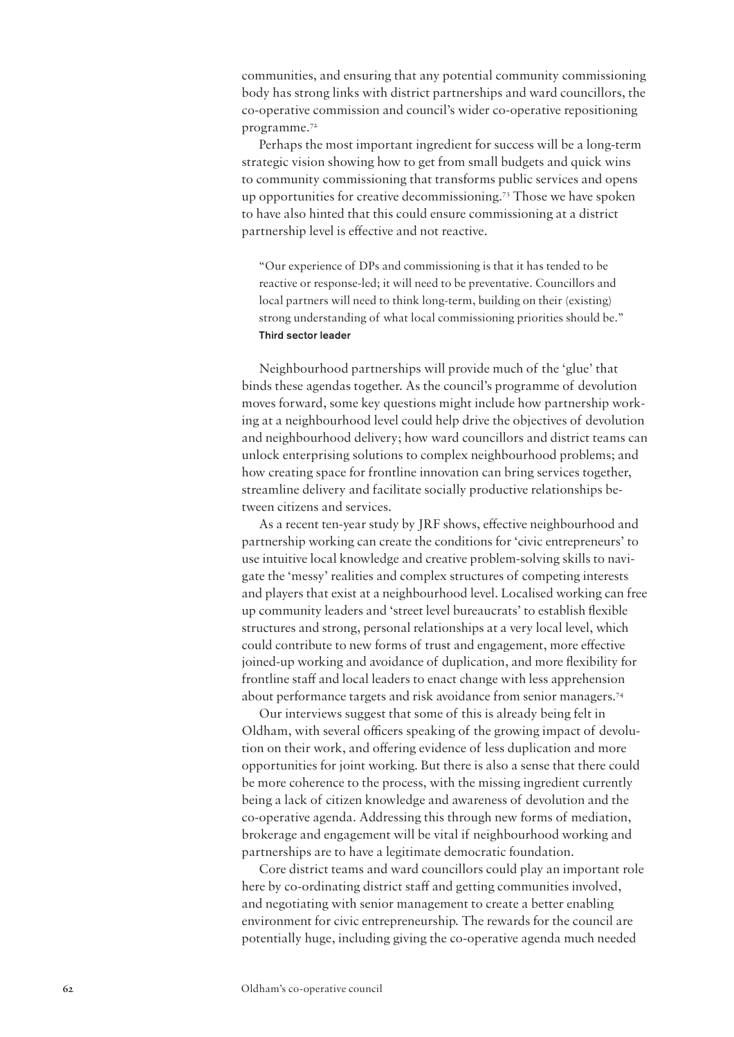communities, and ensuring that any potential community commissioning body has strong links with district partnerships and ward councillors, the co-operative commission and council's wider co-operative repositioning programme.[72]

Perhaps the most important ingredient for success will be a long-term strategic vision showing how to get from small budgets and quick wins to community commissioning that transforms public services and opens up opportunities for creative decommissioning.[73] Those we have spoken to have also hinted that this could ensure commissioning at a district partnership level is effective and not reactive.

> "Our experience of DPs and commissioning is that it has tended to be reactive or response-led; it will need to be preventative. Councillors and local partners will need to think long-term, building on their (existing) strong understanding of what local commissioning priorities should be."
> **Third sector leader**

Neighbourhood partnerships will provide much of the 'glue' that binds these agendas together. As the council's programme of devolution moves forward, some key questions might include how partnership working at a neighbourhood level could help drive the objectives of devolution and neighbourhood delivery; how ward councillors and district teams can unlock enterprising solutions to complex neighbourhood problems; and how creating space for frontline innovation can bring services together, streamline delivery and facilitate socially productive relationships between citizens and services.

As a recent ten-year study by JRF shows, effective neighbourhood and partnership working can create the conditions for 'civic entrepreneurs' to use intuitive local knowledge and creative problem-solving skills to navigate the 'messy' realities and complex structures of competing interests and players that exist at a neighbourhood level. Localised working can free up community leaders and 'street level bureaucrats' to establish flexible structures and strong, personal relationships at a very local level, which could contribute to new forms of trust and engagement, more effective joined-up working and avoidance of duplication, and more flexibility for frontline staff and local leaders to enact change with less apprehension about performance targets and risk avoidance from senior managers.[74]

Our interviews suggest that some of this is already being felt in Oldham, with several officers speaking of the growing impact of devolution on their work, and offering evidence of less duplication and more opportunities for joint working. But there is also a sense that there could be more coherence to the process, with the missing ingredient currently being a lack of citizen knowledge and awareness of devolution and the co-operative agenda. Addressing this through new forms of mediation, brokerage and engagement will be vital if neighbourhood working and partnerships are to have a legitimate democratic foundation.

Core district teams and ward councillors could play an important role here by co-ordinating district staff and getting communities involved, and negotiating with senior management to create a better enabling environment for civic entrepreneurship. The rewards for the council are potentially huge, including giving the co-operative agenda much needed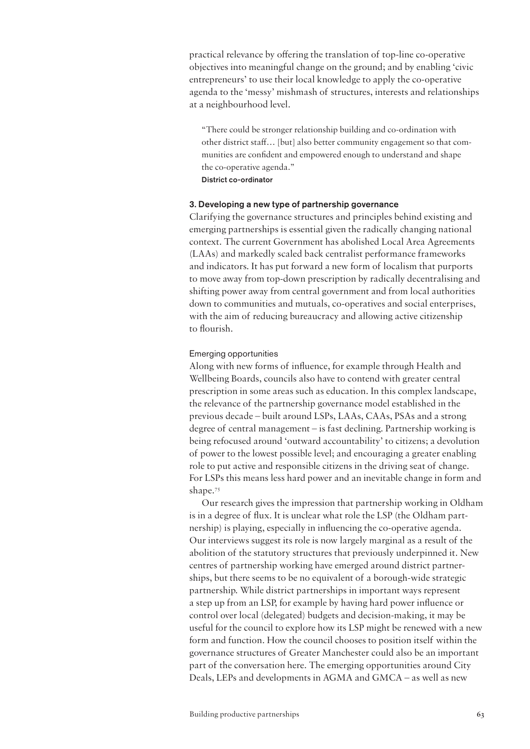practical relevance by offering the translation of top-line co-operative objectives into meaningful change on the ground; and by enabling 'civic entrepreneurs' to use their local knowledge to apply the co-operative agenda to the 'messy' mishmash of structures, interests and relationships at a neighbourhood level.

> "There could be stronger relationship building and co-ordination with other district staff… [but] also better community engagement so that communities are confident and empowered enough to understand and shape the co-operative agenda."
>
> **District co-ordinator**

### 3. Developing a new type of partnership governance

Clarifying the governance structures and principles behind existing and emerging partnerships is essential given the radically changing national context. The current Government has abolished Local Area Agreements (LAAs) and markedly scaled back centralist performance frameworks and indicators. It has put forward a new form of localism that purports to move away from top-down prescription by radically decentralising and shifting power away from central government and from local authorities down to communities and mutuals, co-operatives and social enterprises, with the aim of reducing bureaucracy and allowing active citizenship to flourish.

#### Emerging opportunities

Along with new forms of influence, for example through Health and Wellbeing Boards, councils also have to contend with greater central prescription in some areas such as education. In this complex landscape, the relevance of the partnership governance model established in the previous decade – built around LSPs, LAAs, CAAs, PSAs and a strong degree of central management – is fast declining. Partnership working is being refocused around 'outward accountability' to citizens; a devolution of power to the lowest possible level; and encouraging a greater enabling role to put active and responsible citizens in the driving seat of change. For LSPs this means less hard power and an inevitable change in form and shape.[75]

Our research gives the impression that partnership working in Oldham is in a degree of flux. It is unclear what role the LSP (the Oldham partnership) is playing, especially in influencing the co-operative agenda. Our interviews suggest its role is now largely marginal as a result of the abolition of the statutory structures that previously underpinned it. New centres of partnership working have emerged around district partnerships, but there seems to be no equivalent of a borough-wide strategic partnership. While district partnerships in important ways represent a step up from an LSP, for example by having hard power influence or control over local (delegated) budgets and decision-making, it may be useful for the council to explore how its LSP might be renewed with a new form and function. How the council chooses to position itself within the governance structures of Greater Manchester could also be an important part of the conversation here. The emerging opportunities around City Deals, LEPs and developments in AGMA and GMCA – as well as new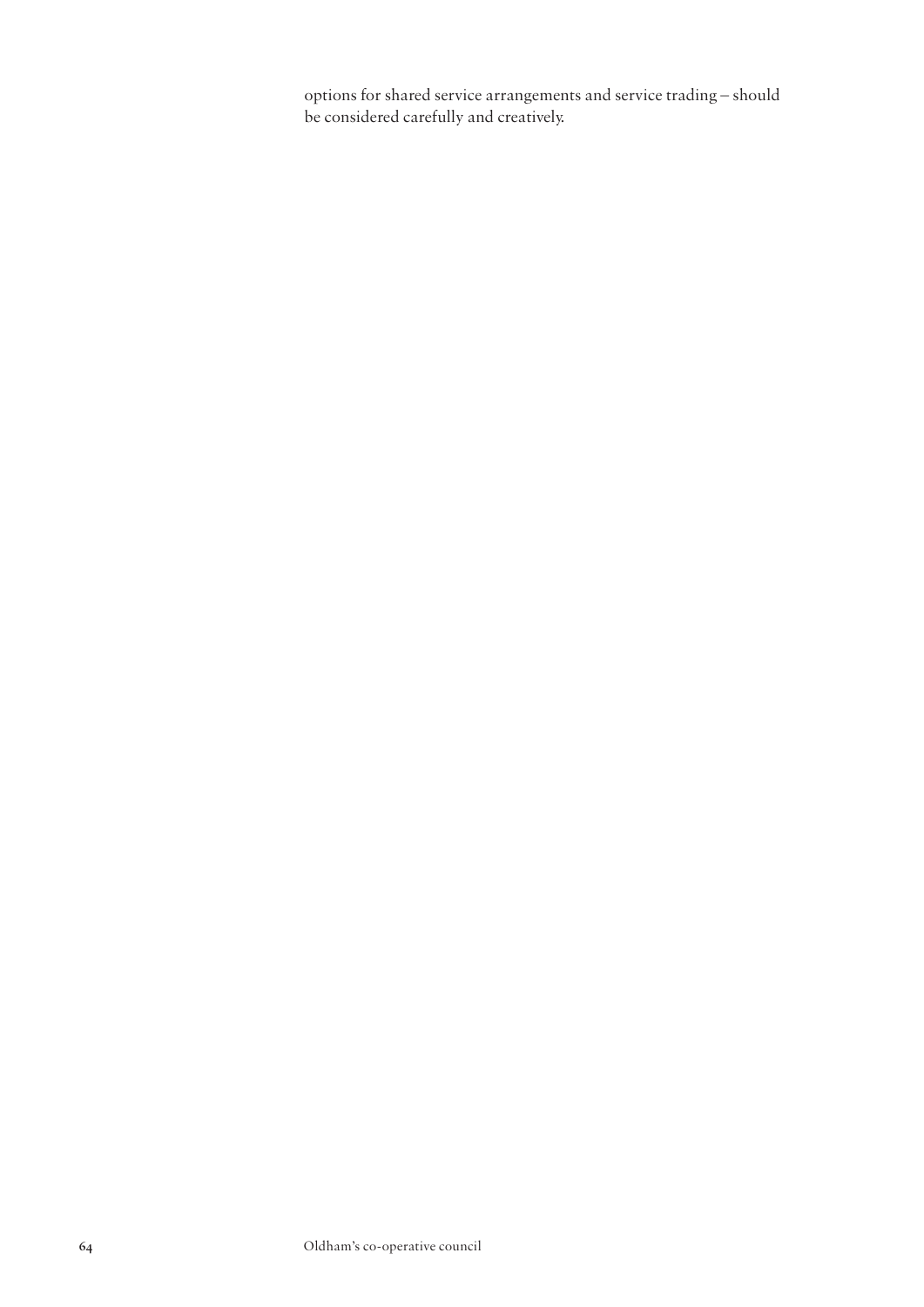options for shared service arrangements and service trading – should be considered carefully and creatively.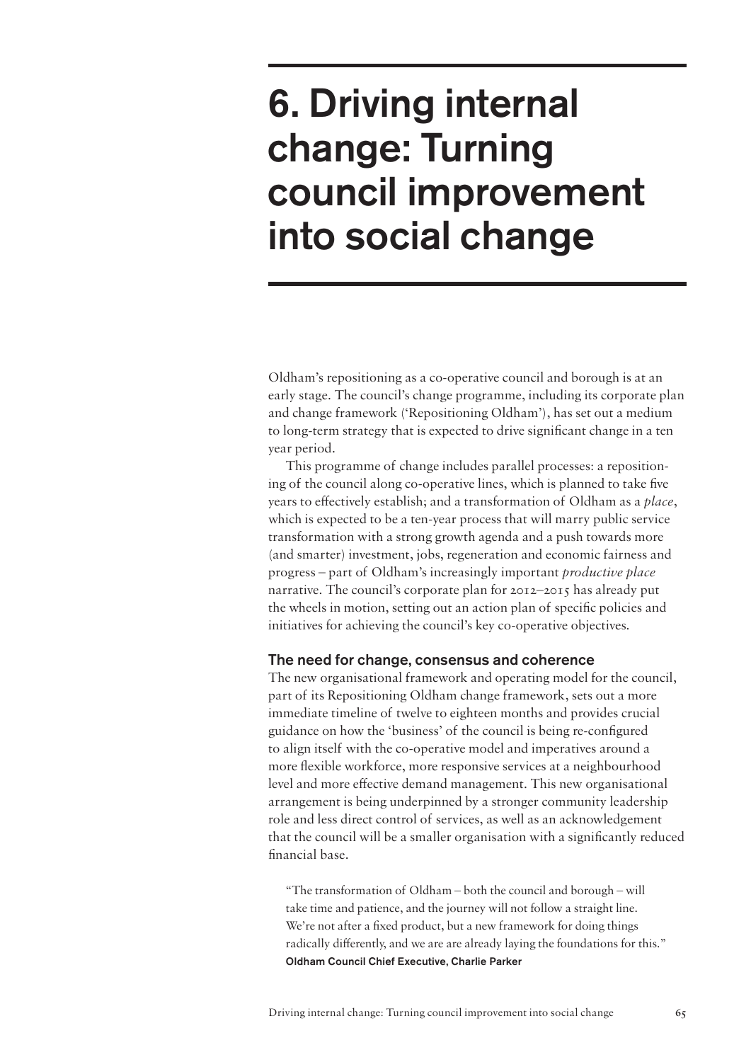# 6. Driving internal change: Turning council improvement into social change

Oldham's repositioning as a co-operative council and borough is at an early stage. The council's change programme, including its corporate plan and change framework ('Repositioning Oldham'), has set out a medium to long-term strategy that is expected to drive significant change in a ten year period.

This programme of change includes parallel processes: a repositioning of the council along co-operative lines, which is planned to take five years to effectively establish; and a transformation of Oldham as a *place*, which is expected to be a ten-year process that will marry public service transformation with a strong growth agenda and a push towards more (and smarter) investment, jobs, regeneration and economic fairness and progress – part of Oldham's increasingly important *productive place* narrative. The council's corporate plan for 2012–2015 has already put the wheels in motion, setting out an action plan of specific policies and initiatives for achieving the council's key co-operative objectives.

## The need for change, consensus and coherence

The new organisational framework and operating model for the council, part of its Repositioning Oldham change framework, sets out a more immediate timeline of twelve to eighteen months and provides crucial guidance on how the 'business' of the council is being re-configured to align itself with the co-operative model and imperatives around a more flexible workforce, more responsive services at a neighbourhood level and more effective demand management. This new organisational arrangement is being underpinned by a stronger community leadership role and less direct control of services, as well as an acknowledgement that the council will be a smaller organisation with a significantly reduced financial base.

> "The transformation of Oldham – both the council and borough – will take time and patience, and the journey will not follow a straight line. We're not after a fixed product, but a new framework for doing things radically differently, and we are are already laying the foundations for this."
> **Oldham Council Chief Executive, Charlie Parker**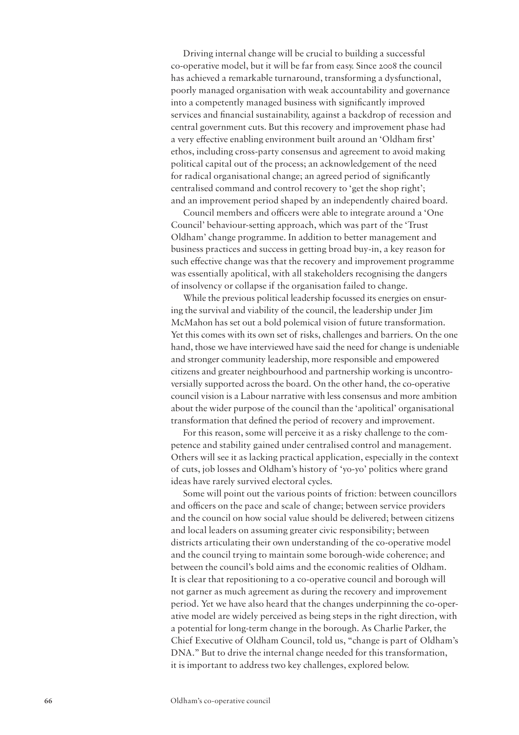Driving internal change will be crucial to building a successful co-operative model, but it will be far from easy. Since 2008 the council has achieved a remarkable turnaround, transforming a dysfunctional, poorly managed organisation with weak accountability and governance into a competently managed business with significantly improved services and financial sustainability, against a backdrop of recession and central government cuts. But this recovery and improvement phase had a very effective enabling environment built around an 'Oldham first' ethos, including cross-party consensus and agreement to avoid making political capital out of the process; an acknowledgement of the need for radical organisational change; an agreed period of significantly centralised command and control recovery to 'get the shop right'; and an improvement period shaped by an independently chaired board.

Council members and officers were able to integrate around a 'One Council' behaviour-setting approach, which was part of the 'Trust Oldham' change programme. In addition to better management and business practices and success in getting broad buy-in, a key reason for such effective change was that the recovery and improvement programme was essentially apolitical, with all stakeholders recognising the dangers of insolvency or collapse if the organisation failed to change.

While the previous political leadership focussed its energies on ensuring the survival and viability of the council, the leadership under Jim McMahon has set out a bold polemical vision of future transformation. Yet this comes with its own set of risks, challenges and barriers. On the one hand, those we have interviewed have said the need for change is undeniable and stronger community leadership, more responsible and empowered citizens and greater neighbourhood and partnership working is uncontroversially supported across the board. On the other hand, the co-operative council vision is a Labour narrative with less consensus and more ambition about the wider purpose of the council than the 'apolitical' organisational transformation that defined the period of recovery and improvement.

For this reason, some will perceive it as a risky challenge to the competence and stability gained under centralised control and management. Others will see it as lacking practical application, especially in the context of cuts, job losses and Oldham's history of 'yo-yo' politics where grand ideas have rarely survived electoral cycles.

Some will point out the various points of friction: between councillors and officers on the pace and scale of change; between service providers and the council on how social value should be delivered; between citizens and local leaders on assuming greater civic responsibility; between districts articulating their own understanding of the co-operative model and the council trying to maintain some borough-wide coherence; and between the council's bold aims and the economic realities of Oldham. It is clear that repositioning to a co-operative council and borough will not garner as much agreement as during the recovery and improvement period. Yet we have also heard that the changes underpinning the co-operative model are widely perceived as being steps in the right direction, with a potential for long-term change in the borough. As Charlie Parker, the Chief Executive of Oldham Council, told us, "change is part of Oldham's DNA." But to drive the internal change needed for this transformation, it is important to address two key challenges, explored below.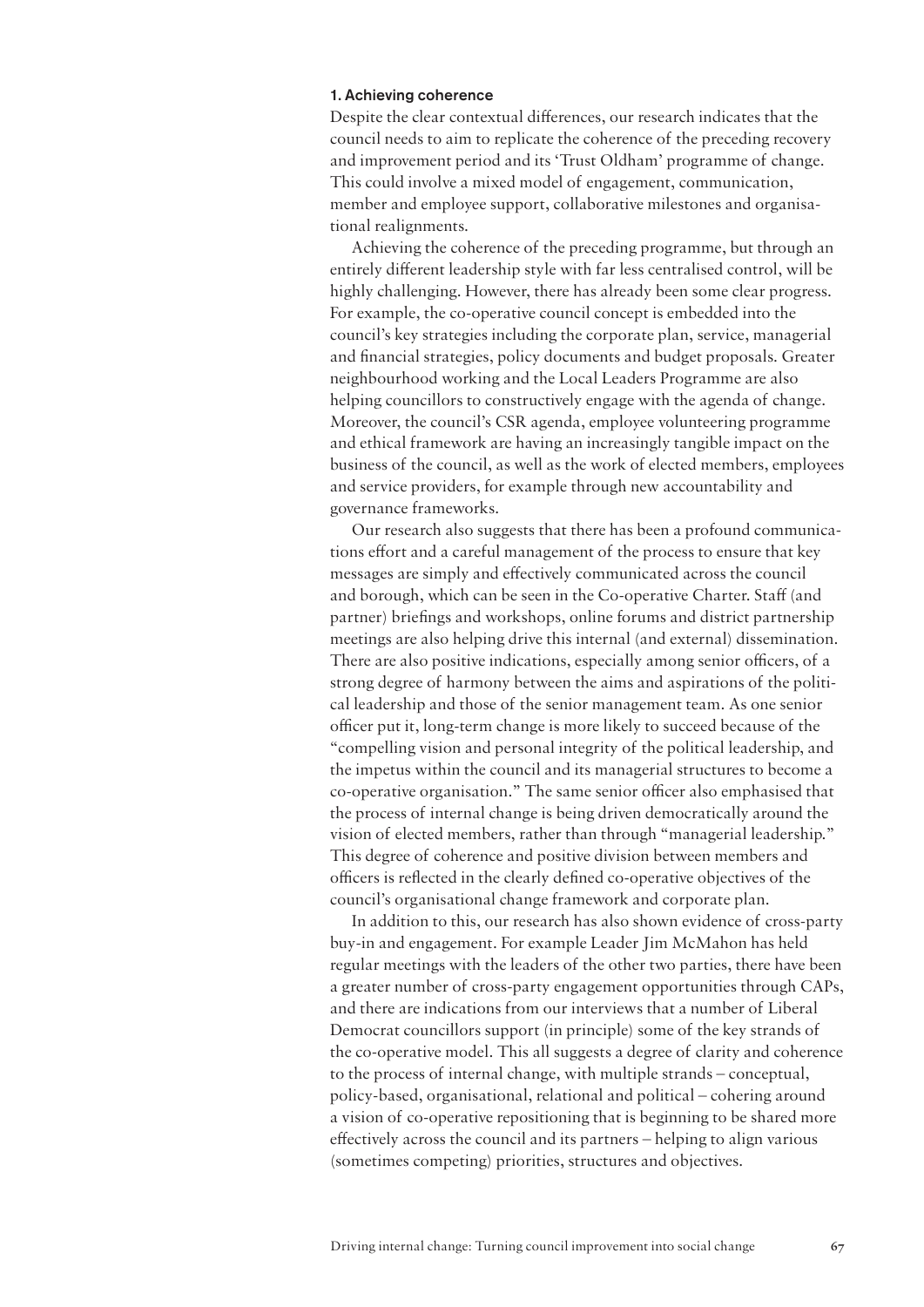### 1. Achieving coherence

Despite the clear contextual differences, our research indicates that the council needs to aim to replicate the coherence of the preceding recovery and improvement period and its 'Trust Oldham' programme of change. This could involve a mixed model of engagement, communication, member and employee support, collaborative milestones and organisational realignments.

Achieving the coherence of the preceding programme, but through an entirely different leadership style with far less centralised control, will be highly challenging. However, there has already been some clear progress. For example, the co-operative council concept is embedded into the council's key strategies including the corporate plan, service, managerial and financial strategies, policy documents and budget proposals. Greater neighbourhood working and the Local Leaders Programme are also helping councillors to constructively engage with the agenda of change. Moreover, the council's CSR agenda, employee volunteering programme and ethical framework are having an increasingly tangible impact on the business of the council, as well as the work of elected members, employees and service providers, for example through new accountability and governance frameworks.

Our research also suggests that there has been a profound communications effort and a careful management of the process to ensure that key messages are simply and effectively communicated across the council and borough, which can be seen in the Co-operative Charter. Staff (and partner) briefings and workshops, online forums and district partnership meetings are also helping drive this internal (and external) dissemination. There are also positive indications, especially among senior officers, of a strong degree of harmony between the aims and aspirations of the political leadership and those of the senior management team. As one senior officer put it, long-term change is more likely to succeed because of the "compelling vision and personal integrity of the political leadership, and the impetus within the council and its managerial structures to become a co-operative organisation." The same senior officer also emphasised that the process of internal change is being driven democratically around the vision of elected members, rather than through "managerial leadership." This degree of coherence and positive division between members and officers is reflected in the clearly defined co-operative objectives of the council's organisational change framework and corporate plan.

In addition to this, our research has also shown evidence of cross-party buy-in and engagement. For example Leader Jim McMahon has held regular meetings with the leaders of the other two parties, there have been a greater number of cross-party engagement opportunities through CAPs, and there are indications from our interviews that a number of Liberal Democrat councillors support (in principle) some of the key strands of the co-operative model. This all suggests a degree of clarity and coherence to the process of internal change, with multiple strands – conceptual, policy-based, organisational, relational and political – cohering around a vision of co-operative repositioning that is beginning to be shared more effectively across the council and its partners – helping to align various (sometimes competing) priorities, structures and objectives.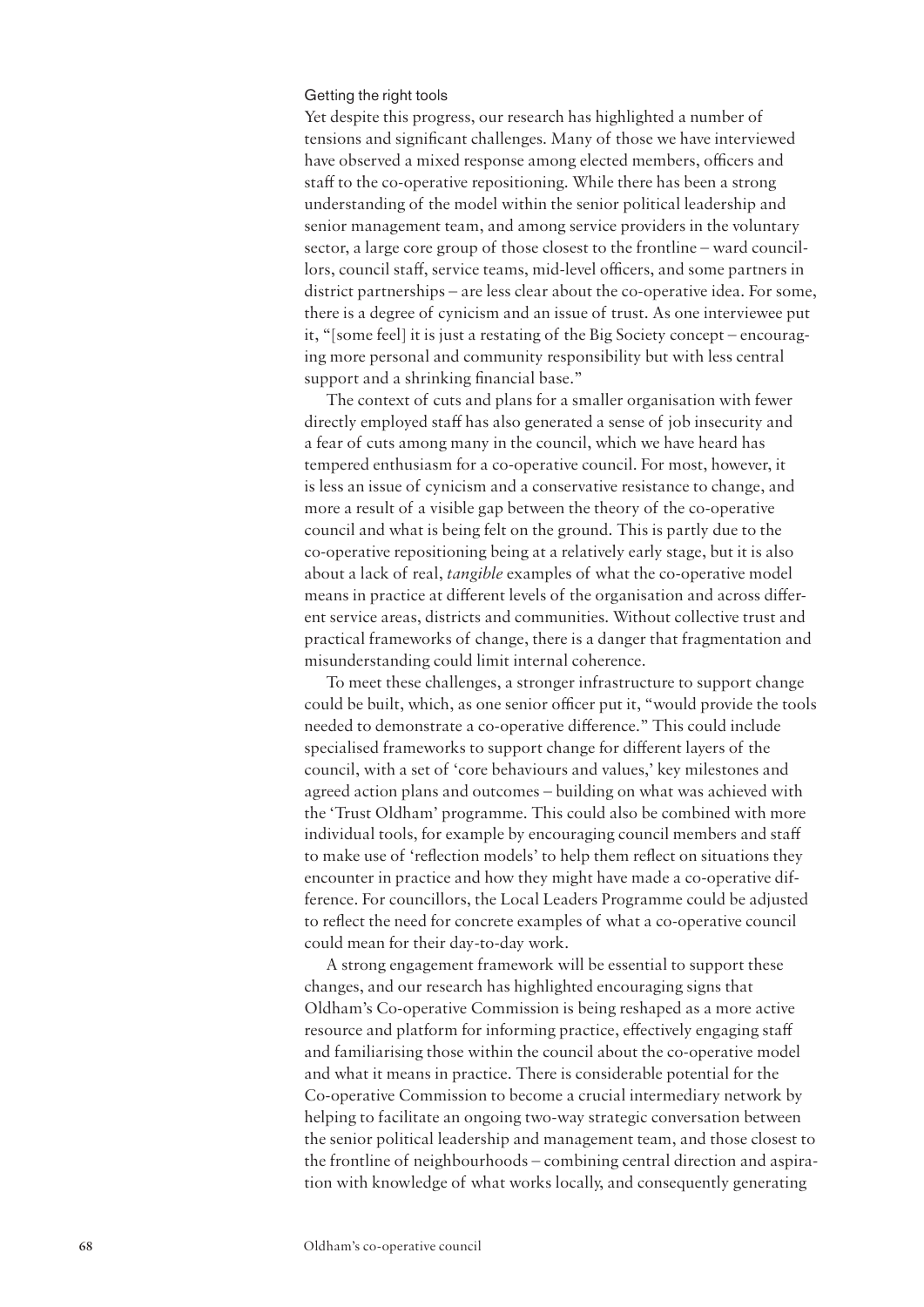### Getting the right tools

Yet despite this progress, our research has highlighted a number of tensions and significant challenges. Many of those we have interviewed have observed a mixed response among elected members, officers and staff to the co-operative repositioning. While there has been a strong understanding of the model within the senior political leadership and senior management team, and among service providers in the voluntary sector, a large core group of those closest to the frontline – ward councillors, council staff, service teams, mid-level officers, and some partners in district partnerships – are less clear about the co-operative idea. For some, there is a degree of cynicism and an issue of trust. As one interviewee put it, "[some feel] it is just a restating of the Big Society concept – encouraging more personal and community responsibility but with less central support and a shrinking financial base."

The context of cuts and plans for a smaller organisation with fewer directly employed staff has also generated a sense of job insecurity and a fear of cuts among many in the council, which we have heard has tempered enthusiasm for a co-operative council. For most, however, it is less an issue of cynicism and a conservative resistance to change, and more a result of a visible gap between the theory of the co-operative council and what is being felt on the ground. This is partly due to the co-operative repositioning being at a relatively early stage, but it is also about a lack of real, *tangible* examples of what the co-operative model means in practice at different levels of the organisation and across different service areas, districts and communities. Without collective trust and practical frameworks of change, there is a danger that fragmentation and misunderstanding could limit internal coherence.

To meet these challenges, a stronger infrastructure to support change could be built, which, as one senior officer put it, "would provide the tools needed to demonstrate a co-operative difference." This could include specialised frameworks to support change for different layers of the council, with a set of 'core behaviours and values,' key milestones and agreed action plans and outcomes – building on what was achieved with the 'Trust Oldham' programme. This could also be combined with more individual tools, for example by encouraging council members and staff to make use of 'reflection models' to help them reflect on situations they encounter in practice and how they might have made a co-operative difference. For councillors, the Local Leaders Programme could be adjusted to reflect the need for concrete examples of what a co-operative council could mean for their day-to-day work.

A strong engagement framework will be essential to support these changes, and our research has highlighted encouraging signs that Oldham's Co-operative Commission is being reshaped as a more active resource and platform for informing practice, effectively engaging staff and familiarising those within the council about the co-operative model and what it means in practice. There is considerable potential for the Co-operative Commission to become a crucial intermediary network by helping to facilitate an ongoing two-way strategic conversation between the senior political leadership and management team, and those closest to the frontline of neighbourhoods – combining central direction and aspiration with knowledge of what works locally, and consequently generating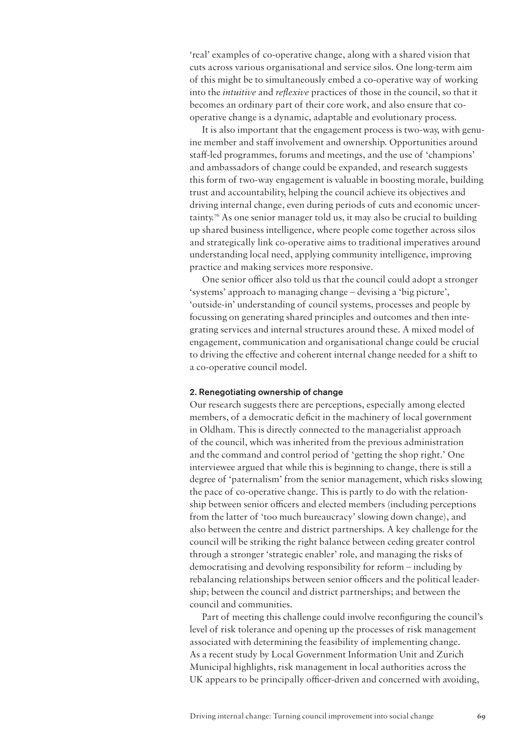'real' examples of co-operative change, along with a shared vision that cuts across various organisational and service silos. One long-term aim of this might be to simultaneously embed a co-operative way of working into the *intuitive* and *reflexive* practices of those in the council, so that it becomes an ordinary part of their core work, and also ensure that co-operative change is a dynamic, adaptable and evolutionary process.

It is also important that the engagement process is two-way, with genuine member and staff involvement and ownership. Opportunities around staff-led programmes, forums and meetings, and the use of 'champions' and ambassadors of change could be expanded, and research suggests this form of two-way engagement is valuable in boosting morale, building trust and accountability, helping the council achieve its objectives and driving internal change, even during periods of cuts and economic uncertainty.[76] As one senior manager told us, it may also be crucial to building up shared business intelligence, where people come together across silos and strategically link co-operative aims to traditional imperatives around understanding local need, applying community intelligence, improving practice and making services more responsive.

One senior officer also told us that the council could adopt a stronger 'systems' approach to managing change – devising a 'big picture', 'outside-in' understanding of council systems, processes and people by focussing on generating shared principles and outcomes and then integrating services and internal structures around these. A mixed model of engagement, communication and organisational change could be crucial to driving the effective and coherent internal change needed for a shift to a co-operative council model.

#### 2. Renegotiating ownership of change

Our research suggests there are perceptions, especially among elected members, of a democratic deficit in the machinery of local government in Oldham. This is directly connected to the managerialist approach of the council, which was inherited from the previous administration and the command and control period of 'getting the shop right.' One interviewee argued that while this is beginning to change, there is still a degree of 'paternalism' from the senior management, which risks slowing the pace of co-operative change. This is partly to do with the relationship between senior officers and elected members (including perceptions from the latter of 'too much bureaucracy' slowing down change), and also between the centre and district partnerships. A key challenge for the council will be striking the right balance between ceding greater control through a stronger 'strategic enabler' role, and managing the risks of democratising and devolving responsibility for reform – including by rebalancing relationships between senior officers and the political leadership; between the council and district partnerships; and between the council and communities.

Part of meeting this challenge could involve reconfiguring the council's level of risk tolerance and opening up the processes of risk management associated with determining the feasibility of implementing change. As a recent study by Local Government Information Unit and Zurich Municipal highlights, risk management in local authorities across the UK appears to be principally officer-driven and concerned with avoiding,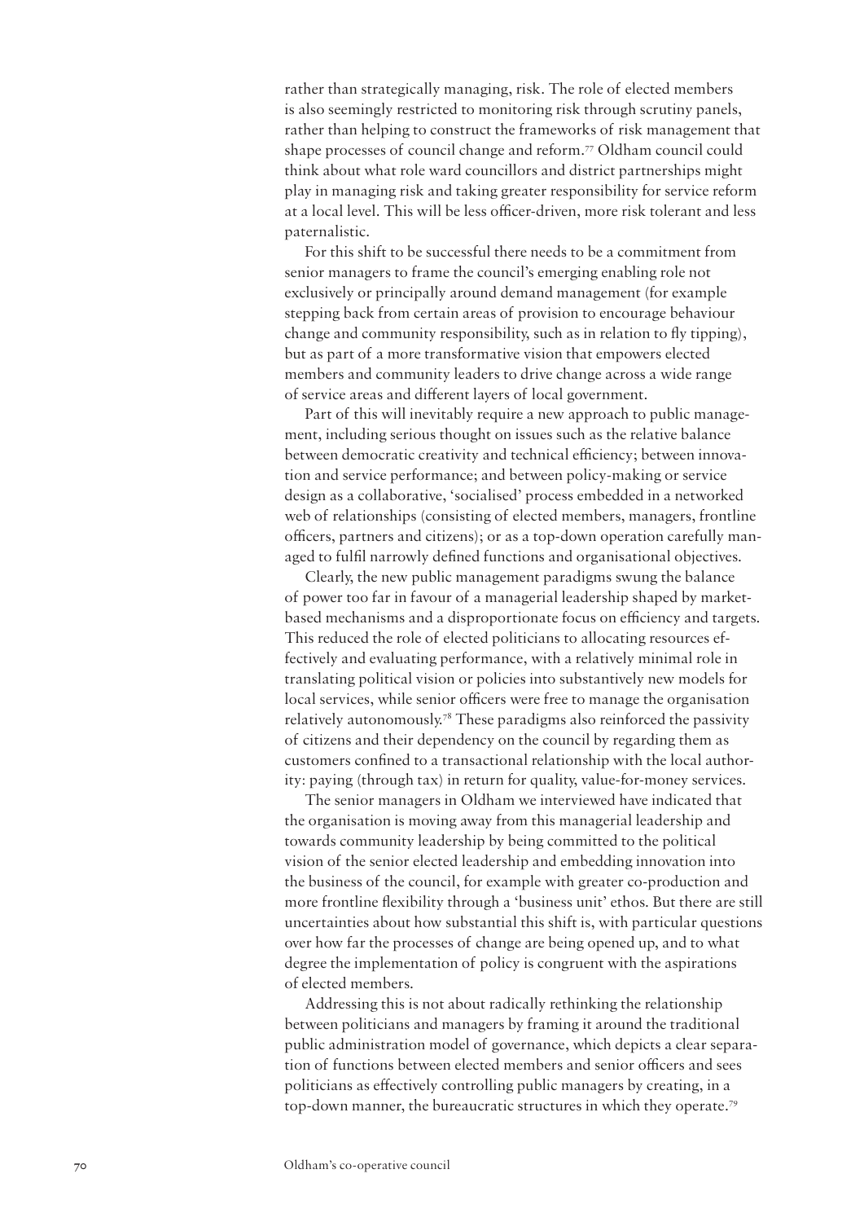rather than strategically managing, risk. The role of elected members is also seemingly restricted to monitoring risk through scrutiny panels, rather than helping to construct the frameworks of risk management that shape processes of council change and reform.[77] Oldham council could think about what role ward councillors and district partnerships might play in managing risk and taking greater responsibility for service reform at a local level. This will be less officer-driven, more risk tolerant and less paternalistic.

For this shift to be successful there needs to be a commitment from senior managers to frame the council's emerging enabling role not exclusively or principally around demand management (for example stepping back from certain areas of provision to encourage behaviour change and community responsibility, such as in relation to fly tipping), but as part of a more transformative vision that empowers elected members and community leaders to drive change across a wide range of service areas and different layers of local government.

Part of this will inevitably require a new approach to public management, including serious thought on issues such as the relative balance between democratic creativity and technical efficiency; between innovation and service performance; and between policy-making or service design as a collaborative, 'socialised' process embedded in a networked web of relationships (consisting of elected members, managers, frontline officers, partners and citizens); or as a top-down operation carefully managed to fulfil narrowly defined functions and organisational objectives.

Clearly, the new public management paradigms swung the balance of power too far in favour of a managerial leadership shaped by market-based mechanisms and a disproportionate focus on efficiency and targets. This reduced the role of elected politicians to allocating resources effectively and evaluating performance, with a relatively minimal role in translating political vision or policies into substantively new models for local services, while senior officers were free to manage the organisation relatively autonomously.[78] These paradigms also reinforced the passivity of citizens and their dependency on the council by regarding them as customers confined to a transactional relationship with the local authority: paying (through tax) in return for quality, value-for-money services.

The senior managers in Oldham we interviewed have indicated that the organisation is moving away from this managerial leadership and towards community leadership by being committed to the political vision of the senior elected leadership and embedding innovation into the business of the council, for example with greater co-production and more frontline flexibility through a 'business unit' ethos. But there are still uncertainties about how substantial this shift is, with particular questions over how far the processes of change are being opened up, and to what degree the implementation of policy is congruent with the aspirations of elected members.

Addressing this is not about radically rethinking the relationship between politicians and managers by framing it around the traditional public administration model of governance, which depicts a clear separation of functions between elected members and senior officers and sees politicians as effectively controlling public managers by creating, in a top-down manner, the bureaucratic structures in which they operate.[79]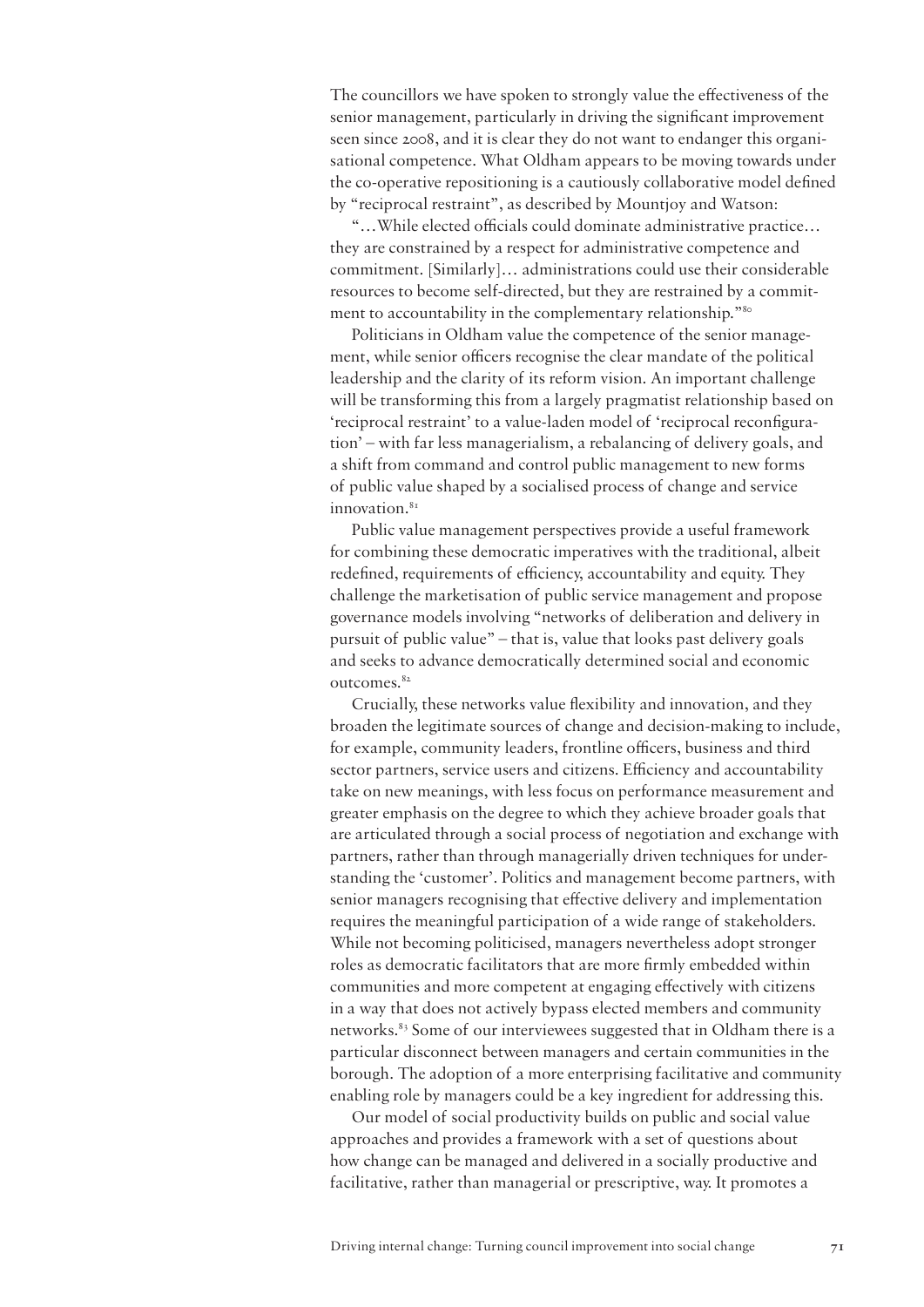The councillors we have spoken to strongly value the effectiveness of the senior management, particularly in driving the significant improvement seen since 2008, and it is clear they do not want to endanger this organisational competence. What Oldham appears to be moving towards under the co-operative repositioning is a cautiously collaborative model defined by "reciprocal restraint", as described by Mountjoy and Watson:

"…While elected officials could dominate administrative practice… they are constrained by a respect for administrative competence and commitment. [Similarly]… administrations could use their considerable resources to become self-directed, but they are restrained by a commitment to accountability in the complementary relationship."[80]

Politicians in Oldham value the competence of the senior management, while senior officers recognise the clear mandate of the political leadership and the clarity of its reform vision. An important challenge will be transforming this from a largely pragmatist relationship based on 'reciprocal restraint' to a value-laden model of 'reciprocal reconfiguration' – with far less managerialism, a rebalancing of delivery goals, and a shift from command and control public management to new forms of public value shaped by a socialised process of change and service innovation.[81]

Public value management perspectives provide a useful framework for combining these democratic imperatives with the traditional, albeit redefined, requirements of efficiency, accountability and equity. They challenge the marketisation of public service management and propose governance models involving "networks of deliberation and delivery in pursuit of public value" – that is, value that looks past delivery goals and seeks to advance democratically determined social and economic outcomes.[82]

Crucially, these networks value flexibility and innovation, and they broaden the legitimate sources of change and decision-making to include, for example, community leaders, frontline officers, business and third sector partners, service users and citizens. Efficiency and accountability take on new meanings, with less focus on performance measurement and greater emphasis on the degree to which they achieve broader goals that are articulated through a social process of negotiation and exchange with partners, rather than through managerially driven techniques for understanding the 'customer'. Politics and management become partners, with senior managers recognising that effective delivery and implementation requires the meaningful participation of a wide range of stakeholders. While not becoming politicised, managers nevertheless adopt stronger roles as democratic facilitators that are more firmly embedded within communities and more competent at engaging effectively with citizens in a way that does not actively bypass elected members and community networks.[83] Some of our interviewees suggested that in Oldham there is a particular disconnect between managers and certain communities in the borough. The adoption of a more enterprising facilitative and community enabling role by managers could be a key ingredient for addressing this.

Our model of social productivity builds on public and social value approaches and provides a framework with a set of questions about how change can be managed and delivered in a socially productive and facilitative, rather than managerial or prescriptive, way. It promotes a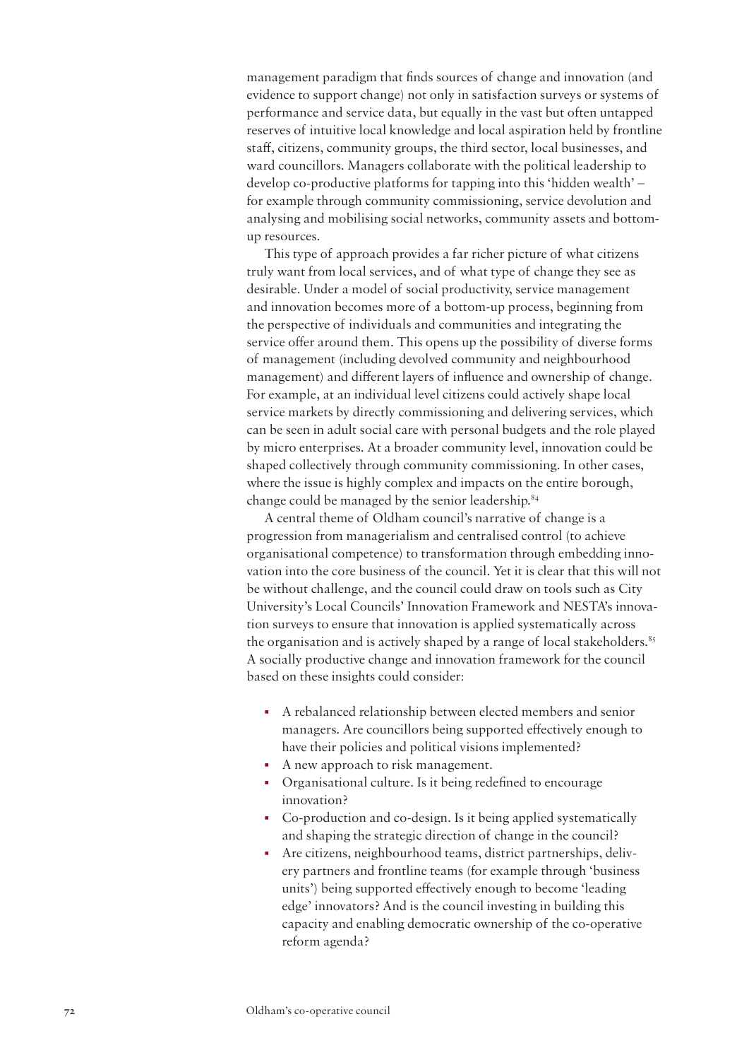management paradigm that finds sources of change and innovation (and evidence to support change) not only in satisfaction surveys or systems of performance and service data, but equally in the vast but often untapped reserves of intuitive local knowledge and local aspiration held by frontline staff, citizens, community groups, the third sector, local businesses, and ward councillors. Managers collaborate with the political leadership to develop co-productive platforms for tapping into this 'hidden wealth' – for example through community commissioning, service devolution and analysing and mobilising social networks, community assets and bottom-up resources.

This type of approach provides a far richer picture of what citizens truly want from local services, and of what type of change they see as desirable. Under a model of social productivity, service management and innovation becomes more of a bottom-up process, beginning from the perspective of individuals and communities and integrating the service offer around them. This opens up the possibility of diverse forms of management (including devolved community and neighbourhood management) and different layers of influence and ownership of change. For example, at an individual level citizens could actively shape local service markets by directly commissioning and delivering services, which can be seen in adult social care with personal budgets and the role played by micro enterprises. At a broader community level, innovation could be shaped collectively through community commissioning. In other cases, where the issue is highly complex and impacts on the entire borough, change could be managed by the senior leadership.[84]

A central theme of Oldham council's narrative of change is a progression from managerialism and centralised control (to achieve organisational competence) to transformation through embedding innovation into the core business of the council. Yet it is clear that this will not be without challenge, and the council could draw on tools such as City University's Local Councils' Innovation Framework and NESTA's innovation surveys to ensure that innovation is applied systematically across the organisation and is actively shaped by a range of local stakeholders.[85] A socially productive change and innovation framework for the council based on these insights could consider:

- A rebalanced relationship between elected members and senior managers. Are councillors being supported effectively enough to have their policies and political visions implemented?
- A new approach to risk management.
- Organisational culture. Is it being redefined to encourage innovation?
- Co-production and co-design. Is it being applied systematically and shaping the strategic direction of change in the council?
- Are citizens, neighbourhood teams, district partnerships, delivery partners and frontline teams (for example through 'business units') being supported effectively enough to become 'leading edge' innovators? And is the council investing in building this capacity and enabling democratic ownership of the co-operative reform agenda?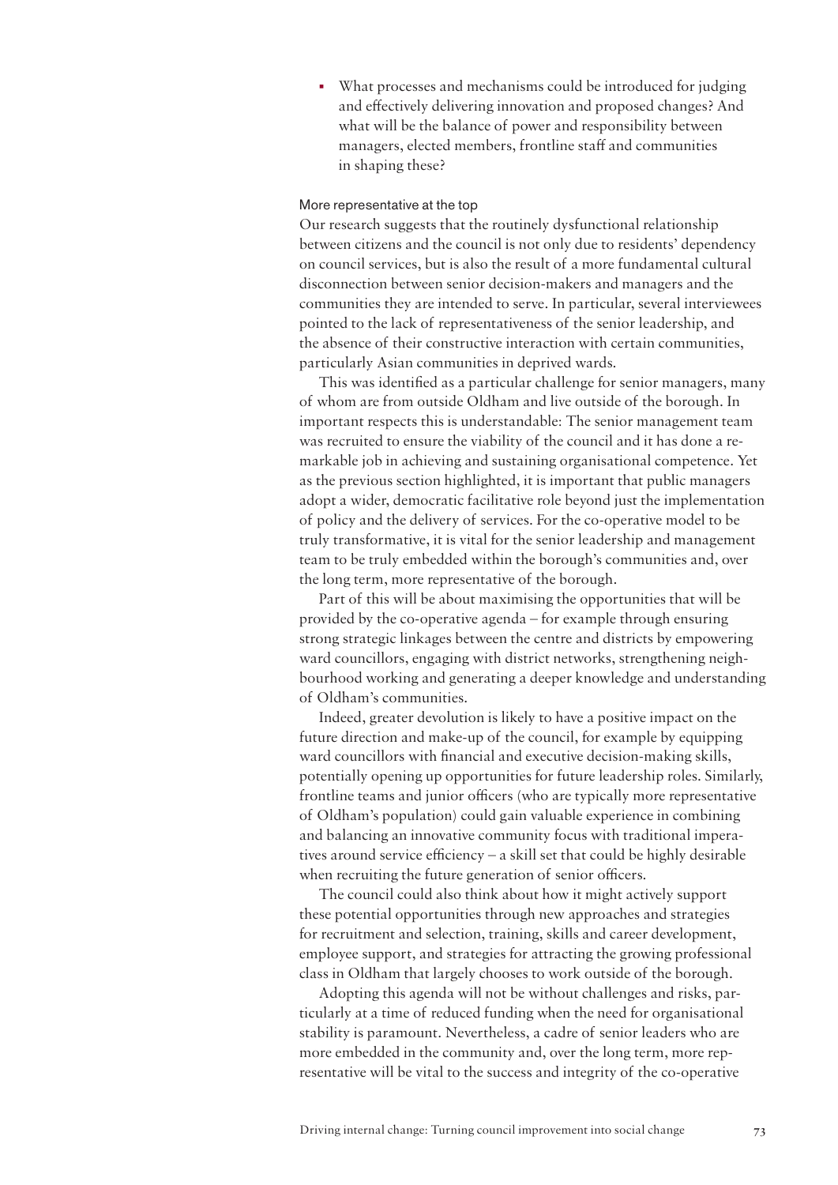- What processes and mechanisms could be introduced for judging and effectively delivering innovation and proposed changes? And what will be the balance of power and responsibility between managers, elected members, frontline staff and communities in shaping these?

### More representative at the top

Our research suggests that the routinely dysfunctional relationship between citizens and the council is not only due to residents' dependency on council services, but is also the result of a more fundamental cultural disconnection between senior decision-makers and managers and the communities they are intended to serve. In particular, several interviewees pointed to the lack of representativeness of the senior leadership, and the absence of their constructive interaction with certain communities, particularly Asian communities in deprived wards.

This was identified as a particular challenge for senior managers, many of whom are from outside Oldham and live outside of the borough. In important respects this is understandable: The senior management team was recruited to ensure the viability of the council and it has done a remarkable job in achieving and sustaining organisational competence. Yet as the previous section highlighted, it is important that public managers adopt a wider, democratic facilitative role beyond just the implementation of policy and the delivery of services. For the co-operative model to be truly transformative, it is vital for the senior leadership and management team to be truly embedded within the borough's communities and, over the long term, more representative of the borough.

Part of this will be about maximising the opportunities that will be provided by the co-operative agenda – for example through ensuring strong strategic linkages between the centre and districts by empowering ward councillors, engaging with district networks, strengthening neighbourhood working and generating a deeper knowledge and understanding of Oldham's communities.

Indeed, greater devolution is likely to have a positive impact on the future direction and make-up of the council, for example by equipping ward councillors with financial and executive decision-making skills, potentially opening up opportunities for future leadership roles. Similarly, frontline teams and junior officers (who are typically more representative of Oldham's population) could gain valuable experience in combining and balancing an innovative community focus with traditional imperatives around service efficiency – a skill set that could be highly desirable when recruiting the future generation of senior officers.

The council could also think about how it might actively support these potential opportunities through new approaches and strategies for recruitment and selection, training, skills and career development, employee support, and strategies for attracting the growing professional class in Oldham that largely chooses to work outside of the borough.

Adopting this agenda will not be without challenges and risks, particularly at a time of reduced funding when the need for organisational stability is paramount. Nevertheless, a cadre of senior leaders who are more embedded in the community and, over the long term, more representative will be vital to the success and integrity of the co-operative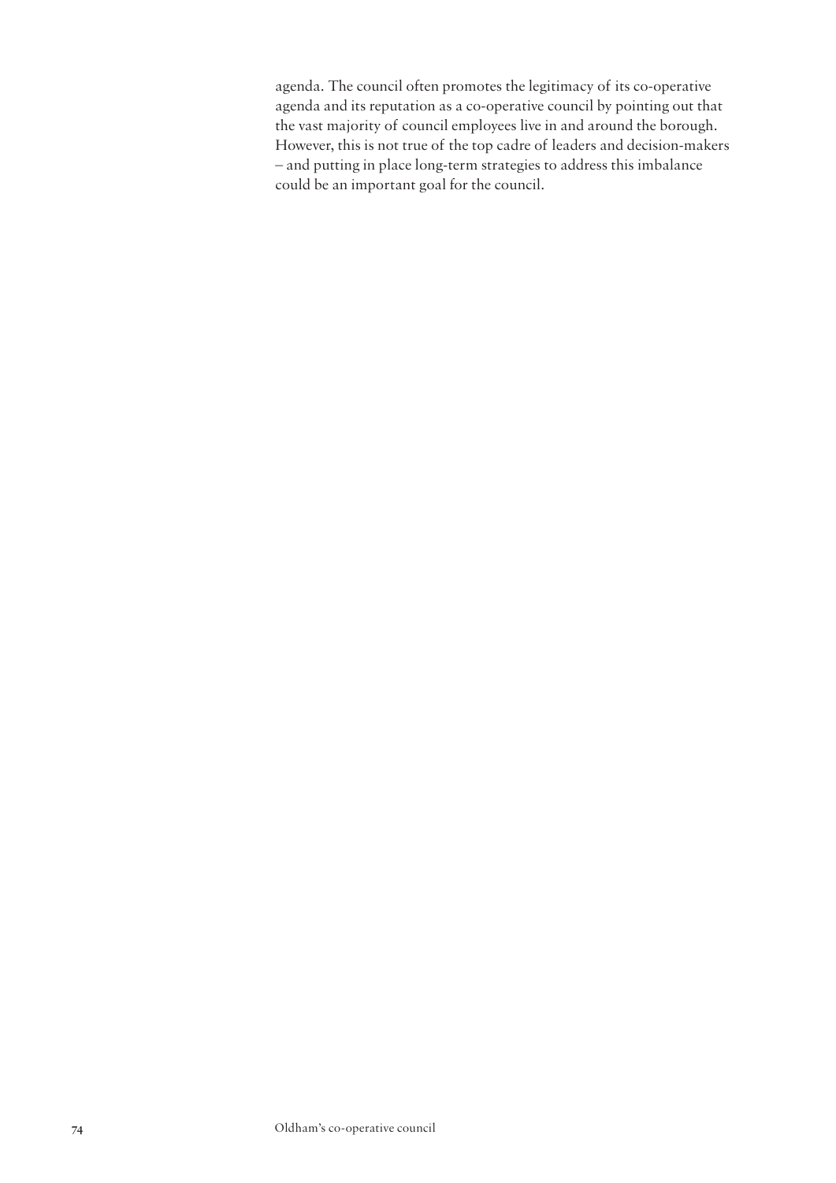agenda. The council often promotes the legitimacy of its co-operative agenda and its reputation as a co-operative council by pointing out that the vast majority of council employees live in and around the borough. However, this is not true of the top cadre of leaders and decision-makers – and putting in place long-term strategies to address this imbalance could be an important goal for the council.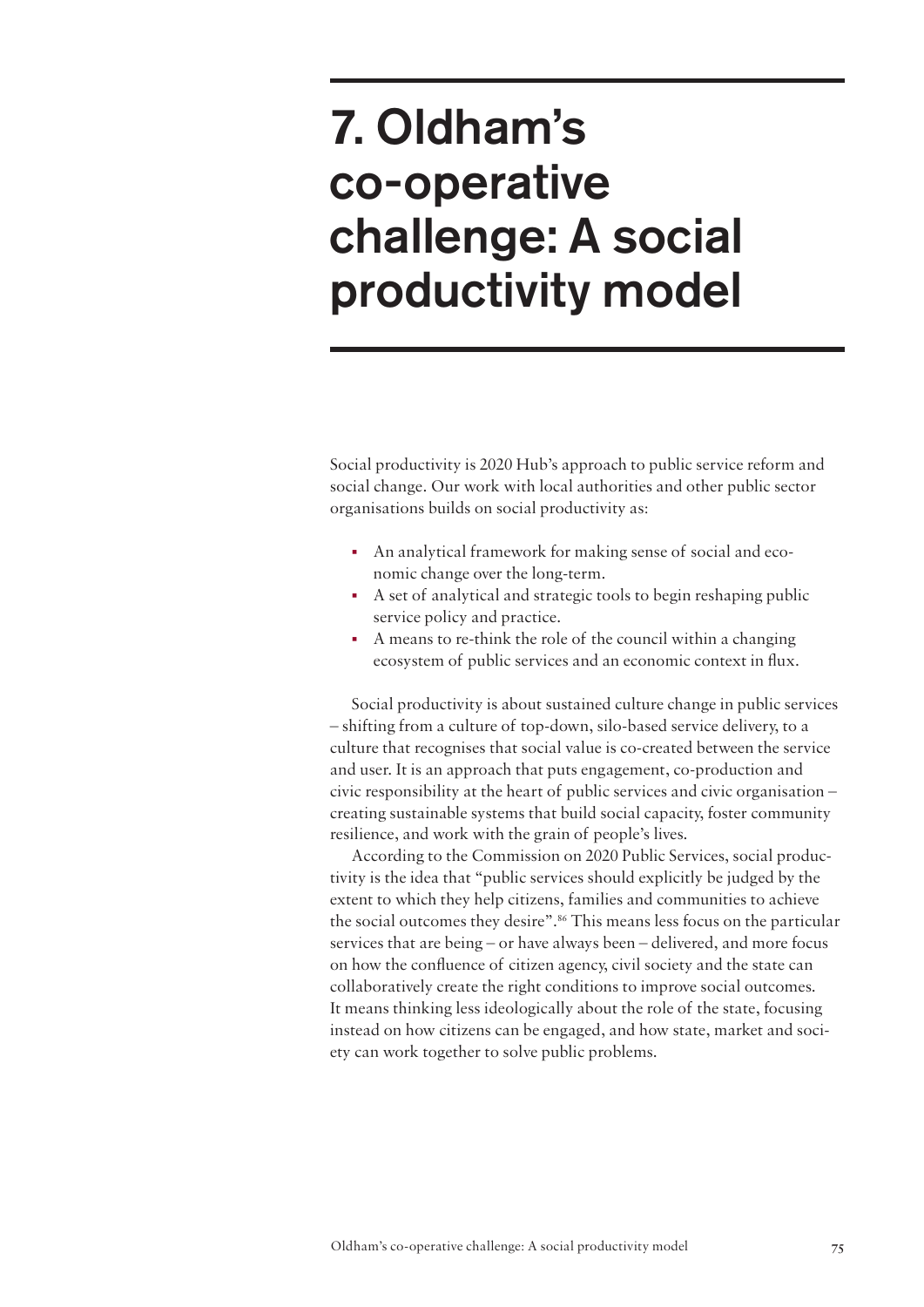# 7. Oldham's co-operative challenge: A social productivity model

Social productivity is 2020 Hub's approach to public service reform and social change. Our work with local authorities and other public sector organisations builds on social productivity as:

- An analytical framework for making sense of social and economic change over the long-term.
- A set of analytical and strategic tools to begin reshaping public service policy and practice.
- A means to re-think the role of the council within a changing ecosystem of public services and an economic context in flux.

Social productivity is about sustained culture change in public services – shifting from a culture of top-down, silo-based service delivery, to a culture that recognises that social value is co-created between the service and user. It is an approach that puts engagement, co-production and civic responsibility at the heart of public services and civic organisation – creating sustainable systems that build social capacity, foster community resilience, and work with the grain of people's lives.

According to the Commission on 2020 Public Services, social productivity is the idea that "public services should explicitly be judged by the extent to which they help citizens, families and communities to achieve the social outcomes they desire".[86] This means less focus on the particular services that are being – or have always been – delivered, and more focus on how the confluence of citizen agency, civil society and the state can collaboratively create the right conditions to improve social outcomes. It means thinking less ideologically about the role of the state, focusing instead on how citizens can be engaged, and how state, market and society can work together to solve public problems.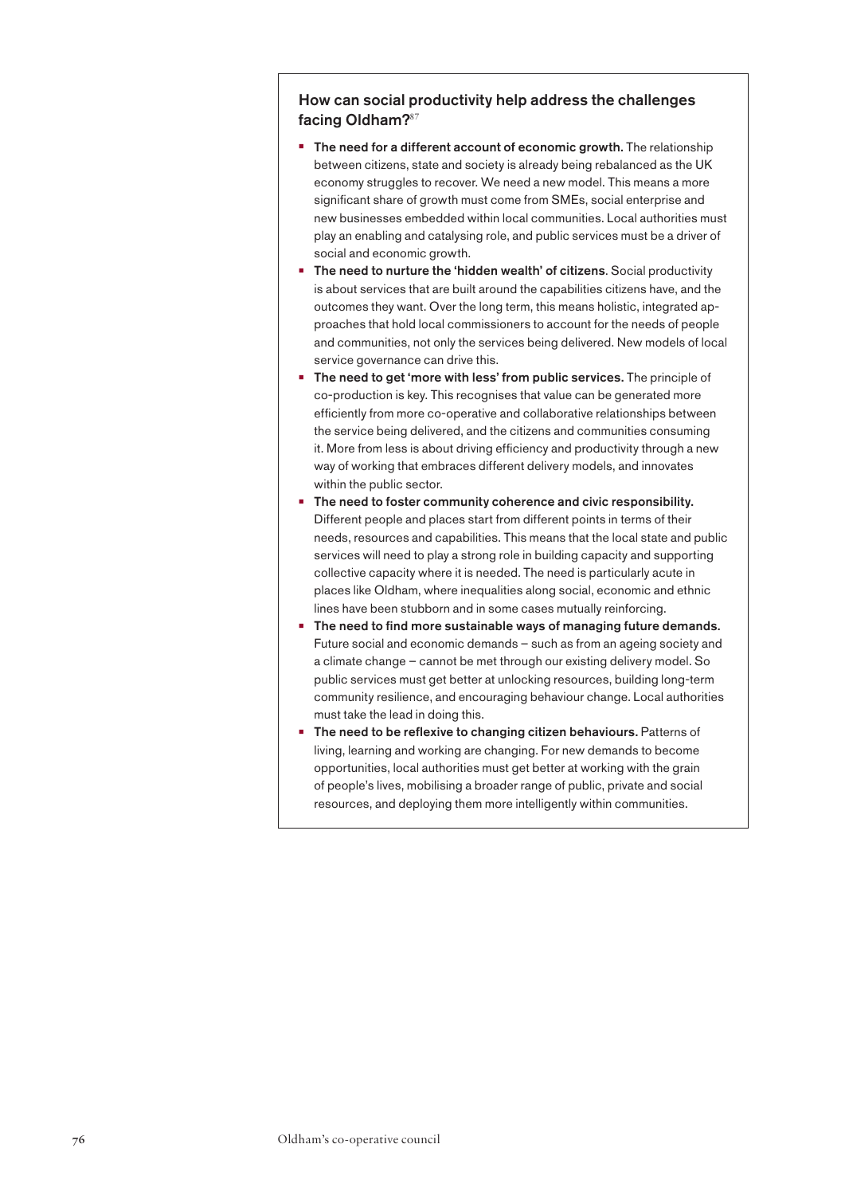### How can social productivity help address the challenges facing Oldham?[87]

- **The need for a different account of economic growth.** The relationship between citizens, state and society is already being rebalanced as the UK economy struggles to recover. We need a new model. This means a more significant share of growth must come from SMEs, social enterprise and new businesses embedded within local communities. Local authorities must play an enabling and catalysing role, and public services must be a driver of social and economic growth.
- **The need to nurture the 'hidden wealth' of citizens**. Social productivity is about services that are built around the capabilities citizens have, and the outcomes they want. Over the long term, this means holistic, integrated approaches that hold local commissioners to account for the needs of people and communities, not only the services being delivered. New models of local service governance can drive this.
- **The need to get 'more with less' from public services.** The principle of co-production is key. This recognises that value can be generated more efficiently from more co-operative and collaborative relationships between the service being delivered, and the citizens and communities consuming it. More from less is about driving efficiency and productivity through a new way of working that embraces different delivery models, and innovates within the public sector.
- **The need to foster community coherence and civic responsibility.** Different people and places start from different points in terms of their needs, resources and capabilities. This means that the local state and public services will need to play a strong role in building capacity and supporting collective capacity where it is needed. The need is particularly acute in places like Oldham, where inequalities along social, economic and ethnic lines have been stubborn and in some cases mutually reinforcing.
- **The need to find more sustainable ways of managing future demands.** Future social and economic demands – such as from an ageing society and a climate change – cannot be met through our existing delivery model. So public services must get better at unlocking resources, building long-term community resilience, and encouraging behaviour change. Local authorities must take the lead in doing this.
- **The need to be reflexive to changing citizen behaviours.** Patterns of living, learning and working are changing. For new demands to become opportunities, local authorities must get better at working with the grain of people's lives, mobilising a broader range of public, private and social resources, and deploying them more intelligently within communities.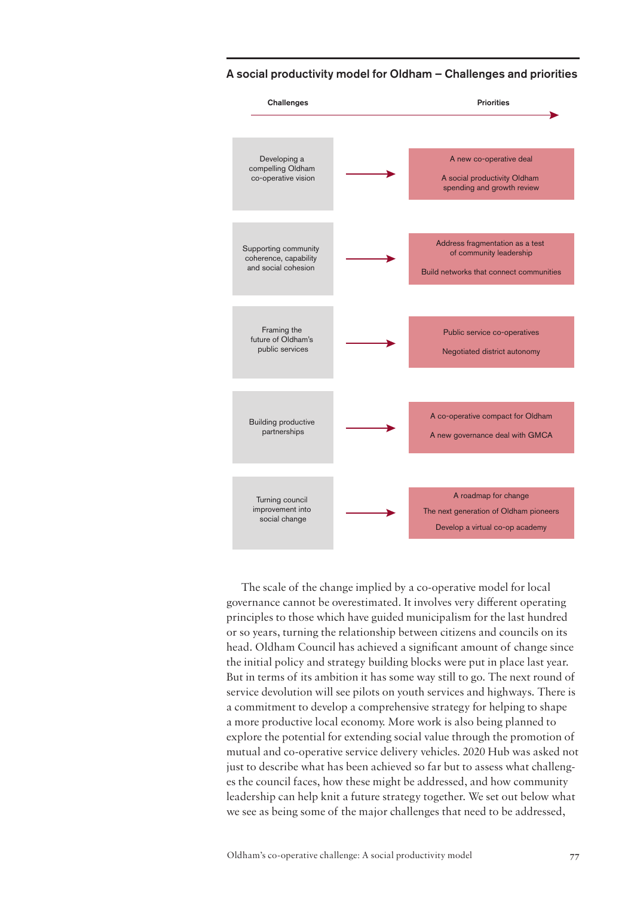### A social productivity model for Oldham – Challenges and priorities

| Challenges | Priorities |
| --- | --- |
| Developing a compelling Oldham co-operative vision | A new co-operative deal<br>A social productivity Oldham spending and growth review |
| Supporting community coherence, capability and social cohesion | Address fragmentation as a test of community leadership<br>Build networks that connect communities |
| Framing the future of Oldham's public services | Public service co-operatives<br>Negotiated district autonomy |
| Building productive partnerships | A co-operative compact for Oldham<br>A new governance deal with GMCA |
| Turning council improvement into social change | A roadmap for change<br>The next generation of Oldham pioneers<br>Develop a virtual co-op academy |

The scale of the change implied by a co-operative model for local governance cannot be overestimated. It involves very different operating principles to those which have guided municipalism for the last hundred or so years, turning the relationship between citizens and councils on its head. Oldham Council has achieved a significant amount of change since the initial policy and strategy building blocks were put in place last year. But in terms of its ambition it has some way still to go. The next round of service devolution will see pilots on youth services and highways. There is a commitment to develop a comprehensive strategy for helping to shape a more productive local economy. More work is also being planned to explore the potential for extending social value through the promotion of mutual and co-operative service delivery vehicles. 2020 Hub was asked not just to describe what has been achieved so far but to assess what challenges the council faces, how these might be addressed, and how community leadership can help knit a future strategy together. We set out below what we see as being some of the major challenges that need to be addressed,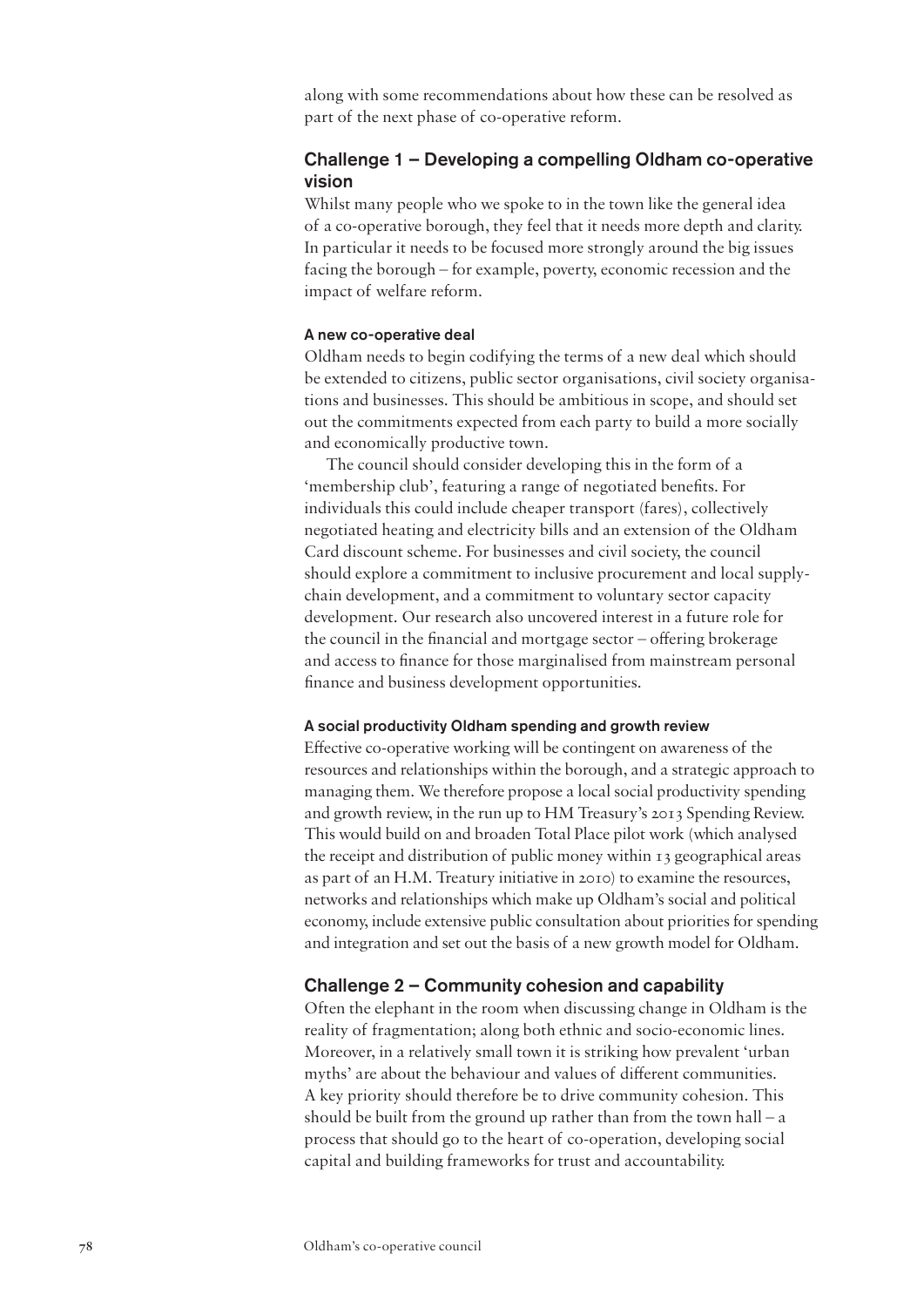along with some recommendations about how these can be resolved as part of the next phase of co-operative reform.

## Challenge 1 – Developing a compelling Oldham co-operative vision

Whilst many people who we spoke to in the town like the general idea of a co-operative borough, they feel that it needs more depth and clarity. In particular it needs to be focused more strongly around the big issues facing the borough – for example, poverty, economic recession and the impact of welfare reform.

### A new co-operative deal

Oldham needs to begin codifying the terms of a new deal which should be extended to citizens, public sector organisations, civil society organisations and businesses. This should be ambitious in scope, and should set out the commitments expected from each party to build a more socially and economically productive town.

The council should consider developing this in the form of a 'membership club', featuring a range of negotiated benefits. For individuals this could include cheaper transport (fares), collectively negotiated heating and electricity bills and an extension of the Oldham Card discount scheme. For businesses and civil society, the council should explore a commitment to inclusive procurement and local supply-chain development, and a commitment to voluntary sector capacity development. Our research also uncovered interest in a future role for the council in the financial and mortgage sector – offering brokerage and access to finance for those marginalised from mainstream personal finance and business development opportunities.

### A social productivity Oldham spending and growth review

Effective co-operative working will be contingent on awareness of the resources and relationships within the borough, and a strategic approach to managing them. We therefore propose a local social productivity spending and growth review, in the run up to HM Treasury's 2013 Spending Review. This would build on and broaden Total Place pilot work (which analysed the receipt and distribution of public money within 13 geographical areas as part of an H.M. Treatury initiative in 2010) to examine the resources, networks and relationships which make up Oldham's social and political economy, include extensive public consultation about priorities for spending and integration and set out the basis of a new growth model for Oldham.

## Challenge 2 – Community cohesion and capability

Often the elephant in the room when discussing change in Oldham is the reality of fragmentation; along both ethnic and socio-economic lines. Moreover, in a relatively small town it is striking how prevalent 'urban myths' are about the behaviour and values of different communities. A key priority should therefore be to drive community cohesion. This should be built from the ground up rather than from the town hall – a process that should go to the heart of co-operation, developing social capital and building frameworks for trust and accountability.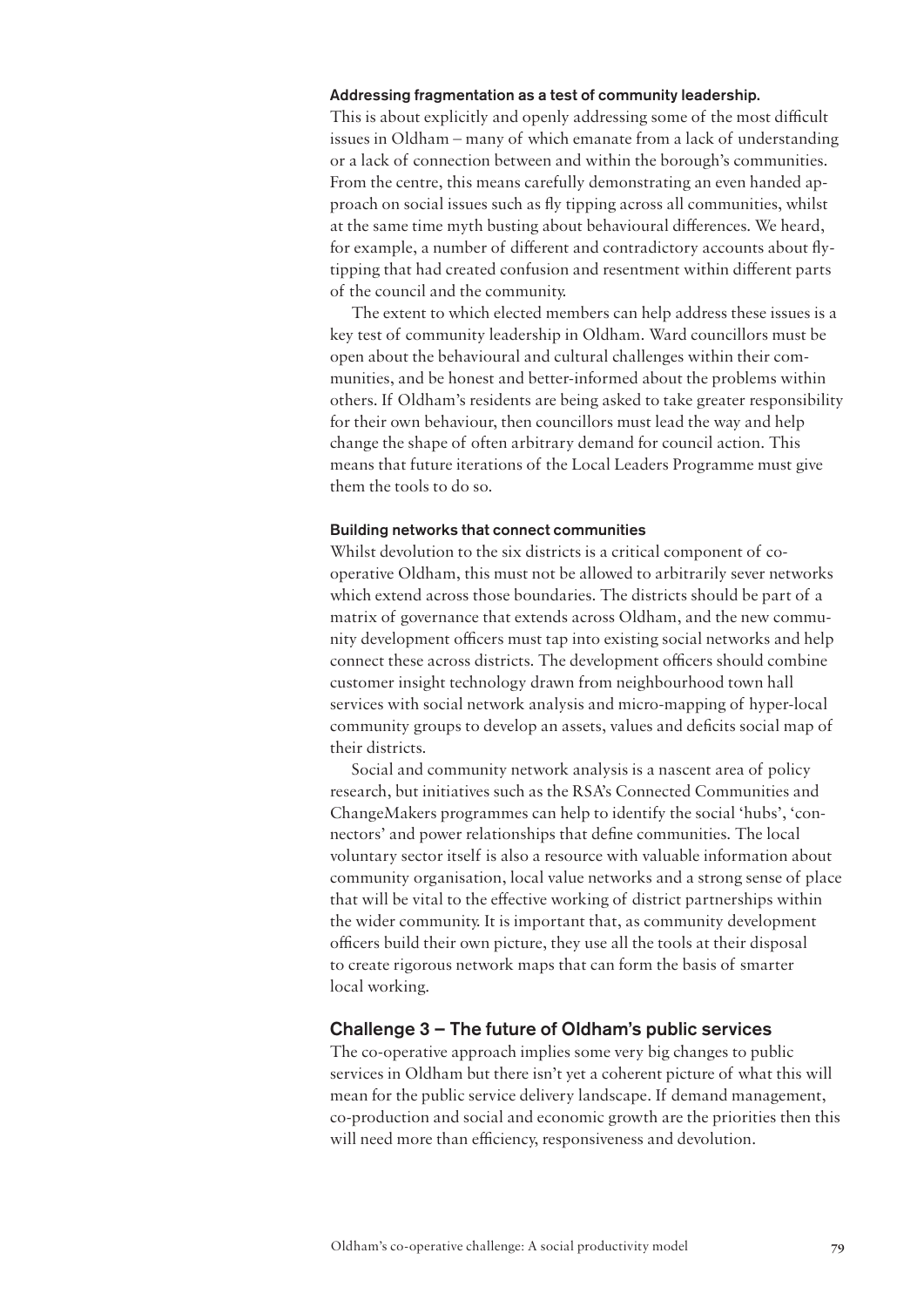### Addressing fragmentation as a test of community leadership.

This is about explicitly and openly addressing some of the most difficult issues in Oldham – many of which emanate from a lack of understanding or a lack of connection between and within the borough's communities. From the centre, this means carefully demonstrating an even handed approach on social issues such as fly tipping across all communities, whilst at the same time myth busting about behavioural differences. We heard, for example, a number of different and contradictory accounts about fly-tipping that had created confusion and resentment within different parts of the council and the community.

The extent to which elected members can help address these issues is a key test of community leadership in Oldham. Ward councillors must be open about the behavioural and cultural challenges within their communities, and be honest and better-informed about the problems within others. If Oldham's residents are being asked to take greater responsibility for their own behaviour, then councillors must lead the way and help change the shape of often arbitrary demand for council action. This means that future iterations of the Local Leaders Programme must give them the tools to do so.

### Building networks that connect communities

Whilst devolution to the six districts is a critical component of co-operative Oldham, this must not be allowed to arbitrarily sever networks which extend across those boundaries. The districts should be part of a matrix of governance that extends across Oldham, and the new community development officers must tap into existing social networks and help connect these across districts. The development officers should combine customer insight technology drawn from neighbourhood town hall services with social network analysis and micro-mapping of hyper-local community groups to develop an assets, values and deficits social map of their districts.

Social and community network analysis is a nascent area of policy research, but initiatives such as the RSA's Connected Communities and ChangeMakers programmes can help to identify the social 'hubs', 'connectors' and power relationships that define communities. The local voluntary sector itself is also a resource with valuable information about community organisation, local value networks and a strong sense of place that will be vital to the effective working of district partnerships within the wider community. It is important that, as community development officers build their own picture, they use all the tools at their disposal to create rigorous network maps that can form the basis of smarter local working.

## Challenge 3 – The future of Oldham's public services

The co-operative approach implies some very big changes to public services in Oldham but there isn't yet a coherent picture of what this will mean for the public service delivery landscape. If demand management, co-production and social and economic growth are the priorities then this will need more than efficiency, responsiveness and devolution.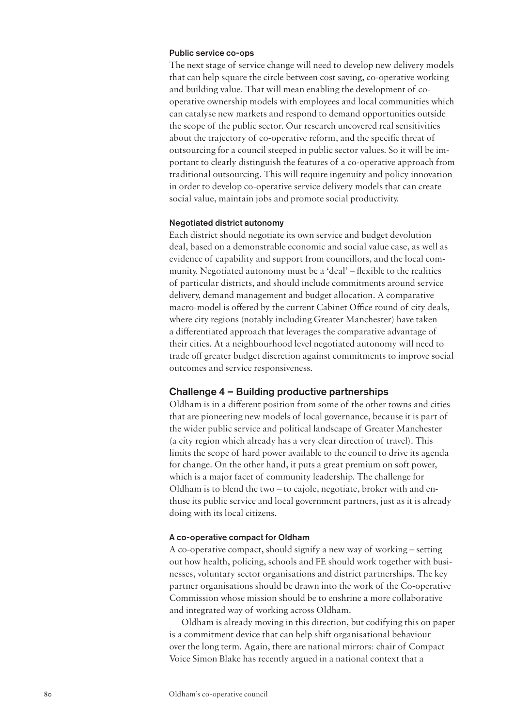#### Public service co-ops

The next stage of service change will need to develop new delivery models that can help square the circle between cost saving, co-operative working and building value. That will mean enabling the development of co-operative ownership models with employees and local communities which can catalyse new markets and respond to demand opportunities outside the scope of the public sector. Our research uncovered real sensitivities about the trajectory of co-operative reform, and the specific threat of outsourcing for a council steeped in public sector values. So it will be important to clearly distinguish the features of a co-operative approach from traditional outsourcing. This will require ingenuity and policy innovation in order to develop co-operative service delivery models that can create social value, maintain jobs and promote social productivity.

#### Negotiated district autonomy

Each district should negotiate its own service and budget devolution deal, based on a demonstrable economic and social value case, as well as evidence of capability and support from councillors, and the local community. Negotiated autonomy must be a 'deal' – flexible to the realities of particular districts, and should include commitments around service delivery, demand management and budget allocation. A comparative macro-model is offered by the current Cabinet Office round of city deals, where city regions (notably including Greater Manchester) have taken a differentiated approach that leverages the comparative advantage of their cities. At a neighbourhood level negotiated autonomy will need to trade off greater budget discretion against commitments to improve social outcomes and service responsiveness.

### Challenge 4 – Building productive partnerships

Oldham is in a different position from some of the other towns and cities that are pioneering new models of local governance, because it is part of the wider public service and political landscape of Greater Manchester (a city region which already has a very clear direction of travel). This limits the scope of hard power available to the council to drive its agenda for change. On the other hand, it puts a great premium on soft power, which is a major facet of community leadership. The challenge for Oldham is to blend the two – to cajole, negotiate, broker with and enthuse its public service and local government partners, just as it is already doing with its local citizens.

#### A co-operative compact for Oldham

A co-operative compact, should signify a new way of working – setting out how health, policing, schools and FE should work together with businesses, voluntary sector organisations and district partnerships. The key partner organisations should be drawn into the work of the Co-operative Commission whose mission should be to enshrine a more collaborative and integrated way of working across Oldham.

Oldham is already moving in this direction, but codifying this on paper is a commitment device that can help shift organisational behaviour over the long term. Again, there are national mirrors: chair of Compact Voice Simon Blake has recently argued in a national context that a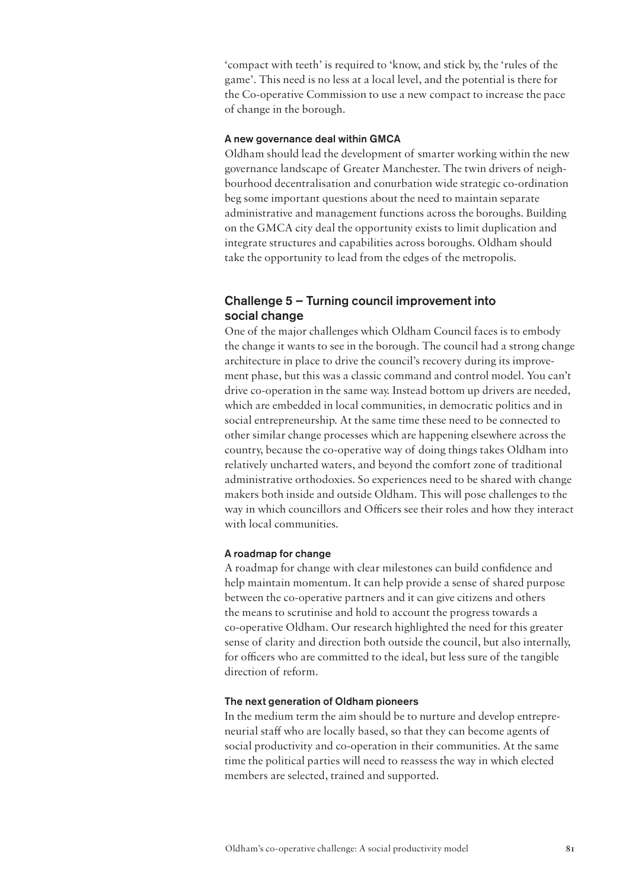'compact with teeth' is required to 'know, and stick by, the 'rules of the game'. This need is no less at a local level, and the potential is there for the Co-operative Commission to use a new compact to increase the pace of change in the borough.

#### A new governance deal within GMCA

Oldham should lead the development of smarter working within the new governance landscape of Greater Manchester. The twin drivers of neighbourhood decentralisation and conurbation wide strategic co-ordination beg some important questions about the need to maintain separate administrative and management functions across the boroughs. Building on the GMCA city deal the opportunity exists to limit duplication and integrate structures and capabilities across boroughs. Oldham should take the opportunity to lead from the edges of the metropolis.

### Challenge 5 – Turning council improvement into social change

One of the major challenges which Oldham Council faces is to embody the change it wants to see in the borough. The council had a strong change architecture in place to drive the council's recovery during its improvement phase, but this was a classic command and control model. You can't drive co-operation in the same way. Instead bottom up drivers are needed, which are embedded in local communities, in democratic politics and in social entrepreneurship. At the same time these need to be connected to other similar change processes which are happening elsewhere across the country, because the co-operative way of doing things takes Oldham into relatively uncharted waters, and beyond the comfort zone of traditional administrative orthodoxies. So experiences need to be shared with change makers both inside and outside Oldham. This will pose challenges to the way in which councillors and Officers see their roles and how they interact with local communities.

#### A roadmap for change

A roadmap for change with clear milestones can build confidence and help maintain momentum. It can help provide a sense of shared purpose between the co-operative partners and it can give citizens and others the means to scrutinise and hold to account the progress towards a co-operative Oldham. Our research highlighted the need for this greater sense of clarity and direction both outside the council, but also internally, for officers who are committed to the ideal, but less sure of the tangible direction of reform.

#### The next generation of Oldham pioneers

In the medium term the aim should be to nurture and develop entrepreneurial staff who are locally based, so that they can become agents of social productivity and co-operation in their communities. At the same time the political parties will need to reassess the way in which elected members are selected, trained and supported.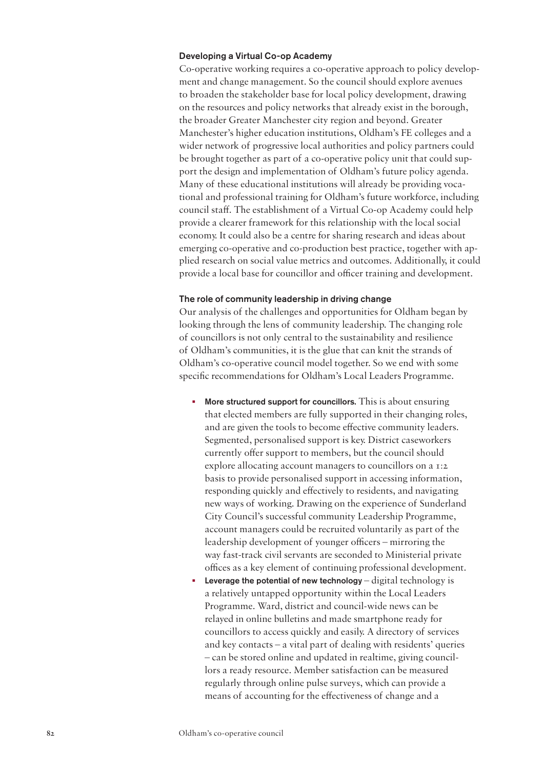### Developing a Virtual Co-op Academy

Co-operative working requires a co-operative approach to policy development and change management. So the council should explore avenues to broaden the stakeholder base for local policy development, drawing on the resources and policy networks that already exist in the borough, the broader Greater Manchester city region and beyond. Greater Manchester's higher education institutions, Oldham's FE colleges and a wider network of progressive local authorities and policy partners could be brought together as part of a co-operative policy unit that could support the design and implementation of Oldham's future policy agenda. Many of these educational institutions will already be providing vocational and professional training for Oldham's future workforce, including council staff. The establishment of a Virtual Co-op Academy could help provide a clearer framework for this relationship with the local social economy. It could also be a centre for sharing research and ideas about emerging co-operative and co-production best practice, together with applied research on social value metrics and outcomes. Additionally, it could provide a local base for councillor and officer training and development.

### The role of community leadership in driving change

Our analysis of the challenges and opportunities for Oldham began by looking through the lens of community leadership. The changing role of councillors is not only central to the sustainability and resilience of Oldham's communities, it is the glue that can knit the strands of Oldham's co-operative council model together. So we end with some specific recommendations for Oldham's Local Leaders Programme.

- **More structured support for councillors.** This is about ensuring that elected members are fully supported in their changing roles, and are given the tools to become effective community leaders. Segmented, personalised support is key. District caseworkers currently offer support to members, but the council should explore allocating account managers to councillors on a 1:2 basis to provide personalised support in accessing information, responding quickly and effectively to residents, and navigating new ways of working. Drawing on the experience of Sunderland City Council's successful community Leadership Programme, account managers could be recruited voluntarily as part of the leadership development of younger officers – mirroring the way fast-track civil servants are seconded to Ministerial private offices as a key element of continuing professional development.
- **Leverage the potential of new technology** – digital technology is a relatively untapped opportunity within the Local Leaders Programme. Ward, district and council-wide news can be relayed in online bulletins and made smartphone ready for councillors to access quickly and easily. A directory of services and key contacts – a vital part of dealing with residents' queries – can be stored online and updated in realtime, giving councillors a ready resource. Member satisfaction can be measured regularly through online pulse surveys, which can provide a means of accounting for the effectiveness of change and a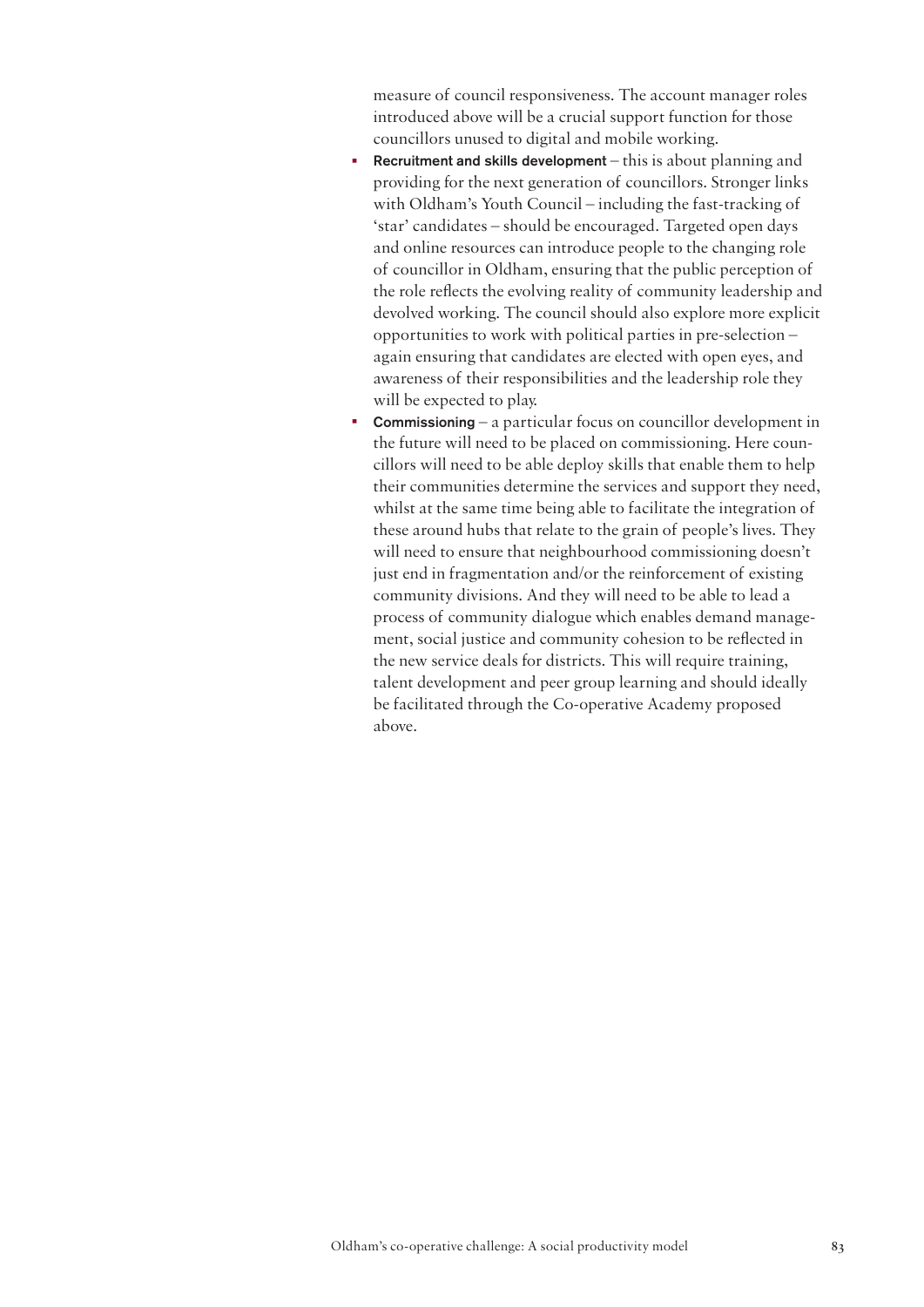measure of council responsiveness. The account manager roles introduced above will be a crucial support function for those councillors unused to digital and mobile working.

- **Recruitment and skills development** – this is about planning and providing for the next generation of councillors. Stronger links with Oldham's Youth Council – including the fast-tracking of 'star' candidates – should be encouraged. Targeted open days and online resources can introduce people to the changing role of councillor in Oldham, ensuring that the public perception of the role reflects the evolving reality of community leadership and devolved working. The council should also explore more explicit opportunities to work with political parties in pre-selection – again ensuring that candidates are elected with open eyes, and awareness of their responsibilities and the leadership role they will be expected to play.
- **Commissioning** – a particular focus on councillor development in the future will need to be placed on commissioning. Here councillors will need to be able deploy skills that enable them to help their communities determine the services and support they need, whilst at the same time being able to facilitate the integration of these around hubs that relate to the grain of people's lives. They will need to ensure that neighbourhood commissioning doesn't just end in fragmentation and/or the reinforcement of existing community divisions. And they will need to be able to lead a process of community dialogue which enables demand management, social justice and community cohesion to be reflected in the new service deals for districts. This will require training, talent development and peer group learning and should ideally be facilitated through the Co-operative Academy proposed above.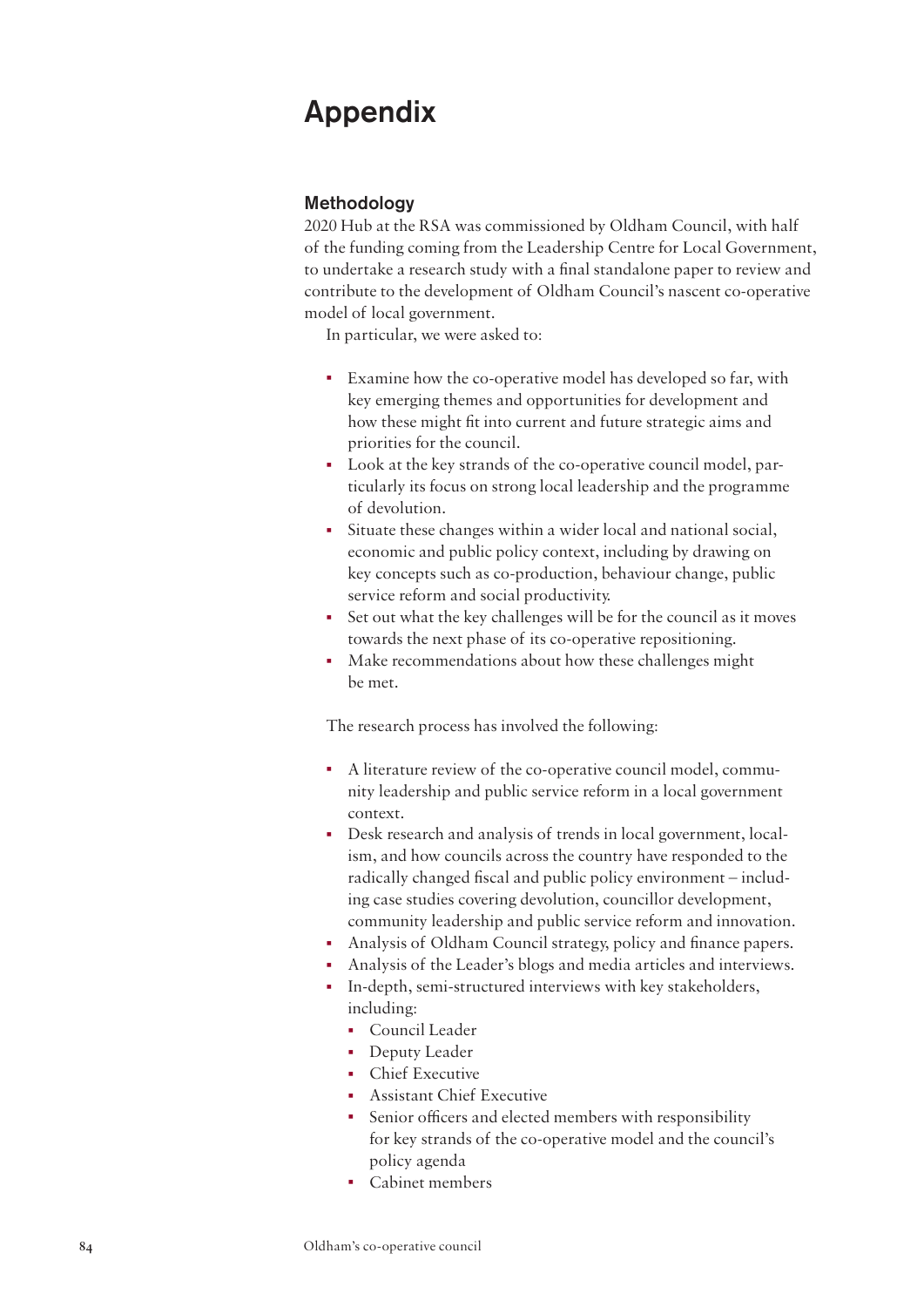# Appendix

## Methodology

2020 Hub at the RSA was commissioned by Oldham Council, with half of the funding coming from the Leadership Centre for Local Government, to undertake a research study with a final standalone paper to review and contribute to the development of Oldham Council's nascent co-operative model of local government.

In particular, we were asked to:

- Examine how the co-operative model has developed so far, with key emerging themes and opportunities for development and how these might fit into current and future strategic aims and priorities for the council.
- Look at the key strands of the co-operative council model, particularly its focus on strong local leadership and the programme of devolution.
- Situate these changes within a wider local and national social, economic and public policy context, including by drawing on key concepts such as co-production, behaviour change, public service reform and social productivity.
- Set out what the key challenges will be for the council as it moves towards the next phase of its co-operative repositioning.
- Make recommendations about how these challenges might be met.

The research process has involved the following:

- A literature review of the co-operative council model, community leadership and public service reform in a local government context.
- Desk research and analysis of trends in local government, localism, and how councils across the country have responded to the radically changed fiscal and public policy environment – including case studies covering devolution, councillor development, community leadership and public service reform and innovation.
- Analysis of Oldham Council strategy, policy and finance papers.
- Analysis of the Leader's blogs and media articles and interviews.
- In-depth, semi-structured interviews with key stakeholders, including:
  - Council Leader
  - Deputy Leader
  - Chief Executive
  - Assistant Chief Executive
  - Senior officers and elected members with responsibility for key strands of the co-operative model and the council's policy agenda
  - Cabinet members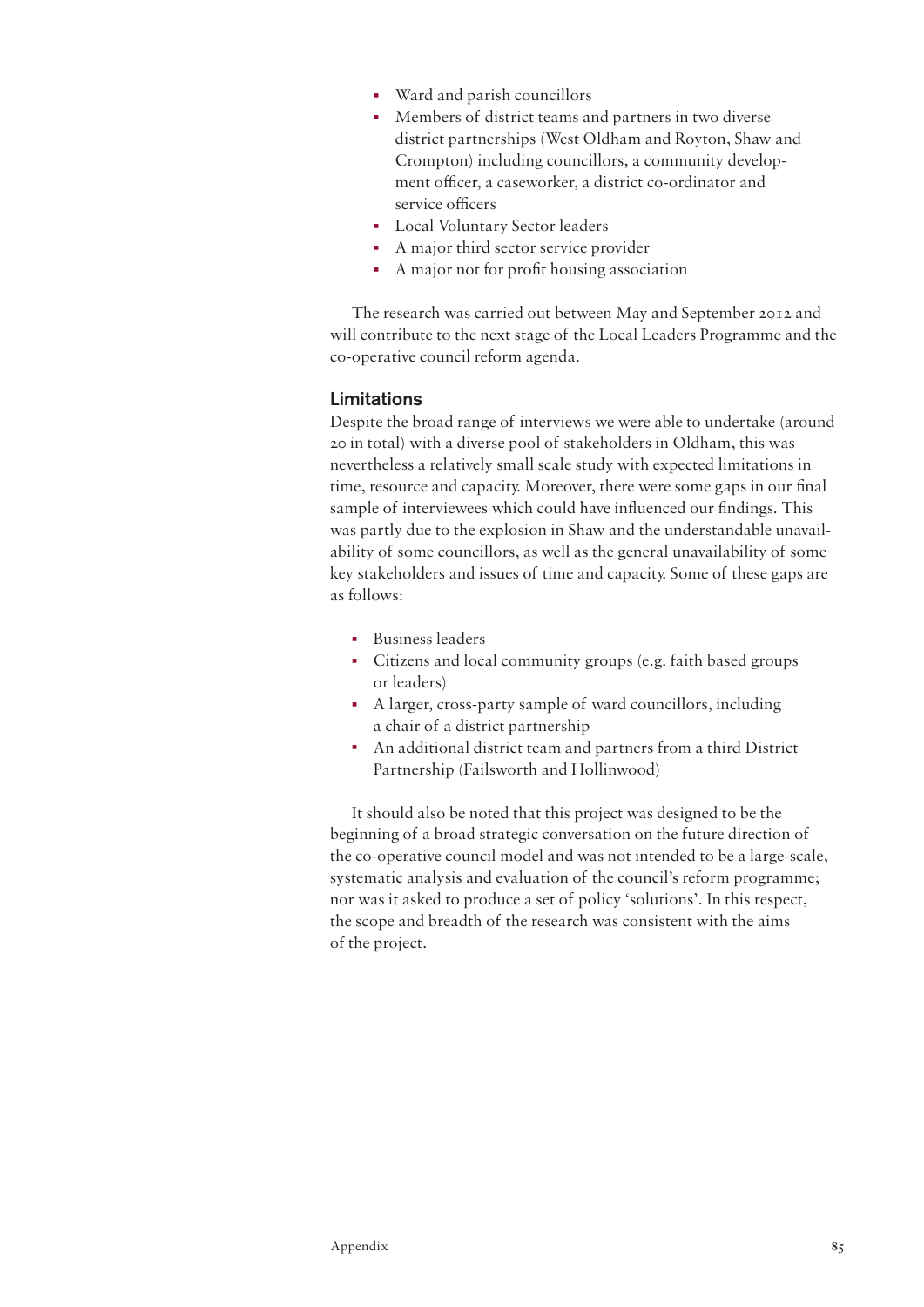- Ward and parish councillors
- Members of district teams and partners in two diverse district partnerships (West Oldham and Royton, Shaw and Crompton) including councillors, a community development officer, a caseworker, a district co-ordinator and service officers
- Local Voluntary Sector leaders
- A major third sector service provider
- A major not for profit housing association

The research was carried out between May and September 2012 and will contribute to the next stage of the Local Leaders Programme and the co-operative council reform agenda.

### Limitations

Despite the broad range of interviews we were able to undertake (around 20 in total) with a diverse pool of stakeholders in Oldham, this was nevertheless a relatively small scale study with expected limitations in time, resource and capacity. Moreover, there were some gaps in our final sample of interviewees which could have influenced our findings. This was partly due to the explosion in Shaw and the understandable unavailability of some councillors, as well as the general unavailability of some key stakeholders and issues of time and capacity. Some of these gaps are as follows:

- Business leaders
- Citizens and local community groups (e.g. faith based groups or leaders)
- A larger, cross-party sample of ward councillors, including a chair of a district partnership
- An additional district team and partners from a third District Partnership (Failsworth and Hollinwood)

It should also be noted that this project was designed to be the beginning of a broad strategic conversation on the future direction of the co-operative council model and was not intended to be a large-scale, systematic analysis and evaluation of the council's reform programme; nor was it asked to produce a set of policy 'solutions'. In this respect, the scope and breadth of the research was consistent with the aims of the project.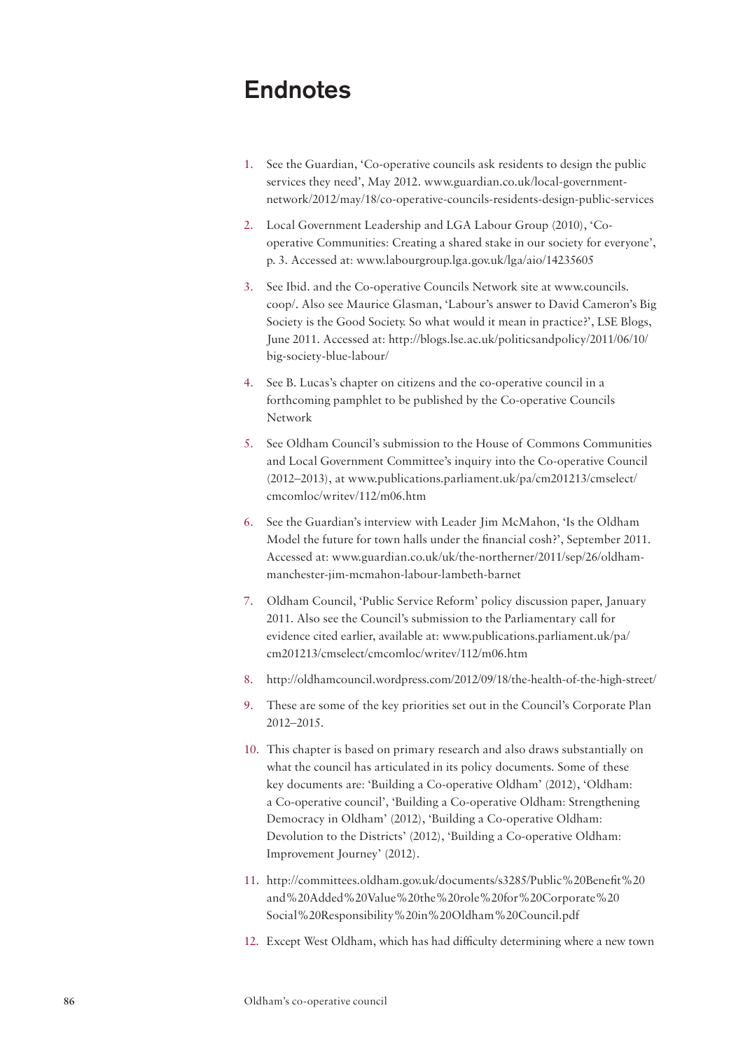# Endnotes

1. See the Guardian, 'Co-operative councils ask residents to design the public services they need', May 2012. www.guardian.co.uk/local-government-network/2012/may/18/co-operative-councils-residents-design-public-services

2. Local Government Leadership and LGA Labour Group (2010), 'Co-operative Communities: Creating a shared stake in our society for everyone', p. 3. Accessed at: www.labourgroup.lga.gov.uk/lga/aio/14235605

3. See Ibid. and the Co-operative Councils Network site at www.councils.coop/. Also see Maurice Glasman, 'Labour's answer to David Cameron's Big Society is the Good Society. So what would it mean in practice?', LSE Blogs, June 2011. Accessed at: http://blogs.lse.ac.uk/politicsandpolicy/2011/06/10/big-society-blue-labour/

4. See B. Lucas's chapter on citizens and the co-operative council in a forthcoming pamphlet to be published by the Co-operative Councils Network

5. See Oldham Council's submission to the House of Commons Communities and Local Government Committee's inquiry into the Co-operative Council (2012–2013), at www.publications.parliament.uk/pa/cm201213/cmselect/cmcomloc/writev/112/m06.htm

6. See the Guardian's interview with Leader Jim McMahon, 'Is the Oldham Model the future for town halls under the financial cosh?', September 2011. Accessed at: www.guardian.co.uk/uk/the-northerner/2011/sep/26/oldham-manchester-jim-mcmahon-labour-lambeth-barnet

7. Oldham Council, 'Public Service Reform' policy discussion paper, January 2011. Also see the Council's submission to the Parliamentary call for evidence cited earlier, available at: www.publications.parliament.uk/pa/cm201213/cmselect/cmcomloc/writev/112/m06.htm

8. http://oldhamcouncil.wordpress.com/2012/09/18/the-health-of-the-high-street/

9. These are some of the key priorities set out in the Council's Corporate Plan 2012–2015.

10. This chapter is based on primary research and also draws substantially on what the council has articulated in its policy documents. Some of these key documents are: 'Building a Co-operative Oldham' (2012), 'Oldham: a Co-operative council', 'Building a Co-operative Oldham: Strengthening Democracy in Oldham' (2012), 'Building a Co-operative Oldham: Devolution to the Districts' (2012), 'Building a Co-operative Oldham: Improvement Journey' (2012).

11. http://committees.oldham.gov.uk/documents/s3285/Public%20Benefit%20and%20Added%20Value%20the%20role%20for%20Corporate%20Social%20Responsibility%20in%20Oldham%20Council.pdf

12. Except West Oldham, which has had difficulty determining where a new town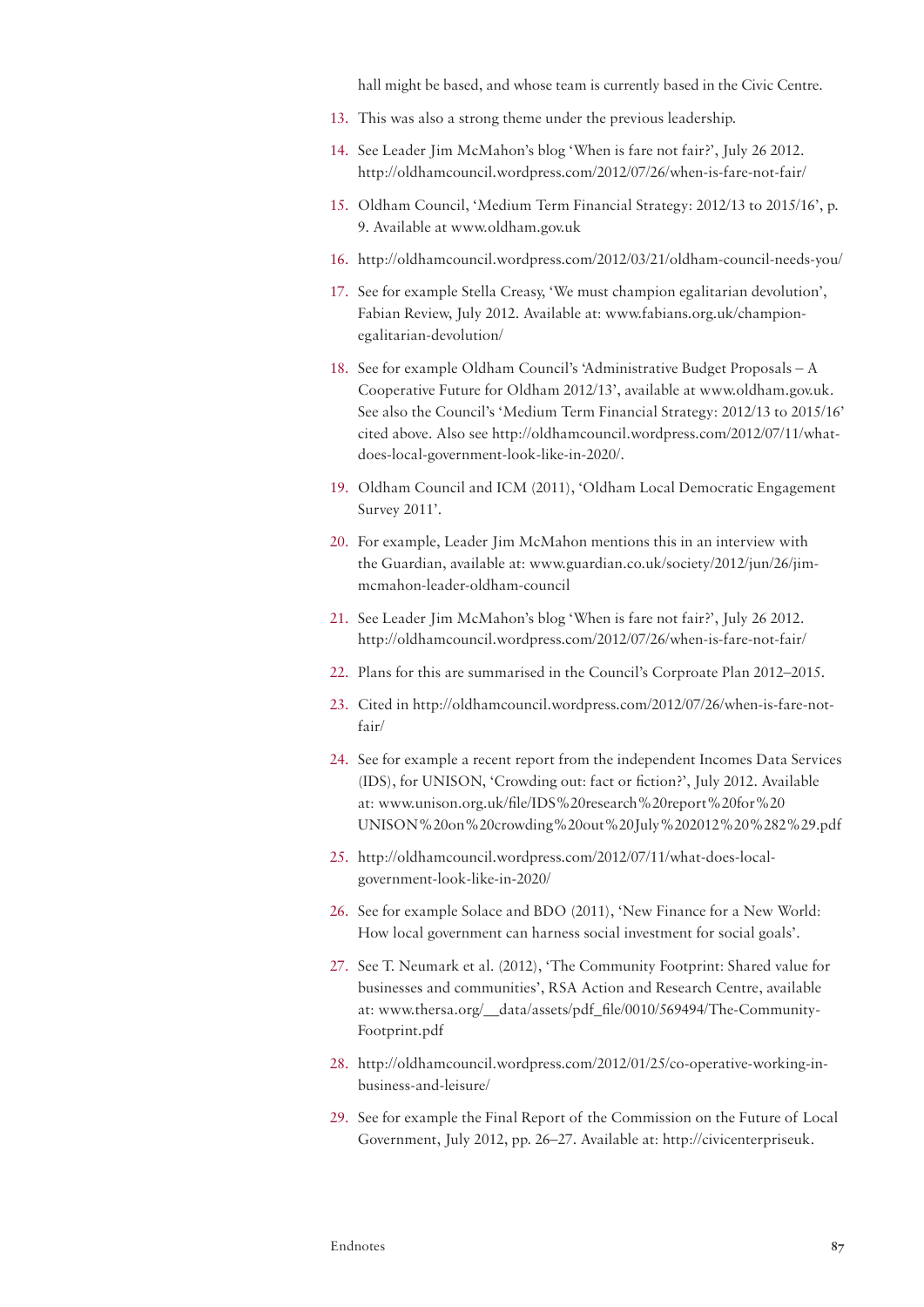hall might be based, and whose team is currently based in the Civic Centre.

13. This was also a strong theme under the previous leadership.
14. See Leader Jim McMahon's blog 'When is fare not fair?', July 26 2012. http://oldhamcouncil.wordpress.com/2012/07/26/when-is-fare-not-fair/
15. Oldham Council, 'Medium Term Financial Strategy: 2012/13 to 2015/16', p. 9. Available at www.oldham.gov.uk
16. http://oldhamcouncil.wordpress.com/2012/03/21/oldham-council-needs-you/
17. See for example Stella Creasy, 'We must champion egalitarian devolution', Fabian Review, July 2012. Available at: www.fabians.org.uk/champion-egalitarian-devolution/
18. See for example Oldham Council's 'Administrative Budget Proposals – A Cooperative Future for Oldham 2012/13', available at www.oldham.gov.uk. See also the Council's 'Medium Term Financial Strategy: 2012/13 to 2015/16' cited above. Also see http://oldhamcouncil.wordpress.com/2012/07/11/what-does-local-government-look-like-in-2020/.
19. Oldham Council and ICM (2011), 'Oldham Local Democratic Engagement Survey 2011'.
20. For example, Leader Jim McMahon mentions this in an interview with the Guardian, available at: www.guardian.co.uk/society/2012/jun/26/jim-mcmahon-leader-oldham-council
21. See Leader Jim McMahon's blog 'When is fare not fair?', July 26 2012. http://oldhamcouncil.wordpress.com/2012/07/26/when-is-fare-not-fair/
22. Plans for this are summarised in the Council's Corproate Plan 2012–2015.
23. Cited in http://oldhamcouncil.wordpress.com/2012/07/26/when-is-fare-not-fair/
24. See for example a recent report from the independent Incomes Data Services (IDS), for UNISON, 'Crowding out: fact or fiction?', July 2012. Available at: www.unison.org.uk/file/IDS%20research%20report%20for%20UNISON%20on%20crowding%20out%20July%202012%20%282%29.pdf
25. http://oldhamcouncil.wordpress.com/2012/07/11/what-does-local-government-look-like-in-2020/
26. See for example Solace and BDO (2011), 'New Finance for a New World: How local government can harness social investment for social goals'.
27. See T. Neumark et al. (2012), 'The Community Footprint: Shared value for businesses and communities', RSA Action and Research Centre, available at: www.thersa.org/__data/assets/pdf_file/0010/569494/The-Community-Footprint.pdf
28. http://oldhamcouncil.wordpress.com/2012/01/25/co-operative-working-in-business-and-leisure/
29. See for example the Final Report of the Commission on the Future of Local Government, July 2012, pp. 26–27. Available at: http://civicenterpriseuk.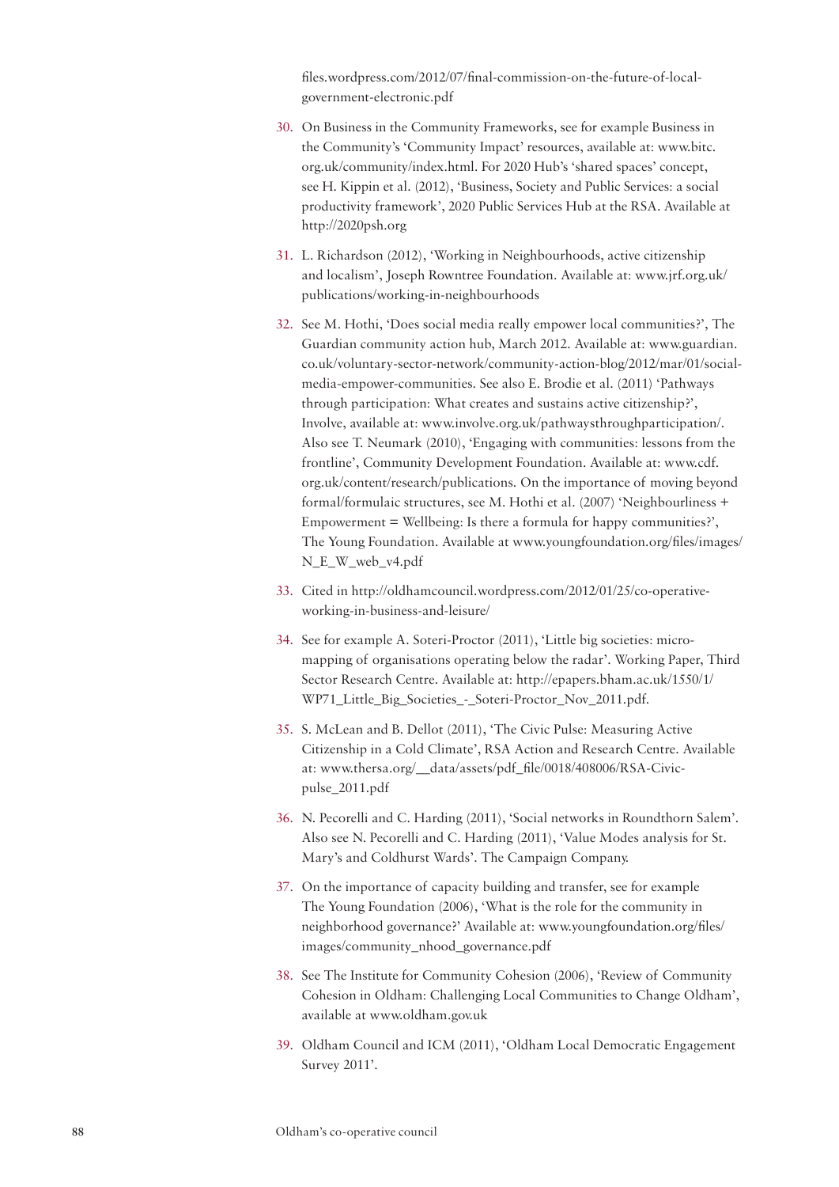files.wordpress.com/2012/07/final-commission-on-the-future-of-local-government-electronic.pdf

30. On Business in the Community Frameworks, see for example Business in the Community's 'Community Impact' resources, available at: www.bitc.org.uk/community/index.html. For 2020 Hub's 'shared spaces' concept, see H. Kippin et al. (2012), 'Business, Society and Public Services: a social productivity framework', 2020 Public Services Hub at the RSA. Available at http://2020psh.org

31. L. Richardson (2012), 'Working in Neighbourhoods, active citizenship and localism', Joseph Rowntree Foundation. Available at: www.jrf.org.uk/publications/working-in-neighbourhoods

32. See M. Hothi, 'Does social media really empower local communities?', The Guardian community action hub, March 2012. Available at: www.guardian.co.uk/voluntary-sector-network/community-action-blog/2012/mar/01/social-media-empower-communities. See also E. Brodie et al. (2011) 'Pathways through participation: What creates and sustains active citizenship?', Involve, available at: www.involve.org.uk/pathwaysthroughparticipation/. Also see T. Neumark (2010), 'Engaging with communities: lessons from the frontline', Community Development Foundation. Available at: www.cdf.org.uk/content/research/publications. On the importance of moving beyond formal/formulaic structures, see M. Hothi et al. (2007) 'Neighbourliness + Empowerment = Wellbeing: Is there a formula for happy communities?', The Young Foundation. Available at www.youngfoundation.org/files/images/N_E_W_web_v4.pdf

33. Cited in http://oldhamcouncil.wordpress.com/2012/01/25/co-operative-working-in-business-and-leisure/

34. See for example A. Soteri-Proctor (2011), 'Little big societies: micro-mapping of organisations operating below the radar'. Working Paper, Third Sector Research Centre. Available at: http://epapers.bham.ac.uk/1550/1/WP71_Little_Big_Societies_-_Soteri-Proctor_Nov_2011.pdf.

35. S. McLean and B. Dellot (2011), 'The Civic Pulse: Measuring Active Citizenship in a Cold Climate', RSA Action and Research Centre. Available at: www.thersa.org/__data/assets/pdf_file/0018/408006/RSA-Civic-pulse_2011.pdf

36. N. Pecorelli and C. Harding (2011), 'Social networks in Roundthorn Salem'. Also see N. Pecorelli and C. Harding (2011), 'Value Modes analysis for St. Mary's and Coldhurst Wards'. The Campaign Company.

37. On the importance of capacity building and transfer, see for example The Young Foundation (2006), 'What is the role for the community in neighborhood governance?' Available at: www.youngfoundation.org/files/images/community_nhood_governance.pdf

38. See The Institute for Community Cohesion (2006), 'Review of Community Cohesion in Oldham: Challenging Local Communities to Change Oldham', available at www.oldham.gov.uk

39. Oldham Council and ICM (2011), 'Oldham Local Democratic Engagement Survey 2011'.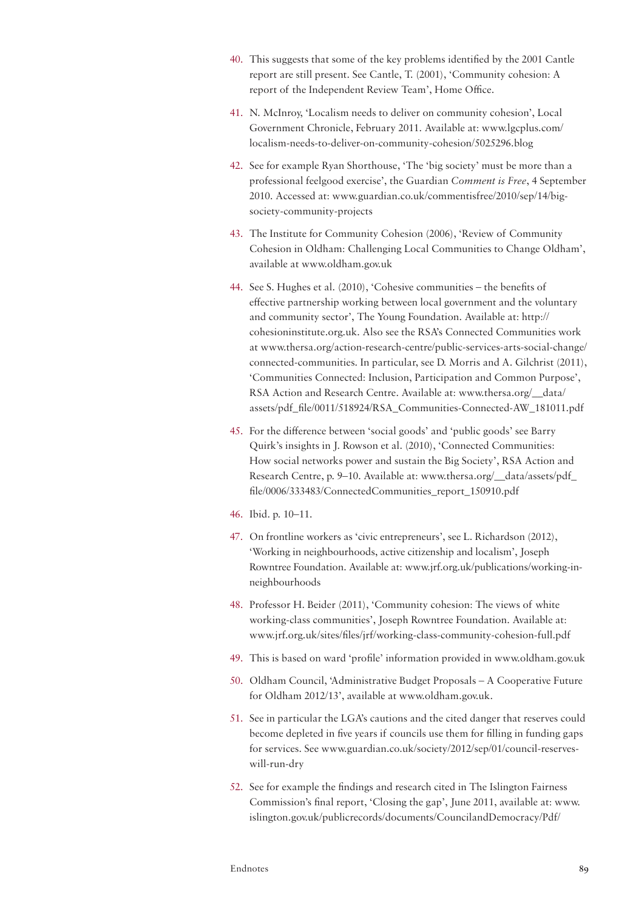40. This suggests that some of the key problems identified by the 2001 Cantle report are still present. See Cantle, T. (2001), 'Community cohesion: A report of the Independent Review Team', Home Office.

41. N. McInroy, 'Localism needs to deliver on community cohesion', Local Government Chronicle, February 2011. Available at: www.lgcplus.com/localism-needs-to-deliver-on-community-cohesion/5025296.blog

42. See for example Ryan Shorthouse, 'The 'big society' must be more than a professional feelgood exercise', the Guardian *Comment is Free*, 4 September 2010. Accessed at: www.guardian.co.uk/commentisfree/2010/sep/14/big-society-community-projects

43. The Institute for Community Cohesion (2006), 'Review of Community Cohesion in Oldham: Challenging Local Communities to Change Oldham', available at www.oldham.gov.uk

44. See S. Hughes et al. (2010), 'Cohesive communities – the benefits of effective partnership working between local government and the voluntary and community sector', The Young Foundation. Available at: http://cohesioninstitute.org.uk. Also see the RSA's Connected Communities work at www.thersa.org/action-research-centre/public-services-arts-social-change/connected-communities. In particular, see D. Morris and A. Gilchrist (2011), 'Communities Connected: Inclusion, Participation and Common Purpose', RSA Action and Research Centre. Available at: www.thersa.org/__data/assets/pdf_file/0011/518924/RSA_Communities-Connected-AW_181011.pdf

45. For the difference between 'social goods' and 'public goods' see Barry Quirk's insights in J. Rowson et al. (2010), 'Connected Communities: How social networks power and sustain the Big Society', RSA Action and Research Centre, p. 9–10. Available at: www.thersa.org/__data/assets/pdf_file/0006/333483/ConnectedCommunities_report_150910.pdf

46. Ibid. p. 10–11.

47. On frontline workers as 'civic entrepreneurs', see L. Richardson (2012), 'Working in neighbourhoods, active citizenship and localism', Joseph Rowntree Foundation. Available at: www.jrf.org.uk/publications/working-in-neighbourhoods

48. Professor H. Beider (2011), 'Community cohesion: The views of white working-class communities', Joseph Rowntree Foundation. Available at: www.jrf.org.uk/sites/files/jrf/working-class-community-cohesion-full.pdf

49. This is based on ward 'profile' information provided in www.oldham.gov.uk

50. Oldham Council, 'Administrative Budget Proposals – A Cooperative Future for Oldham 2012/13', available at www.oldham.gov.uk.

51. See in particular the LGA's cautions and the cited danger that reserves could become depleted in five years if councils use them for filling in funding gaps for services. See www.guardian.co.uk/society/2012/sep/01/council-reserves-will-run-dry

52. See for example the findings and research cited in The Islington Fairness Commission's final report, 'Closing the gap', June 2011, available at: www.islington.gov.uk/publicrecords/documents/CouncilandDemocracy/Pdf/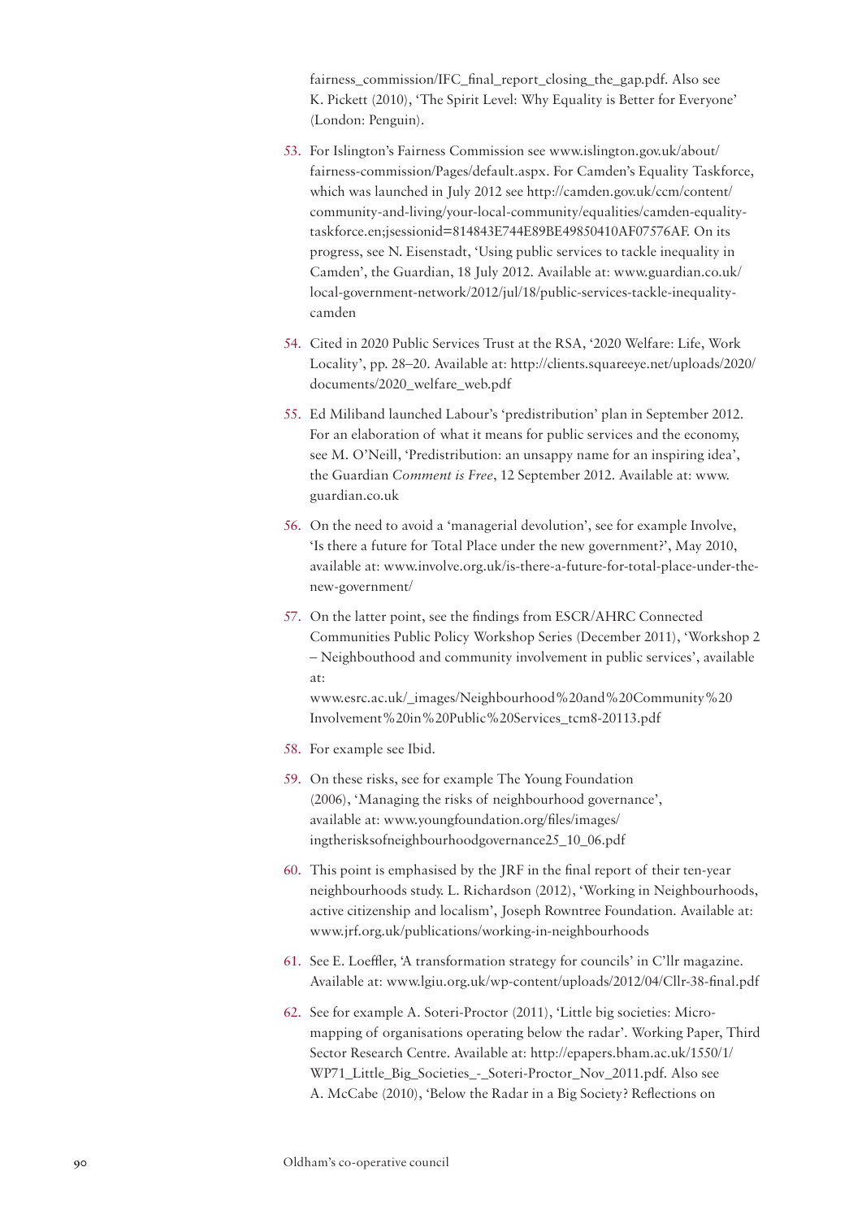fairness_commission/IFC_final_report_closing_the_gap.pdf. Also see K. Pickett (2010), 'The Spirit Level: Why Equality is Better for Everyone' (London: Penguin).

53. For Islington's Fairness Commission see www.islington.gov.uk/about/fairness-commission/Pages/default.aspx. For Camden's Equality Taskforce, which was launched in July 2012 see http://camden.gov.uk/ccm/content/community-and-living/your-local-community/equalities/camden-equality-taskforce.en;jsessionid=814843E744E89BE49850410AF07576AF. On its progress, see N. Eisenstadt, 'Using public services to tackle inequality in Camden', the Guardian, 18 July 2012. Available at: www.guardian.co.uk/local-government-network/2012/jul/18/public-services-tackle-inequality-camden

54. Cited in 2020 Public Services Trust at the RSA, '2020 Welfare: Life, Work Locality', pp. 28–20. Available at: http://clients.squareeye.net/uploads/2020/documents/2020_welfare_web.pdf

55. Ed Miliband launched Labour's 'predistribution' plan in September 2012. For an elaboration of what it means for public services and the economy, see M. O'Neill, 'Predistribution: an unsappy name for an inspiring idea', the Guardian *Comment is Free*, 12 September 2012. Available at: www.guardian.co.uk

56. On the need to avoid a 'managerial devolution', see for example Involve, 'Is there a future for Total Place under the new government?', May 2010, available at: www.involve.org.uk/is-there-a-future-for-total-place-under-the-new-government/

57. On the latter point, see the findings from ESCR/AHRC Connected Communities Public Policy Workshop Series (December 2011), 'Workshop 2 – Neighbouthood and community involvement in public services', available at:
www.esrc.ac.uk/_images/Neighbourhood%20and%20Community%20Involvement%20in%20Public%20Services_tcm8-20113.pdf

58. For example see Ibid.

59. On these risks, see for example The Young Foundation (2006), 'Managing the risks of neighbourhood governance', available at: www.youngfoundation.org/files/images/ingtherisksofneighbourhoodgovernance25_10_06.pdf

60. This point is emphasised by the JRF in the final report of their ten-year neighbourhoods study. L. Richardson (2012), 'Working in Neighbourhoods, active citizenship and localism', Joseph Rowntree Foundation. Available at: www.jrf.org.uk/publications/working-in-neighbourhoods

61. See E. Loeffler, 'A transformation strategy for councils' in C'llr magazine. Available at: www.lgiu.org.uk/wp-content/uploads/2012/04/Cllr-38-final.pdf

62. See for example A. Soteri-Proctor (2011), 'Little big societies: Micro-mapping of organisations operating below the radar'. Working Paper, Third Sector Research Centre. Available at: http://epapers.bham.ac.uk/1550/1/WP71_Little_Big_Societies_-_Soteri-Proctor_Nov_2011.pdf. Also see A. McCabe (2010), 'Below the Radar in a Big Society? Reflections on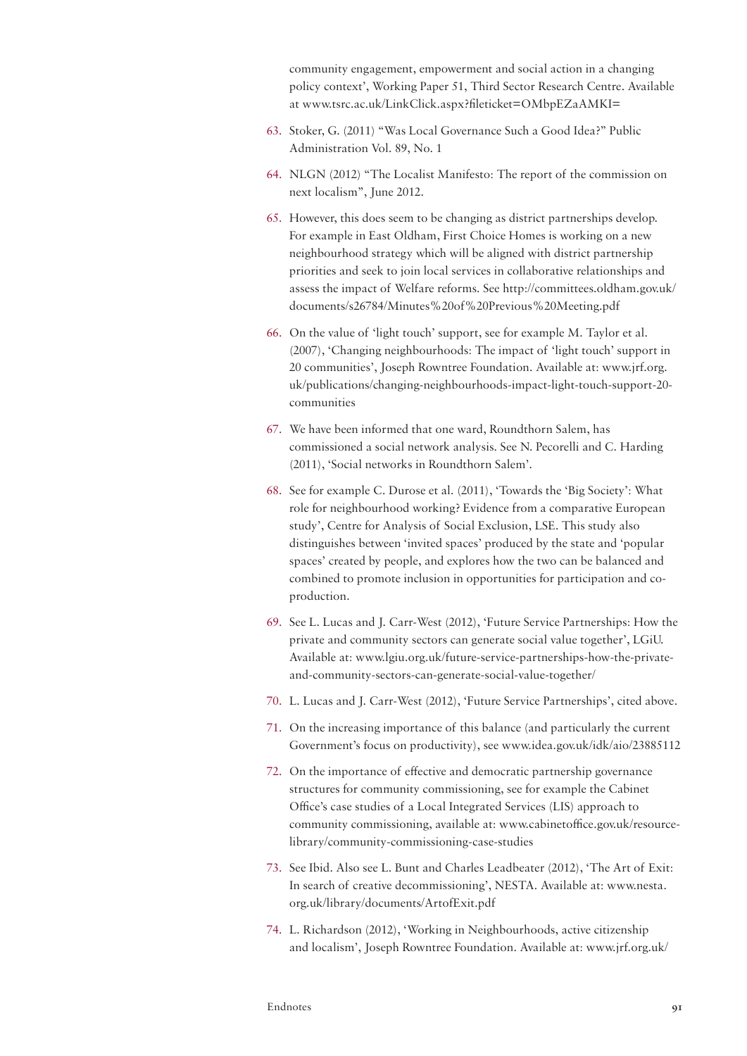community engagement, empowerment and social action in a changing policy context', Working Paper 51, Third Sector Research Centre. Available at www.tsrc.ac.uk/LinkClick.aspx?fileticket=OMbpEZaAMKI=

63. Stoker, G. (2011) "Was Local Governance Such a Good Idea?" Public Administration Vol. 89, No. 1

64. NLGN (2012) "The Localist Manifesto: The report of the commission on next localism", June 2012.

65. However, this does seem to be changing as district partnerships develop. For example in East Oldham, First Choice Homes is working on a new neighbourhood strategy which will be aligned with district partnership priorities and seek to join local services in collaborative relationships and assess the impact of Welfare reforms. See http://committees.oldham.gov.uk/documents/s26784/Minutes%20of%20Previous%20Meeting.pdf

66. On the value of 'light touch' support, see for example M. Taylor et al. (2007), 'Changing neighbourhoods: The impact of 'light touch' support in 20 communities', Joseph Rowntree Foundation. Available at: www.jrf.org.uk/publications/changing-neighbourhoods-impact-light-touch-support-20-communities

67. We have been informed that one ward, Roundthorn Salem, has commissioned a social network analysis. See N. Pecorelli and C. Harding (2011), 'Social networks in Roundthorn Salem'.

68. See for example C. Durose et al. (2011), 'Towards the 'Big Society': What role for neighbourhood working? Evidence from a comparative European study', Centre for Analysis of Social Exclusion, LSE. This study also distinguishes between 'invited spaces' produced by the state and 'popular spaces' created by people, and explores how the two can be balanced and combined to promote inclusion in opportunities for participation and co-production.

69. See L. Lucas and J. Carr-West (2012), 'Future Service Partnerships: How the private and community sectors can generate social value together', LGiU. Available at: www.lgiu.org.uk/future-service-partnerships-how-the-private-and-community-sectors-can-generate-social-value-together/

70. L. Lucas and J. Carr-West (2012), 'Future Service Partnerships', cited above.

71. On the increasing importance of this balance (and particularly the current Government's focus on productivity), see www.idea.gov.uk/idk/aio/23885112

72. On the importance of effective and democratic partnership governance structures for community commissioning, see for example the Cabinet Office's case studies of a Local Integrated Services (LIS) approach to community commissioning, available at: www.cabinetoffice.gov.uk/resource-library/community-commissioning-case-studies

73. See Ibid. Also see L. Bunt and Charles Leadbeater (2012), 'The Art of Exit: In search of creative decommissioning', NESTA. Available at: www.nesta.org.uk/library/documents/ArtofExit.pdf

74. L. Richardson (2012), 'Working in Neighbourhoods, active citizenship and localism', Joseph Rowntree Foundation. Available at: www.jrf.org.uk/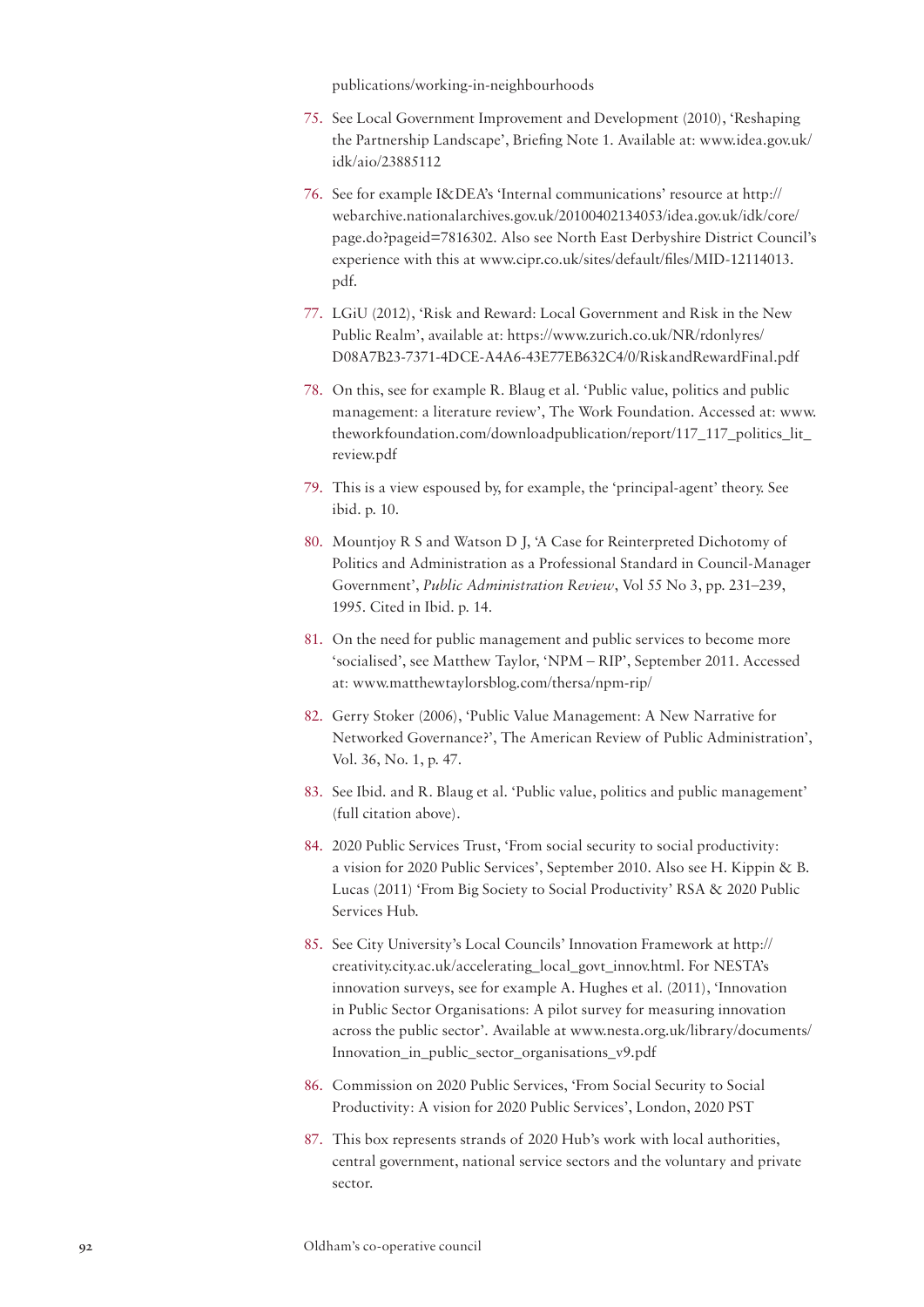publications/working-in-neighbourhoods

75. See Local Government Improvement and Development (2010), 'Reshaping the Partnership Landscape', Briefing Note 1. Available at: www.idea.gov.uk/idk/aio/23885112

76. See for example I&DEA's 'Internal communications' resource at http://webarchive.nationalarchives.gov.uk/20100402134053/idea.gov.uk/idk/core/page.do?pageid=7816302. Also see North East Derbyshire District Council's experience with this at www.cipr.co.uk/sites/default/files/MID-12114013.pdf.

77. LGiU (2012), 'Risk and Reward: Local Government and Risk in the New Public Realm', available at: https://www.zurich.co.uk/NR/rdonlyres/D08A7B23-7371-4DCE-A4A6-43E77EB632C4/0/RiskandRewardFinal.pdf

78. On this, see for example R. Blaug et al. 'Public value, politics and public management: a literature review', The Work Foundation. Accessed at: www.theworkfoundation.com/downloadpublication/report/117_117_politics_lit_review.pdf

79. This is a view espoused by, for example, the 'principal-agent' theory. See ibid. p. 10.

80. Mountjoy R S and Watson D J, 'A Case for Reinterpreted Dichotomy of Politics and Administration as a Professional Standard in Council-Manager Government', *Public Administration Review*, Vol 55 No 3, pp. 231–239, 1995. Cited in Ibid. p. 14.

81. On the need for public management and public services to become more 'socialised', see Matthew Taylor, 'NPM – RIP', September 2011. Accessed at: www.matthewtaylorsblog.com/thersa/npm-rip/

82. Gerry Stoker (2006), 'Public Value Management: A New Narrative for Networked Governance?', The American Review of Public Administration', Vol. 36, No. 1, p. 47.

83. See Ibid. and R. Blaug et al. 'Public value, politics and public management' (full citation above).

84. 2020 Public Services Trust, 'From social security to social productivity: a vision for 2020 Public Services', September 2010. Also see H. Kippin & B. Lucas (2011) 'From Big Society to Social Productivity' RSA & 2020 Public Services Hub.

85. See City University's Local Councils' Innovation Framework at http://creativity.city.ac.uk/accelerating_local_govt_innov.html. For NESTA's innovation surveys, see for example A. Hughes et al. (2011), 'Innovation in Public Sector Organisations: A pilot survey for measuring innovation across the public sector'. Available at www.nesta.org.uk/library/documents/Innovation_in_public_sector_organisations_v9.pdf

86. Commission on 2020 Public Services, 'From Social Security to Social Productivity: A vision for 2020 Public Services', London, 2020 PST

87. This box represents strands of 2020 Hub's work with local authorities, central government, national service sectors and the voluntary and private sector.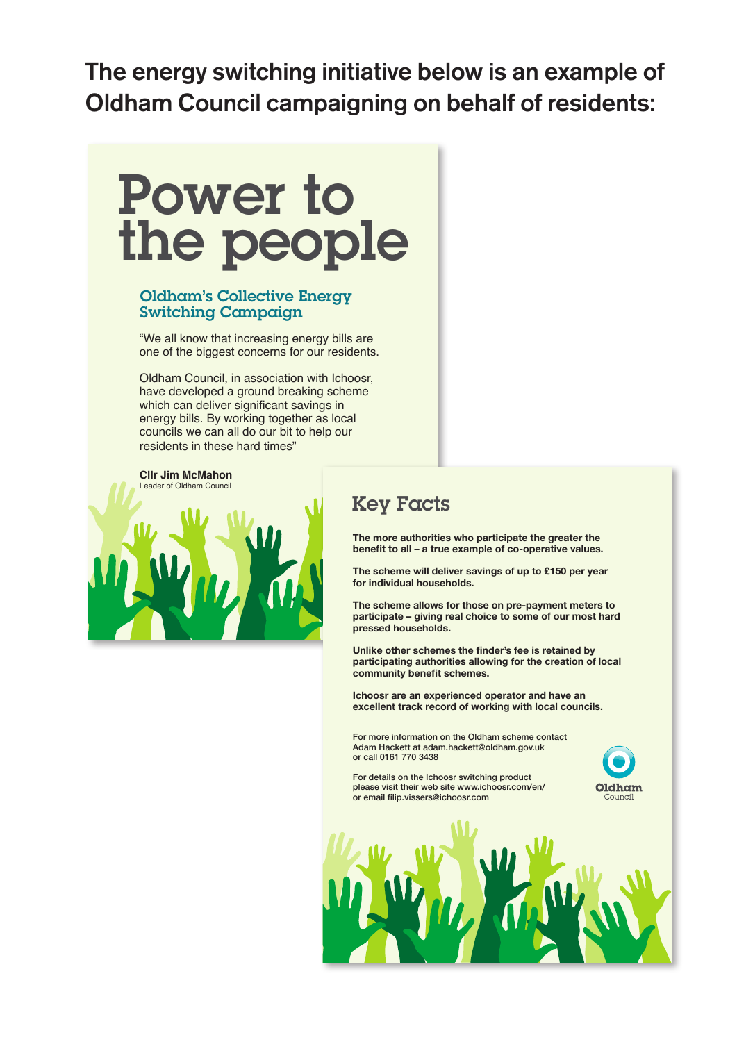## The energy switching initiative below is an example of Oldham Council campaigning on behalf of residents:

# Power to the people

### Oldham's Collective Energy Switching Campaign

"We all know that increasing energy bills are one of the biggest concerns for our residents.

Oldham Council, in association with Ichoosr, have developed a ground breaking scheme which can deliver significant savings in energy bills. By working together as local councils we can all do our bit to help our residents in these hard times"

**Cllr Jim McMahon**
Leader of Oldham Council

## Key Facts

**The more authorities who participate the greater the benefit to all – a true example of co-operative values.**

**The scheme will deliver savings of up to £150 per year for individual households.**

**The scheme allows for those on pre-payment meters to participate – giving real choice to some of our most hard pressed households.**

**Unlike other schemes the finder's fee is retained by participating authorities allowing for the creation of local community benefit schemes.**

**Ichoosr are an experienced operator and have an excellent track record of working with local councils.**

For more information on the Oldham scheme contact Adam Hackett at adam.hackett@oldham.gov.uk or call 0161 770 3438

For details on the Ichoosr switching product please visit their web site www.ichoosr.com/en/ or email filip.vissers@ichoosr.com

Oldham Council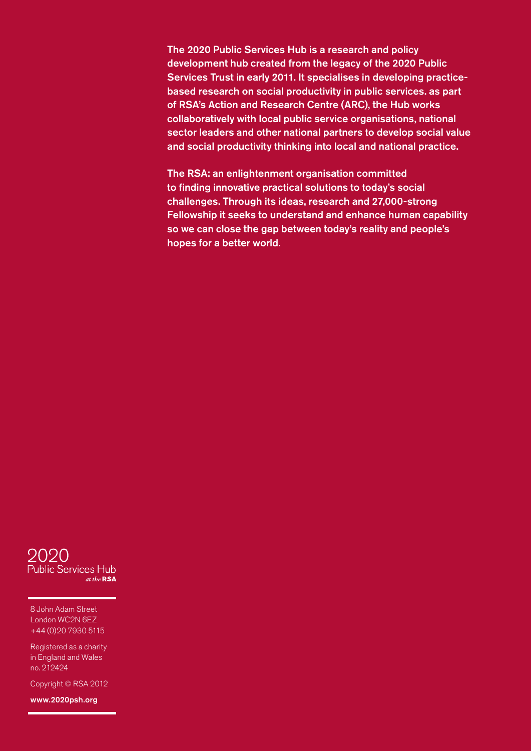The 2020 Public Services Hub is a research and policy development hub created from the legacy of the 2020 Public Services Trust in early 2011. It specialises in developing practice-based research on social productivity in public services. as part of RSA's Action and Research Centre (ARC), the Hub works collaboratively with local public service organisations, national sector leaders and other national partners to develop social value and social productivity thinking into local and national practice.

The RSA: an enlightenment organisation committed to finding innovative practical solutions to today's social challenges. Through its ideas, research and 27,000-strong Fellowship it seeks to understand and enhance human capability so we can close the gap between today's reality and people's hopes for a better world.

2020
Public Services Hub
*at the* **RSA**

8 John Adam Street
London WC2N 6EZ
+44 (0)20 7930 5115

Registered as a charity
in England and Wales
no. 212424

Copyright © RSA 2012

**www.2020psh.org**